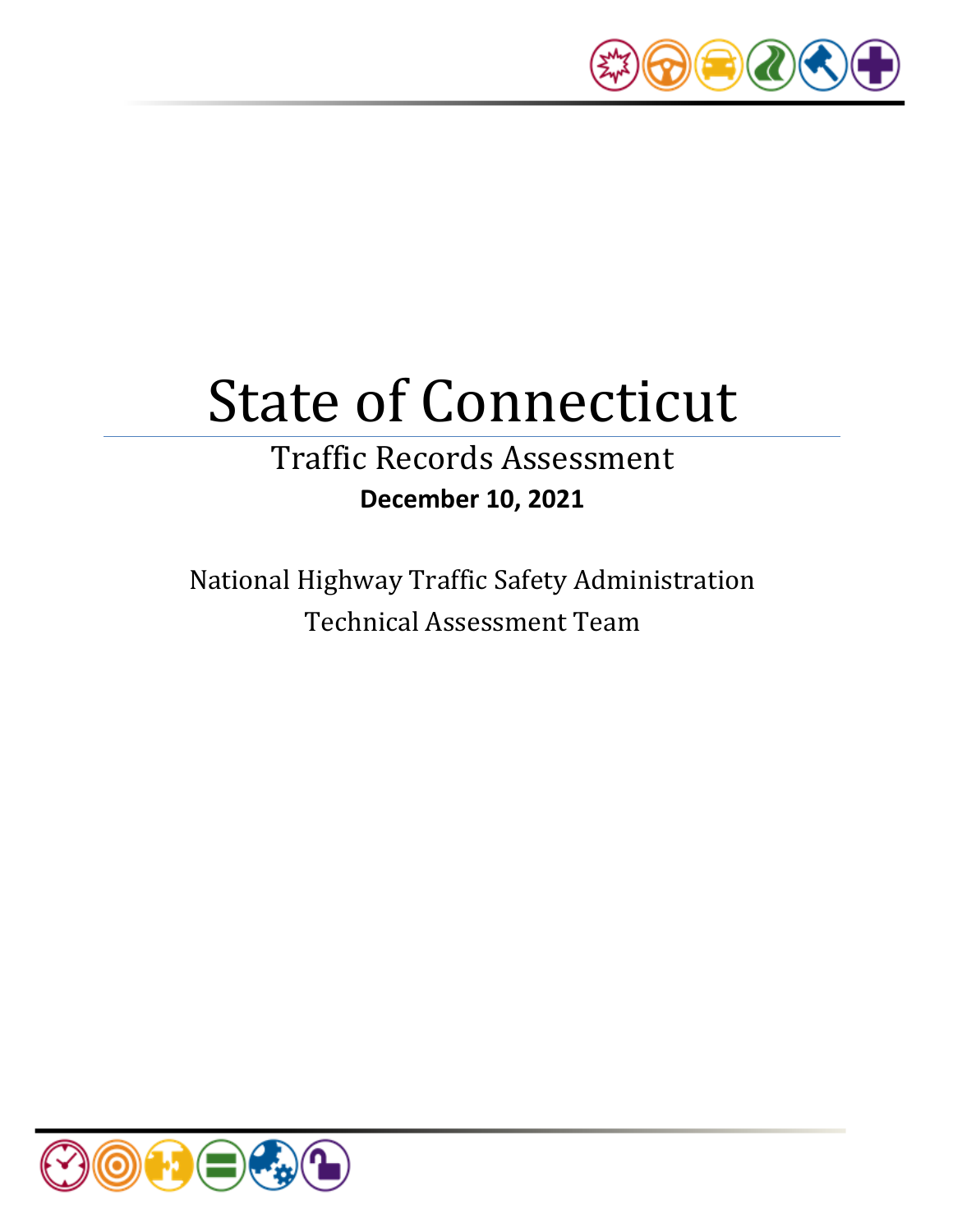# State of Connecticut

## Traffic Records Assessment

**December 10, 2021**

National Highway Traffic Safety Administration

Technical Assessment Team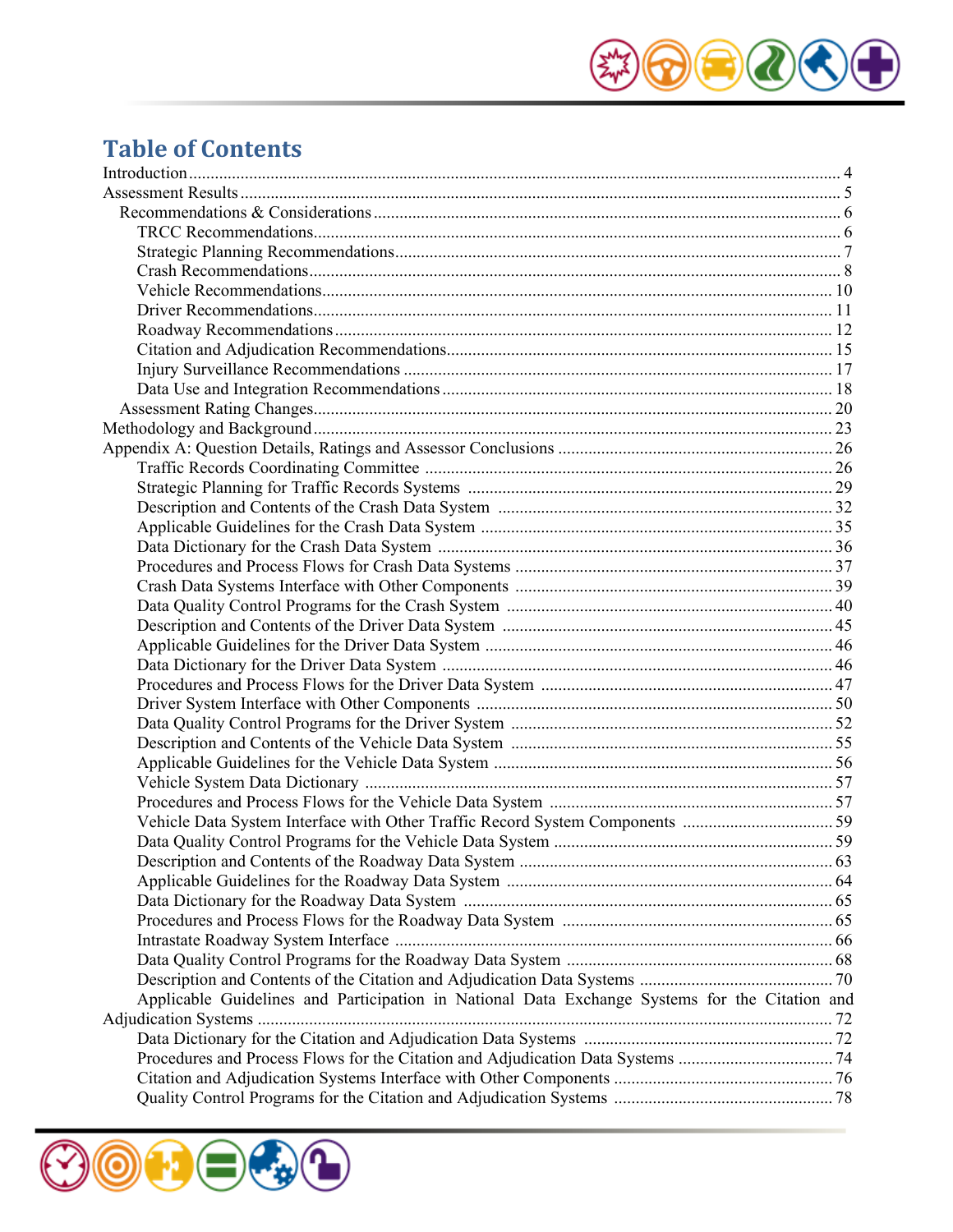# Table of Contents

- Introduction ... 4
- Assessment Results ... 5
  - Recommendations & Considerations ... 6
    - TRCC Recommendations ... 6
    - Strategic Planning Recommendations ... 7
    - Crash Recommendations ... 8
    - Vehicle Recommendations ... 10
    - Driver Recommendations ... 11
    - Roadway Recommendations ... 12
    - Citation and Adjudication Recommendations ... 15
    - Injury Surveillance Recommendations ... 17
    - Data Use and Integration Recommendations ... 18
  - Assessment Rating Changes ... 20
- Methodology and Background ... 23
- Appendix A: Question Details, Ratings and Assessor Conclusions ... 26
    - Traffic Records Coordinating Committee ... 26
    - Strategic Planning for Traffic Records Systems ... 29
    - Description and Contents of the Crash Data System ... 32
    - Applicable Guidelines for the Crash Data System ... 35
    - Data Dictionary for the Crash Data System ... 36
    - Procedures and Process Flows for Crash Data Systems ... 37
    - Crash Data Systems Interface with Other Components ... 39
    - Data Quality Control Programs for the Crash System ... 40
    - Description and Contents of the Driver Data System ... 45
    - Applicable Guidelines for the Driver Data System ... 46
    - Data Dictionary for the Driver Data System ... 46
    - Procedures and Process Flows for the Driver Data System ... 47
    - Driver System Interface with Other Components ... 50
    - Data Quality Control Programs for the Driver System ... 52
    - Description and Contents of the Vehicle Data System ... 55
    - Applicable Guidelines for the Vehicle Data System ... 56
    - Vehicle System Data Dictionary ... 57
    - Procedures and Process Flows for the Vehicle Data System ... 57
    - Vehicle Data System Interface with Other Traffic Record System Components ... 59
    - Data Quality Control Programs for the Vehicle Data System ... 59
    - Description and Contents of the Roadway Data System ... 63
    - Applicable Guidelines for the Roadway Data System ... 64
    - Data Dictionary for the Roadway Data System ... 65
    - Procedures and Process Flows for the Roadway Data System ... 65
    - Intrastate Roadway System Interface ... 66
    - Data Quality Control Programs for the Roadway Data System ... 68
    - Description and Contents of the Citation and Adjudication Data Systems ... 70
    - Applicable Guidelines and Participation in National Data Exchange Systems for the Citation and Adjudication Systems ... 72
    - Data Dictionary for the Citation and Adjudication Data Systems ... 72
    - Procedures and Process Flows for the Citation and Adjudication Data Systems ... 74
    - Citation and Adjudication Systems Interface with Other Components ... 76
    - Quality Control Programs for the Citation and Adjudication Systems ... 78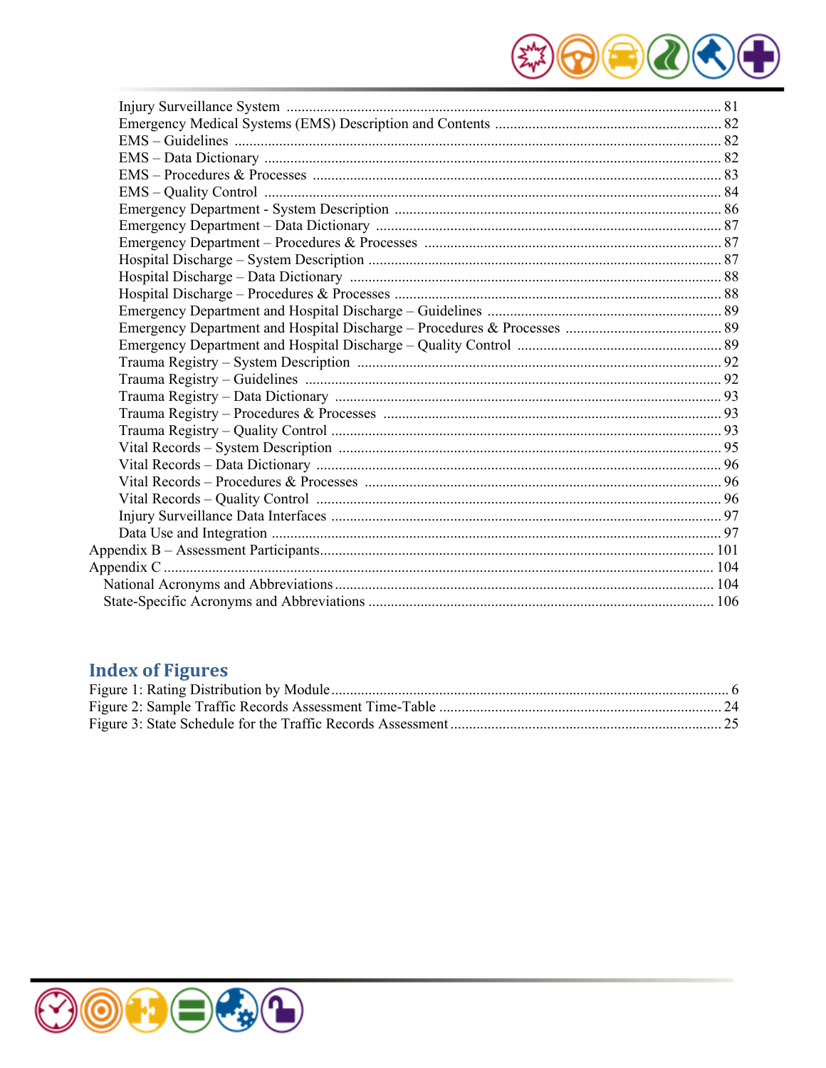- Injury Surveillance System ... 81
- Emergency Medical Systems (EMS) Description and Contents ... 82
- EMS – Guidelines ... 82
- EMS – Data Dictionary ... 82
- EMS – Procedures & Processes ... 83
- EMS – Quality Control ... 84
- Emergency Department - System Description ... 86
- Emergency Department – Data Dictionary ... 87
- Emergency Department – Procedures & Processes ... 87
- Hospital Discharge – System Description ... 87
- Hospital Discharge – Data Dictionary ... 88
- Hospital Discharge – Procedures & Processes ... 88
- Emergency Department and Hospital Discharge – Guidelines ... 89
- Emergency Department and Hospital Discharge – Procedures & Processes ... 89
- Emergency Department and Hospital Discharge – Quality Control ... 89
- Trauma Registry – System Description ... 92
- Trauma Registry – Guidelines ... 92
- Trauma Registry – Data Dictionary ... 93
- Trauma Registry – Procedures & Processes ... 93
- Trauma Registry – Quality Control ... 93
- Vital Records – System Description ... 95
- Vital Records – Data Dictionary ... 96
- Vital Records – Procedures & Processes ... 96
- Vital Records – Quality Control ... 96
- Injury Surveillance Data Interfaces ... 97
- Data Use and Integration ... 97

Appendix B – Assessment Participants ... 101

Appendix C ... 104

- National Acronyms and Abbreviations ... 104
- State-Specific Acronyms and Abbreviations ... 106

## Index of Figures

Figure 1: Rating Distribution by Module ... 6

Figure 2: Sample Traffic Records Assessment Time-Table ... 24

Figure 3: State Schedule for the Traffic Records Assessment ... 25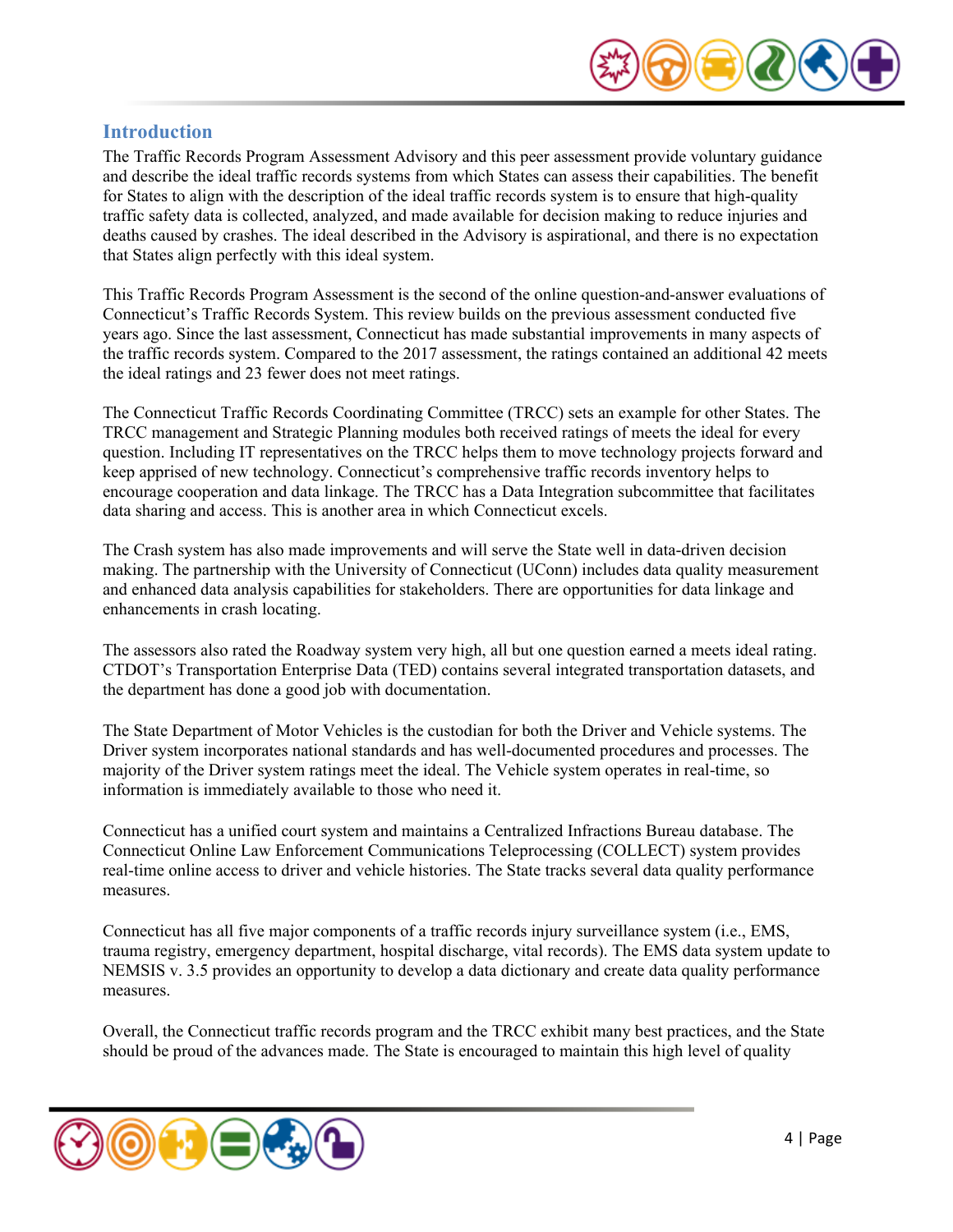## Introduction

The Traffic Records Program Assessment Advisory and this peer assessment provide voluntary guidance and describe the ideal traffic records systems from which States can assess their capabilities. The benefit for States to align with the description of the ideal traffic records system is to ensure that high-quality traffic safety data is collected, analyzed, and made available for decision making to reduce injuries and deaths caused by crashes. The ideal described in the Advisory is aspirational, and there is no expectation that States align perfectly with this ideal system.

This Traffic Records Program Assessment is the second of the online question-and-answer evaluations of Connecticut's Traffic Records System. This review builds on the previous assessment conducted five years ago. Since the last assessment, Connecticut has made substantial improvements in many aspects of the traffic records system. Compared to the 2017 assessment, the ratings contained an additional 42 meets the ideal ratings and 23 fewer does not meet ratings.

The Connecticut Traffic Records Coordinating Committee (TRCC) sets an example for other States. The TRCC management and Strategic Planning modules both received ratings of meets the ideal for every question. Including IT representatives on the TRCC helps them to move technology projects forward and keep apprised of new technology. Connecticut's comprehensive traffic records inventory helps to encourage cooperation and data linkage. The TRCC has a Data Integration subcommittee that facilitates data sharing and access. This is another area in which Connecticut excels.

The Crash system has also made improvements and will serve the State well in data-driven decision making. The partnership with the University of Connecticut (UConn) includes data quality measurement and enhanced data analysis capabilities for stakeholders. There are opportunities for data linkage and enhancements in crash locating.

The assessors also rated the Roadway system very high, all but one question earned a meets ideal rating. CTDOT's Transportation Enterprise Data (TED) contains several integrated transportation datasets, and the department has done a good job with documentation.

The State Department of Motor Vehicles is the custodian for both the Driver and Vehicle systems. The Driver system incorporates national standards and has well-documented procedures and processes. The majority of the Driver system ratings meet the ideal. The Vehicle system operates in real-time, so information is immediately available to those who need it.

Connecticut has a unified court system and maintains a Centralized Infractions Bureau database. The Connecticut Online Law Enforcement Communications Teleprocessing (COLLECT) system provides real-time online access to driver and vehicle histories. The State tracks several data quality performance measures.

Connecticut has all five major components of a traffic records injury surveillance system (i.e., EMS, trauma registry, emergency department, hospital discharge, vital records). The EMS data system update to NEMSIS v. 3.5 provides an opportunity to develop a data dictionary and create data quality performance measures.

Overall, the Connecticut traffic records program and the TRCC exhibit many best practices, and the State should be proud of the advances made. The State is encouraged to maintain this high level of quality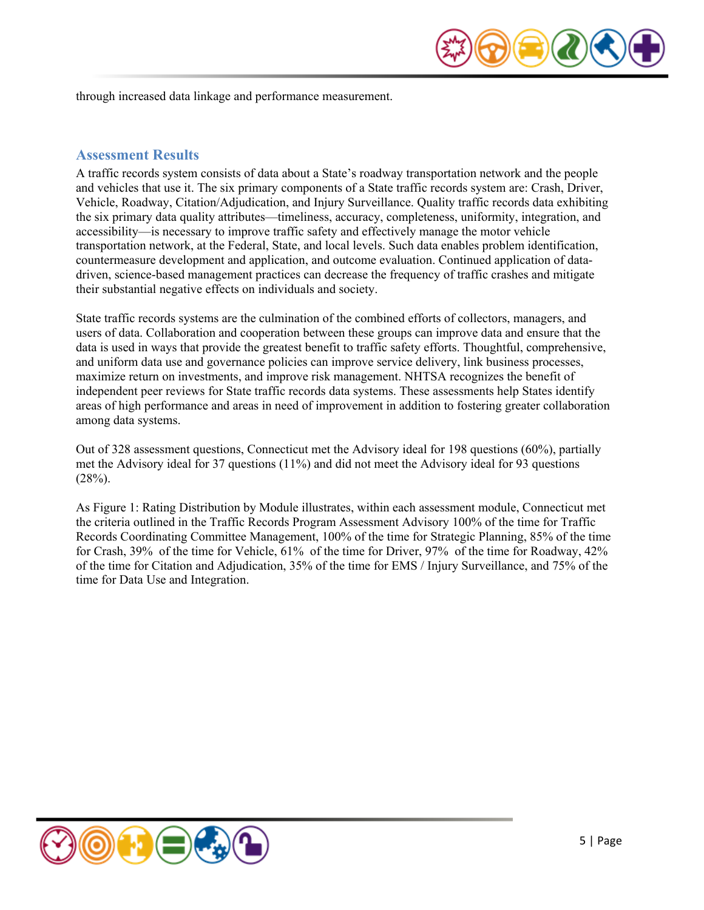through increased data linkage and performance measurement.

## Assessment Results

A traffic records system consists of data about a State's roadway transportation network and the people and vehicles that use it. The six primary components of a State traffic records system are: Crash, Driver, Vehicle, Roadway, Citation/Adjudication, and Injury Surveillance. Quality traffic records data exhibiting the six primary data quality attributes—timeliness, accuracy, completeness, uniformity, integration, and accessibility—is necessary to improve traffic safety and effectively manage the motor vehicle transportation network, at the Federal, State, and local levels. Such data enables problem identification, countermeasure development and application, and outcome evaluation. Continued application of data-driven, science-based management practices can decrease the frequency of traffic crashes and mitigate their substantial negative effects on individuals and society.

State traffic records systems are the culmination of the combined efforts of collectors, managers, and users of data. Collaboration and cooperation between these groups can improve data and ensure that the data is used in ways that provide the greatest benefit to traffic safety efforts. Thoughtful, comprehensive, and uniform data use and governance policies can improve service delivery, link business processes, maximize return on investments, and improve risk management. NHTSA recognizes the benefit of independent peer reviews for State traffic records data systems. These assessments help States identify areas of high performance and areas in need of improvement in addition to fostering greater collaboration among data systems.

Out of 328 assessment questions, Connecticut met the Advisory ideal for 198 questions (60%), partially met the Advisory ideal for 37 questions (11%) and did not meet the Advisory ideal for 93 questions (28%).

As Figure 1: Rating Distribution by Module illustrates, within each assessment module, Connecticut met the criteria outlined in the Traffic Records Program Assessment Advisory 100% of the time for Traffic Records Coordinating Committee Management, 100% of the time for Strategic Planning, 85% of the time for Crash, 39% of the time for Vehicle, 61% of the time for Driver, 97% of the time for Roadway, 42% of the time for Citation and Adjudication, 35% of the time for EMS / Injury Surveillance, and 75% of the time for Data Use and Integration.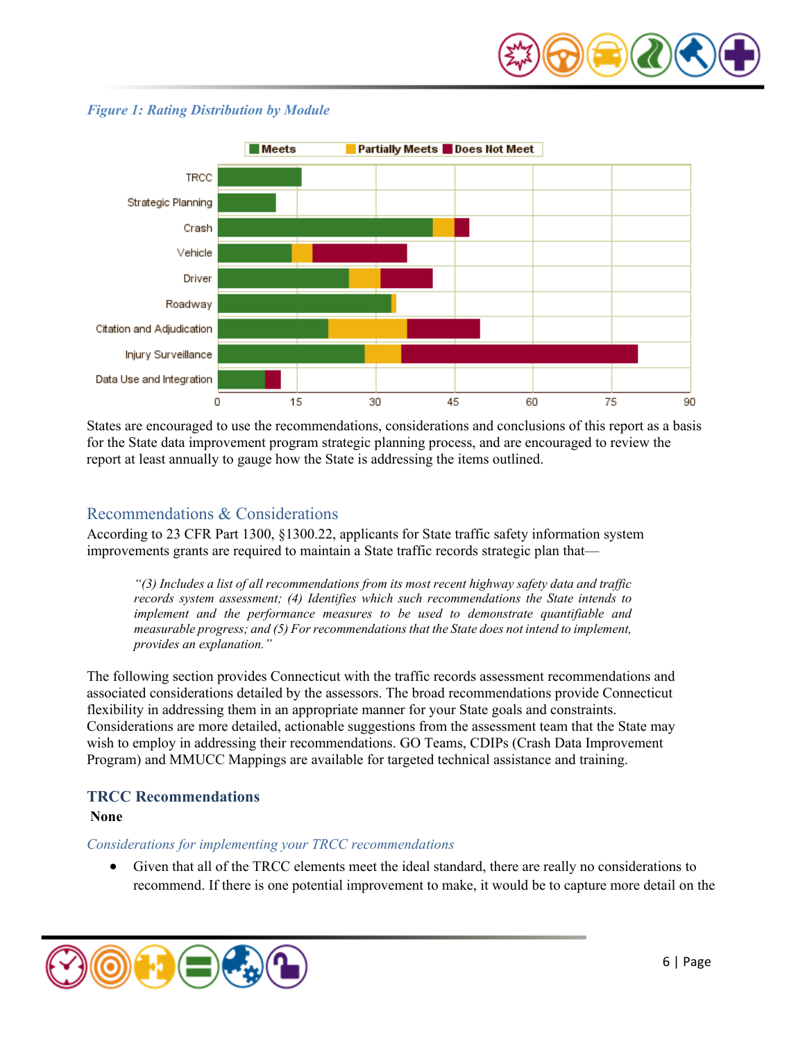*Figure 1: Rating Distribution by Module*

States are encouraged to use the recommendations, considerations and conclusions of this report as a basis for the State data improvement program strategic planning process, and are encouraged to review the report at least annually to gauge how the State is addressing the items outlined.

## Recommendations & Considerations

According to 23 CFR Part 1300, §1300.22, applicants for State traffic safety information system improvements grants are required to maintain a State traffic records strategic plan that—

> *"(3) Includes a list of all recommendations from its most recent highway safety data and traffic records system assessment; (4) Identifies which such recommendations the State intends to implement and the performance measures to be used to demonstrate quantifiable and measurable progress; and (5) For recommendations that the State does not intend to implement, provides an explanation."*

The following section provides Connecticut with the traffic records assessment recommendations and associated considerations detailed by the assessors. The broad recommendations provide Connecticut flexibility in addressing them in an appropriate manner for your State goals and constraints. Considerations are more detailed, actionable suggestions from the assessment team that the State may wish to employ in addressing their recommendations. GO Teams, CDIPs (Crash Data Improvement Program) and MMUCC Mappings are available for targeted technical assistance and training.

### TRCC Recommendations

**None**

*Considerations for implementing your TRCC recommendations*

- Given that all of the TRCC elements meet the ideal standard, there are really no considerations to recommend. If there is one potential improvement to make, it would be to capture more detail on the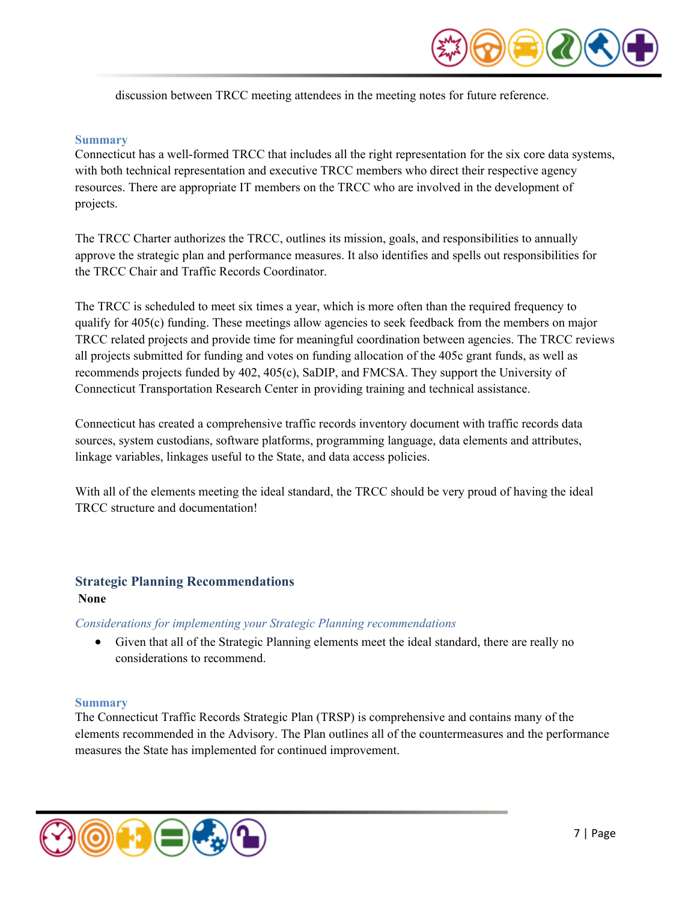discussion between TRCC meeting attendees in the meeting notes for future reference.

### Summary

Connecticut has a well-formed TRCC that includes all the right representation for the six core data systems, with both technical representation and executive TRCC members who direct their respective agency resources. There are appropriate IT members on the TRCC who are involved in the development of projects.

The TRCC Charter authorizes the TRCC, outlines its mission, goals, and responsibilities to annually approve the strategic plan and performance measures. It also identifies and spells out responsibilities for the TRCC Chair and Traffic Records Coordinator.

The TRCC is scheduled to meet six times a year, which is more often than the required frequency to qualify for 405(c) funding. These meetings allow agencies to seek feedback from the members on major TRCC related projects and provide time for meaningful coordination between agencies. The TRCC reviews all projects submitted for funding and votes on funding allocation of the 405c grant funds, as well as recommends projects funded by 402, 405(c), SaDIP, and FMCSA. They support the University of Connecticut Transportation Research Center in providing training and technical assistance.

Connecticut has created a comprehensive traffic records inventory document with traffic records data sources, system custodians, software platforms, programming language, data elements and attributes, linkage variables, linkages useful to the State, and data access policies.

With all of the elements meeting the ideal standard, the TRCC should be very proud of having the ideal TRCC structure and documentation!

## Strategic Planning Recommendations

**None**

*Considerations for implementing your Strategic Planning recommendations*

- Given that all of the Strategic Planning elements meet the ideal standard, there are really no considerations to recommend.

### Summary

The Connecticut Traffic Records Strategic Plan (TRSP) is comprehensive and contains many of the elements recommended in the Advisory. The Plan outlines all of the countermeasures and the performance measures the State has implemented for continued improvement.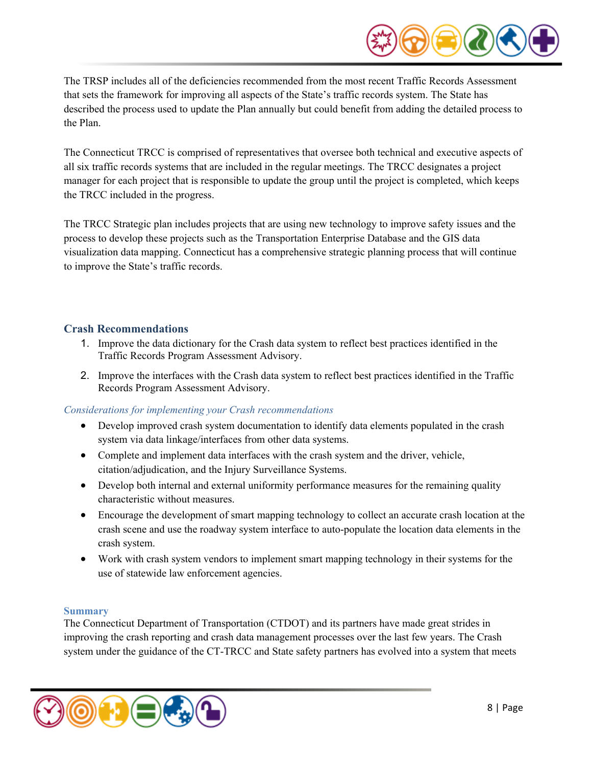The TRSP includes all of the deficiencies recommended from the most recent Traffic Records Assessment that sets the framework for improving all aspects of the State's traffic records system. The State has described the process used to update the Plan annually but could benefit from adding the detailed process to the Plan.

The Connecticut TRCC is comprised of representatives that oversee both technical and executive aspects of all six traffic records systems that are included in the regular meetings. The TRCC designates a project manager for each project that is responsible to update the group until the project is completed, which keeps the TRCC included in the progress.

The TRCC Strategic plan includes projects that are using new technology to improve safety issues and the process to develop these projects such as the Transportation Enterprise Database and the GIS data visualization data mapping. Connecticut has a comprehensive strategic planning process that will continue to improve the State's traffic records.

## Crash Recommendations

1. Improve the data dictionary for the Crash data system to reflect best practices identified in the Traffic Records Program Assessment Advisory.
2. Improve the interfaces with the Crash data system to reflect best practices identified in the Traffic Records Program Assessment Advisory.

*Considerations for implementing your Crash recommendations*

- Develop improved crash system documentation to identify data elements populated in the crash system via data linkage/interfaces from other data systems.
- Complete and implement data interfaces with the crash system and the driver, vehicle, citation/adjudication, and the Injury Surveillance Systems.
- Develop both internal and external uniformity performance measures for the remaining quality characteristic without measures.
- Encourage the development of smart mapping technology to collect an accurate crash location at the crash scene and use the roadway system interface to auto-populate the location data elements in the crash system.
- Work with crash system vendors to implement smart mapping technology in their systems for the use of statewide law enforcement agencies.

### Summary

The Connecticut Department of Transportation (CTDOT) and its partners have made great strides in improving the crash reporting and crash data management processes over the last few years. The Crash system under the guidance of the CT-TRCC and State safety partners has evolved into a system that meets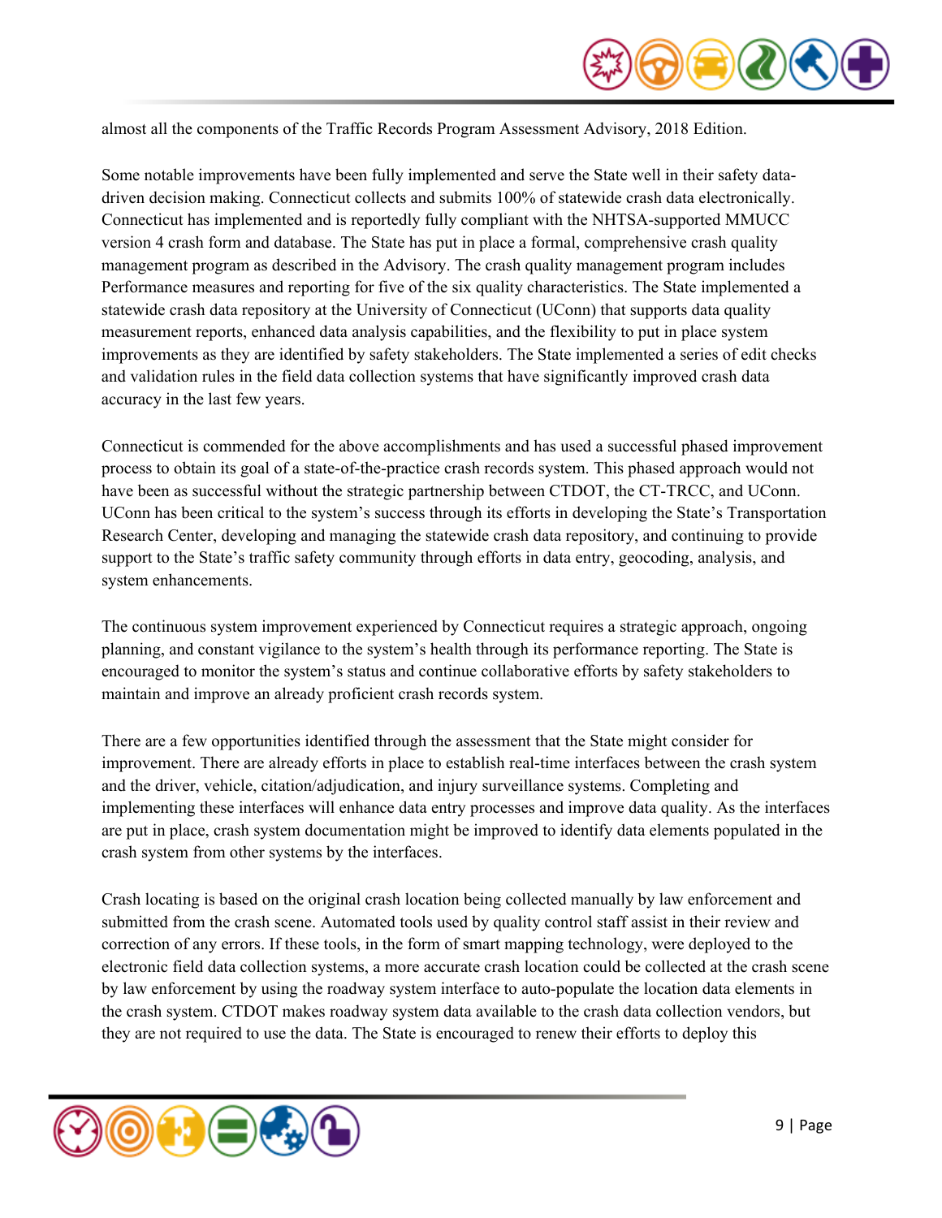almost all the components of the Traffic Records Program Assessment Advisory, 2018 Edition.

Some notable improvements have been fully implemented and serve the State well in their safety data-driven decision making. Connecticut collects and submits 100% of statewide crash data electronically. Connecticut has implemented and is reportedly fully compliant with the NHTSA-supported MMUCC version 4 crash form and database. The State has put in place a formal, comprehensive crash quality management program as described in the Advisory. The crash quality management program includes Performance measures and reporting for five of the six quality characteristics. The State implemented a statewide crash data repository at the University of Connecticut (UConn) that supports data quality measurement reports, enhanced data analysis capabilities, and the flexibility to put in place system improvements as they are identified by safety stakeholders. The State implemented a series of edit checks and validation rules in the field data collection systems that have significantly improved crash data accuracy in the last few years.

Connecticut is commended for the above accomplishments and has used a successful phased improvement process to obtain its goal of a state-of-the-practice crash records system. This phased approach would not have been as successful without the strategic partnership between CTDOT, the CT-TRCC, and UConn. UConn has been critical to the system's success through its efforts in developing the State's Transportation Research Center, developing and managing the statewide crash data repository, and continuing to provide support to the State's traffic safety community through efforts in data entry, geocoding, analysis, and system enhancements.

The continuous system improvement experienced by Connecticut requires a strategic approach, ongoing planning, and constant vigilance to the system's health through its performance reporting. The State is encouraged to monitor the system's status and continue collaborative efforts by safety stakeholders to maintain and improve an already proficient crash records system.

There are a few opportunities identified through the assessment that the State might consider for improvement. There are already efforts in place to establish real-time interfaces between the crash system and the driver, vehicle, citation/adjudication, and injury surveillance systems. Completing and implementing these interfaces will enhance data entry processes and improve data quality. As the interfaces are put in place, crash system documentation might be improved to identify data elements populated in the crash system from other systems by the interfaces.

Crash locating is based on the original crash location being collected manually by law enforcement and submitted from the crash scene. Automated tools used by quality control staff assist in their review and correction of any errors. If these tools, in the form of smart mapping technology, were deployed to the electronic field data collection systems, a more accurate crash location could be collected at the crash scene by law enforcement by using the roadway system interface to auto-populate the location data elements in the crash system. CTDOT makes roadway system data available to the crash data collection vendors, but they are not required to use the data. The State is encouraged to renew their efforts to deploy this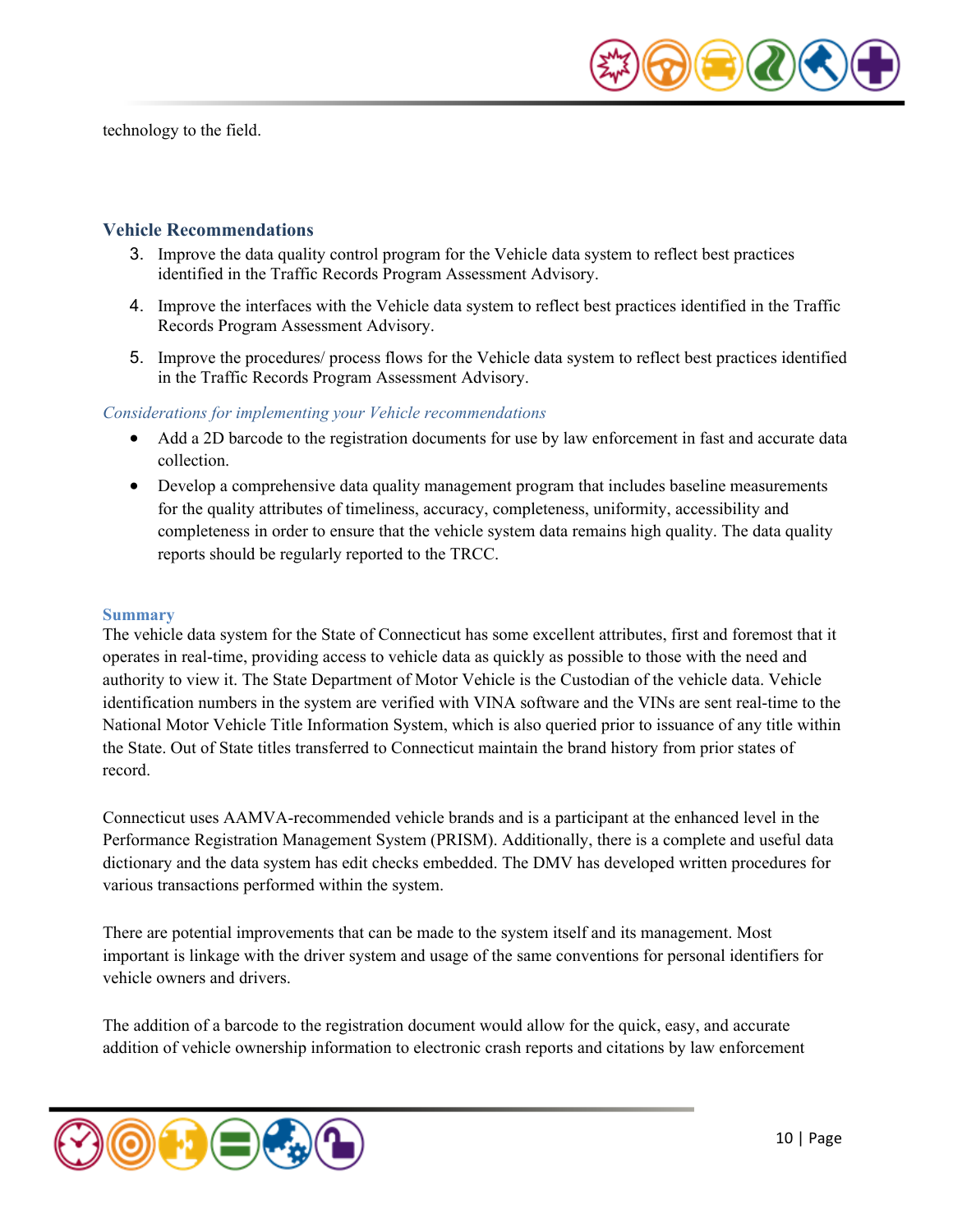technology to the field.

## Vehicle Recommendations

3. Improve the data quality control program for the Vehicle data system to reflect best practices identified in the Traffic Records Program Assessment Advisory.
4. Improve the interfaces with the Vehicle data system to reflect best practices identified in the Traffic Records Program Assessment Advisory.
5. Improve the procedures/ process flows for the Vehicle data system to reflect best practices identified in the Traffic Records Program Assessment Advisory.

### *Considerations for implementing your Vehicle recommendations*

- Add a 2D barcode to the registration documents for use by law enforcement in fast and accurate data collection.
- Develop a comprehensive data quality management program that includes baseline measurements for the quality attributes of timeliness, accuracy, completeness, uniformity, accessibility and completeness in order to ensure that the vehicle system data remains high quality. The data quality reports should be regularly reported to the TRCC.

### Summary

The vehicle data system for the State of Connecticut has some excellent attributes, first and foremost that it operates in real-time, providing access to vehicle data as quickly as possible to those with the need and authority to view it. The State Department of Motor Vehicle is the Custodian of the vehicle data. Vehicle identification numbers in the system are verified with VINA software and the VINs are sent real-time to the National Motor Vehicle Title Information System, which is also queried prior to issuance of any title within the State. Out of State titles transferred to Connecticut maintain the brand history from prior states of record.

Connecticut uses AAMVA-recommended vehicle brands and is a participant at the enhanced level in the Performance Registration Management System (PRISM). Additionally, there is a complete and useful data dictionary and the data system has edit checks embedded. The DMV has developed written procedures for various transactions performed within the system.

There are potential improvements that can be made to the system itself and its management. Most important is linkage with the driver system and usage of the same conventions for personal identifiers for vehicle owners and drivers.

The addition of a barcode to the registration document would allow for the quick, easy, and accurate addition of vehicle ownership information to electronic crash reports and citations by law enforcement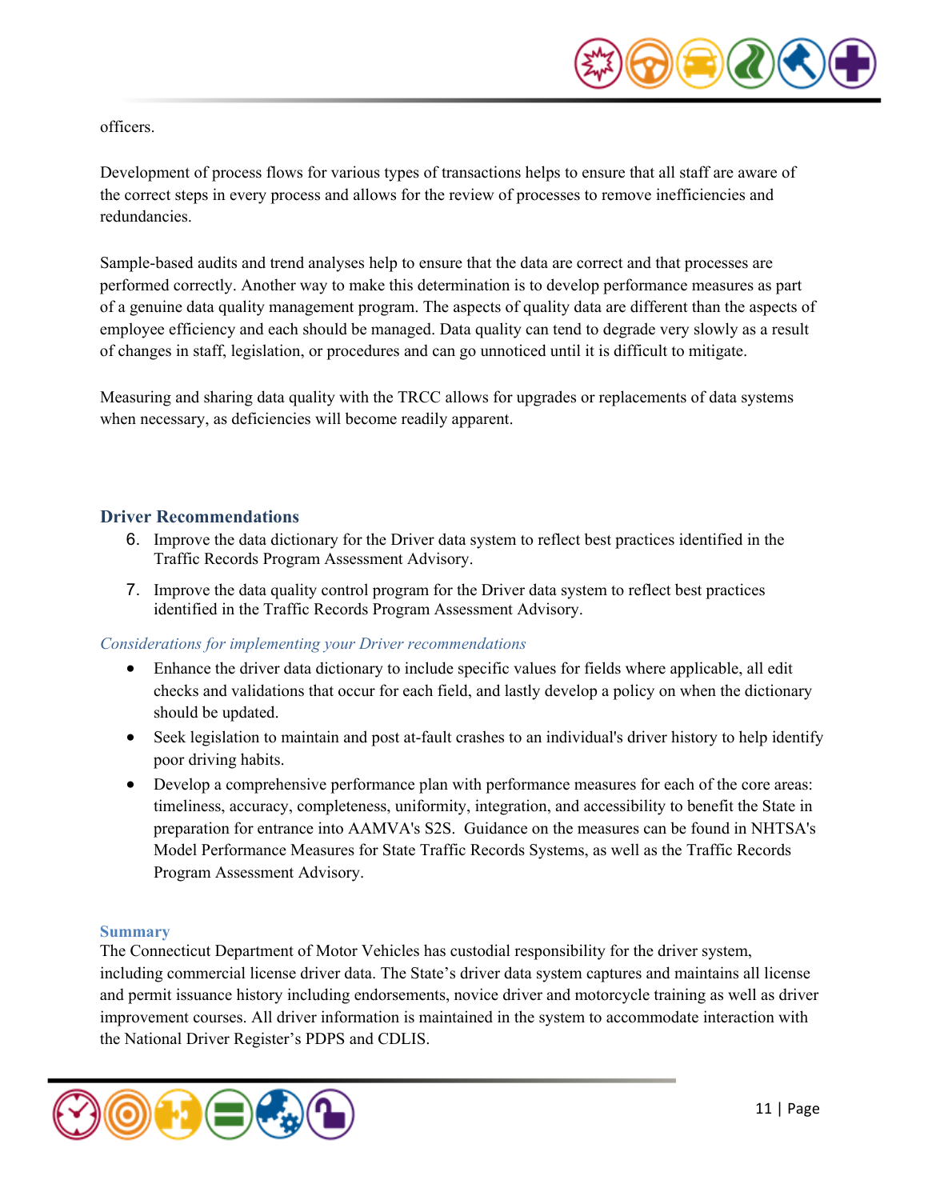officers.

Development of process flows for various types of transactions helps to ensure that all staff are aware of the correct steps in every process and allows for the review of processes to remove inefficiencies and redundancies.

Sample-based audits and trend analyses help to ensure that the data are correct and that processes are performed correctly. Another way to make this determination is to develop performance measures as part of a genuine data quality management program. The aspects of quality data are different than the aspects of employee efficiency and each should be managed. Data quality can tend to degrade very slowly as a result of changes in staff, legislation, or procedures and can go unnoticed until it is difficult to mitigate.

Measuring and sharing data quality with the TRCC allows for upgrades or replacements of data systems when necessary, as deficiencies will become readily apparent.

## Driver Recommendations

6. Improve the data dictionary for the Driver data system to reflect best practices identified in the Traffic Records Program Assessment Advisory.
7. Improve the data quality control program for the Driver data system to reflect best practices identified in the Traffic Records Program Assessment Advisory.

### *Considerations for implementing your Driver recommendations*

- Enhance the driver data dictionary to include specific values for fields where applicable, all edit checks and validations that occur for each field, and lastly develop a policy on when the dictionary should be updated.
- Seek legislation to maintain and post at-fault crashes to an individual's driver history to help identify poor driving habits.
- Develop a comprehensive performance plan with performance measures for each of the core areas: timeliness, accuracy, completeness, uniformity, integration, and accessibility to benefit the State in preparation for entrance into AAMVA's S2S. Guidance on the measures can be found in NHTSA's Model Performance Measures for State Traffic Records Systems, as well as the Traffic Records Program Assessment Advisory.

### Summary

The Connecticut Department of Motor Vehicles has custodial responsibility for the driver system, including commercial license driver data. The State's driver data system captures and maintains all license and permit issuance history including endorsements, novice driver and motorcycle training as well as driver improvement courses. All driver information is maintained in the system to accommodate interaction with the National Driver Register's PDPS and CDLIS.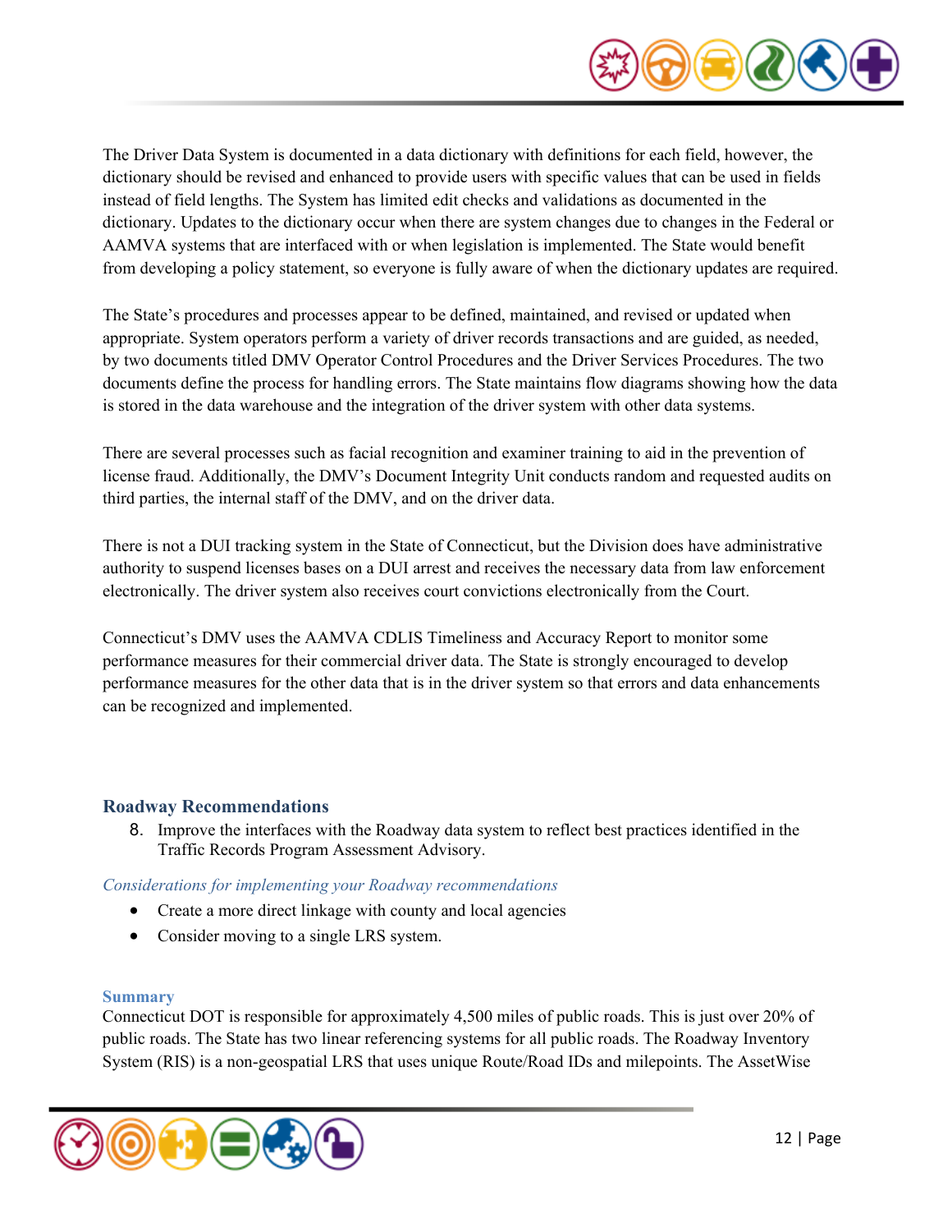The Driver Data System is documented in a data dictionary with definitions for each field, however, the dictionary should be revised and enhanced to provide users with specific values that can be used in fields instead of field lengths. The System has limited edit checks and validations as documented in the dictionary. Updates to the dictionary occur when there are system changes due to changes in the Federal or AAMVA systems that are interfaced with or when legislation is implemented. The State would benefit from developing a policy statement, so everyone is fully aware of when the dictionary updates are required.

The State's procedures and processes appear to be defined, maintained, and revised or updated when appropriate. System operators perform a variety of driver records transactions and are guided, as needed, by two documents titled DMV Operator Control Procedures and the Driver Services Procedures. The two documents define the process for handling errors. The State maintains flow diagrams showing how the data is stored in the data warehouse and the integration of the driver system with other data systems.

There are several processes such as facial recognition and examiner training to aid in the prevention of license fraud. Additionally, the DMV's Document Integrity Unit conducts random and requested audits on third parties, the internal staff of the DMV, and on the driver data.

There is not a DUI tracking system in the State of Connecticut, but the Division does have administrative authority to suspend licenses bases on a DUI arrest and receives the necessary data from law enforcement electronically. The driver system also receives court convictions electronically from the Court.

Connecticut's DMV uses the AAMVA CDLIS Timeliness and Accuracy Report to monitor some performance measures for their commercial driver data. The State is strongly encouraged to develop performance measures for the other data that is in the driver system so that errors and data enhancements can be recognized and implemented.

## Roadway Recommendations

8. Improve the interfaces with the Roadway data system to reflect best practices identified in the Traffic Records Program Assessment Advisory.

*Considerations for implementing your Roadway recommendations*

- Create a more direct linkage with county and local agencies
- Consider moving to a single LRS system.

### Summary

Connecticut DOT is responsible for approximately 4,500 miles of public roads. This is just over 20% of public roads. The State has two linear referencing systems for all public roads. The Roadway Inventory System (RIS) is a non-geospatial LRS that uses unique Route/Road IDs and milepoints. The AssetWise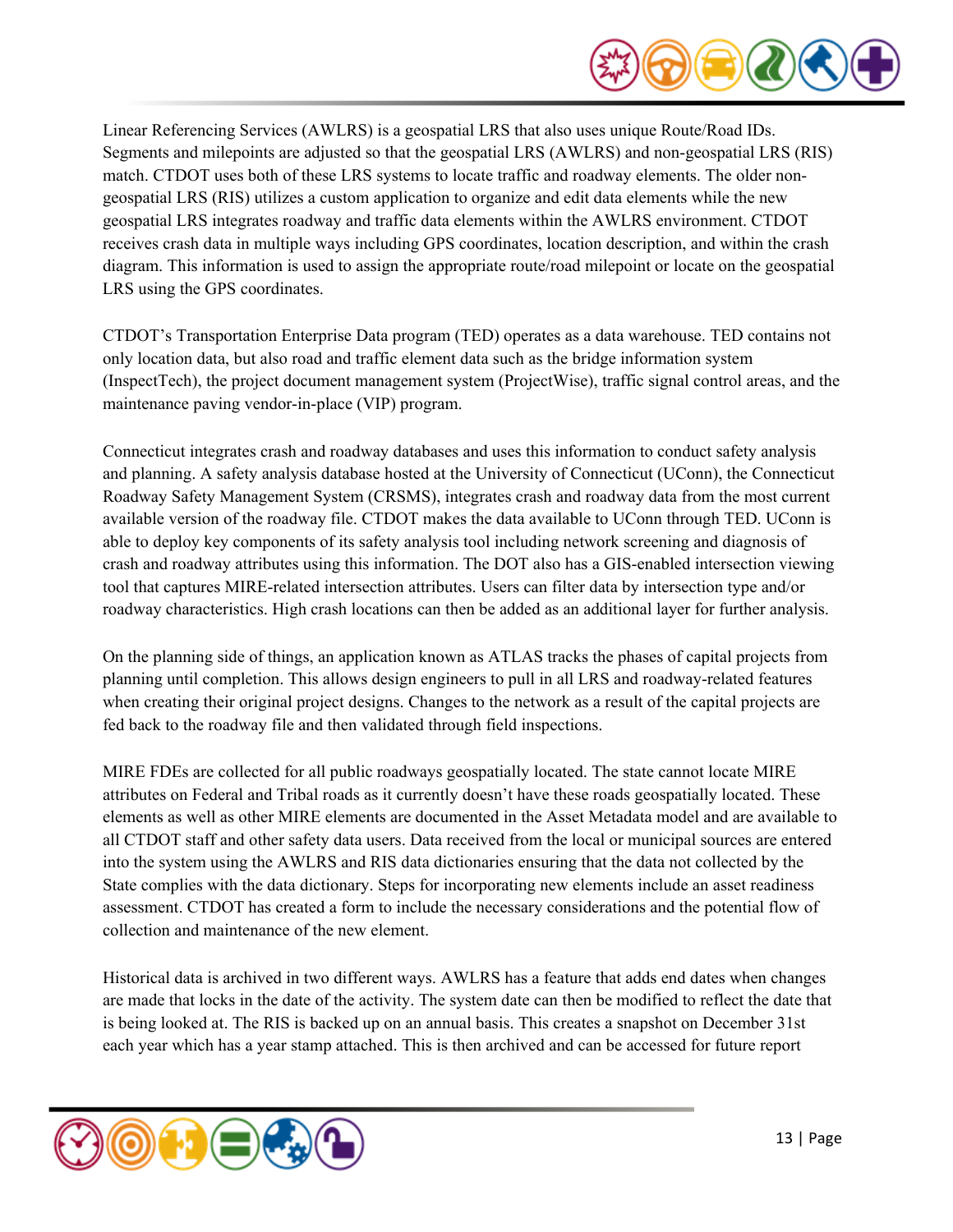Linear Referencing Services (AWLRS) is a geospatial LRS that also uses unique Route/Road IDs. Segments and milepoints are adjusted so that the geospatial LRS (AWLRS) and non-geospatial LRS (RIS) match. CTDOT uses both of these LRS systems to locate traffic and roadway elements. The older non-geospatial LRS (RIS) utilizes a custom application to organize and edit data elements while the new geospatial LRS integrates roadway and traffic data elements within the AWLRS environment. CTDOT receives crash data in multiple ways including GPS coordinates, location description, and within the crash diagram. This information is used to assign the appropriate route/road milepoint or locate on the geospatial LRS using the GPS coordinates.

CTDOT's Transportation Enterprise Data program (TED) operates as a data warehouse. TED contains not only location data, but also road and traffic element data such as the bridge information system (InspectTech), the project document management system (ProjectWise), traffic signal control areas, and the maintenance paving vendor-in-place (VIP) program.

Connecticut integrates crash and roadway databases and uses this information to conduct safety analysis and planning. A safety analysis database hosted at the University of Connecticut (UConn), the Connecticut Roadway Safety Management System (CRSMS), integrates crash and roadway data from the most current available version of the roadway file. CTDOT makes the data available to UConn through TED. UConn is able to deploy key components of its safety analysis tool including network screening and diagnosis of crash and roadway attributes using this information. The DOT also has a GIS-enabled intersection viewing tool that captures MIRE-related intersection attributes. Users can filter data by intersection type and/or roadway characteristics. High crash locations can then be added as an additional layer for further analysis.

On the planning side of things, an application known as ATLAS tracks the phases of capital projects from planning until completion. This allows design engineers to pull in all LRS and roadway-related features when creating their original project designs. Changes to the network as a result of the capital projects are fed back to the roadway file and then validated through field inspections.

MIRE FDEs are collected for all public roadways geospatially located. The state cannot locate MIRE attributes on Federal and Tribal roads as it currently doesn't have these roads geospatially located. These elements as well as other MIRE elements are documented in the Asset Metadata model and are available to all CTDOT staff and other safety data users. Data received from the local or municipal sources are entered into the system using the AWLRS and RIS data dictionaries ensuring that the data not collected by the State complies with the data dictionary. Steps for incorporating new elements include an asset readiness assessment. CTDOT has created a form to include the necessary considerations and the potential flow of collection and maintenance of the new element.

Historical data is archived in two different ways. AWLRS has a feature that adds end dates when changes are made that locks in the date of the activity. The system date can then be modified to reflect the date that is being looked at. The RIS is backed up on an annual basis. This creates a snapshot on December 31st each year which has a year stamp attached. This is then archived and can be accessed for future report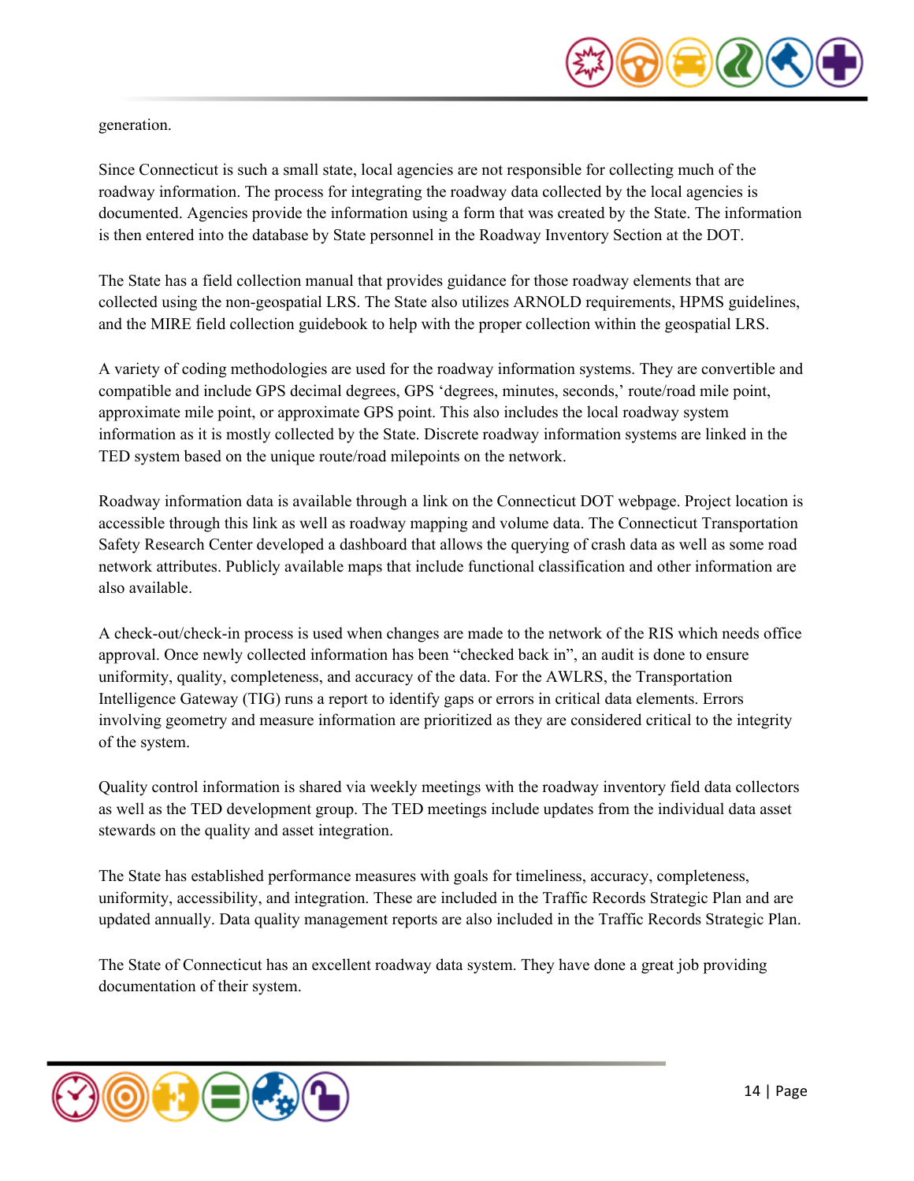generation.

Since Connecticut is such a small state, local agencies are not responsible for collecting much of the roadway information. The process for integrating the roadway data collected by the local agencies is documented. Agencies provide the information using a form that was created by the State. The information is then entered into the database by State personnel in the Roadway Inventory Section at the DOT.

The State has a field collection manual that provides guidance for those roadway elements that are collected using the non-geospatial LRS. The State also utilizes ARNOLD requirements, HPMS guidelines, and the MIRE field collection guidebook to help with the proper collection within the geospatial LRS.

A variety of coding methodologies are used for the roadway information systems. They are convertible and compatible and include GPS decimal degrees, GPS 'degrees, minutes, seconds,' route/road mile point, approximate mile point, or approximate GPS point. This also includes the local roadway system information as it is mostly collected by the State. Discrete roadway information systems are linked in the TED system based on the unique route/road milepoints on the network.

Roadway information data is available through a link on the Connecticut DOT webpage. Project location is accessible through this link as well as roadway mapping and volume data. The Connecticut Transportation Safety Research Center developed a dashboard that allows the querying of crash data as well as some road network attributes. Publicly available maps that include functional classification and other information are also available.

A check-out/check-in process is used when changes are made to the network of the RIS which needs office approval. Once newly collected information has been "checked back in", an audit is done to ensure uniformity, quality, completeness, and accuracy of the data. For the AWLRS, the Transportation Intelligence Gateway (TIG) runs a report to identify gaps or errors in critical data elements. Errors involving geometry and measure information are prioritized as they are considered critical to the integrity of the system.

Quality control information is shared via weekly meetings with the roadway inventory field data collectors as well as the TED development group. The TED meetings include updates from the individual data asset stewards on the quality and asset integration.

The State has established performance measures with goals for timeliness, accuracy, completeness, uniformity, accessibility, and integration. These are included in the Traffic Records Strategic Plan and are updated annually. Data quality management reports are also included in the Traffic Records Strategic Plan.

The State of Connecticut has an excellent roadway data system. They have done a great job providing documentation of their system.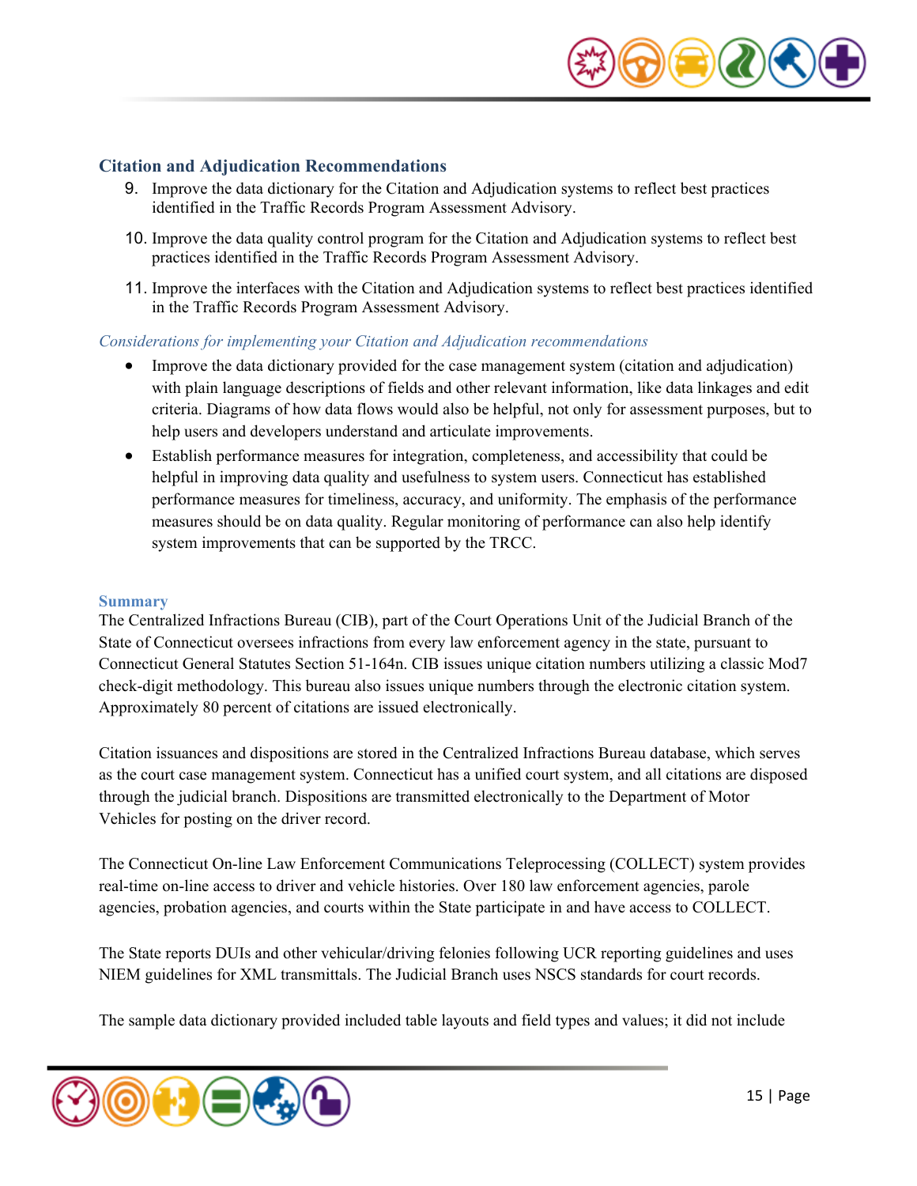### Citation and Adjudication Recommendations

9. Improve the data dictionary for the Citation and Adjudication systems to reflect best practices identified in the Traffic Records Program Assessment Advisory.
10. Improve the data quality control program for the Citation and Adjudication systems to reflect best practices identified in the Traffic Records Program Assessment Advisory.
11. Improve the interfaces with the Citation and Adjudication systems to reflect best practices identified in the Traffic Records Program Assessment Advisory.

*Considerations for implementing your Citation and Adjudication recommendations*

- Improve the data dictionary provided for the case management system (citation and adjudication) with plain language descriptions of fields and other relevant information, like data linkages and edit criteria. Diagrams of how data flows would also be helpful, not only for assessment purposes, but to help users and developers understand and articulate improvements.
- Establish performance measures for integration, completeness, and accessibility that could be helpful in improving data quality and usefulness to system users. Connecticut has established performance measures for timeliness, accuracy, and uniformity. The emphasis of the performance measures should be on data quality. Regular monitoring of performance can also help identify system improvements that can be supported by the TRCC.

#### Summary

The Centralized Infractions Bureau (CIB), part of the Court Operations Unit of the Judicial Branch of the State of Connecticut oversees infractions from every law enforcement agency in the state, pursuant to Connecticut General Statutes Section 51-164n. CIB issues unique citation numbers utilizing a classic Mod7 check-digit methodology. This bureau also issues unique numbers through the electronic citation system. Approximately 80 percent of citations are issued electronically.

Citation issuances and dispositions are stored in the Centralized Infractions Bureau database, which serves as the court case management system. Connecticut has a unified court system, and all citations are disposed through the judicial branch. Dispositions are transmitted electronically to the Department of Motor Vehicles for posting on the driver record.

The Connecticut On-line Law Enforcement Communications Teleprocessing (COLLECT) system provides real-time on-line access to driver and vehicle histories. Over 180 law enforcement agencies, parole agencies, probation agencies, and courts within the State participate in and have access to COLLECT.

The State reports DUIs and other vehicular/driving felonies following UCR reporting guidelines and uses NIEM guidelines for XML transmittals. The Judicial Branch uses NSCS standards for court records.

The sample data dictionary provided included table layouts and field types and values; it did not include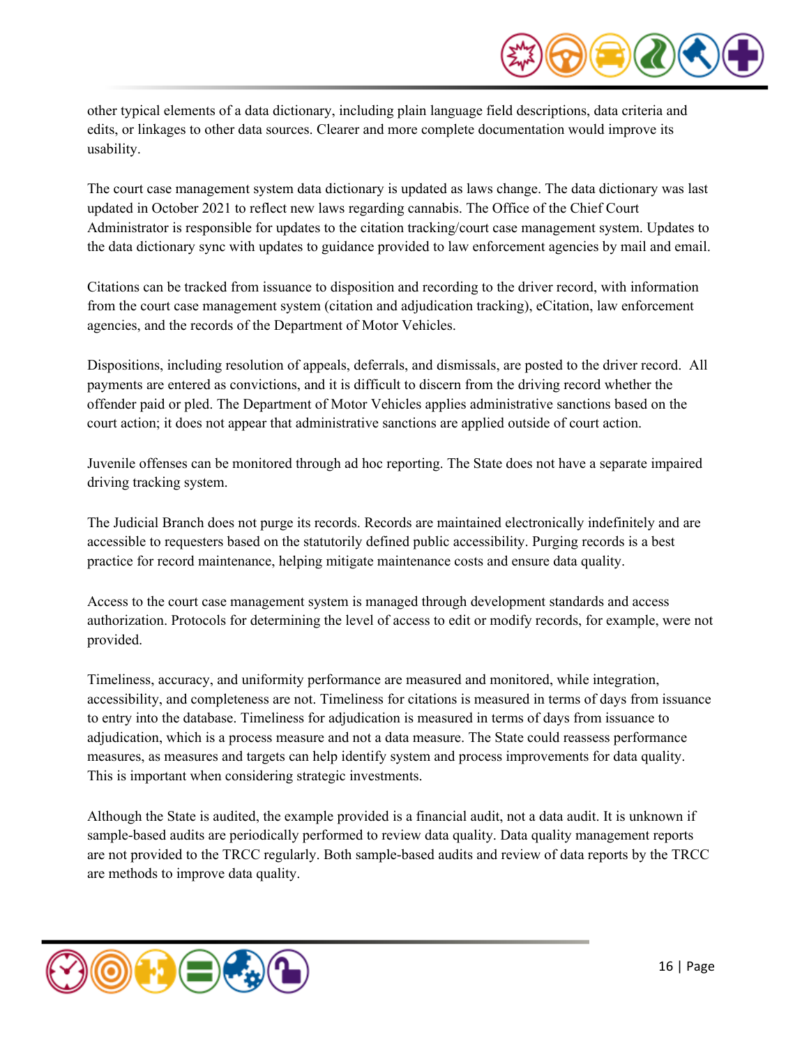other typical elements of a data dictionary, including plain language field descriptions, data criteria and edits, or linkages to other data sources. Clearer and more complete documentation would improve its usability.

The court case management system data dictionary is updated as laws change. The data dictionary was last updated in October 2021 to reflect new laws regarding cannabis. The Office of the Chief Court Administrator is responsible for updates to the citation tracking/court case management system. Updates to the data dictionary sync with updates to guidance provided to law enforcement agencies by mail and email.

Citations can be tracked from issuance to disposition and recording to the driver record, with information from the court case management system (citation and adjudication tracking), eCitation, law enforcement agencies, and the records of the Department of Motor Vehicles.

Dispositions, including resolution of appeals, deferrals, and dismissals, are posted to the driver record. All payments are entered as convictions, and it is difficult to discern from the driving record whether the offender paid or pled. The Department of Motor Vehicles applies administrative sanctions based on the court action; it does not appear that administrative sanctions are applied outside of court action.

Juvenile offenses can be monitored through ad hoc reporting. The State does not have a separate impaired driving tracking system.

The Judicial Branch does not purge its records. Records are maintained electronically indefinitely and are accessible to requesters based on the statutorily defined public accessibility. Purging records is a best practice for record maintenance, helping mitigate maintenance costs and ensure data quality.

Access to the court case management system is managed through development standards and access authorization. Protocols for determining the level of access to edit or modify records, for example, were not provided.

Timeliness, accuracy, and uniformity performance are measured and monitored, while integration, accessibility, and completeness are not. Timeliness for citations is measured in terms of days from issuance to entry into the database. Timeliness for adjudication is measured in terms of days from issuance to adjudication, which is a process measure and not a data measure. The State could reassess performance measures, as measures and targets can help identify system and process improvements for data quality. This is important when considering strategic investments.

Although the State is audited, the example provided is a financial audit, not a data audit. It is unknown if sample-based audits are periodically performed to review data quality. Data quality management reports are not provided to the TRCC regularly. Both sample-based audits and review of data reports by the TRCC are methods to improve data quality.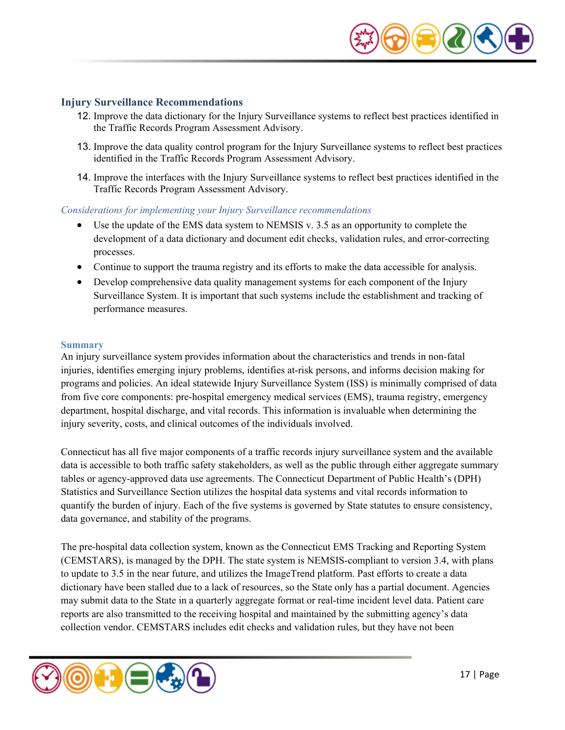### Injury Surveillance Recommendations

12. Improve the data dictionary for the Injury Surveillance systems to reflect best practices identified in the Traffic Records Program Assessment Advisory.
13. Improve the data quality control program for the Injury Surveillance systems to reflect best practices identified in the Traffic Records Program Assessment Advisory.
14. Improve the interfaces with the Injury Surveillance systems to reflect best practices identified in the Traffic Records Program Assessment Advisory.

*Considerations for implementing your Injury Surveillance recommendations*

- Use the update of the EMS data system to NEMSIS v. 3.5 as an opportunity to complete the development of a data dictionary and document edit checks, validation rules, and error-correcting processes.
- Continue to support the trauma registry and its efforts to make the data accessible for analysis.
- Develop comprehensive data quality management systems for each component of the Injury Surveillance System. It is important that such systems include the establishment and tracking of performance measures.

#### Summary

An injury surveillance system provides information about the characteristics and trends in non-fatal injuries, identifies emerging injury problems, identifies at-risk persons, and informs decision making for programs and policies. An ideal statewide Injury Surveillance System (ISS) is minimally comprised of data from five core components: pre-hospital emergency medical services (EMS), trauma registry, emergency department, hospital discharge, and vital records. This information is invaluable when determining the injury severity, costs, and clinical outcomes of the individuals involved.

Connecticut has all five major components of a traffic records injury surveillance system and the available data is accessible to both traffic safety stakeholders, as well as the public through either aggregate summary tables or agency-approved data use agreements. The Connecticut Department of Public Health's (DPH) Statistics and Surveillance Section utilizes the hospital data systems and vital records information to quantify the burden of injury. Each of the five systems is governed by State statutes to ensure consistency, data governance, and stability of the programs.

The pre-hospital data collection system, known as the Connecticut EMS Tracking and Reporting System (CEMSTARS), is managed by the DPH. The state system is NEMSIS-compliant to version 3.4, with plans to update to 3.5 in the near future, and utilizes the ImageTrend platform. Past efforts to create a data dictionary have been stalled due to a lack of resources, so the State only has a partial document. Agencies may submit data to the State in a quarterly aggregate format or real-time incident level data. Patient care reports are also transmitted to the receiving hospital and maintained by the submitting agency's data collection vendor. CEMSTARS includes edit checks and validation rules, but they have not been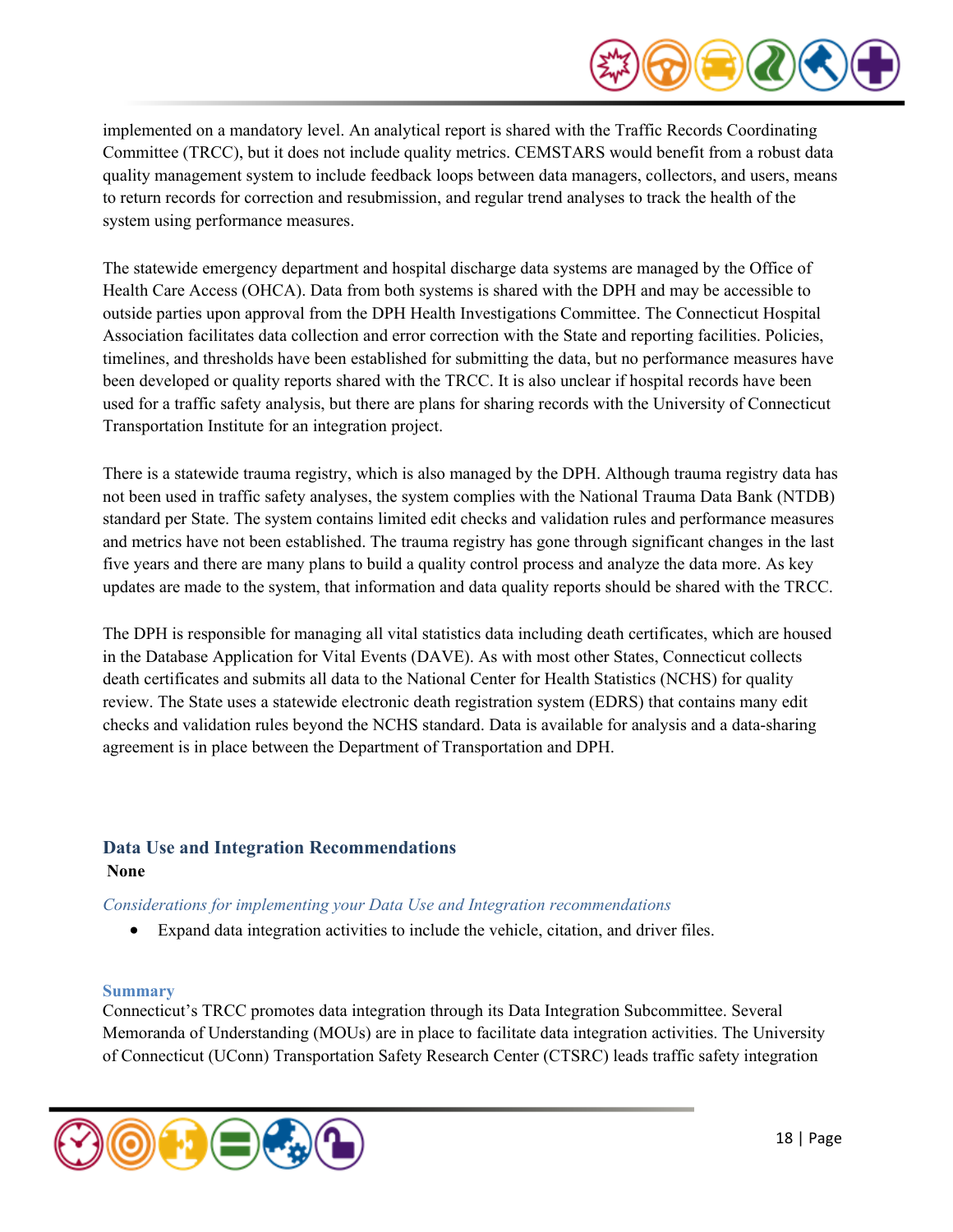implemented on a mandatory level. An analytical report is shared with the Traffic Records Coordinating Committee (TRCC), but it does not include quality metrics. CEMSTARS would benefit from a robust data quality management system to include feedback loops between data managers, collectors, and users, means to return records for correction and resubmission, and regular trend analyses to track the health of the system using performance measures.

The statewide emergency department and hospital discharge data systems are managed by the Office of Health Care Access (OHCA). Data from both systems is shared with the DPH and may be accessible to outside parties upon approval from the DPH Health Investigations Committee. The Connecticut Hospital Association facilitates data collection and error correction with the State and reporting facilities. Policies, timelines, and thresholds have been established for submitting the data, but no performance measures have been developed or quality reports shared with the TRCC. It is also unclear if hospital records have been used for a traffic safety analysis, but there are plans for sharing records with the University of Connecticut Transportation Institute for an integration project.

There is a statewide trauma registry, which is also managed by the DPH. Although trauma registry data has not been used in traffic safety analyses, the system complies with the National Trauma Data Bank (NTDB) standard per State. The system contains limited edit checks and validation rules and performance measures and metrics have not been established. The trauma registry has gone through significant changes in the last five years and there are many plans to build a quality control process and analyze the data more. As key updates are made to the system, that information and data quality reports should be shared with the TRCC.

The DPH is responsible for managing all vital statistics data including death certificates, which are housed in the Database Application for Vital Events (DAVE). As with most other States, Connecticut collects death certificates and submits all data to the National Center for Health Statistics (NCHS) for quality review. The State uses a statewide electronic death registration system (EDRS) that contains many edit checks and validation rules beyond the NCHS standard. Data is available for analysis and a data-sharing agreement is in place between the Department of Transportation and DPH.

## Data Use and Integration Recommendations

**None**

*Considerations for implementing your Data Use and Integration recommendations*

- Expand data integration activities to include the vehicle, citation, and driver files.

### Summary

Connecticut's TRCC promotes data integration through its Data Integration Subcommittee. Several Memoranda of Understanding (MOUs) are in place to facilitate data integration activities. The University of Connecticut (UConn) Transportation Safety Research Center (CTSRC) leads traffic safety integration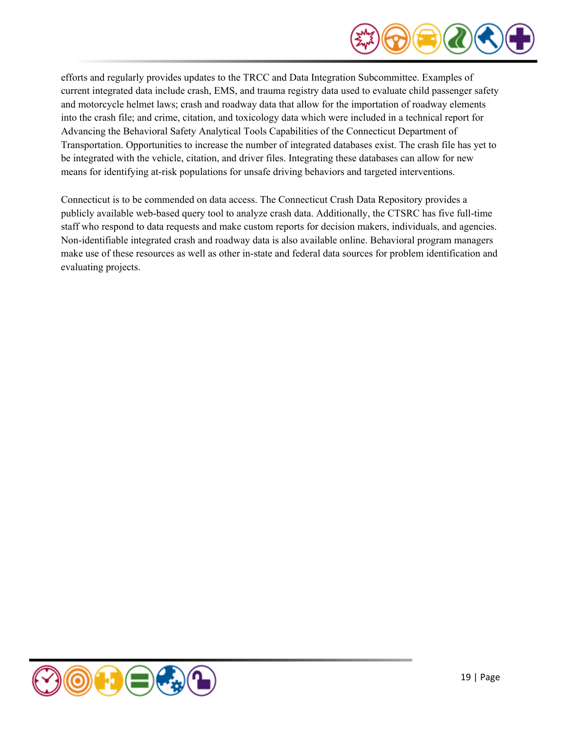efforts and regularly provides updates to the TRCC and Data Integration Subcommittee. Examples of current integrated data include crash, EMS, and trauma registry data used to evaluate child passenger safety and motorcycle helmet laws; crash and roadway data that allow for the importation of roadway elements into the crash file; and crime, citation, and toxicology data which were included in a technical report for Advancing the Behavioral Safety Analytical Tools Capabilities of the Connecticut Department of Transportation. Opportunities to increase the number of integrated databases exist. The crash file has yet to be integrated with the vehicle, citation, and driver files. Integrating these databases can allow for new means for identifying at-risk populations for unsafe driving behaviors and targeted interventions.

Connecticut is to be commended on data access. The Connecticut Crash Data Repository provides a publicly available web-based query tool to analyze crash data. Additionally, the CTSRC has five full-time staff who respond to data requests and make custom reports for decision makers, individuals, and agencies. Non-identifiable integrated crash and roadway data is also available online. Behavioral program managers make use of these resources as well as other in-state and federal data sources for problem identification and evaluating projects.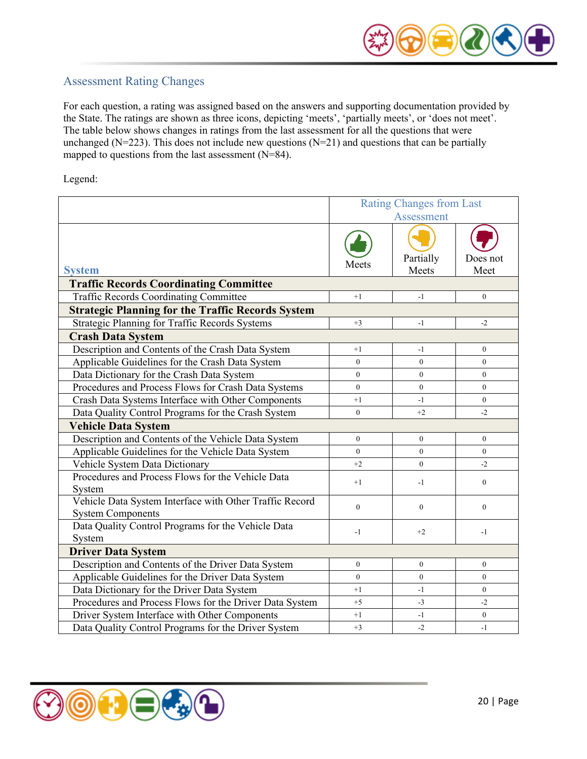## Assessment Rating Changes

For each question, a rating was assigned based on the answers and supporting documentation provided by the State. The ratings are shown as three icons, depicting 'meets', 'partially meets', or 'does not meet'. The table below shows changes in ratings from the last assessment for all the questions that were unchanged (N=223). This does not include new questions (N=21) and questions that can be partially mapped to questions from the last assessment (N=84).

Legend:

| | Rating Changes from Last Assessment | | |
|---|---|---|---|
| **System** | Meets | Partially Meets | Does not Meet |
| **Traffic Records Coordinating Committee** | | | |
| Traffic Records Coordinating Committee | +1 | -1 | 0 |
| **Strategic Planning for the Traffic Records System** | | | |
| Strategic Planning for Traffic Records Systems | +3 | -1 | -2 |
| **Crash Data System** | | | |
| Description and Contents of the Crash Data System | +1 | -1 | 0 |
| Applicable Guidelines for the Crash Data System | 0 | 0 | 0 |
| Data Dictionary for the Crash Data System | 0 | 0 | 0 |
| Procedures and Process Flows for Crash Data Systems | 0 | 0 | 0 |
| Crash Data Systems Interface with Other Components | +1 | -1 | 0 |
| Data Quality Control Programs for the Crash System | 0 | +2 | -2 |
| **Vehicle Data System** | | | |
| Description and Contents of the Vehicle Data System | 0 | 0 | 0 |
| Applicable Guidelines for the Vehicle Data System | 0 | 0 | 0 |
| Vehicle System Data Dictionary | +2 | 0 | -2 |
| Procedures and Process Flows for the Vehicle Data System | +1 | -1 | 0 |
| Vehicle Data System Interface with Other Traffic Record System Components | 0 | 0 | 0 |
| Data Quality Control Programs for the Vehicle Data System | -1 | +2 | -1 |
| **Driver Data System** | | | |
| Description and Contents of the Driver Data System | 0 | 0 | 0 |
| Applicable Guidelines for the Driver Data System | 0 | 0 | 0 |
| Data Dictionary for the Driver Data System | +1 | -1 | 0 |
| Procedures and Process Flows for the Driver Data System | +5 | -3 | -2 |
| Driver System Interface with Other Components | +1 | -1 | 0 |
| Data Quality Control Programs for the Driver System | +3 | -2 | -1 |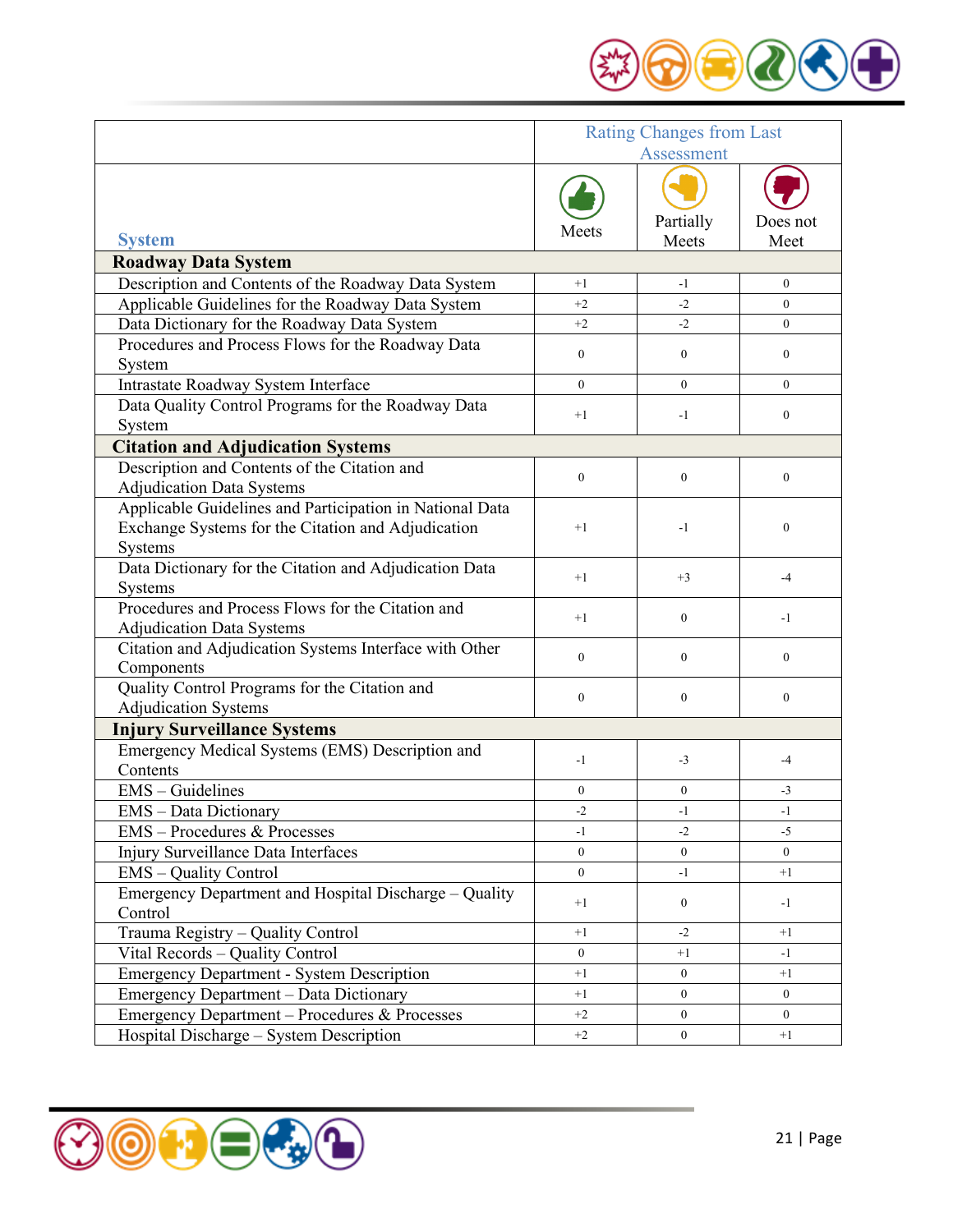| System | Rating Changes from Last Assessment | | |
|---|---|---|---|
| | Meets | Partially Meets | Does not Meet |
| **Roadway Data System** | | | |
| Description and Contents of the Roadway Data System | +1 | -1 | 0 |
| Applicable Guidelines for the Roadway Data System | +2 | -2 | 0 |
| Data Dictionary for the Roadway Data System | +2 | -2 | 0 |
| Procedures and Process Flows for the Roadway Data System | 0 | 0 | 0 |
| Intrastate Roadway System Interface | 0 | 0 | 0 |
| Data Quality Control Programs for the Roadway Data System | +1 | -1 | 0 |
| **Citation and Adjudication Systems** | | | |
| Description and Contents of the Citation and Adjudication Data Systems | 0 | 0 | 0 |
| Applicable Guidelines and Participation in National Data Exchange Systems for the Citation and Adjudication Systems | +1 | -1 | 0 |
| Data Dictionary for the Citation and Adjudication Data Systems | +1 | +3 | -4 |
| Procedures and Process Flows for the Citation and Adjudication Data Systems | +1 | 0 | -1 |
| Citation and Adjudication Systems Interface with Other Components | 0 | 0 | 0 |
| Quality Control Programs for the Citation and Adjudication Systems | 0 | 0 | 0 |
| **Injury Surveillance Systems** | | | |
| Emergency Medical Systems (EMS) Description and Contents | -1 | -3 | -4 |
| EMS – Guidelines | 0 | 0 | -3 |
| EMS – Data Dictionary | -2 | -1 | -1 |
| EMS – Procedures & Processes | -1 | -2 | -5 |
| Injury Surveillance Data Interfaces | 0 | 0 | 0 |
| EMS – Quality Control | 0 | -1 | +1 |
| Emergency Department and Hospital Discharge – Quality Control | +1 | 0 | -1 |
| Trauma Registry – Quality Control | +1 | -2 | +1 |
| Vital Records – Quality Control | 0 | +1 | -1 |
| Emergency Department - System Description | +1 | 0 | +1 |
| Emergency Department – Data Dictionary | +1 | 0 | 0 |
| Emergency Department – Procedures & Processes | +2 | 0 | 0 |
| Hospital Discharge – System Description | +2 | 0 | +1 |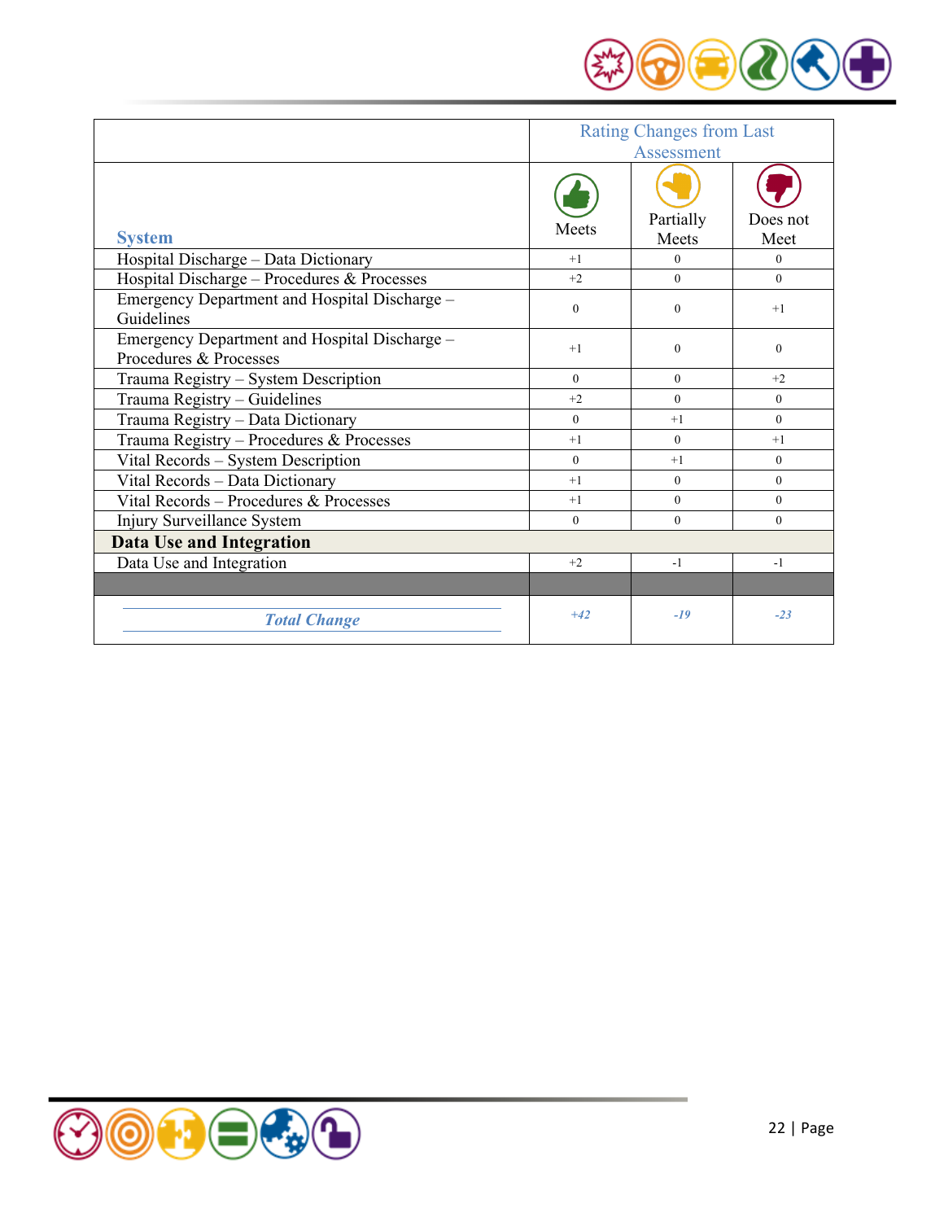| System | Rating Changes from Last Assessment | | |
|---|---|---|---|
| | Meets | Partially Meets | Does not Meet |
| Hospital Discharge – Data Dictionary | +1 | 0 | 0 |
| Hospital Discharge – Procedures & Processes | +2 | 0 | 0 |
| Emergency Department and Hospital Discharge – Guidelines | 0 | 0 | +1 |
| Emergency Department and Hospital Discharge – Procedures & Processes | +1 | 0 | 0 |
| Trauma Registry – System Description | 0 | 0 | +2 |
| Trauma Registry – Guidelines | +2 | 0 | 0 |
| Trauma Registry – Data Dictionary | 0 | +1 | 0 |
| Trauma Registry – Procedures & Processes | +1 | 0 | +1 |
| Vital Records – System Description | 0 | +1 | 0 |
| Vital Records – Data Dictionary | +1 | 0 | 0 |
| Vital Records – Procedures & Processes | +1 | 0 | 0 |
| Injury Surveillance System | 0 | 0 | 0 |
| **Data Use and Integration** | | | |
| Data Use and Integration | +2 | -1 | -1 |
| | | | |
| ***Total Change*** | *+42* | *-19* | *-23* |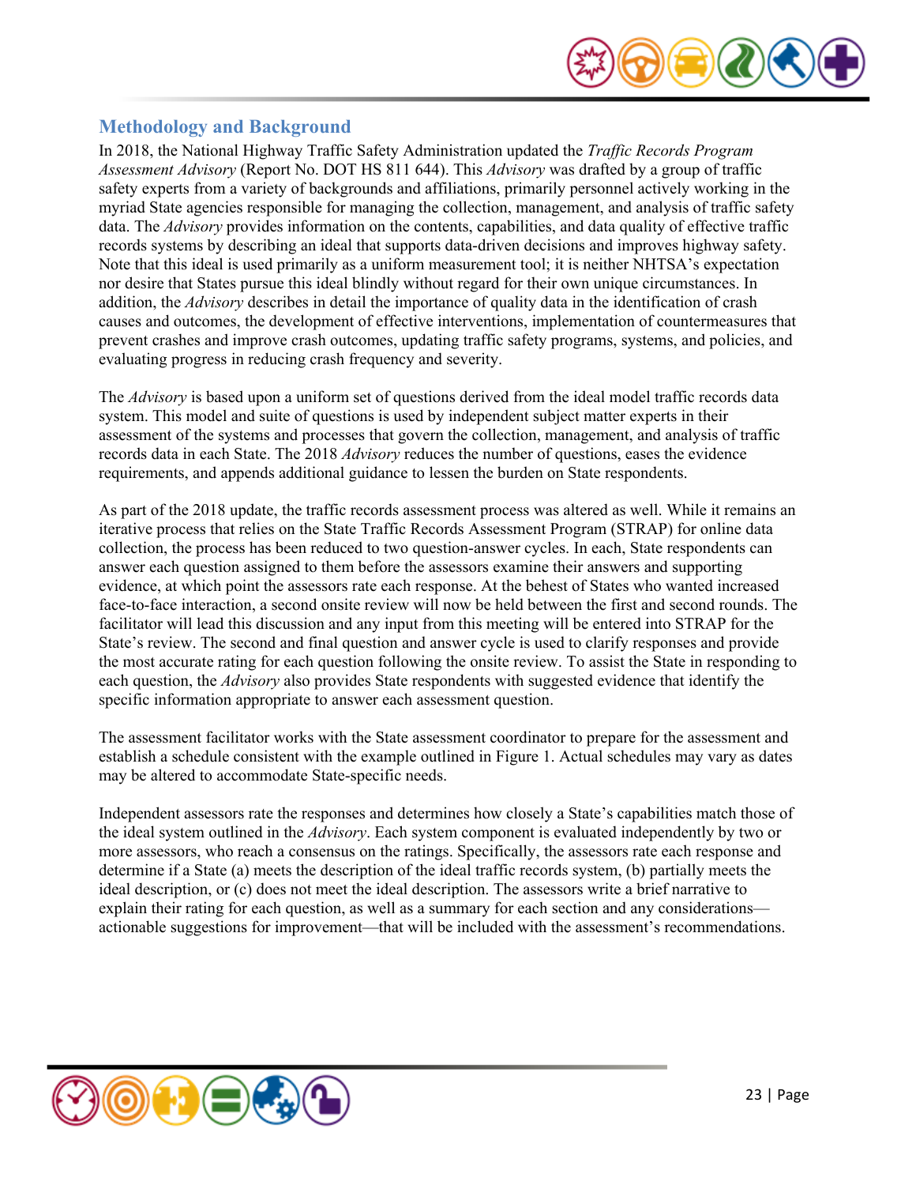## Methodology and Background

In 2018, the National Highway Traffic Safety Administration updated the *Traffic Records Program Assessment Advisory* (Report No. DOT HS 811 644). This *Advisory* was drafted by a group of traffic safety experts from a variety of backgrounds and affiliations, primarily personnel actively working in the myriad State agencies responsible for managing the collection, management, and analysis of traffic safety data. The *Advisory* provides information on the contents, capabilities, and data quality of effective traffic records systems by describing an ideal that supports data-driven decisions and improves highway safety. Note that this ideal is used primarily as a uniform measurement tool; it is neither NHTSA's expectation nor desire that States pursue this ideal blindly without regard for their own unique circumstances. In addition, the *Advisory* describes in detail the importance of quality data in the identification of crash causes and outcomes, the development of effective interventions, implementation of countermeasures that prevent crashes and improve crash outcomes, updating traffic safety programs, systems, and policies, and evaluating progress in reducing crash frequency and severity.

The *Advisory* is based upon a uniform set of questions derived from the ideal model traffic records data system. This model and suite of questions is used by independent subject matter experts in their assessment of the systems and processes that govern the collection, management, and analysis of traffic records data in each State. The 2018 *Advisory* reduces the number of questions, eases the evidence requirements, and appends additional guidance to lessen the burden on State respondents.

As part of the 2018 update, the traffic records assessment process was altered as well. While it remains an iterative process that relies on the State Traffic Records Assessment Program (STRAP) for online data collection, the process has been reduced to two question-answer cycles. In each, State respondents can answer each question assigned to them before the assessors examine their answers and supporting evidence, at which point the assessors rate each response. At the behest of States who wanted increased face-to-face interaction, a second onsite review will now be held between the first and second rounds. The facilitator will lead this discussion and any input from this meeting will be entered into STRAP for the State's review. The second and final question and answer cycle is used to clarify responses and provide the most accurate rating for each question following the onsite review. To assist the State in responding to each question, the *Advisory* also provides State respondents with suggested evidence that identify the specific information appropriate to answer each assessment question.

The assessment facilitator works with the State assessment coordinator to prepare for the assessment and establish a schedule consistent with the example outlined in Figure 1. Actual schedules may vary as dates may be altered to accommodate State-specific needs.

Independent assessors rate the responses and determines how closely a State's capabilities match those of the ideal system outlined in the *Advisory*. Each system component is evaluated independently by two or more assessors, who reach a consensus on the ratings. Specifically, the assessors rate each response and determine if a State (a) meets the description of the ideal traffic records system, (b) partially meets the ideal description, or (c) does not meet the ideal description. The assessors write a brief narrative to explain their rating for each question, as well as a summary for each section and any considerations—actionable suggestions for improvement—that will be included with the assessment's recommendations.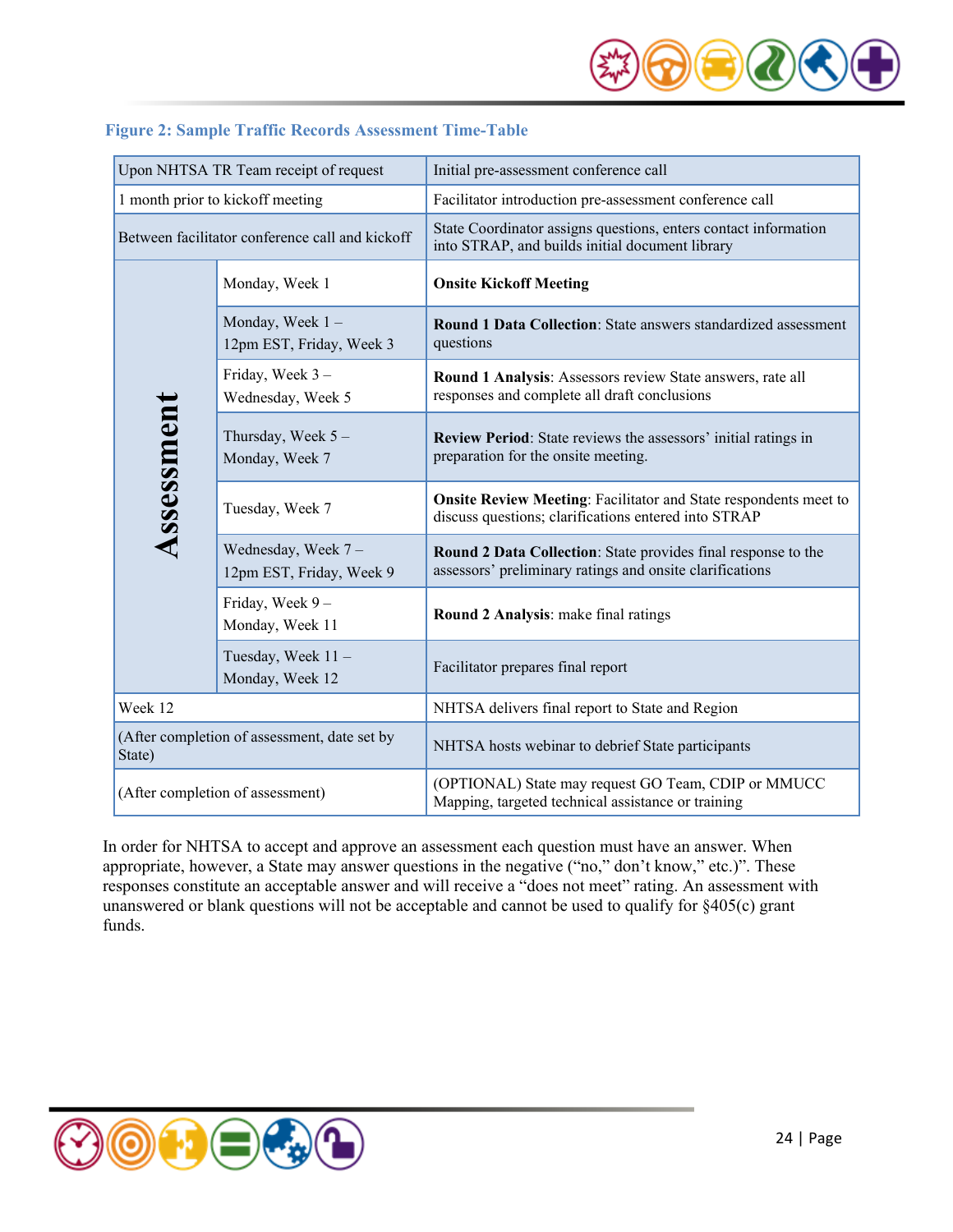**Figure 2: Sample Traffic Records Assessment Time-Table**

| | | |
|---|---|---|
| Upon NHTSA TR Team receipt of request | | Initial pre-assessment conference call |
| 1 month prior to kickoff meeting | | Facilitator introduction pre-assessment conference call |
| Between facilitator conference call and kickoff | | State Coordinator assigns questions, enters contact information into STRAP, and builds initial document library |
| **Assessment** | Monday, Week 1 | **Onsite Kickoff Meeting** |
| | Monday, Week 1 – 12pm EST, Friday, Week 3 | **Round 1 Data Collection**: State answers standardized assessment questions |
| | Friday, Week 3 – Wednesday, Week 5 | **Round 1 Analysis**: Assessors review State answers, rate all responses and complete all draft conclusions |
| | Thursday, Week 5 – Monday, Week 7 | **Review Period**: State reviews the assessors' initial ratings in preparation for the onsite meeting. |
| | Tuesday, Week 7 | **Onsite Review Meeting**: Facilitator and State respondents meet to discuss questions; clarifications entered into STRAP |
| | Wednesday, Week 7 – 12pm EST, Friday, Week 9 | **Round 2 Data Collection**: State provides final response to the assessors' preliminary ratings and onsite clarifications |
| | Friday, Week 9 – Monday, Week 11 | **Round 2 Analysis**: make final ratings |
| | Tuesday, Week 11 – Monday, Week 12 | Facilitator prepares final report |
| Week 12 | | NHTSA delivers final report to State and Region |
| (After completion of assessment, date set by State) | | NHTSA hosts webinar to debrief State participants |
| (After completion of assessment) | | (OPTIONAL) State may request GO Team, CDIP or MMUCC Mapping, targeted technical assistance or training |

In order for NHTSA to accept and approve an assessment each question must have an answer. When appropriate, however, a State may answer questions in the negative ("no," don't know," etc.)". These responses constitute an acceptable answer and will receive a "does not meet" rating. An assessment with unanswered or blank questions will not be acceptable and cannot be used to qualify for §405(c) grant funds.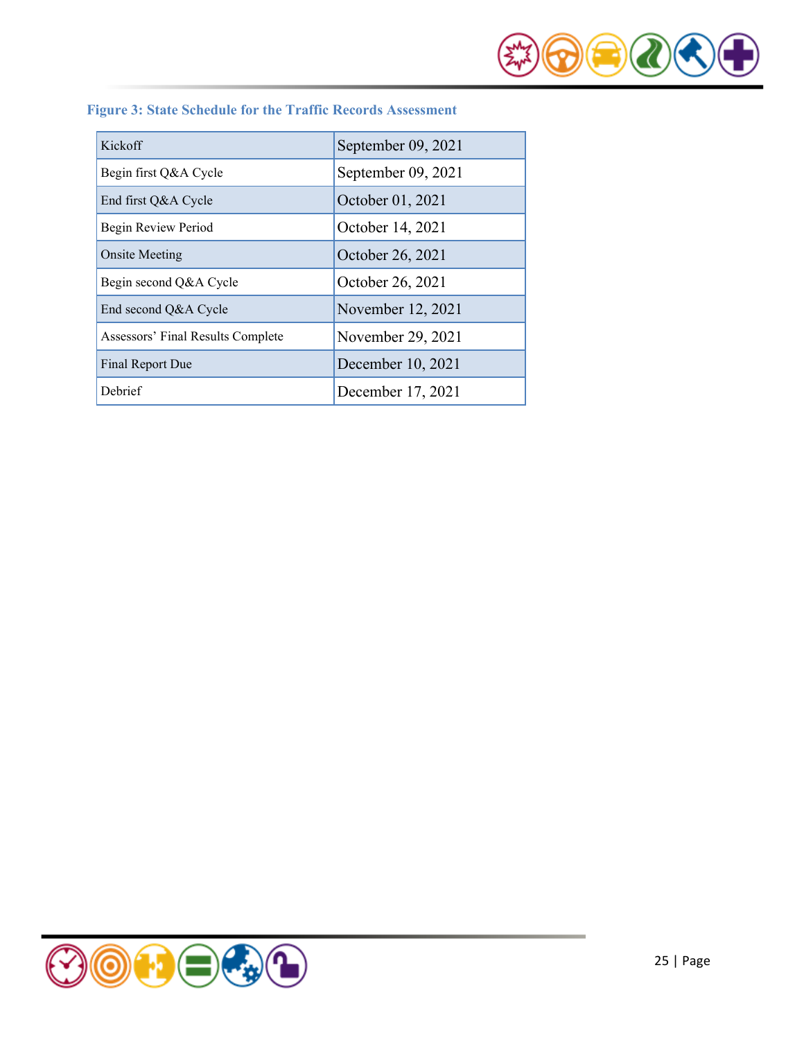**Figure 3: State Schedule for the Traffic Records Assessment**

| Kickoff | September 09, 2021 |
|---|---|
| Begin first Q&A Cycle | September 09, 2021 |
| End first Q&A Cycle | October 01, 2021 |
| Begin Review Period | October 14, 2021 |
| Onsite Meeting | October 26, 2021 |
| Begin second Q&A Cycle | October 26, 2021 |
| End second Q&A Cycle | November 12, 2021 |
| Assessors' Final Results Complete | November 29, 2021 |
| Final Report Due | December 10, 2021 |
| Debrief | December 17, 2021 |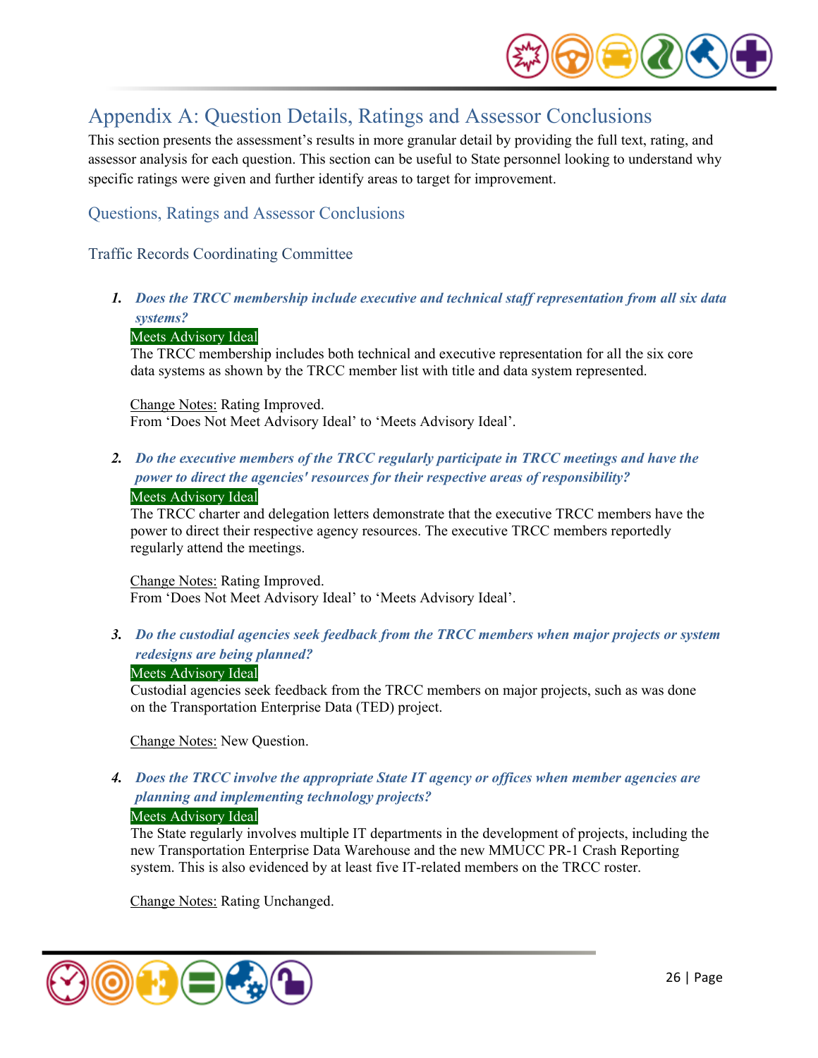# Appendix A: Question Details, Ratings and Assessor Conclusions

This section presents the assessment's results in more granular detail by providing the full text, rating, and assessor analysis for each question. This section can be useful to State personnel looking to understand why specific ratings were given and further identify areas to target for improvement.

## Questions, Ratings and Assessor Conclusions

### Traffic Records Coordinating Committee

1. ***Does the TRCC membership include executive and technical staff representation from all six data systems?***

   Meets Advisory Ideal

   The TRCC membership includes both technical and executive representation for all the six core data systems as shown by the TRCC member list with title and data system represented.

   Change Notes: Rating Improved.
   From 'Does Not Meet Advisory Ideal' to 'Meets Advisory Ideal'.

2. ***Do the executive members of the TRCC regularly participate in TRCC meetings and have the power to direct the agencies' resources for their respective areas of responsibility?***

   Meets Advisory Ideal

   The TRCC charter and delegation letters demonstrate that the executive TRCC members have the power to direct their respective agency resources. The executive TRCC members reportedly regularly attend the meetings.

   Change Notes: Rating Improved.
   From 'Does Not Meet Advisory Ideal' to 'Meets Advisory Ideal'.

3. ***Do the custodial agencies seek feedback from the TRCC members when major projects or system redesigns are being planned?***

   Meets Advisory Ideal

   Custodial agencies seek feedback from the TRCC members on major projects, such as was done on the Transportation Enterprise Data (TED) project.

   Change Notes: New Question.

4. ***Does the TRCC involve the appropriate State IT agency or offices when member agencies are planning and implementing technology projects?***

   Meets Advisory Ideal

   The State regularly involves multiple IT departments in the development of projects, including the new Transportation Enterprise Data Warehouse and the new MMUCC PR-1 Crash Reporting system. This is also evidenced by at least five IT-related members on the TRCC roster.

   Change Notes: Rating Unchanged.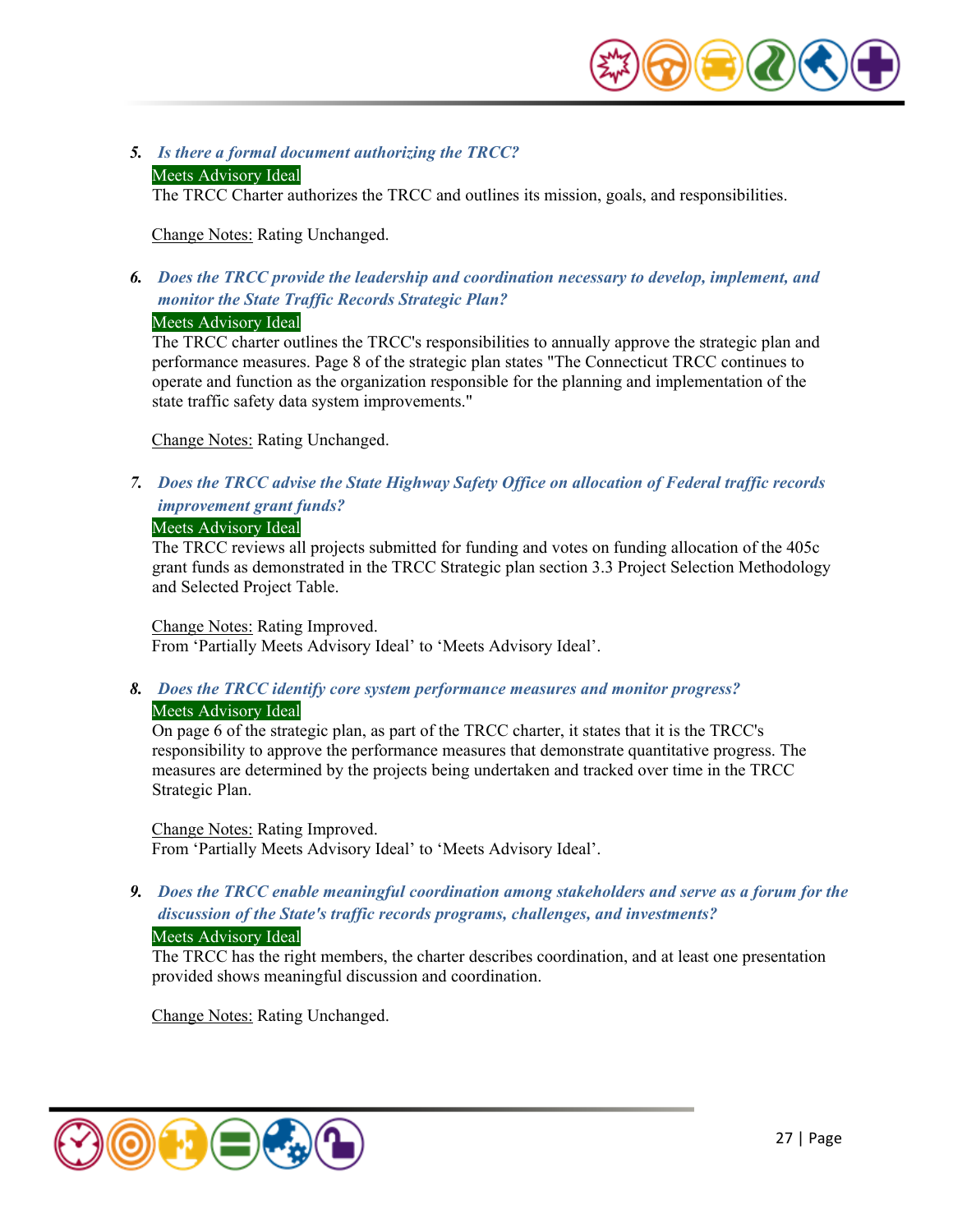5. ***Is there a formal document authorizing the TRCC?***

Meets Advisory Ideal

The TRCC Charter authorizes the TRCC and outlines its mission, goals, and responsibilities.

Change Notes: Rating Unchanged.

6. ***Does the TRCC provide the leadership and coordination necessary to develop, implement, and monitor the State Traffic Records Strategic Plan?***

Meets Advisory Ideal

The TRCC charter outlines the TRCC's responsibilities to annually approve the strategic plan and performance measures. Page 8 of the strategic plan states "The Connecticut TRCC continues to operate and function as the organization responsible for the planning and implementation of the state traffic safety data system improvements."

Change Notes: Rating Unchanged.

7. ***Does the TRCC advise the State Highway Safety Office on allocation of Federal traffic records improvement grant funds?***

Meets Advisory Ideal

The TRCC reviews all projects submitted for funding and votes on funding allocation of the 405c grant funds as demonstrated in the TRCC Strategic plan section 3.3 Project Selection Methodology and Selected Project Table.

Change Notes: Rating Improved.
From 'Partially Meets Advisory Ideal' to 'Meets Advisory Ideal'.

8. ***Does the TRCC identify core system performance measures and monitor progress?***

Meets Advisory Ideal

On page 6 of the strategic plan, as part of the TRCC charter, it states that it is the TRCC's responsibility to approve the performance measures that demonstrate quantitative progress. The measures are determined by the projects being undertaken and tracked over time in the TRCC Strategic Plan.

Change Notes: Rating Improved.
From 'Partially Meets Advisory Ideal' to 'Meets Advisory Ideal'.

9. ***Does the TRCC enable meaningful coordination among stakeholders and serve as a forum for the discussion of the State's traffic records programs, challenges, and investments?***

Meets Advisory Ideal

The TRCC has the right members, the charter describes coordination, and at least one presentation provided shows meaningful discussion and coordination.

Change Notes: Rating Unchanged.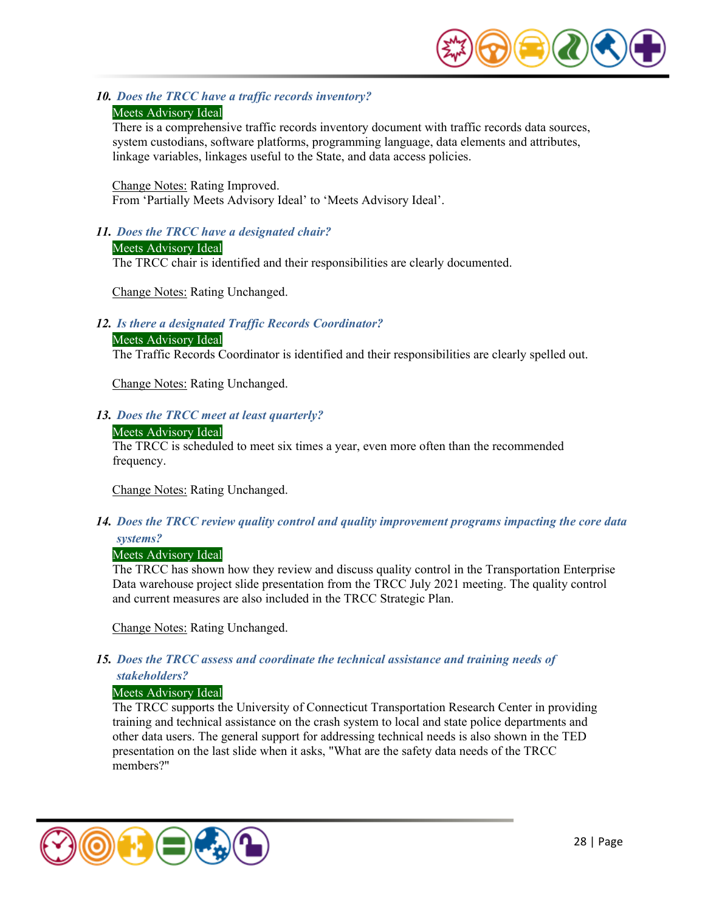### 10. *Does the TRCC have a traffic records inventory?*

Meets Advisory Ideal

There is a comprehensive traffic records inventory document with traffic records data sources, system custodians, software platforms, programming language, data elements and attributes, linkage variables, linkages useful to the State, and data access policies.

Change Notes: Rating Improved.
From 'Partially Meets Advisory Ideal' to 'Meets Advisory Ideal'.

### 11. *Does the TRCC have a designated chair?*

Meets Advisory Ideal

The TRCC chair is identified and their responsibilities are clearly documented.

Change Notes: Rating Unchanged.

### 12. *Is there a designated Traffic Records Coordinator?*

Meets Advisory Ideal

The Traffic Records Coordinator is identified and their responsibilities are clearly spelled out.

Change Notes: Rating Unchanged.

### 13. *Does the TRCC meet at least quarterly?*

Meets Advisory Ideal

The TRCC is scheduled to meet six times a year, even more often than the recommended frequency.

Change Notes: Rating Unchanged.

### 14. *Does the TRCC review quality control and quality improvement programs impacting the core data systems?*

Meets Advisory Ideal

The TRCC has shown how they review and discuss quality control in the Transportation Enterprise Data warehouse project slide presentation from the TRCC July 2021 meeting. The quality control and current measures are also included in the TRCC Strategic Plan.

Change Notes: Rating Unchanged.

### 15. *Does the TRCC assess and coordinate the technical assistance and training needs of stakeholders?*

Meets Advisory Ideal

The TRCC supports the University of Connecticut Transportation Research Center in providing training and technical assistance on the crash system to local and state police departments and other data users. The general support for addressing technical needs is also shown in the TED presentation on the last slide when it asks, "What are the safety data needs of the TRCC members?"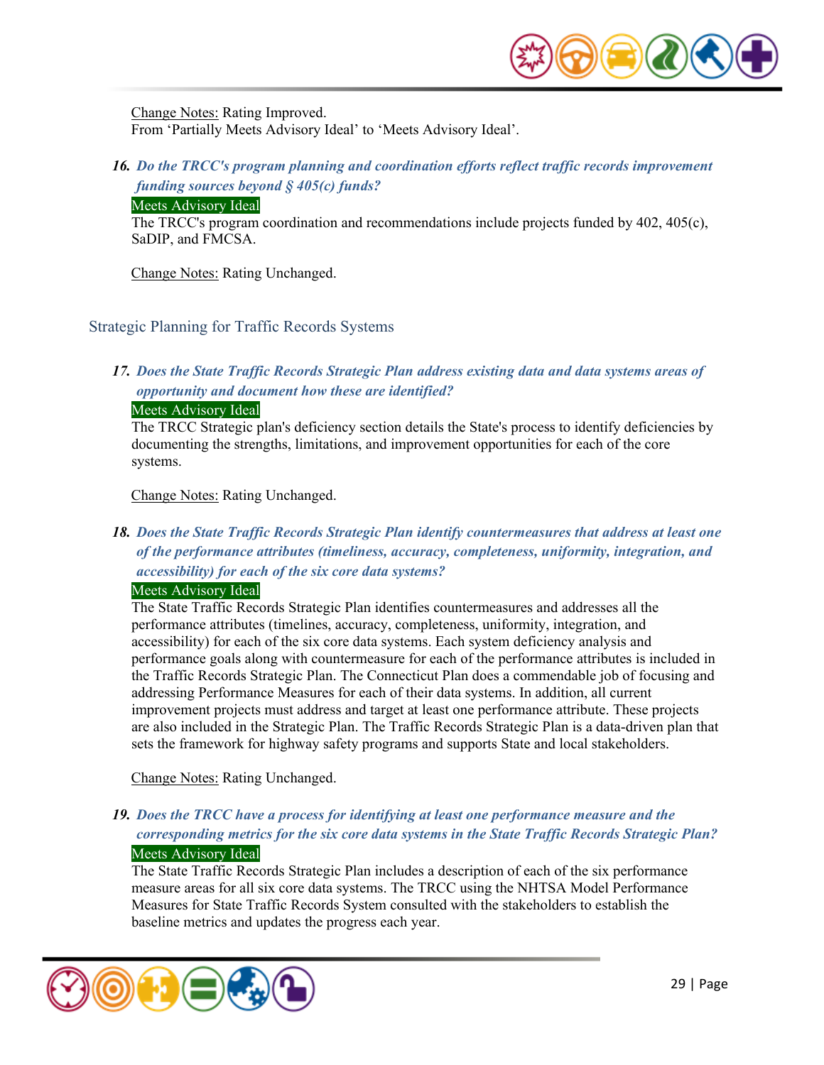Change Notes: Rating Improved.
From 'Partially Meets Advisory Ideal' to 'Meets Advisory Ideal'.

16. ***Do the TRCC's program planning and coordination efforts reflect traffic records improvement funding sources beyond § 405(c) funds?***

Meets Advisory Ideal

The TRCC's program coordination and recommendations include projects funded by 402, 405(c), SaDIP, and FMCSA.

Change Notes: Rating Unchanged.

## Strategic Planning for Traffic Records Systems

17. ***Does the State Traffic Records Strategic Plan address existing data and data systems areas of opportunity and document how these are identified?***

Meets Advisory Ideal

The TRCC Strategic plan's deficiency section details the State's process to identify deficiencies by documenting the strengths, limitations, and improvement opportunities for each of the core systems.

Change Notes: Rating Unchanged.

18. ***Does the State Traffic Records Strategic Plan identify countermeasures that address at least one of the performance attributes (timeliness, accuracy, completeness, uniformity, integration, and accessibility) for each of the six core data systems?***

Meets Advisory Ideal

The State Traffic Records Strategic Plan identifies countermeasures and addresses all the performance attributes (timelines, accuracy, completeness, uniformity, integration, and accessibility) for each of the six core data systems. Each system deficiency analysis and performance goals along with countermeasure for each of the performance attributes is included in the Traffic Records Strategic Plan. The Connecticut Plan does a commendable job of focusing and addressing Performance Measures for each of their data systems. In addition, all current improvement projects must address and target at least one performance attribute. These projects are also included in the Strategic Plan. The Traffic Records Strategic Plan is a data-driven plan that sets the framework for highway safety programs and supports State and local stakeholders.

Change Notes: Rating Unchanged.

19. ***Does the TRCC have a process for identifying at least one performance measure and the corresponding metrics for the six core data systems in the State Traffic Records Strategic Plan?***

Meets Advisory Ideal

The State Traffic Records Strategic Plan includes a description of each of the six performance measure areas for all six core data systems. The TRCC using the NHTSA Model Performance Measures for State Traffic Records System consulted with the stakeholders to establish the baseline metrics and updates the progress each year.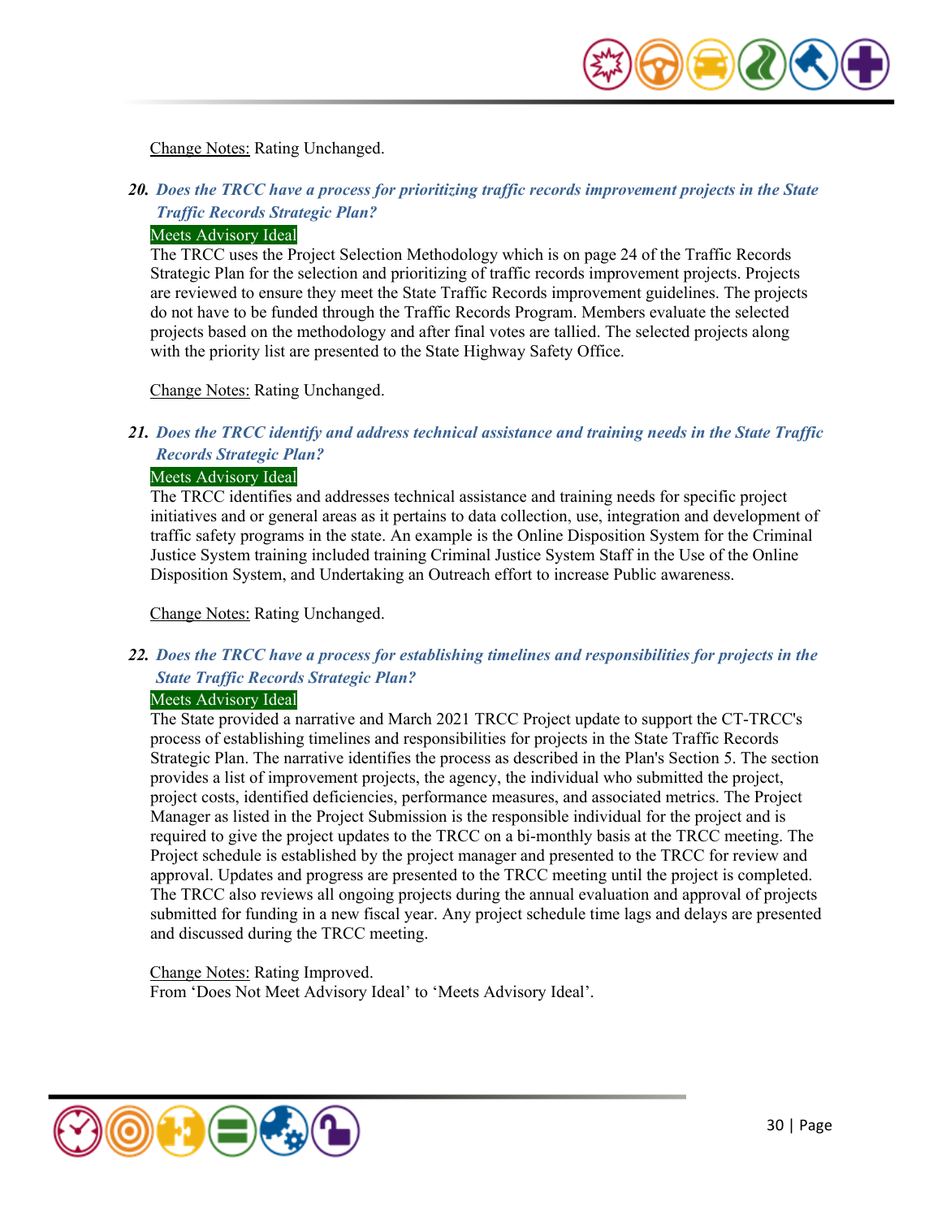Change Notes: Rating Unchanged.

### 20. *Does the TRCC have a process for prioritizing traffic records improvement projects in the State Traffic Records Strategic Plan?*

Meets Advisory Ideal

The TRCC uses the Project Selection Methodology which is on page 24 of the Traffic Records Strategic Plan for the selection and prioritizing of traffic records improvement projects. Projects are reviewed to ensure they meet the State Traffic Records improvement guidelines. The projects do not have to be funded through the Traffic Records Program. Members evaluate the selected projects based on the methodology and after final votes are tallied. The selected projects along with the priority list are presented to the State Highway Safety Office.

Change Notes: Rating Unchanged.

### 21. *Does the TRCC identify and address technical assistance and training needs in the State Traffic Records Strategic Plan?*

Meets Advisory Ideal

The TRCC identifies and addresses technical assistance and training needs for specific project initiatives and or general areas as it pertains to data collection, use, integration and development of traffic safety programs in the state. An example is the Online Disposition System for the Criminal Justice System training included training Criminal Justice System Staff in the Use of the Online Disposition System, and Undertaking an Outreach effort to increase Public awareness.

Change Notes: Rating Unchanged.

### 22. *Does the TRCC have a process for establishing timelines and responsibilities for projects in the State Traffic Records Strategic Plan?*

Meets Advisory Ideal

The State provided a narrative and March 2021 TRCC Project update to support the CT-TRCC's process of establishing timelines and responsibilities for projects in the State Traffic Records Strategic Plan. The narrative identifies the process as described in the Plan's Section 5. The section provides a list of improvement projects, the agency, the individual who submitted the project, project costs, identified deficiencies, performance measures, and associated metrics. The Project Manager as listed in the Project Submission is the responsible individual for the project and is required to give the project updates to the TRCC on a bi-monthly basis at the TRCC meeting. The Project schedule is established by the project manager and presented to the TRCC for review and approval. Updates and progress are presented to the TRCC meeting until the project is completed. The TRCC also reviews all ongoing projects during the annual evaluation and approval of projects submitted for funding in a new fiscal year. Any project schedule time lags and delays are presented and discussed during the TRCC meeting.

Change Notes: Rating Improved.
From 'Does Not Meet Advisory Ideal' to 'Meets Advisory Ideal'.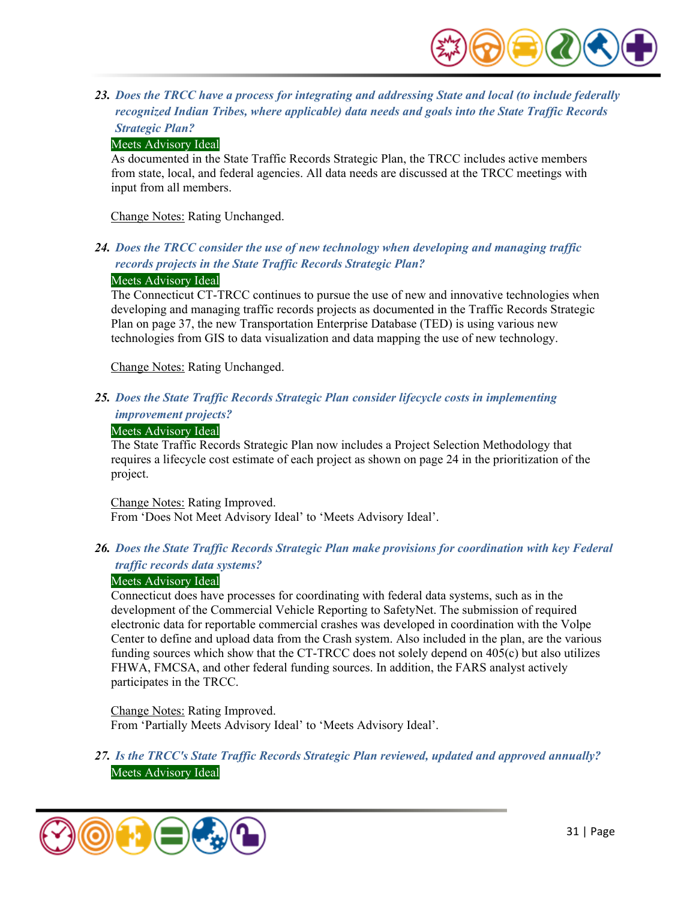23. ***Does the TRCC have a process for integrating and addressing State and local (to include federally recognized Indian Tribes, where applicable) data needs and goals into the State Traffic Records Strategic Plan?***

Meets Advisory Ideal

As documented in the State Traffic Records Strategic Plan, the TRCC includes active members from state, local, and federal agencies. All data needs are discussed at the TRCC meetings with input from all members.

Change Notes: Rating Unchanged.

24. ***Does the TRCC consider the use of new technology when developing and managing traffic records projects in the State Traffic Records Strategic Plan?***

Meets Advisory Ideal

The Connecticut CT-TRCC continues to pursue the use of new and innovative technologies when developing and managing traffic records projects as documented in the Traffic Records Strategic Plan on page 37, the new Transportation Enterprise Database (TED) is using various new technologies from GIS to data visualization and data mapping the use of new technology.

Change Notes: Rating Unchanged.

25. ***Does the State Traffic Records Strategic Plan consider lifecycle costs in implementing improvement projects?***

Meets Advisory Ideal

The State Traffic Records Strategic Plan now includes a Project Selection Methodology that requires a lifecycle cost estimate of each project as shown on page 24 in the prioritization of the project.

Change Notes: Rating Improved.
From 'Does Not Meet Advisory Ideal' to 'Meets Advisory Ideal'.

26. ***Does the State Traffic Records Strategic Plan make provisions for coordination with key Federal traffic records data systems?***

Meets Advisory Ideal

Connecticut does have processes for coordinating with federal data systems, such as in the development of the Commercial Vehicle Reporting to SafetyNet. The submission of required electronic data for reportable commercial crashes was developed in coordination with the Volpe Center to define and upload data from the Crash system. Also included in the plan, are the various funding sources which show that the CT-TRCC does not solely depend on 405(c) but also utilizes FHWA, FMCSA, and other federal funding sources. In addition, the FARS analyst actively participates in the TRCC.

Change Notes: Rating Improved.
From 'Partially Meets Advisory Ideal' to 'Meets Advisory Ideal'.

27. ***Is the TRCC's State Traffic Records Strategic Plan reviewed, updated and approved annually?***

Meets Advisory Ideal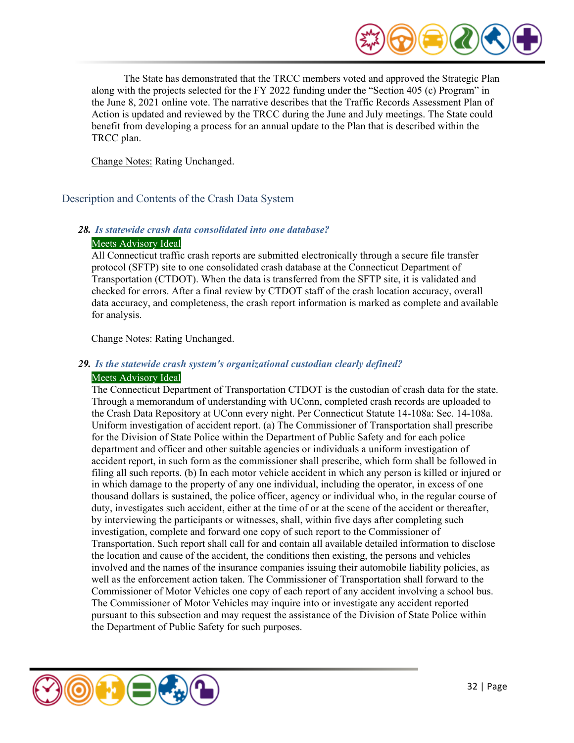The State has demonstrated that the TRCC members voted and approved the Strategic Plan along with the projects selected for the FY 2022 funding under the "Section 405 (c) Program" in the June 8, 2021 online vote. The narrative describes that the Traffic Records Assessment Plan of Action is updated and reviewed by the TRCC during the June and July meetings. The State could benefit from developing a process for an annual update to the Plan that is described within the TRCC plan.

Change Notes: Rating Unchanged.

## Description and Contents of the Crash Data System

### *28. Is statewide crash data consolidated into one database?*

Meets Advisory Ideal

All Connecticut traffic crash reports are submitted electronically through a secure file transfer protocol (SFTP) site to one consolidated crash database at the Connecticut Department of Transportation (CTDOT). When the data is transferred from the SFTP site, it is validated and checked for errors. After a final review by CTDOT staff of the crash location accuracy, overall data accuracy, and completeness, the crash report information is marked as complete and available for analysis.

Change Notes: Rating Unchanged.

### *29. Is the statewide crash system's organizational custodian clearly defined?*

Meets Advisory Ideal

The Connecticut Department of Transportation CTDOT is the custodian of crash data for the state. Through a memorandum of understanding with UConn, completed crash records are uploaded to the Crash Data Repository at UConn every night. Per Connecticut Statute 14-108a: Sec. 14-108a. Uniform investigation of accident report. (a) The Commissioner of Transportation shall prescribe for the Division of State Police within the Department of Public Safety and for each police department and officer and other suitable agencies or individuals a uniform investigation of accident report, in such form as the commissioner shall prescribe, which form shall be followed in filing all such reports. (b) In each motor vehicle accident in which any person is killed or injured or in which damage to the property of any one individual, including the operator, in excess of one thousand dollars is sustained, the police officer, agency or individual who, in the regular course of duty, investigates such accident, either at the time of or at the scene of the accident or thereafter, by interviewing the participants or witnesses, shall, within five days after completing such investigation, complete and forward one copy of such report to the Commissioner of Transportation. Such report shall call for and contain all available detailed information to disclose the location and cause of the accident, the conditions then existing, the persons and vehicles involved and the names of the insurance companies issuing their automobile liability policies, as well as the enforcement action taken. The Commissioner of Transportation shall forward to the Commissioner of Motor Vehicles one copy of each report of any accident involving a school bus. The Commissioner of Motor Vehicles may inquire into or investigate any accident reported pursuant to this subsection and may request the assistance of the Division of State Police within the Department of Public Safety for such purposes.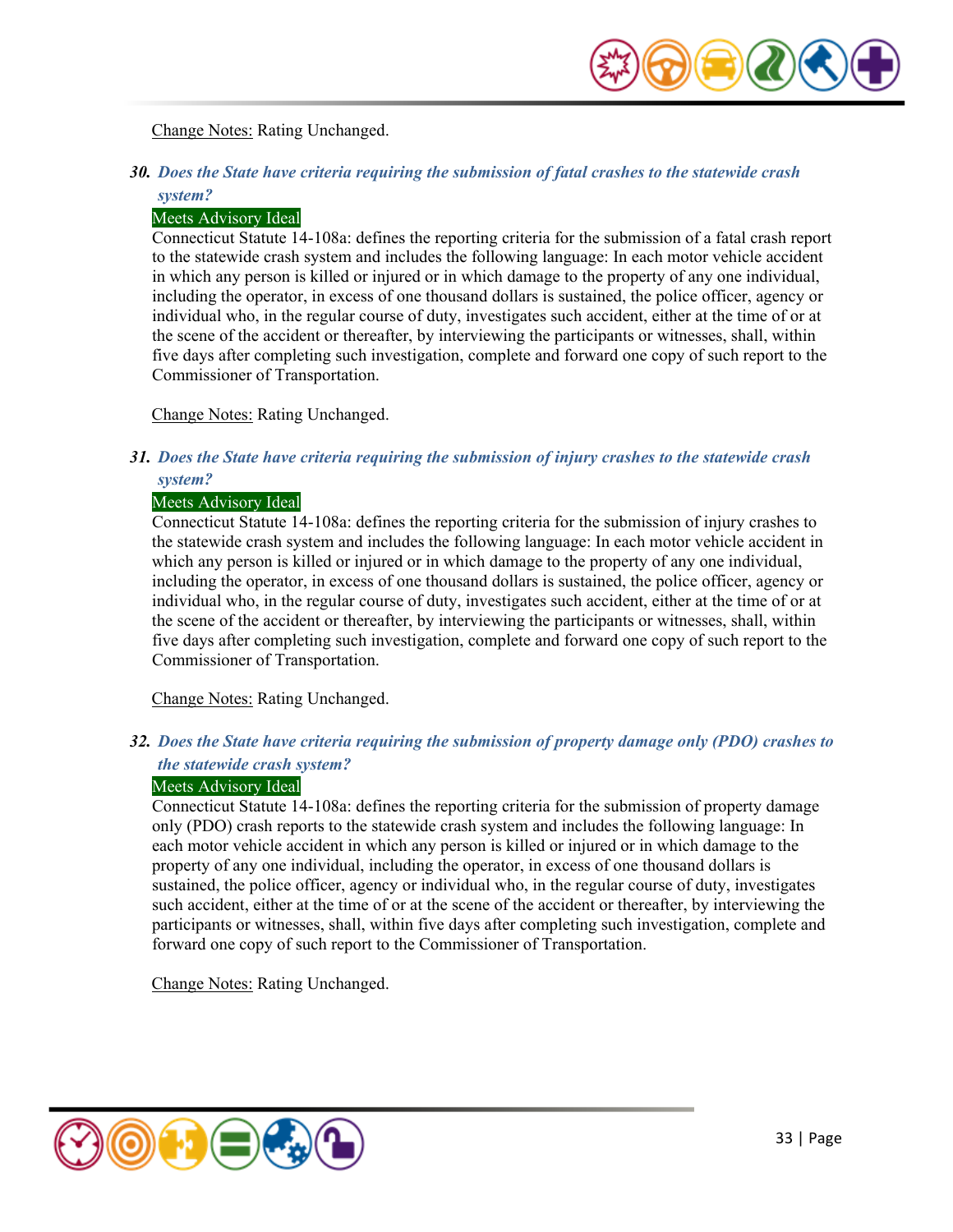Change Notes: Rating Unchanged.

### 30. *Does the State have criteria requiring the submission of fatal crashes to the statewide crash system?*

Meets Advisory Ideal

Connecticut Statute 14-108a: defines the reporting criteria for the submission of a fatal crash report to the statewide crash system and includes the following language: In each motor vehicle accident in which any person is killed or injured or in which damage to the property of any one individual, including the operator, in excess of one thousand dollars is sustained, the police officer, agency or individual who, in the regular course of duty, investigates such accident, either at the time of or at the scene of the accident or thereafter, by interviewing the participants or witnesses, shall, within five days after completing such investigation, complete and forward one copy of such report to the Commissioner of Transportation.

Change Notes: Rating Unchanged.

### 31. *Does the State have criteria requiring the submission of injury crashes to the statewide crash system?*

Meets Advisory Ideal

Connecticut Statute 14-108a: defines the reporting criteria for the submission of injury crashes to the statewide crash system and includes the following language: In each motor vehicle accident in which any person is killed or injured or in which damage to the property of any one individual, including the operator, in excess of one thousand dollars is sustained, the police officer, agency or individual who, in the regular course of duty, investigates such accident, either at the time of or at the scene of the accident or thereafter, by interviewing the participants or witnesses, shall, within five days after completing such investigation, complete and forward one copy of such report to the Commissioner of Transportation.

Change Notes: Rating Unchanged.

### 32. *Does the State have criteria requiring the submission of property damage only (PDO) crashes to the statewide crash system?*

Meets Advisory Ideal

Connecticut Statute 14-108a: defines the reporting criteria for the submission of property damage only (PDO) crash reports to the statewide crash system and includes the following language: In each motor vehicle accident in which any person is killed or injured or in which damage to the property of any one individual, including the operator, in excess of one thousand dollars is sustained, the police officer, agency or individual who, in the regular course of duty, investigates such accident, either at the time of or at the scene of the accident or thereafter, by interviewing the participants or witnesses, shall, within five days after completing such investigation, complete and forward one copy of such report to the Commissioner of Transportation.

Change Notes: Rating Unchanged.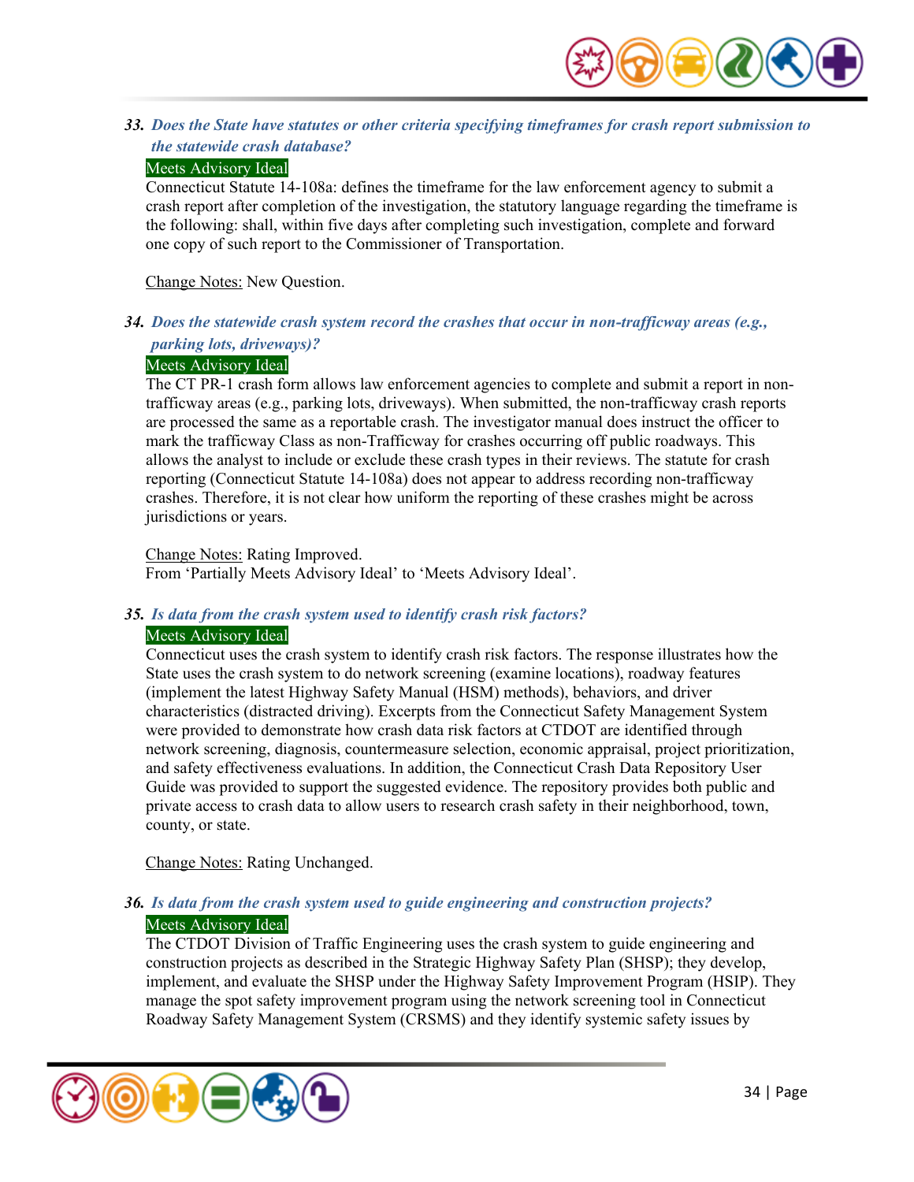### 33. *Does the State have statutes or other criteria specifying timeframes for crash report submission to the statewide crash database?*

Meets Advisory Ideal

Connecticut Statute 14-108a: defines the timeframe for the law enforcement agency to submit a crash report after completion of the investigation, the statutory language regarding the timeframe is the following: shall, within five days after completing such investigation, complete and forward one copy of such report to the Commissioner of Transportation.

Change Notes: New Question.

### 34. *Does the statewide crash system record the crashes that occur in non-trafficway areas (e.g., parking lots, driveways)?*

Meets Advisory Ideal

The CT PR-1 crash form allows law enforcement agencies to complete and submit a report in non-trafficway areas (e.g., parking lots, driveways). When submitted, the non-trafficway crash reports are processed the same as a reportable crash. The investigator manual does instruct the officer to mark the trafficway Class as non-Trafficway for crashes occurring off public roadways. This allows the analyst to include or exclude these crash types in their reviews. The statute for crash reporting (Connecticut Statute 14-108a) does not appear to address recording non-trafficway crashes. Therefore, it is not clear how uniform the reporting of these crashes might be across jurisdictions or years.

Change Notes: Rating Improved.
From 'Partially Meets Advisory Ideal' to 'Meets Advisory Ideal'.

### 35. *Is data from the crash system used to identify crash risk factors?*

Meets Advisory Ideal

Connecticut uses the crash system to identify crash risk factors. The response illustrates how the State uses the crash system to do network screening (examine locations), roadway features (implement the latest Highway Safety Manual (HSM) methods), behaviors, and driver characteristics (distracted driving). Excerpts from the Connecticut Safety Management System were provided to demonstrate how crash data risk factors at CTDOT are identified through network screening, diagnosis, countermeasure selection, economic appraisal, project prioritization, and safety effectiveness evaluations. In addition, the Connecticut Crash Data Repository User Guide was provided to support the suggested evidence. The repository provides both public and private access to crash data to allow users to research crash safety in their neighborhood, town, county, or state.

Change Notes: Rating Unchanged.

### 36. *Is data from the crash system used to guide engineering and construction projects?*

Meets Advisory Ideal

The CTDOT Division of Traffic Engineering uses the crash system to guide engineering and construction projects as described in the Strategic Highway Safety Plan (SHSP); they develop, implement, and evaluate the SHSP under the Highway Safety Improvement Program (HSIP). They manage the spot safety improvement program using the network screening tool in Connecticut Roadway Safety Management System (CRSMS) and they identify systemic safety issues by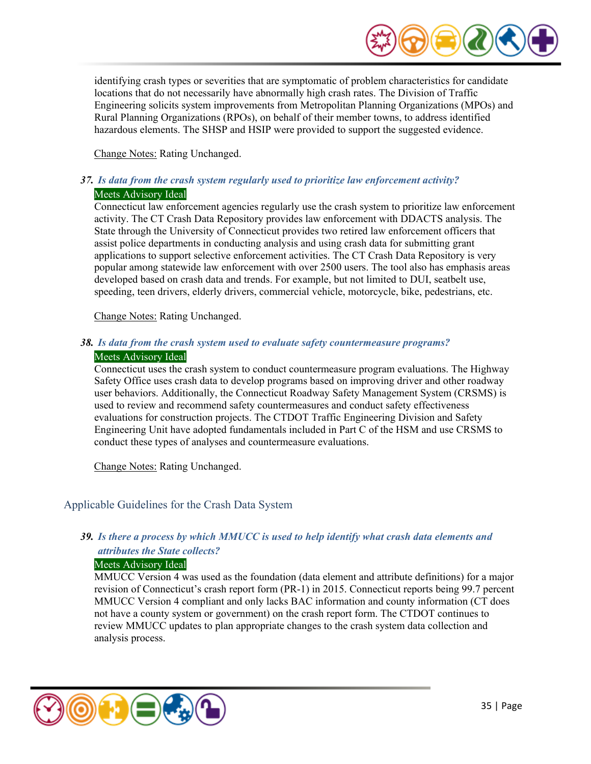identifying crash types or severities that are symptomatic of problem characteristics for candidate locations that do not necessarily have abnormally high crash rates. The Division of Traffic Engineering solicits system improvements from Metropolitan Planning Organizations (MPOs) and Rural Planning Organizations (RPOs), on behalf of their member towns, to address identified hazardous elements. The SHSP and HSIP were provided to support the suggested evidence.

Change Notes: Rating Unchanged.

***37. Is data from the crash system regularly used to prioritize law enforcement activity?***

Meets Advisory Ideal

Connecticut law enforcement agencies regularly use the crash system to prioritize law enforcement activity. The CT Crash Data Repository provides law enforcement with DDACTS analysis. The State through the University of Connecticut provides two retired law enforcement officers that assist police departments in conducting analysis and using crash data for submitting grant applications to support selective enforcement activities. The CT Crash Data Repository is very popular among statewide law enforcement with over 2500 users. The tool also has emphasis areas developed based on crash data and trends. For example, but not limited to DUI, seatbelt use, speeding, teen drivers, elderly drivers, commercial vehicle, motorcycle, bike, pedestrians, etc.

Change Notes: Rating Unchanged.

***38. Is data from the crash system used to evaluate safety countermeasure programs?***

Meets Advisory Ideal

Connecticut uses the crash system to conduct countermeasure program evaluations. The Highway Safety Office uses crash data to develop programs based on improving driver and other roadway user behaviors. Additionally, the Connecticut Roadway Safety Management System (CRSMS) is used to review and recommend safety countermeasures and conduct safety effectiveness evaluations for construction projects. The CTDOT Traffic Engineering Division and Safety Engineering Unit have adopted fundamentals included in Part C of the HSM and use CRSMS to conduct these types of analyses and countermeasure evaluations.

Change Notes: Rating Unchanged.

## Applicable Guidelines for the Crash Data System

***39. Is there a process by which MMUCC is used to help identify what crash data elements and attributes the State collects?***

Meets Advisory Ideal

MMUCC Version 4 was used as the foundation (data element and attribute definitions) for a major revision of Connecticut's crash report form (PR-1) in 2015. Connecticut reports being 99.7 percent MMUCC Version 4 compliant and only lacks BAC information and county information (CT does not have a county system or government) on the crash report form. The CTDOT continues to review MMUCC updates to plan appropriate changes to the crash system data collection and analysis process.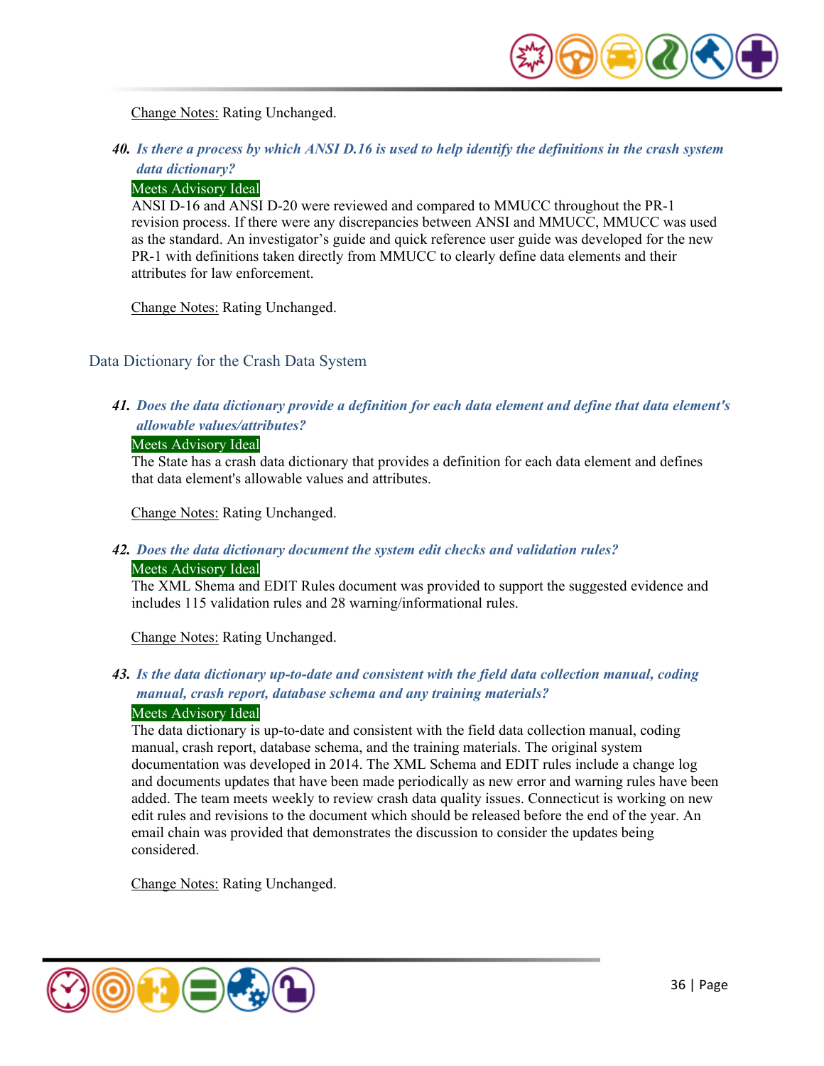Change Notes: Rating Unchanged.

40. ***Is there a process by which ANSI D.16 is used to help identify the definitions in the crash system data dictionary?***

Meets Advisory Ideal

ANSI D-16 and ANSI D-20 were reviewed and compared to MMUCC throughout the PR-1 revision process. If there were any discrepancies between ANSI and MMUCC, MMUCC was used as the standard. An investigator's guide and quick reference user guide was developed for the new PR-1 with definitions taken directly from MMUCC to clearly define data elements and their attributes for law enforcement.

Change Notes: Rating Unchanged.

## Data Dictionary for the Crash Data System

41. ***Does the data dictionary provide a definition for each data element and define that data element's allowable values/attributes?***

Meets Advisory Ideal

The State has a crash data dictionary that provides a definition for each data element and defines that data element's allowable values and attributes.

Change Notes: Rating Unchanged.

42. ***Does the data dictionary document the system edit checks and validation rules?***

Meets Advisory Ideal

The XML Shema and EDIT Rules document was provided to support the suggested evidence and includes 115 validation rules and 28 warning/informational rules.

Change Notes: Rating Unchanged.

43. ***Is the data dictionary up-to-date and consistent with the field data collection manual, coding manual, crash report, database schema and any training materials?***

Meets Advisory Ideal

The data dictionary is up-to-date and consistent with the field data collection manual, coding manual, crash report, database schema, and the training materials. The original system documentation was developed in 2014. The XML Schema and EDIT rules include a change log and documents updates that have been made periodically as new error and warning rules have been added. The team meets weekly to review crash data quality issues. Connecticut is working on new edit rules and revisions to the document which should be released before the end of the year. An email chain was provided that demonstrates the discussion to consider the updates being considered.

Change Notes: Rating Unchanged.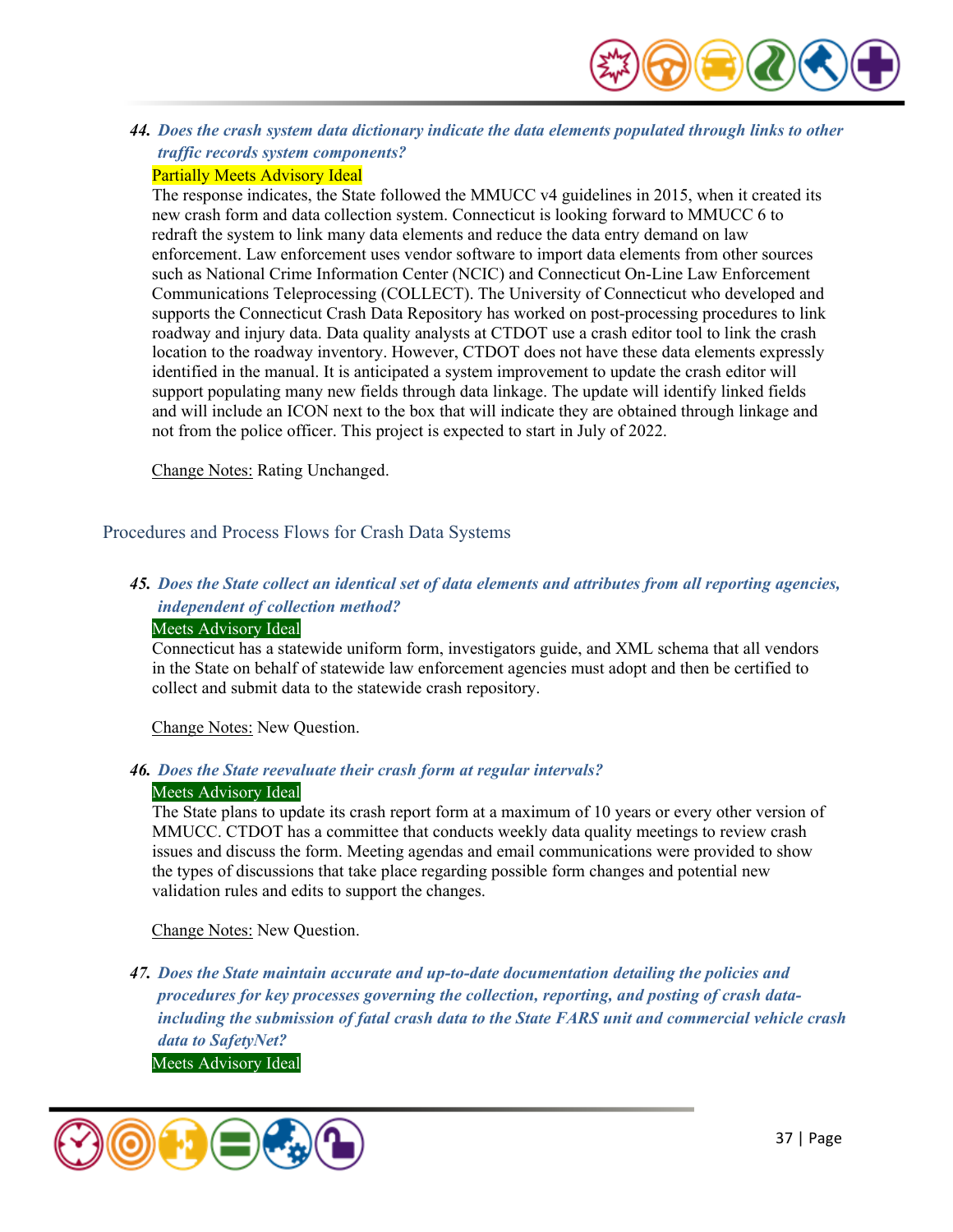**44.** ***Does the crash system data dictionary indicate the data elements populated through links to other traffic records system components?***

Partially Meets Advisory Ideal

The response indicates, the State followed the MMUCC v4 guidelines in 2015, when it created its new crash form and data collection system. Connecticut is looking forward to MMUCC 6 to redraft the system to link many data elements and reduce the data entry demand on law enforcement. Law enforcement uses vendor software to import data elements from other sources such as National Crime Information Center (NCIC) and Connecticut On-Line Law Enforcement Communications Teleprocessing (COLLECT). The University of Connecticut who developed and supports the Connecticut Crash Data Repository has worked on post-processing procedures to link roadway and injury data. Data quality analysts at CTDOT use a crash editor tool to link the crash location to the roadway inventory. However, CTDOT does not have these data elements expressly identified in the manual. It is anticipated a system improvement to update the crash editor will support populating many new fields through data linkage. The update will identify linked fields and will include an ICON next to the box that will indicate they are obtained through linkage and not from the police officer. This project is expected to start in July of 2022.

Change Notes: Rating Unchanged.

## Procedures and Process Flows for Crash Data Systems

**45.** ***Does the State collect an identical set of data elements and attributes from all reporting agencies, independent of collection method?***

Meets Advisory Ideal

Connecticut has a statewide uniform form, investigators guide, and XML schema that all vendors in the State on behalf of statewide law enforcement agencies must adopt and then be certified to collect and submit data to the statewide crash repository.

Change Notes: New Question.

**46.** ***Does the State reevaluate their crash form at regular intervals?***

Meets Advisory Ideal

The State plans to update its crash report form at a maximum of 10 years or every other version of MMUCC. CTDOT has a committee that conducts weekly data quality meetings to review crash issues and discuss the form. Meeting agendas and email communications were provided to show the types of discussions that take place regarding possible form changes and potential new validation rules and edits to support the changes.

Change Notes: New Question.

**47.** ***Does the State maintain accurate and up-to-date documentation detailing the policies and procedures for key processes governing the collection, reporting, and posting of crash data-including the submission of fatal crash data to the State FARS unit and commercial vehicle crash data to SafetyNet?***

Meets Advisory Ideal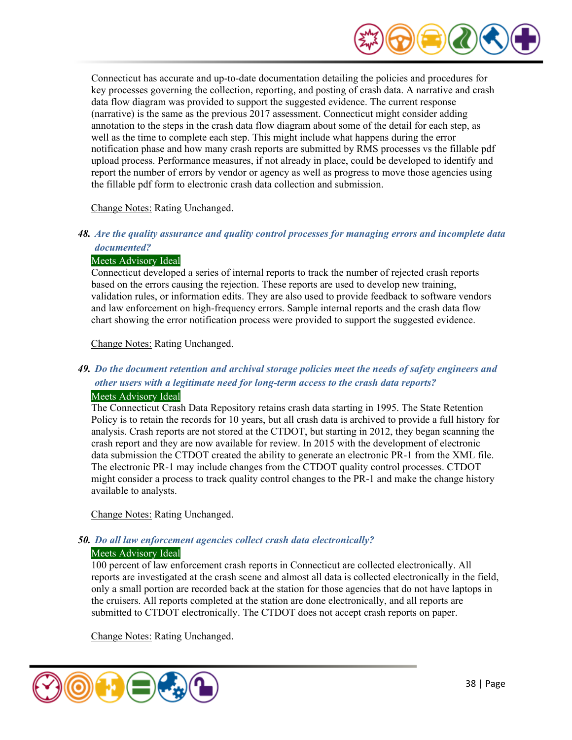Connecticut has accurate and up-to-date documentation detailing the policies and procedures for key processes governing the collection, reporting, and posting of crash data. A narrative and crash data flow diagram was provided to support the suggested evidence. The current response (narrative) is the same as the previous 2017 assessment. Connecticut might consider adding annotation to the steps in the crash data flow diagram about some of the detail for each step, as well as the time to complete each step. This might include what happens during the error notification phase and how many crash reports are submitted by RMS processes vs the fillable pdf upload process. Performance measures, if not already in place, could be developed to identify and report the number of errors by vendor or agency as well as progress to move those agencies using the fillable pdf form to electronic crash data collection and submission.

Change Notes: Rating Unchanged.

### 48. *Are the quality assurance and quality control processes for managing errors and incomplete data documented?*

Meets Advisory Ideal

Connecticut developed a series of internal reports to track the number of rejected crash reports based on the errors causing the rejection. These reports are used to develop new training, validation rules, or information edits. They are also used to provide feedback to software vendors and law enforcement on high-frequency errors. Sample internal reports and the crash data flow chart showing the error notification process were provided to support the suggested evidence.

Change Notes: Rating Unchanged.

### 49. *Do the document retention and archival storage policies meet the needs of safety engineers and other users with a legitimate need for long-term access to the crash data reports?*

Meets Advisory Ideal

The Connecticut Crash Data Repository retains crash data starting in 1995. The State Retention Policy is to retain the records for 10 years, but all crash data is archived to provide a full history for analysis. Crash reports are not stored at the CTDOT, but starting in 2012, they began scanning the crash report and they are now available for review. In 2015 with the development of electronic data submission the CTDOT created the ability to generate an electronic PR-1 from the XML file. The electronic PR-1 may include changes from the CTDOT quality control processes. CTDOT might consider a process to track quality control changes to the PR-1 and make the change history available to analysts.

Change Notes: Rating Unchanged.

### 50. *Do all law enforcement agencies collect crash data electronically?*

Meets Advisory Ideal

100 percent of law enforcement crash reports in Connecticut are collected electronically. All reports are investigated at the crash scene and almost all data is collected electronically in the field, only a small portion are recorded back at the station for those agencies that do not have laptops in the cruisers. All reports completed at the station are done electronically, and all reports are submitted to CTDOT electronically. The CTDOT does not accept crash reports on paper.

Change Notes: Rating Unchanged.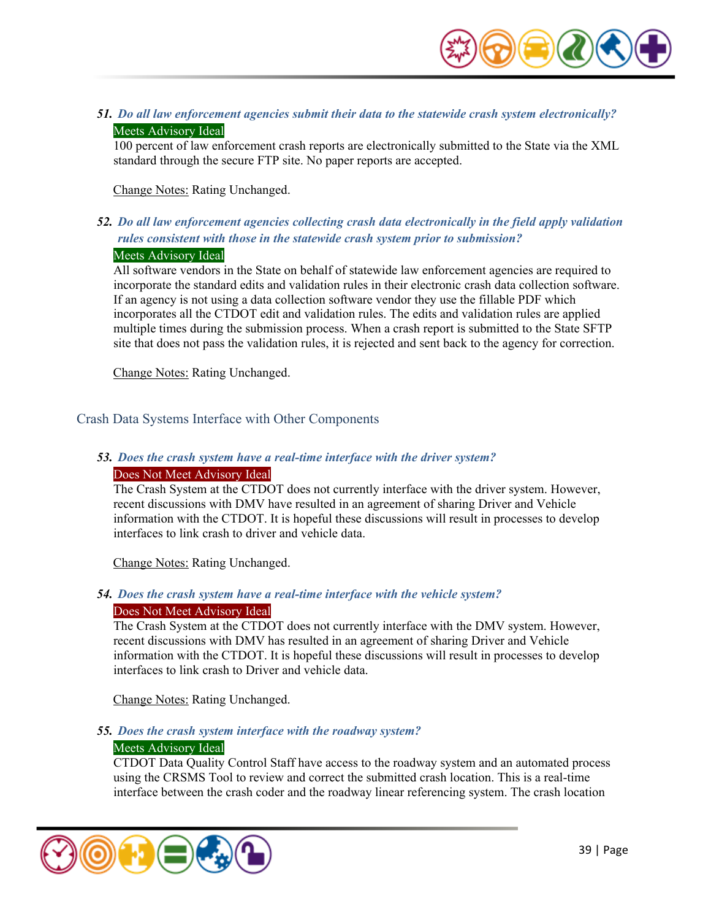***51. Do all law enforcement agencies submit their data to the statewide crash system electronically?***

Meets Advisory Ideal

100 percent of law enforcement crash reports are electronically submitted to the State via the XML standard through the secure FTP site. No paper reports are accepted.

Change Notes: Rating Unchanged.

***52. Do all law enforcement agencies collecting crash data electronically in the field apply validation rules consistent with those in the statewide crash system prior to submission?***

Meets Advisory Ideal

All software vendors in the State on behalf of statewide law enforcement agencies are required to incorporate the standard edits and validation rules in their electronic crash data collection software. If an agency is not using a data collection software vendor they use the fillable PDF which incorporates all the CTDOT edit and validation rules. The edits and validation rules are applied multiple times during the submission process. When a crash report is submitted to the State SFTP site that does not pass the validation rules, it is rejected and sent back to the agency for correction.

Change Notes: Rating Unchanged.

## Crash Data Systems Interface with Other Components

***53. Does the crash system have a real-time interface with the driver system?***

Does Not Meet Advisory Ideal

The Crash System at the CTDOT does not currently interface with the driver system. However, recent discussions with DMV have resulted in an agreement of sharing Driver and Vehicle information with the CTDOT. It is hopeful these discussions will result in processes to develop interfaces to link crash to driver and vehicle data.

Change Notes: Rating Unchanged.

***54. Does the crash system have a real-time interface with the vehicle system?***

Does Not Meet Advisory Ideal

The Crash System at the CTDOT does not currently interface with the DMV system. However, recent discussions with DMV has resulted in an agreement of sharing Driver and Vehicle information with the CTDOT. It is hopeful these discussions will result in processes to develop interfaces to link crash to Driver and vehicle data.

Change Notes: Rating Unchanged.

***55. Does the crash system interface with the roadway system?***

Meets Advisory Ideal

CTDOT Data Quality Control Staff have access to the roadway system and an automated process using the CRSMS Tool to review and correct the submitted crash location. This is a real-time interface between the crash coder and the roadway linear referencing system. The crash location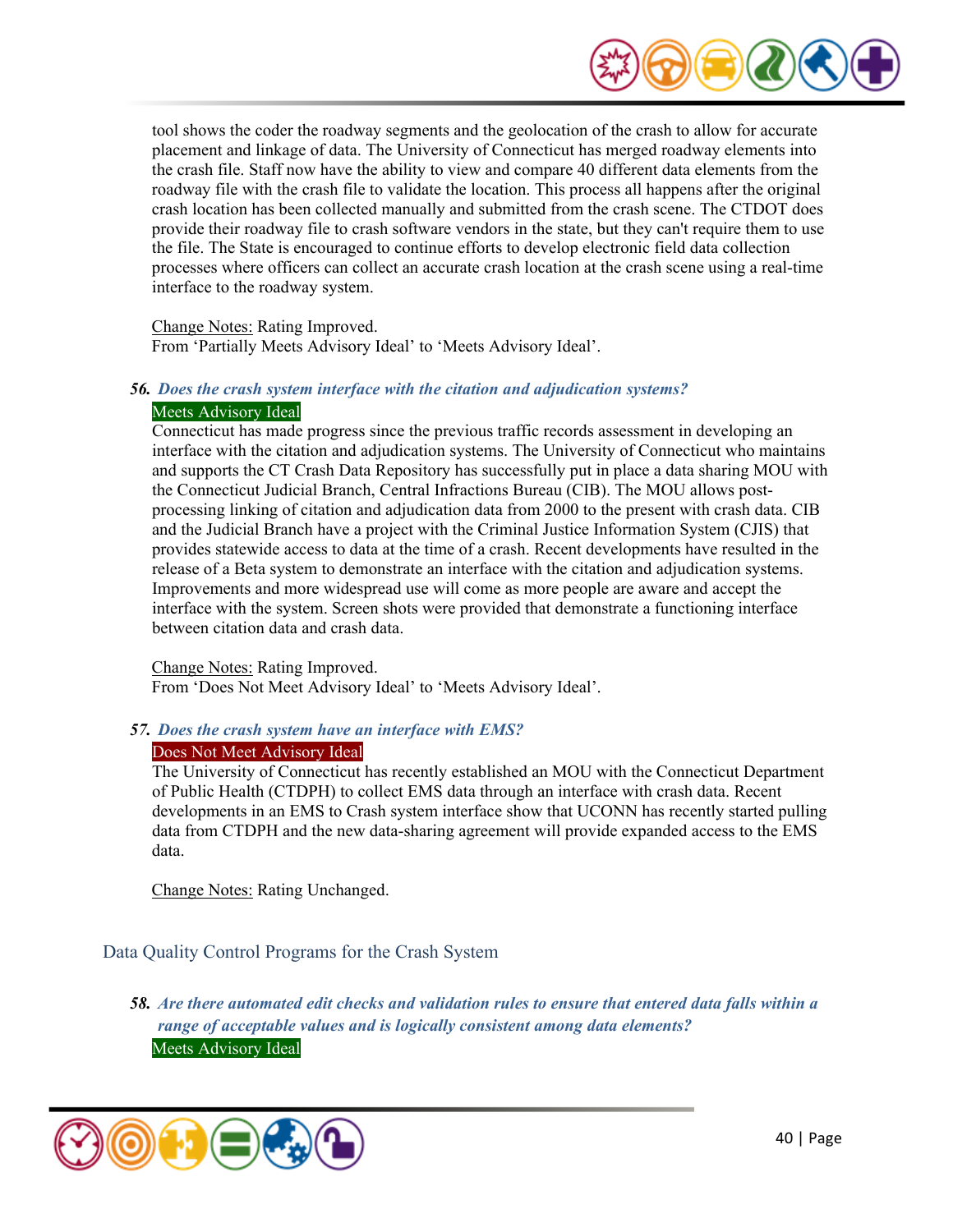tool shows the coder the roadway segments and the geolocation of the crash to allow for accurate placement and linkage of data. The University of Connecticut has merged roadway elements into the crash file. Staff now have the ability to view and compare 40 different data elements from the roadway file with the crash file to validate the location. This process all happens after the original crash location has been collected manually and submitted from the crash scene. The CTDOT does provide their roadway file to crash software vendors in the state, but they can't require them to use the file. The State is encouraged to continue efforts to develop electronic field data collection processes where officers can collect an accurate crash location at the crash scene using a real-time interface to the roadway system.

Change Notes: Rating Improved.
From 'Partially Meets Advisory Ideal' to 'Meets Advisory Ideal'.

**56. *Does the crash system interface with the citation and adjudication systems?***

Meets Advisory Ideal

Connecticut has made progress since the previous traffic records assessment in developing an interface with the citation and adjudication systems. The University of Connecticut who maintains and supports the CT Crash Data Repository has successfully put in place a data sharing MOU with the Connecticut Judicial Branch, Central Infractions Bureau (CIB). The MOU allows post-processing linking of citation and adjudication data from 2000 to the present with crash data. CIB and the Judicial Branch have a project with the Criminal Justice Information System (CJIS) that provides statewide access to data at the time of a crash. Recent developments have resulted in the release of a Beta system to demonstrate an interface with the citation and adjudication systems. Improvements and more widespread use will come as more people are aware and accept the interface with the system. Screen shots were provided that demonstrate a functioning interface between citation data and crash data.

Change Notes: Rating Improved.
From 'Does Not Meet Advisory Ideal' to 'Meets Advisory Ideal'.

**57. *Does the crash system have an interface with EMS?***

Does Not Meet Advisory Ideal

The University of Connecticut has recently established an MOU with the Connecticut Department of Public Health (CTDPH) to collect EMS data through an interface with crash data. Recent developments in an EMS to Crash system interface show that UCONN has recently started pulling data from CTDPH and the new data-sharing agreement will provide expanded access to the EMS data.

Change Notes: Rating Unchanged.

## Data Quality Control Programs for the Crash System

**58. *Are there automated edit checks and validation rules to ensure that entered data falls within a range of acceptable values and is logically consistent among data elements?***

Meets Advisory Ideal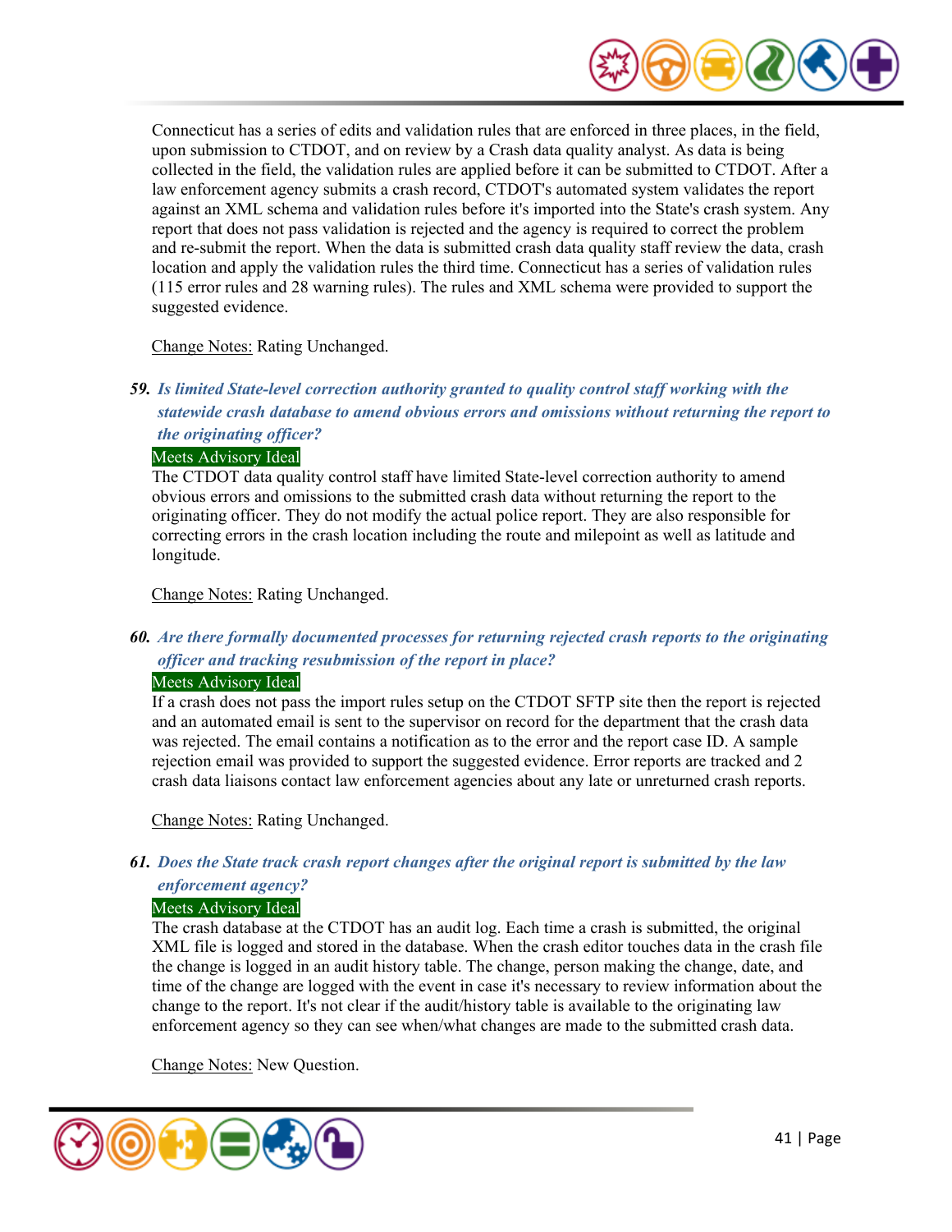Connecticut has a series of edits and validation rules that are enforced in three places, in the field, upon submission to CTDOT, and on review by a Crash data quality analyst. As data is being collected in the field, the validation rules are applied before it can be submitted to CTDOT. After a law enforcement agency submits a crash record, CTDOT's automated system validates the report against an XML schema and validation rules before it's imported into the State's crash system. Any report that does not pass validation is rejected and the agency is required to correct the problem and re-submit the report. When the data is submitted crash data quality staff review the data, crash location and apply the validation rules the third time. Connecticut has a series of validation rules (115 error rules and 28 warning rules). The rules and XML schema were provided to support the suggested evidence.

Change Notes: Rating Unchanged.

***59. Is limited State-level correction authority granted to quality control staff working with the statewide crash database to amend obvious errors and omissions without returning the report to the originating officer?***

Meets Advisory Ideal

The CTDOT data quality control staff have limited State-level correction authority to amend obvious errors and omissions to the submitted crash data without returning the report to the originating officer. They do not modify the actual police report. They are also responsible for correcting errors in the crash location including the route and milepoint as well as latitude and longitude.

Change Notes: Rating Unchanged.

***60. Are there formally documented processes for returning rejected crash reports to the originating officer and tracking resubmission of the report in place?***

Meets Advisory Ideal

If a crash does not pass the import rules setup on the CTDOT SFTP site then the report is rejected and an automated email is sent to the supervisor on record for the department that the crash data was rejected. The email contains a notification as to the error and the report case ID. A sample rejection email was provided to support the suggested evidence. Error reports are tracked and 2 crash data liaisons contact law enforcement agencies about any late or unreturned crash reports.

Change Notes: Rating Unchanged.

***61. Does the State track crash report changes after the original report is submitted by the law enforcement agency?***

Meets Advisory Ideal

The crash database at the CTDOT has an audit log. Each time a crash is submitted, the original XML file is logged and stored in the database. When the crash editor touches data in the crash file the change is logged in an audit history table. The change, person making the change, date, and time of the change are logged with the event in case it's necessary to review information about the change to the report. It's not clear if the audit/history table is available to the originating law enforcement agency so they can see when/what changes are made to the submitted crash data.

Change Notes: New Question.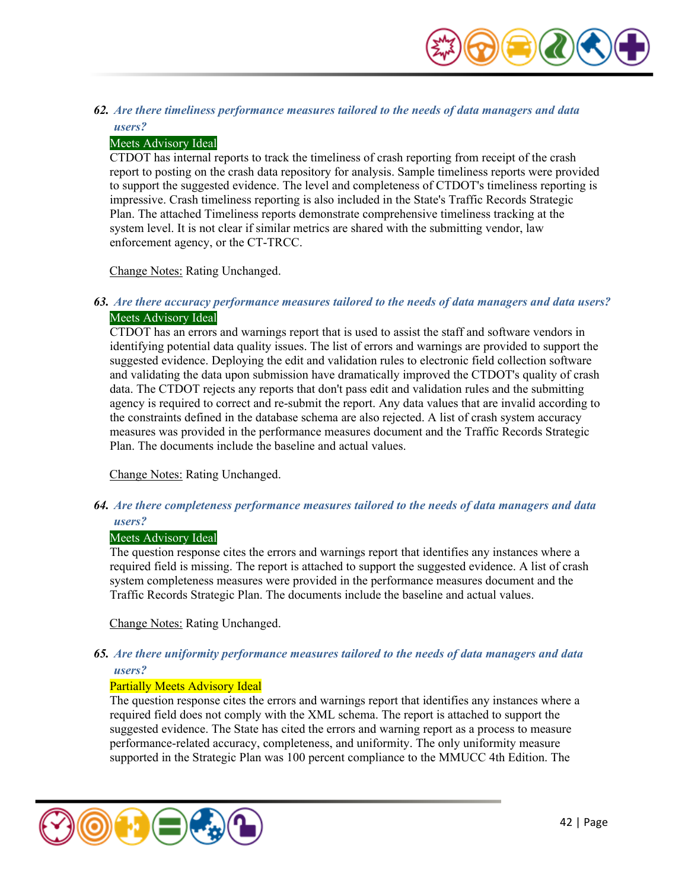***62. Are there timeliness performance measures tailored to the needs of data managers and data users?***

Meets Advisory Ideal

CTDOT has internal reports to track the timeliness of crash reporting from receipt of the crash report to posting on the crash data repository for analysis. Sample timeliness reports were provided to support the suggested evidence. The level and completeness of CTDOT's timeliness reporting is impressive. Crash timeliness reporting is also included in the State's Traffic Records Strategic Plan. The attached Timeliness reports demonstrate comprehensive timeliness tracking at the system level. It is not clear if similar metrics are shared with the submitting vendor, law enforcement agency, or the CT-TRCC.

Change Notes: Rating Unchanged.

***63. Are there accuracy performance measures tailored to the needs of data managers and data users?***

Meets Advisory Ideal

CTDOT has an errors and warnings report that is used to assist the staff and software vendors in identifying potential data quality issues. The list of errors and warnings are provided to support the suggested evidence. Deploying the edit and validation rules to electronic field collection software and validating the data upon submission have dramatically improved the CTDOT's quality of crash data. The CTDOT rejects any reports that don't pass edit and validation rules and the submitting agency is required to correct and re-submit the report. Any data values that are invalid according to the constraints defined in the database schema are also rejected. A list of crash system accuracy measures was provided in the performance measures document and the Traffic Records Strategic Plan. The documents include the baseline and actual values.

Change Notes: Rating Unchanged.

***64. Are there completeness performance measures tailored to the needs of data managers and data users?***

Meets Advisory Ideal

The question response cites the errors and warnings report that identifies any instances where a required field is missing. The report is attached to support the suggested evidence. A list of crash system completeness measures were provided in the performance measures document and the Traffic Records Strategic Plan. The documents include the baseline and actual values.

Change Notes: Rating Unchanged.

***65. Are there uniformity performance measures tailored to the needs of data managers and data users?***

Partially Meets Advisory Ideal

The question response cites the errors and warnings report that identifies any instances where a required field does not comply with the XML schema. The report is attached to support the suggested evidence. The State has cited the errors and warning report as a process to measure performance-related accuracy, completeness, and uniformity. The only uniformity measure supported in the Strategic Plan was 100 percent compliance to the MMUCC 4th Edition. The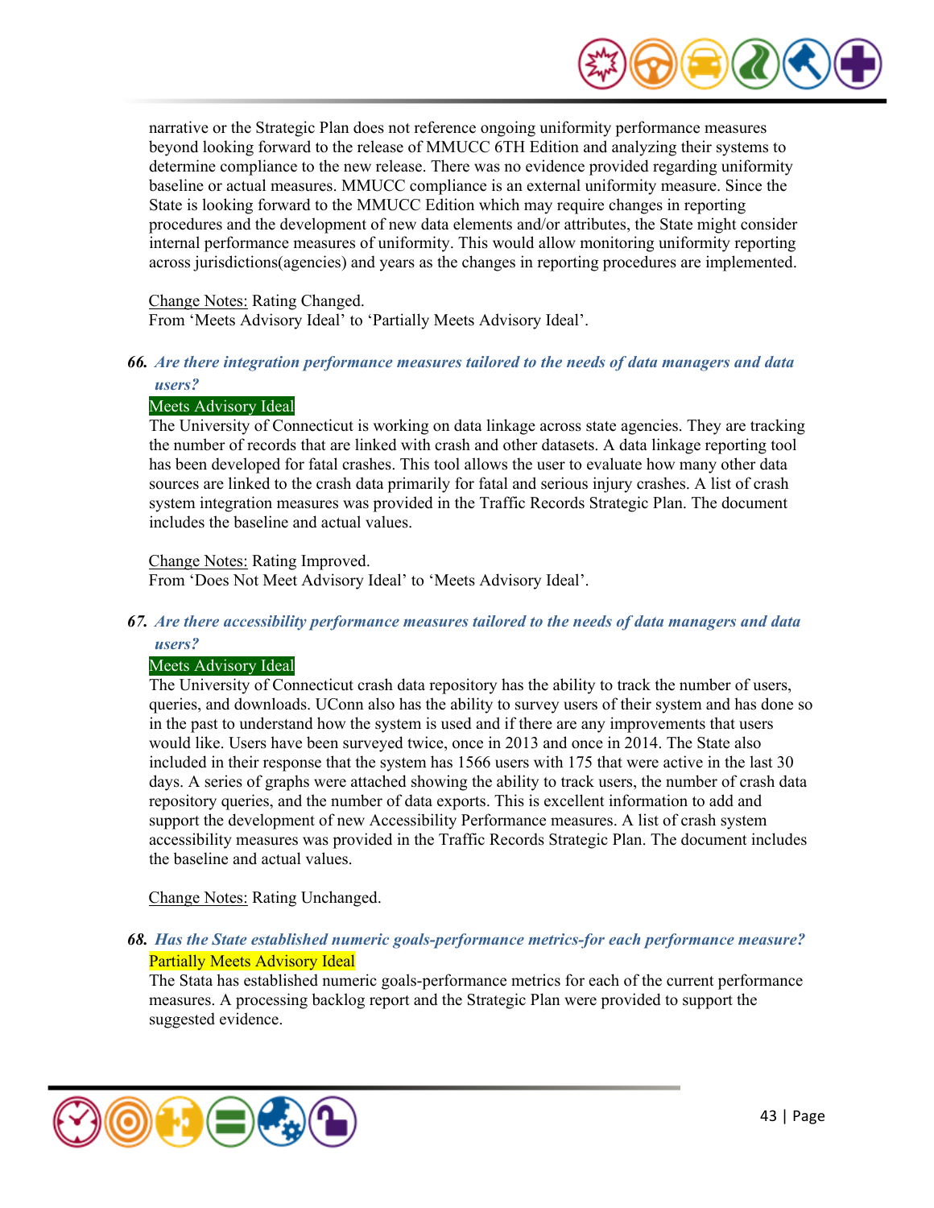narrative or the Strategic Plan does not reference ongoing uniformity performance measures beyond looking forward to the release of MMUCC 6TH Edition and analyzing their systems to determine compliance to the new release. There was no evidence provided regarding uniformity baseline or actual measures. MMUCC compliance is an external uniformity measure. Since the State is looking forward to the MMUCC Edition which may require changes in reporting procedures and the development of new data elements and/or attributes, the State might consider internal performance measures of uniformity. This would allow monitoring uniformity reporting across jurisdictions(agencies) and years as the changes in reporting procedures are implemented.

Change Notes: Rating Changed.
From 'Meets Advisory Ideal' to 'Partially Meets Advisory Ideal'.

**66.** ***Are there integration performance measures tailored to the needs of data managers and data users?***

Meets Advisory Ideal

The University of Connecticut is working on data linkage across state agencies. They are tracking the number of records that are linked with crash and other datasets. A data linkage reporting tool has been developed for fatal crashes. This tool allows the user to evaluate how many other data sources are linked to the crash data primarily for fatal and serious injury crashes. A list of crash system integration measures was provided in the Traffic Records Strategic Plan. The document includes the baseline and actual values.

Change Notes: Rating Improved.
From 'Does Not Meet Advisory Ideal' to 'Meets Advisory Ideal'.

**67.** ***Are there accessibility performance measures tailored to the needs of data managers and data users?***

Meets Advisory Ideal

The University of Connecticut crash data repository has the ability to track the number of users, queries, and downloads. UConn also has the ability to survey users of their system and has done so in the past to understand how the system is used and if there are any improvements that users would like. Users have been surveyed twice, once in 2013 and once in 2014. The State also included in their response that the system has 1566 users with 175 that were active in the last 30 days. A series of graphs were attached showing the ability to track users, the number of crash data repository queries, and the number of data exports. This is excellent information to add and support the development of new Accessibility Performance measures. A list of crash system accessibility measures was provided in the Traffic Records Strategic Plan. The document includes the baseline and actual values.

Change Notes: Rating Unchanged.

**68.** ***Has the State established numeric goals-performance metrics-for each performance measure?***

Partially Meets Advisory Ideal

The Stata has established numeric goals-performance metrics for each of the current performance measures. A processing backlog report and the Strategic Plan were provided to support the suggested evidence.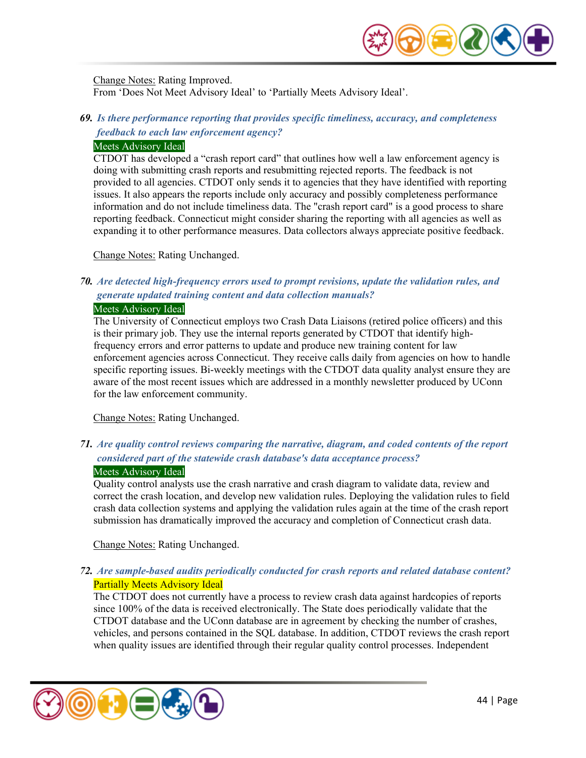Change Notes: Rating Improved.
From 'Does Not Meet Advisory Ideal' to 'Partially Meets Advisory Ideal'.

***69. Is there performance reporting that provides specific timeliness, accuracy, and completeness feedback to each law enforcement agency?***

Meets Advisory Ideal

CTDOT has developed a "crash report card" that outlines how well a law enforcement agency is doing with submitting crash reports and resubmitting rejected reports. The feedback is not provided to all agencies. CTDOT only sends it to agencies that they have identified with reporting issues. It also appears the reports include only accuracy and possibly completeness performance information and do not include timeliness data. The "crash report card" is a good process to share reporting feedback. Connecticut might consider sharing the reporting with all agencies as well as expanding it to other performance measures. Data collectors always appreciate positive feedback.

Change Notes: Rating Unchanged.

***70. Are detected high-frequency errors used to prompt revisions, update the validation rules, and generate updated training content and data collection manuals?***

Meets Advisory Ideal

The University of Connecticut employs two Crash Data Liaisons (retired police officers) and this is their primary job. They use the internal reports generated by CTDOT that identify high-frequency errors and error patterns to update and produce new training content for law enforcement agencies across Connecticut. They receive calls daily from agencies on how to handle specific reporting issues. Bi-weekly meetings with the CTDOT data quality analyst ensure they are aware of the most recent issues which are addressed in a monthly newsletter produced by UConn for the law enforcement community.

Change Notes: Rating Unchanged.

***71. Are quality control reviews comparing the narrative, diagram, and coded contents of the report considered part of the statewide crash database's data acceptance process?***

Meets Advisory Ideal

Quality control analysts use the crash narrative and crash diagram to validate data, review and correct the crash location, and develop new validation rules. Deploying the validation rules to field crash data collection systems and applying the validation rules again at the time of the crash report submission has dramatically improved the accuracy and completion of Connecticut crash data.

Change Notes: Rating Unchanged.

***72. Are sample-based audits periodically conducted for crash reports and related database content?***

Partially Meets Advisory Ideal

The CTDOT does not currently have a process to review crash data against hardcopies of reports since 100% of the data is received electronically. The State does periodically validate that the CTDOT database and the UConn database are in agreement by checking the number of crashes, vehicles, and persons contained in the SQL database. In addition, CTDOT reviews the crash report when quality issues are identified through their regular quality control processes. Independent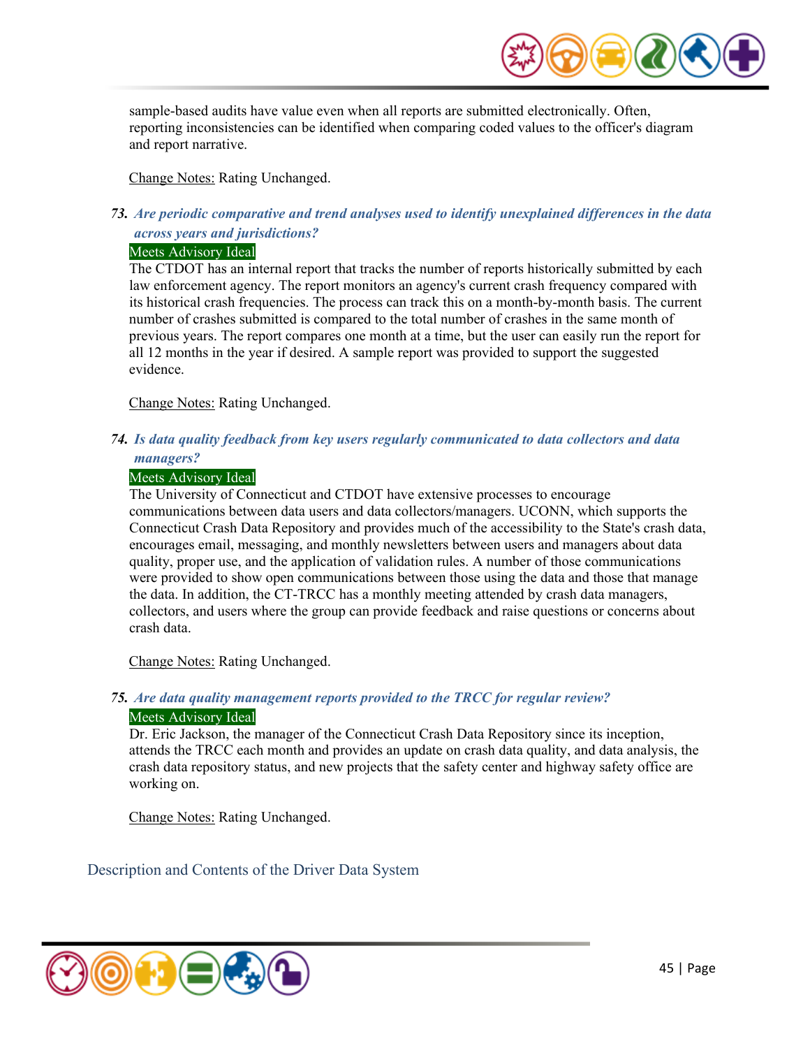sample-based audits have value even when all reports are submitted electronically. Often, reporting inconsistencies can be identified when comparing coded values to the officer's diagram and report narrative.

Change Notes: Rating Unchanged.

**73. *Are periodic comparative and trend analyses used to identify unexplained differences in the data across years and jurisdictions?***

Meets Advisory Ideal

The CTDOT has an internal report that tracks the number of reports historically submitted by each law enforcement agency. The report monitors an agency's current crash frequency compared with its historical crash frequencies. The process can track this on a month-by-month basis. The current number of crashes submitted is compared to the total number of crashes in the same month of previous years. The report compares one month at a time, but the user can easily run the report for all 12 months in the year if desired. A sample report was provided to support the suggested evidence.

Change Notes: Rating Unchanged.

**74. *Is data quality feedback from key users regularly communicated to data collectors and data managers?***

Meets Advisory Ideal

The University of Connecticut and CTDOT have extensive processes to encourage communications between data users and data collectors/managers. UCONN, which supports the Connecticut Crash Data Repository and provides much of the accessibility to the State's crash data, encourages email, messaging, and monthly newsletters between users and managers about data quality, proper use, and the application of validation rules. A number of those communications were provided to show open communications between those using the data and those that manage the data. In addition, the CT-TRCC has a monthly meeting attended by crash data managers, collectors, and users where the group can provide feedback and raise questions or concerns about crash data.

Change Notes: Rating Unchanged.

**75. *Are data quality management reports provided to the TRCC for regular review?***

Meets Advisory Ideal

Dr. Eric Jackson, the manager of the Connecticut Crash Data Repository since its inception, attends the TRCC each month and provides an update on crash data quality, and data analysis, the crash data repository status, and new projects that the safety center and highway safety office are working on.

Change Notes: Rating Unchanged.

## Description and Contents of the Driver Data System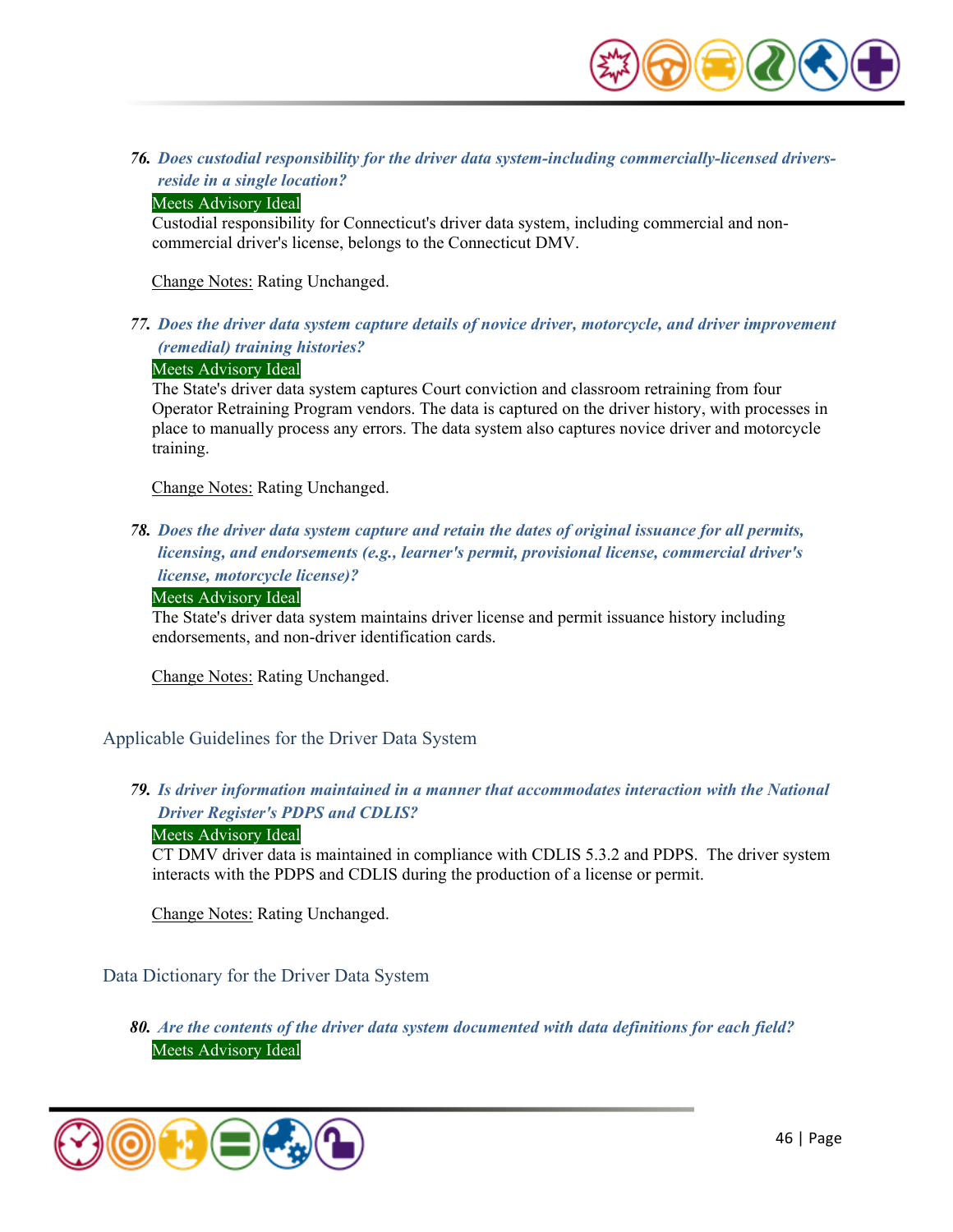**76.** ***Does custodial responsibility for the driver data system-including commercially-licensed drivers-reside in a single location?***

Meets Advisory Ideal

Custodial responsibility for Connecticut's driver data system, including commercial and non-commercial driver's license, belongs to the Connecticut DMV.

Change Notes: Rating Unchanged.

**77.** ***Does the driver data system capture details of novice driver, motorcycle, and driver improvement (remedial) training histories?***

Meets Advisory Ideal

The State's driver data system captures Court conviction and classroom retraining from four Operator Retraining Program vendors. The data is captured on the driver history, with processes in place to manually process any errors. The data system also captures novice driver and motorcycle training.

Change Notes: Rating Unchanged.

**78.** ***Does the driver data system capture and retain the dates of original issuance for all permits, licensing, and endorsements (e.g., learner's permit, provisional license, commercial driver's license, motorcycle license)?***

Meets Advisory Ideal

The State's driver data system maintains driver license and permit issuance history including endorsements, and non-driver identification cards.

Change Notes: Rating Unchanged.

## Applicable Guidelines for the Driver Data System

**79.** ***Is driver information maintained in a manner that accommodates interaction with the National Driver Register's PDPS and CDLIS?***

Meets Advisory Ideal

CT DMV driver data is maintained in compliance with CDLIS 5.3.2 and PDPS. The driver system interacts with the PDPS and CDLIS during the production of a license or permit.

Change Notes: Rating Unchanged.

## Data Dictionary for the Driver Data System

**80.** ***Are the contents of the driver data system documented with data definitions for each field?***

Meets Advisory Ideal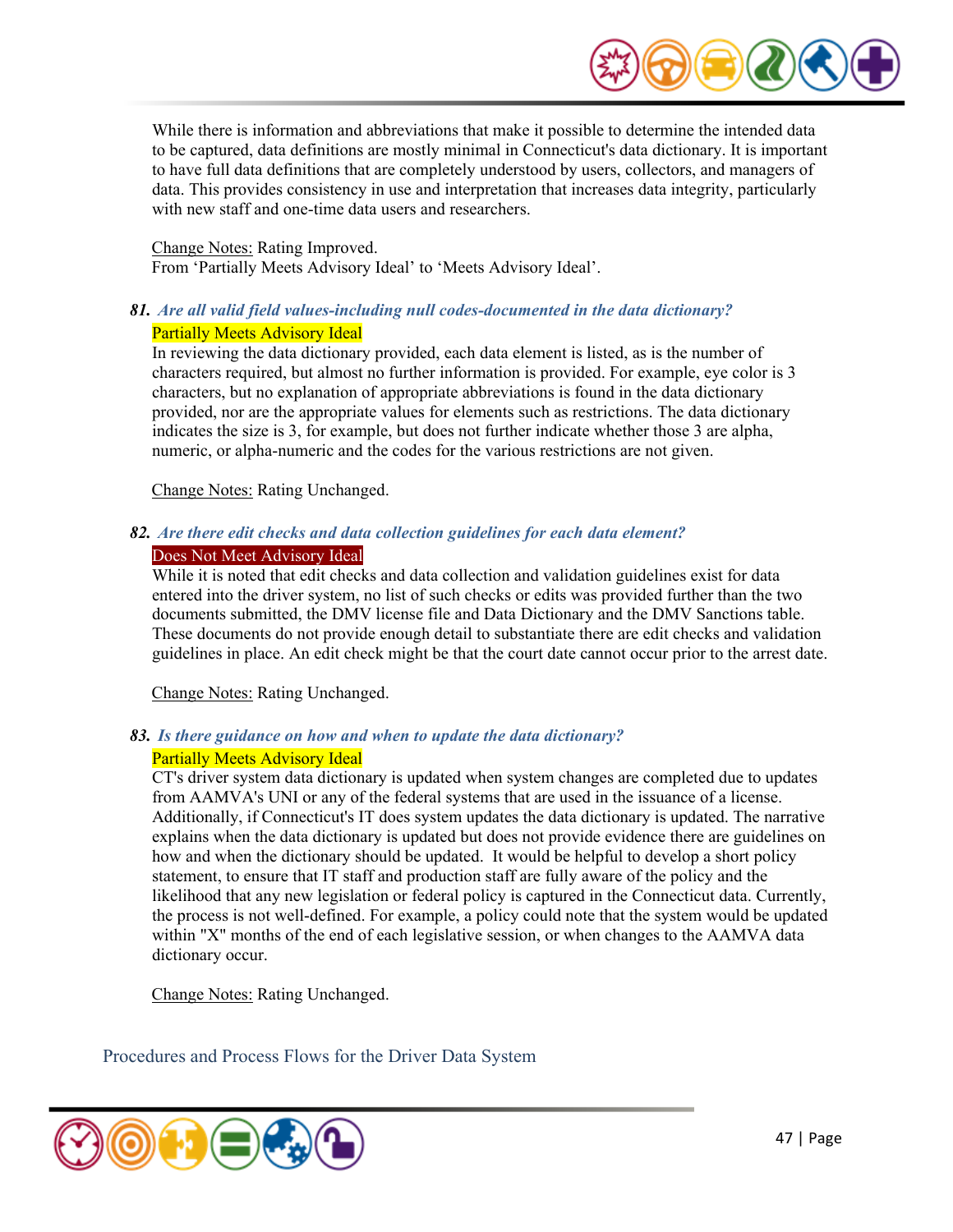While there is information and abbreviations that make it possible to determine the intended data to be captured, data definitions are mostly minimal in Connecticut's data dictionary. It is important to have full data definitions that are completely understood by users, collectors, and managers of data. This provides consistency in use and interpretation that increases data integrity, particularly with new staff and one-time data users and researchers.

Change Notes: Rating Improved.
From 'Partially Meets Advisory Ideal' to 'Meets Advisory Ideal'.

### 81. *Are all valid field values-including null codes-documented in the data dictionary?*

Partially Meets Advisory Ideal

In reviewing the data dictionary provided, each data element is listed, as is the number of characters required, but almost no further information is provided. For example, eye color is 3 characters, but no explanation of appropriate abbreviations is found in the data dictionary provided, nor are the appropriate values for elements such as restrictions. The data dictionary indicates the size is 3, for example, but does not further indicate whether those 3 are alpha, numeric, or alpha-numeric and the codes for the various restrictions are not given.

Change Notes: Rating Unchanged.

### 82. *Are there edit checks and data collection guidelines for each data element?*

Does Not Meet Advisory Ideal

While it is noted that edit checks and data collection and validation guidelines exist for data entered into the driver system, no list of such checks or edits was provided further than the two documents submitted, the DMV license file and Data Dictionary and the DMV Sanctions table. These documents do not provide enough detail to substantiate there are edit checks and validation guidelines in place. An edit check might be that the court date cannot occur prior to the arrest date.

Change Notes: Rating Unchanged.

### 83. *Is there guidance on how and when to update the data dictionary?*

Partially Meets Advisory Ideal

CT's driver system data dictionary is updated when system changes are completed due to updates from AAMVA's UNI or any of the federal systems that are used in the issuance of a license. Additionally, if Connecticut's IT does system updates the data dictionary is updated. The narrative explains when the data dictionary is updated but does not provide evidence there are guidelines on how and when the dictionary should be updated. It would be helpful to develop a short policy statement, to ensure that IT staff and production staff are fully aware of the policy and the likelihood that any new legislation or federal policy is captured in the Connecticut data. Currently, the process is not well-defined. For example, a policy could note that the system would be updated within "X" months of the end of each legislative session, or when changes to the AAMVA data dictionary occur.

Change Notes: Rating Unchanged.

## Procedures and Process Flows for the Driver Data System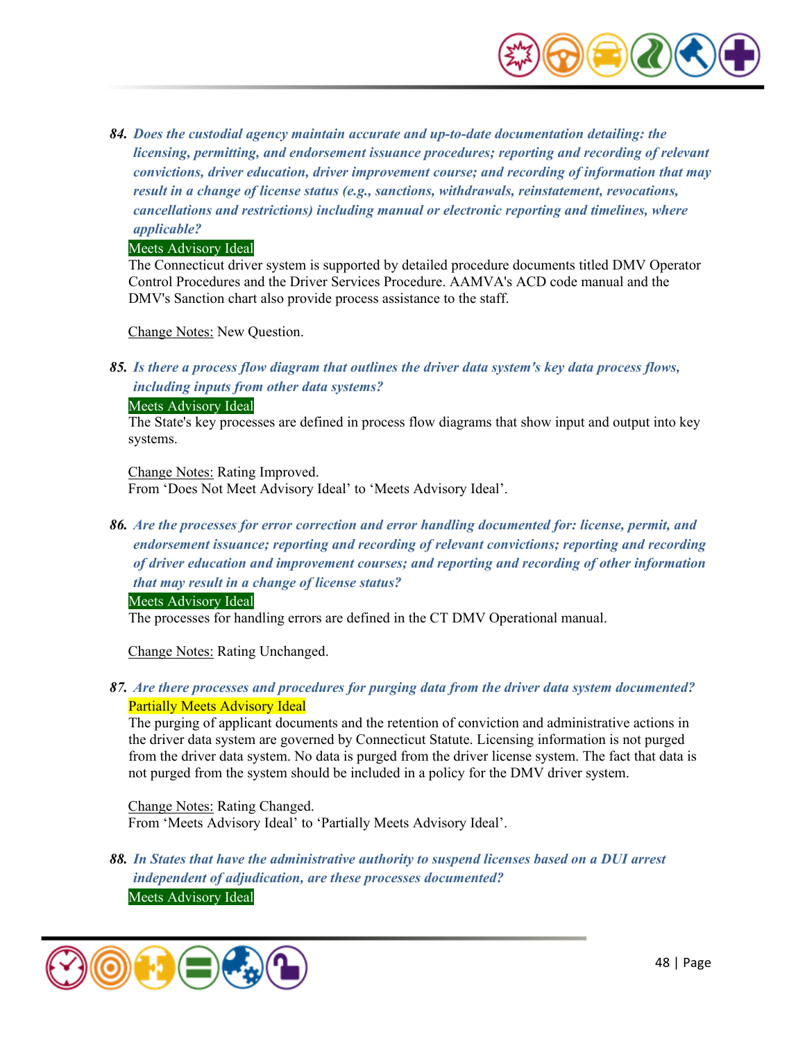**84.** ***Does the custodial agency maintain accurate and up-to-date documentation detailing: the licensing, permitting, and endorsement issuance procedures; reporting and recording of relevant convictions, driver education, driver improvement course; and recording of information that may result in a change of license status (e.g., sanctions, withdrawals, reinstatement, revocations, cancellations and restrictions) including manual or electronic reporting and timelines, where applicable?***

Meets Advisory Ideal

The Connecticut driver system is supported by detailed procedure documents titled DMV Operator Control Procedures and the Driver Services Procedure. AAMVA's ACD code manual and the DMV's Sanction chart also provide process assistance to the staff.

Change Notes: New Question.

**85.** ***Is there a process flow diagram that outlines the driver data system's key data process flows, including inputs from other data systems?***

Meets Advisory Ideal

The State's key processes are defined in process flow diagrams that show input and output into key systems.

Change Notes: Rating Improved.
From 'Does Not Meet Advisory Ideal' to 'Meets Advisory Ideal'.

**86.** ***Are the processes for error correction and error handling documented for: license, permit, and endorsement issuance; reporting and recording of relevant convictions; reporting and recording of driver education and improvement courses; and reporting and recording of other information that may result in a change of license status?***

Meets Advisory Ideal

The processes for handling errors are defined in the CT DMV Operational manual.

Change Notes: Rating Unchanged.

**87.** ***Are there processes and procedures for purging data from the driver data system documented?***

Partially Meets Advisory Ideal

The purging of applicant documents and the retention of conviction and administrative actions in the driver data system are governed by Connecticut Statute. Licensing information is not purged from the driver data system. No data is purged from the driver license system. The fact that data is not purged from the system should be included in a policy for the DMV driver system.

Change Notes: Rating Changed.
From 'Meets Advisory Ideal' to 'Partially Meets Advisory Ideal'.

**88.** ***In States that have the administrative authority to suspend licenses based on a DUI arrest independent of adjudication, are these processes documented?***

Meets Advisory Ideal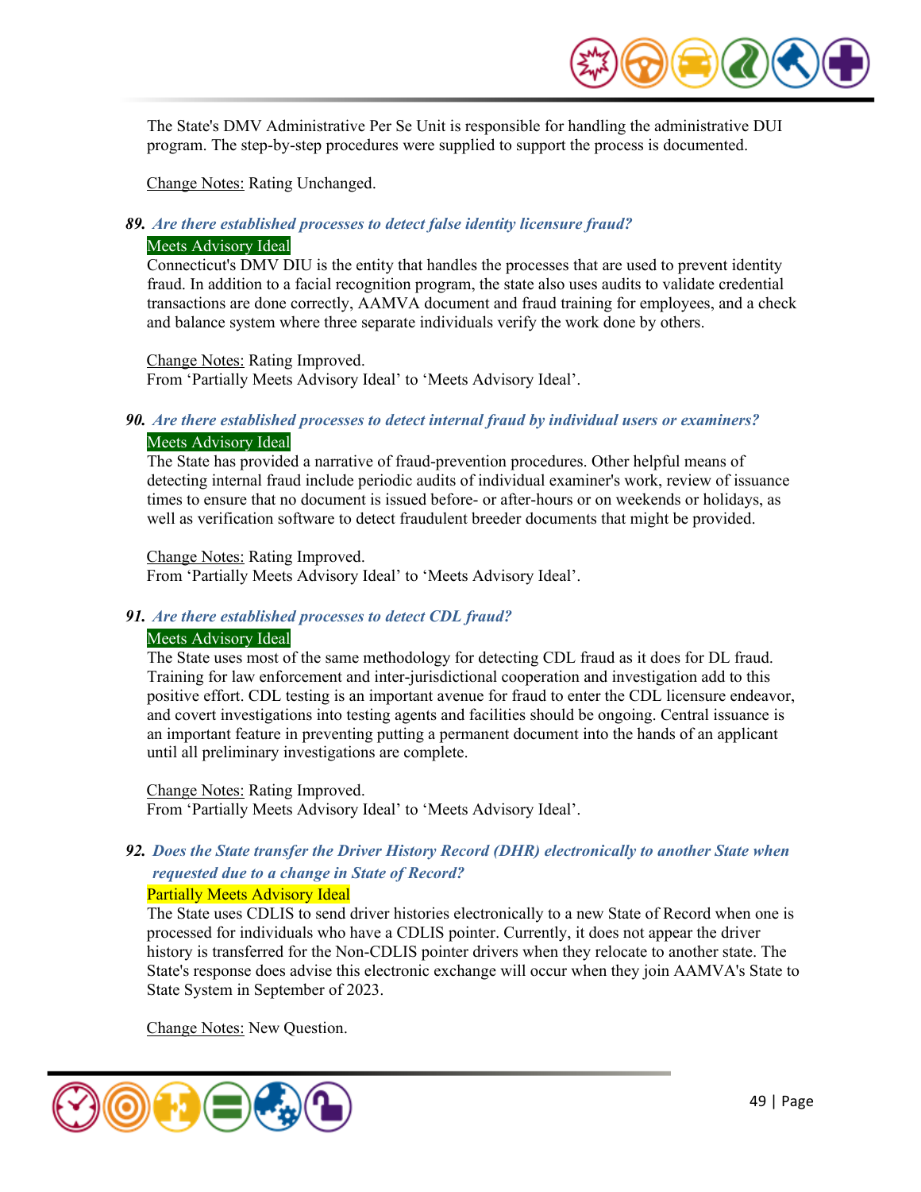The State's DMV Administrative Per Se Unit is responsible for handling the administrative DUI program. The step-by-step procedures were supplied to support the process is documented.

Change Notes: Rating Unchanged.

**89. *Are there established processes to detect false identity licensure fraud?***

Meets Advisory Ideal

Connecticut's DMV DIU is the entity that handles the processes that are used to prevent identity fraud. In addition to a facial recognition program, the state also uses audits to validate credential transactions are done correctly, AAMVA document and fraud training for employees, and a check and balance system where three separate individuals verify the work done by others.

Change Notes: Rating Improved.
From 'Partially Meets Advisory Ideal' to 'Meets Advisory Ideal'.

**90. *Are there established processes to detect internal fraud by individual users or examiners?***

Meets Advisory Ideal

The State has provided a narrative of fraud-prevention procedures. Other helpful means of detecting internal fraud include periodic audits of individual examiner's work, review of issuance times to ensure that no document is issued before- or after-hours or on weekends or holidays, as well as verification software to detect fraudulent breeder documents that might be provided.

Change Notes: Rating Improved.
From 'Partially Meets Advisory Ideal' to 'Meets Advisory Ideal'.

**91. *Are there established processes to detect CDL fraud?***

Meets Advisory Ideal

The State uses most of the same methodology for detecting CDL fraud as it does for DL fraud. Training for law enforcement and inter-jurisdictional cooperation and investigation add to this positive effort. CDL testing is an important avenue for fraud to enter the CDL licensure endeavor, and covert investigations into testing agents and facilities should be ongoing. Central issuance is an important feature in preventing putting a permanent document into the hands of an applicant until all preliminary investigations are complete.

Change Notes: Rating Improved.
From 'Partially Meets Advisory Ideal' to 'Meets Advisory Ideal'.

**92. *Does the State transfer the Driver History Record (DHR) electronically to another State when requested due to a change in State of Record?***

Partially Meets Advisory Ideal

The State uses CDLIS to send driver histories electronically to a new State of Record when one is processed for individuals who have a CDLIS pointer. Currently, it does not appear the driver history is transferred for the Non-CDLIS pointer drivers when they relocate to another state. The State's response does advise this electronic exchange will occur when they join AAMVA's State to State System in September of 2023.

Change Notes: New Question.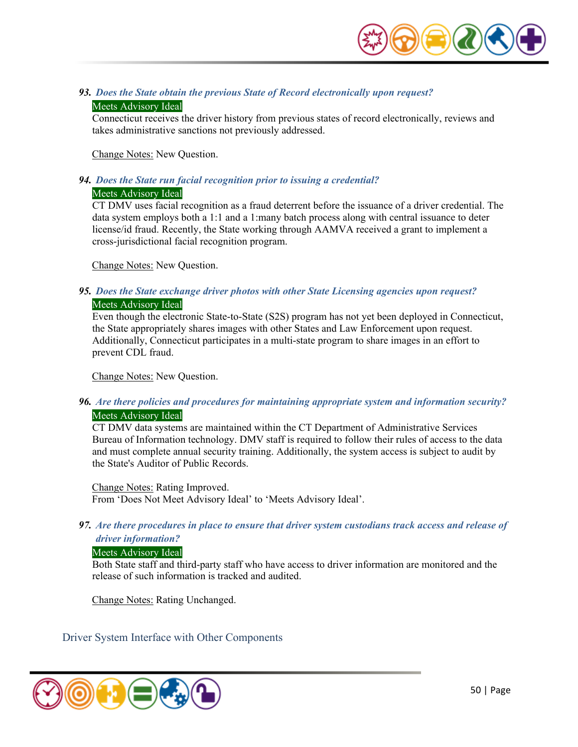***93. Does the State obtain the previous State of Record electronically upon request?***

Meets Advisory Ideal

Connecticut receives the driver history from previous states of record electronically, reviews and takes administrative sanctions not previously addressed.

Change Notes: New Question.

***94. Does the State run facial recognition prior to issuing a credential?***

Meets Advisory Ideal

CT DMV uses facial recognition as a fraud deterrent before the issuance of a driver credential. The data system employs both a 1:1 and a 1:many batch process along with central issuance to deter license/id fraud. Recently, the State working through AAMVA received a grant to implement a cross-jurisdictional facial recognition program.

Change Notes: New Question.

***95. Does the State exchange driver photos with other State Licensing agencies upon request?***

Meets Advisory Ideal

Even though the electronic State-to-State (S2S) program has not yet been deployed in Connecticut, the State appropriately shares images with other States and Law Enforcement upon request. Additionally, Connecticut participates in a multi-state program to share images in an effort to prevent CDL fraud.

Change Notes: New Question.

***96. Are there policies and procedures for maintaining appropriate system and information security?***

Meets Advisory Ideal

CT DMV data systems are maintained within the CT Department of Administrative Services Bureau of Information technology. DMV staff is required to follow their rules of access to the data and must complete annual security training. Additionally, the system access is subject to audit by the State's Auditor of Public Records.

Change Notes: Rating Improved.
From 'Does Not Meet Advisory Ideal' to 'Meets Advisory Ideal'.

***97. Are there procedures in place to ensure that driver system custodians track access and release of driver information?***

Meets Advisory Ideal

Both State staff and third-party staff who have access to driver information are monitored and the release of such information is tracked and audited.

Change Notes: Rating Unchanged.

## Driver System Interface with Other Components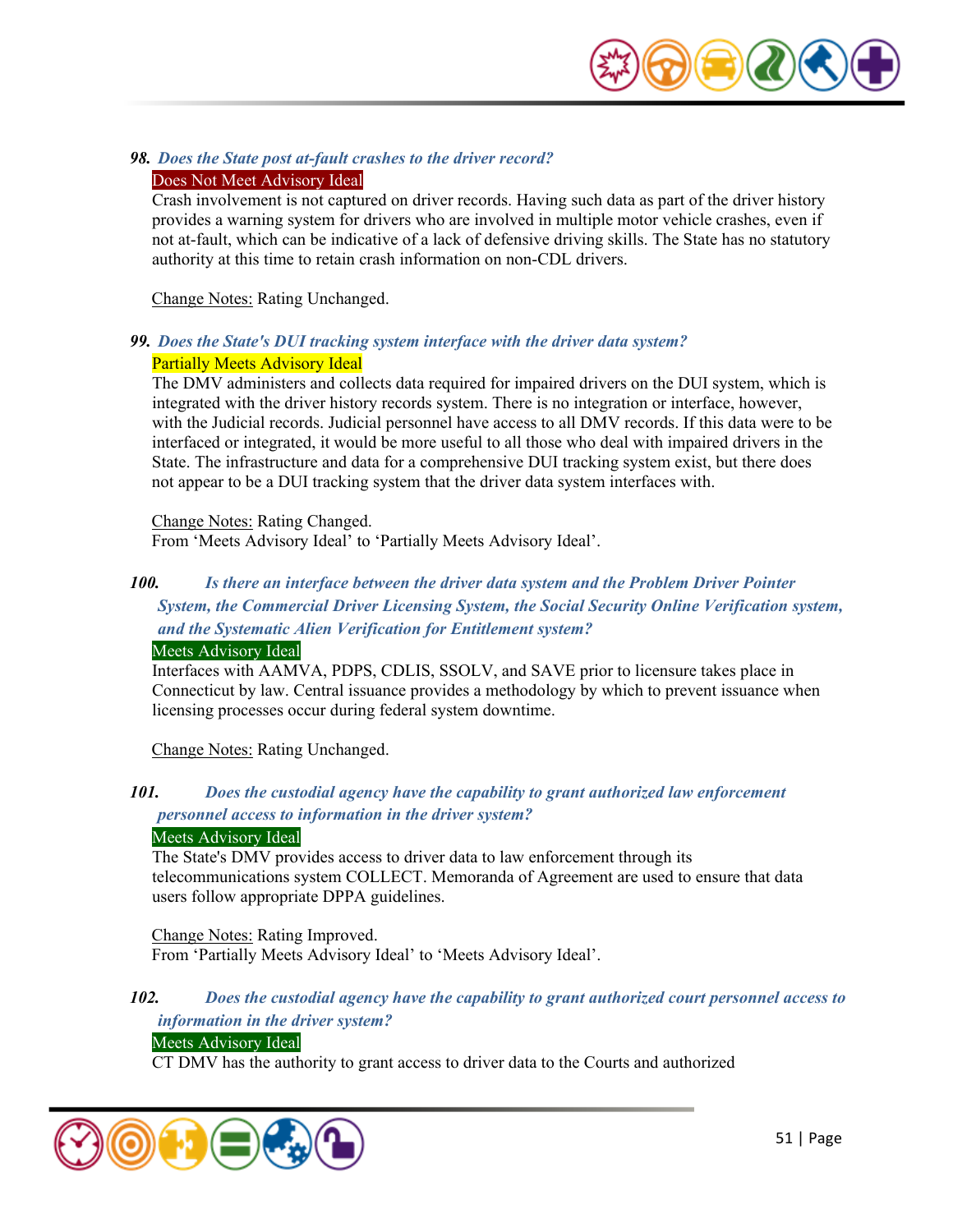### 98. *Does the State post at-fault crashes to the driver record?*

Does Not Meet Advisory Ideal

Crash involvement is not captured on driver records. Having such data as part of the driver history provides a warning system for drivers who are involved in multiple motor vehicle crashes, even if not at-fault, which can be indicative of a lack of defensive driving skills. The State has no statutory authority at this time to retain crash information on non-CDL drivers.

Change Notes: Rating Unchanged.

### 99. *Does the State's DUI tracking system interface with the driver data system?*

Partially Meets Advisory Ideal

The DMV administers and collects data required for impaired drivers on the DUI system, which is integrated with the driver history records system. There is no integration or interface, however, with the Judicial records. Judicial personnel have access to all DMV records. If this data were to be interfaced or integrated, it would be more useful to all those who deal with impaired drivers in the State. The infrastructure and data for a comprehensive DUI tracking system exist, but there does not appear to be a DUI tracking system that the driver data system interfaces with.

Change Notes: Rating Changed.
From 'Meets Advisory Ideal' to 'Partially Meets Advisory Ideal'.

### 100. *Is there an interface between the driver data system and the Problem Driver Pointer System, the Commercial Driver Licensing System, the Social Security Online Verification system, and the Systematic Alien Verification for Entitlement system?*

Meets Advisory Ideal

Interfaces with AAMVA, PDPS, CDLIS, SSOLV, and SAVE prior to licensure takes place in Connecticut by law. Central issuance provides a methodology by which to prevent issuance when licensing processes occur during federal system downtime.

Change Notes: Rating Unchanged.

### 101. *Does the custodial agency have the capability to grant authorized law enforcement personnel access to information in the driver system?*

Meets Advisory Ideal

The State's DMV provides access to driver data to law enforcement through its telecommunications system COLLECT. Memoranda of Agreement are used to ensure that data users follow appropriate DPPA guidelines.

Change Notes: Rating Improved.
From 'Partially Meets Advisory Ideal' to 'Meets Advisory Ideal'.

### 102. *Does the custodial agency have the capability to grant authorized court personnel access to information in the driver system?*

Meets Advisory Ideal

CT DMV has the authority to grant access to driver data to the Courts and authorized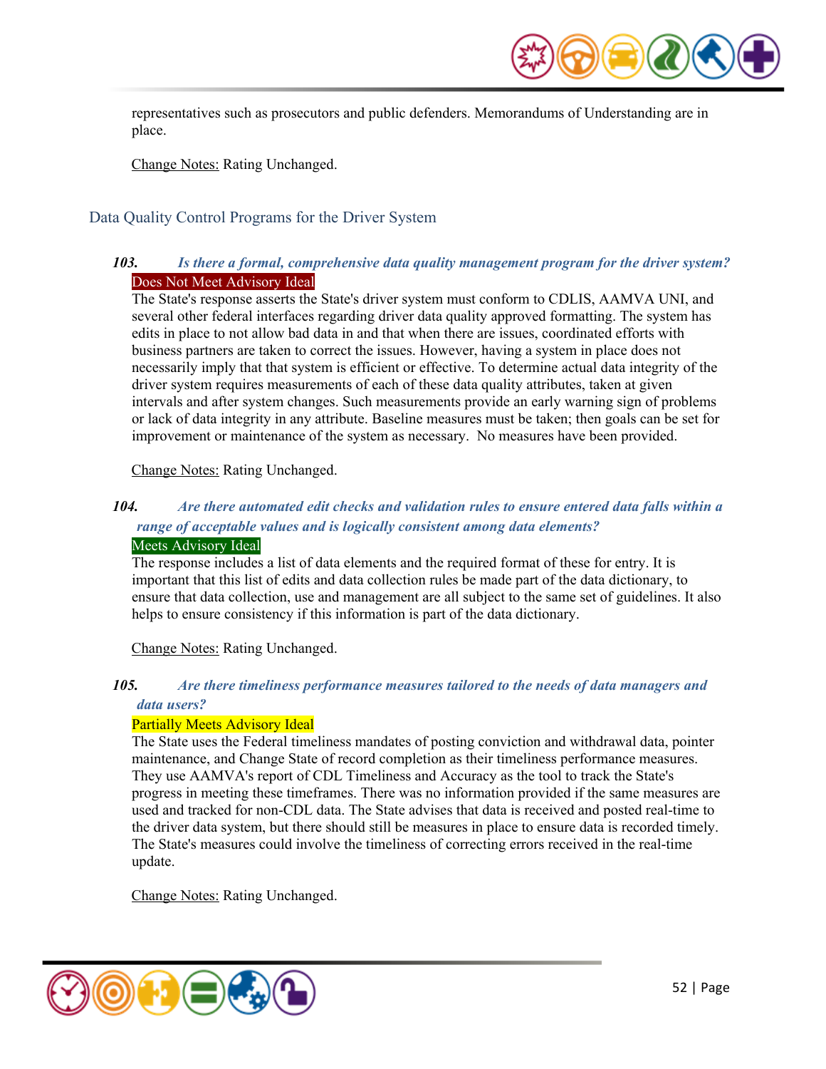representatives such as prosecutors and public defenders. Memorandums of Understanding are in place.

Change Notes: Rating Unchanged.

## Data Quality Control Programs for the Driver System

***103. Is there a formal, comprehensive data quality management program for the driver system?***

Does Not Meet Advisory Ideal

The State's response asserts the State's driver system must conform to CDLIS, AAMVA UNI, and several other federal interfaces regarding driver data quality approved formatting. The system has edits in place to not allow bad data in and that when there are issues, coordinated efforts with business partners are taken to correct the issues. However, having a system in place does not necessarily imply that that system is efficient or effective. To determine actual data integrity of the driver system requires measurements of each of these data quality attributes, taken at given intervals and after system changes. Such measurements provide an early warning sign of problems or lack of data integrity in any attribute. Baseline measures must be taken; then goals can be set for improvement or maintenance of the system as necessary. No measures have been provided.

Change Notes: Rating Unchanged.

***104. Are there automated edit checks and validation rules to ensure entered data falls within a range of acceptable values and is logically consistent among data elements?***

Meets Advisory Ideal

The response includes a list of data elements and the required format of these for entry. It is important that this list of edits and data collection rules be made part of the data dictionary, to ensure that data collection, use and management are all subject to the same set of guidelines. It also helps to ensure consistency if this information is part of the data dictionary.

Change Notes: Rating Unchanged.

***105. Are there timeliness performance measures tailored to the needs of data managers and data users?***

Partially Meets Advisory Ideal

The State uses the Federal timeliness mandates of posting conviction and withdrawal data, pointer maintenance, and Change State of record completion as their timeliness performance measures. They use AAMVA's report of CDL Timeliness and Accuracy as the tool to track the State's progress in meeting these timeframes. There was no information provided if the same measures are used and tracked for non-CDL data. The State advises that data is received and posted real-time to the driver data system, but there should still be measures in place to ensure data is recorded timely. The State's measures could involve the timeliness of correcting errors received in the real-time update.

Change Notes: Rating Unchanged.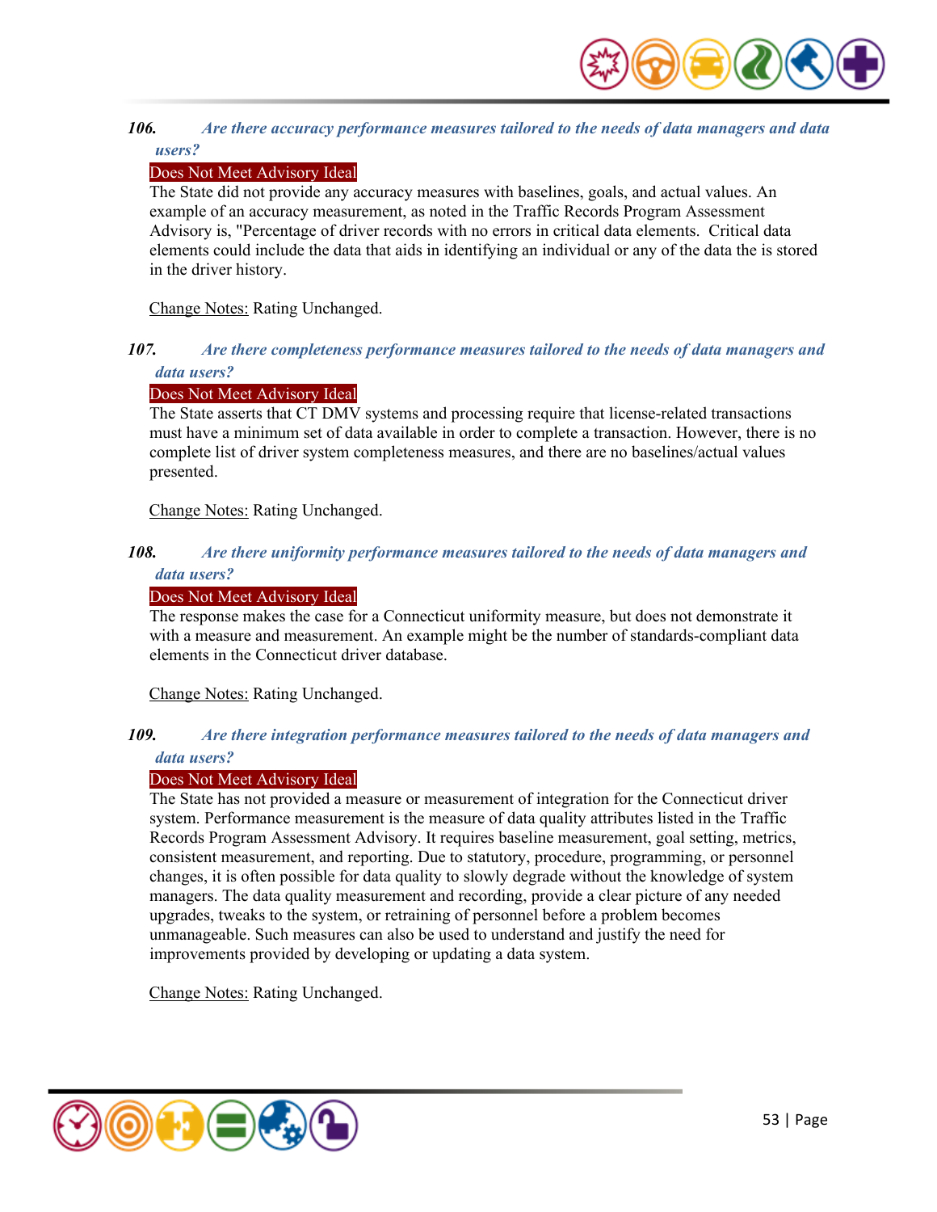### 106. *Are there accuracy performance measures tailored to the needs of data managers and data users?*

Does Not Meet Advisory Ideal

The State did not provide any accuracy measures with baselines, goals, and actual values. An example of an accuracy measurement, as noted in the Traffic Records Program Assessment Advisory is, "Percentage of driver records with no errors in critical data elements. Critical data elements could include the data that aids in identifying an individual or any of the data the is stored in the driver history.

Change Notes: Rating Unchanged.

### 107. *Are there completeness performance measures tailored to the needs of data managers and data users?*

Does Not Meet Advisory Ideal

The State asserts that CT DMV systems and processing require that license-related transactions must have a minimum set of data available in order to complete a transaction. However, there is no complete list of driver system completeness measures, and there are no baselines/actual values presented.

Change Notes: Rating Unchanged.

### 108. *Are there uniformity performance measures tailored to the needs of data managers and data users?*

Does Not Meet Advisory Ideal

The response makes the case for a Connecticut uniformity measure, but does not demonstrate it with a measure and measurement. An example might be the number of standards-compliant data elements in the Connecticut driver database.

Change Notes: Rating Unchanged.

### 109. *Are there integration performance measures tailored to the needs of data managers and data users?*

Does Not Meet Advisory Ideal

The State has not provided a measure or measurement of integration for the Connecticut driver system. Performance measurement is the measure of data quality attributes listed in the Traffic Records Program Assessment Advisory. It requires baseline measurement, goal setting, metrics, consistent measurement, and reporting. Due to statutory, procedure, programming, or personnel changes, it is often possible for data quality to slowly degrade without the knowledge of system managers. The data quality measurement and recording, provide a clear picture of any needed upgrades, tweaks to the system, or retraining of personnel before a problem becomes unmanageable. Such measures can also be used to understand and justify the need for improvements provided by developing or updating a data system.

Change Notes: Rating Unchanged.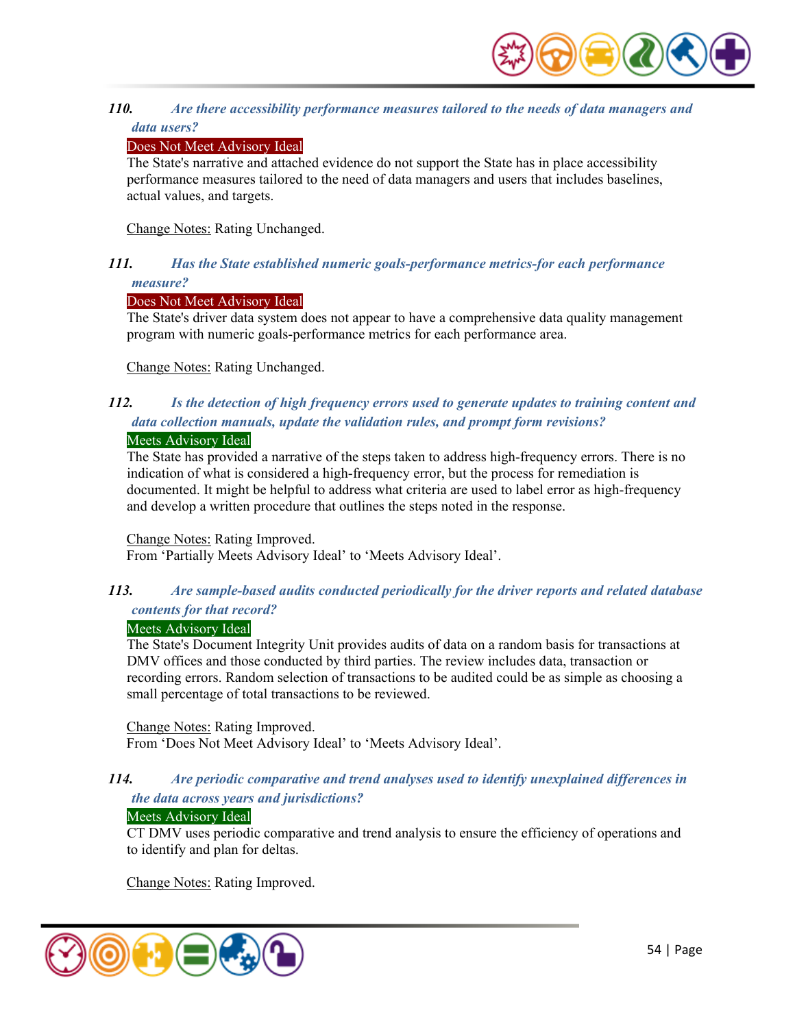### 110. *Are there accessibility performance measures tailored to the needs of data managers and data users?*

Does Not Meet Advisory Ideal

The State's narrative and attached evidence do not support the State has in place accessibility performance measures tailored to the need of data managers and users that includes baselines, actual values, and targets.

Change Notes: Rating Unchanged.

### 111. *Has the State established numeric goals-performance metrics-for each performance measure?*

Does Not Meet Advisory Ideal

The State's driver data system does not appear to have a comprehensive data quality management program with numeric goals-performance metrics for each performance area.

Change Notes: Rating Unchanged.

### 112. *Is the detection of high frequency errors used to generate updates to training content and data collection manuals, update the validation rules, and prompt form revisions?*

Meets Advisory Ideal

The State has provided a narrative of the steps taken to address high-frequency errors. There is no indication of what is considered a high-frequency error, but the process for remediation is documented. It might be helpful to address what criteria are used to label error as high-frequency and develop a written procedure that outlines the steps noted in the response.

Change Notes: Rating Improved.
From 'Partially Meets Advisory Ideal' to 'Meets Advisory Ideal'.

### 113. *Are sample-based audits conducted periodically for the driver reports and related database contents for that record?*

Meets Advisory Ideal

The State's Document Integrity Unit provides audits of data on a random basis for transactions at DMV offices and those conducted by third parties. The review includes data, transaction or recording errors. Random selection of transactions to be audited could be as simple as choosing a small percentage of total transactions to be reviewed.

Change Notes: Rating Improved.
From 'Does Not Meet Advisory Ideal' to 'Meets Advisory Ideal'.

### 114. *Are periodic comparative and trend analyses used to identify unexplained differences in the data across years and jurisdictions?*

Meets Advisory Ideal

CT DMV uses periodic comparative and trend analysis to ensure the efficiency of operations and to identify and plan for deltas.

Change Notes: Rating Improved.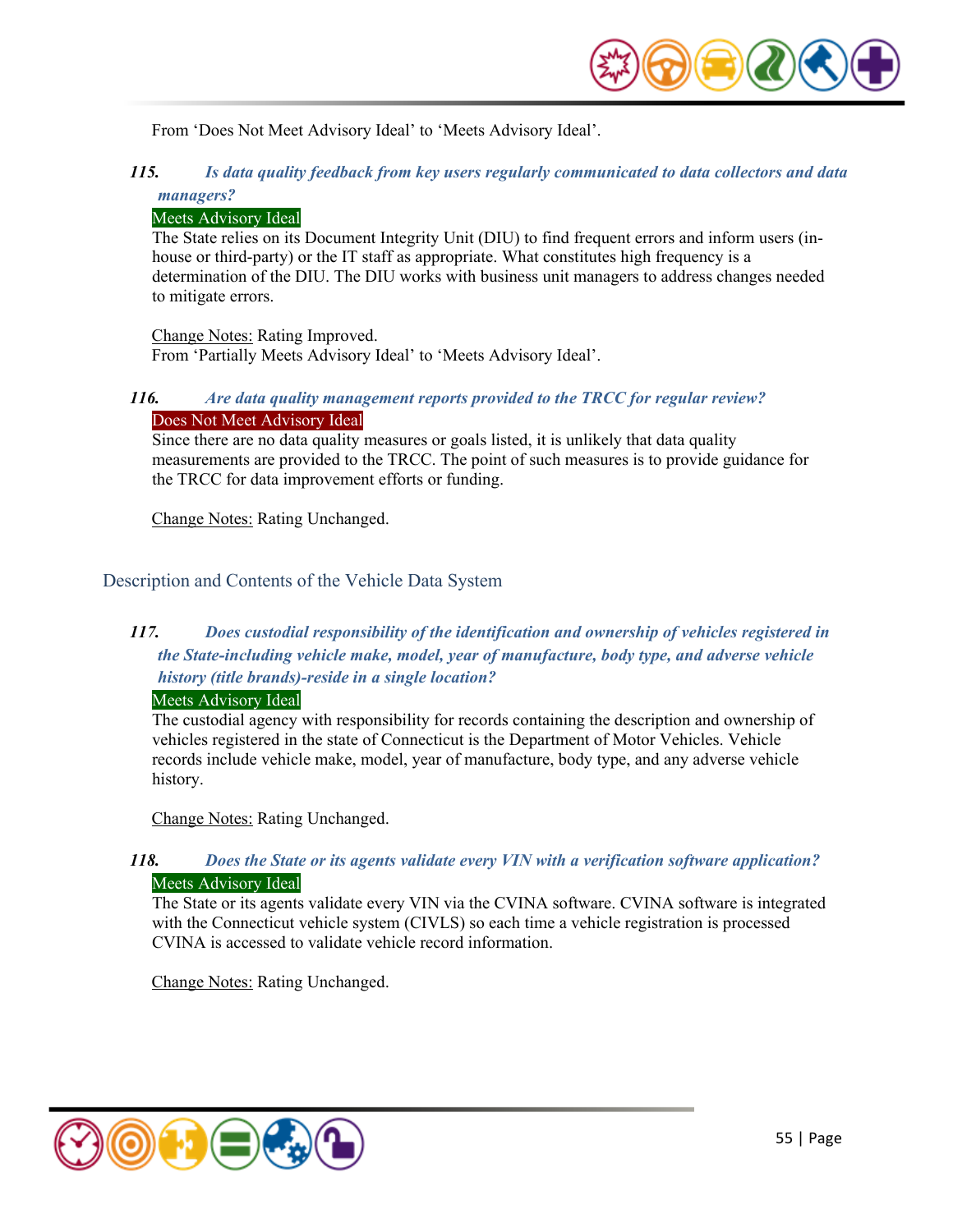From 'Does Not Meet Advisory Ideal' to 'Meets Advisory Ideal'.

***115. Is data quality feedback from key users regularly communicated to data collectors and data managers?***

Meets Advisory Ideal

The State relies on its Document Integrity Unit (DIU) to find frequent errors and inform users (in-house or third-party) or the IT staff as appropriate. What constitutes high frequency is a determination of the DIU. The DIU works with business unit managers to address changes needed to mitigate errors.

Change Notes: Rating Improved.
From 'Partially Meets Advisory Ideal' to 'Meets Advisory Ideal'.

***116. Are data quality management reports provided to the TRCC for regular review?***

Does Not Meet Advisory Ideal

Since there are no data quality measures or goals listed, it is unlikely that data quality measurements are provided to the TRCC. The point of such measures is to provide guidance for the TRCC for data improvement efforts or funding.

Change Notes: Rating Unchanged.

## Description and Contents of the Vehicle Data System

***117. Does custodial responsibility of the identification and ownership of vehicles registered in the State-including vehicle make, model, year of manufacture, body type, and adverse vehicle history (title brands)-reside in a single location?***

Meets Advisory Ideal

The custodial agency with responsibility for records containing the description and ownership of vehicles registered in the state of Connecticut is the Department of Motor Vehicles. Vehicle records include vehicle make, model, year of manufacture, body type, and any adverse vehicle history.

Change Notes: Rating Unchanged.

***118. Does the State or its agents validate every VIN with a verification software application?***

Meets Advisory Ideal

The State or its agents validate every VIN via the CVINA software. CVINA software is integrated with the Connecticut vehicle system (CIVLS) so each time a vehicle registration is processed CVINA is accessed to validate vehicle record information.

Change Notes: Rating Unchanged.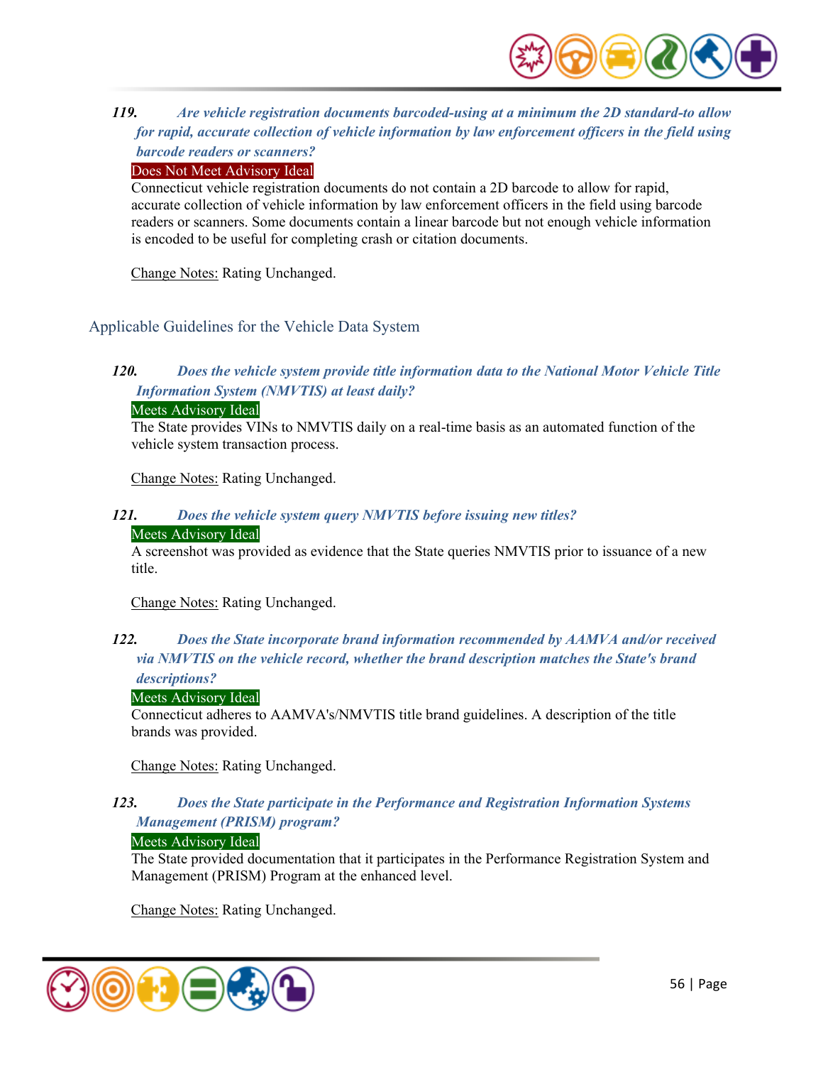***119. Are vehicle registration documents barcoded-using at a minimum the 2D standard-to allow for rapid, accurate collection of vehicle information by law enforcement officers in the field using barcode readers or scanners?***

Does Not Meet Advisory Ideal

Connecticut vehicle registration documents do not contain a 2D barcode to allow for rapid, accurate collection of vehicle information by law enforcement officers in the field using barcode readers or scanners. Some documents contain a linear barcode but not enough vehicle information is encoded to be useful for completing crash or citation documents.

Change Notes: Rating Unchanged.

## Applicable Guidelines for the Vehicle Data System

***120. Does the vehicle system provide title information data to the National Motor Vehicle Title Information System (NMVTIS) at least daily?***

Meets Advisory Ideal

The State provides VINs to NMVTIS daily on a real-time basis as an automated function of the vehicle system transaction process.

Change Notes: Rating Unchanged.

***121. Does the vehicle system query NMVTIS before issuing new titles?***

Meets Advisory Ideal

A screenshot was provided as evidence that the State queries NMVTIS prior to issuance of a new title.

Change Notes: Rating Unchanged.

***122. Does the State incorporate brand information recommended by AAMVA and/or received via NMVTIS on the vehicle record, whether the brand description matches the State's brand descriptions?***

Meets Advisory Ideal

Connecticut adheres to AAMVA's/NMVTIS title brand guidelines. A description of the title brands was provided.

Change Notes: Rating Unchanged.

***123. Does the State participate in the Performance and Registration Information Systems Management (PRISM) program?***

Meets Advisory Ideal

The State provided documentation that it participates in the Performance Registration System and Management (PRISM) Program at the enhanced level.

Change Notes: Rating Unchanged.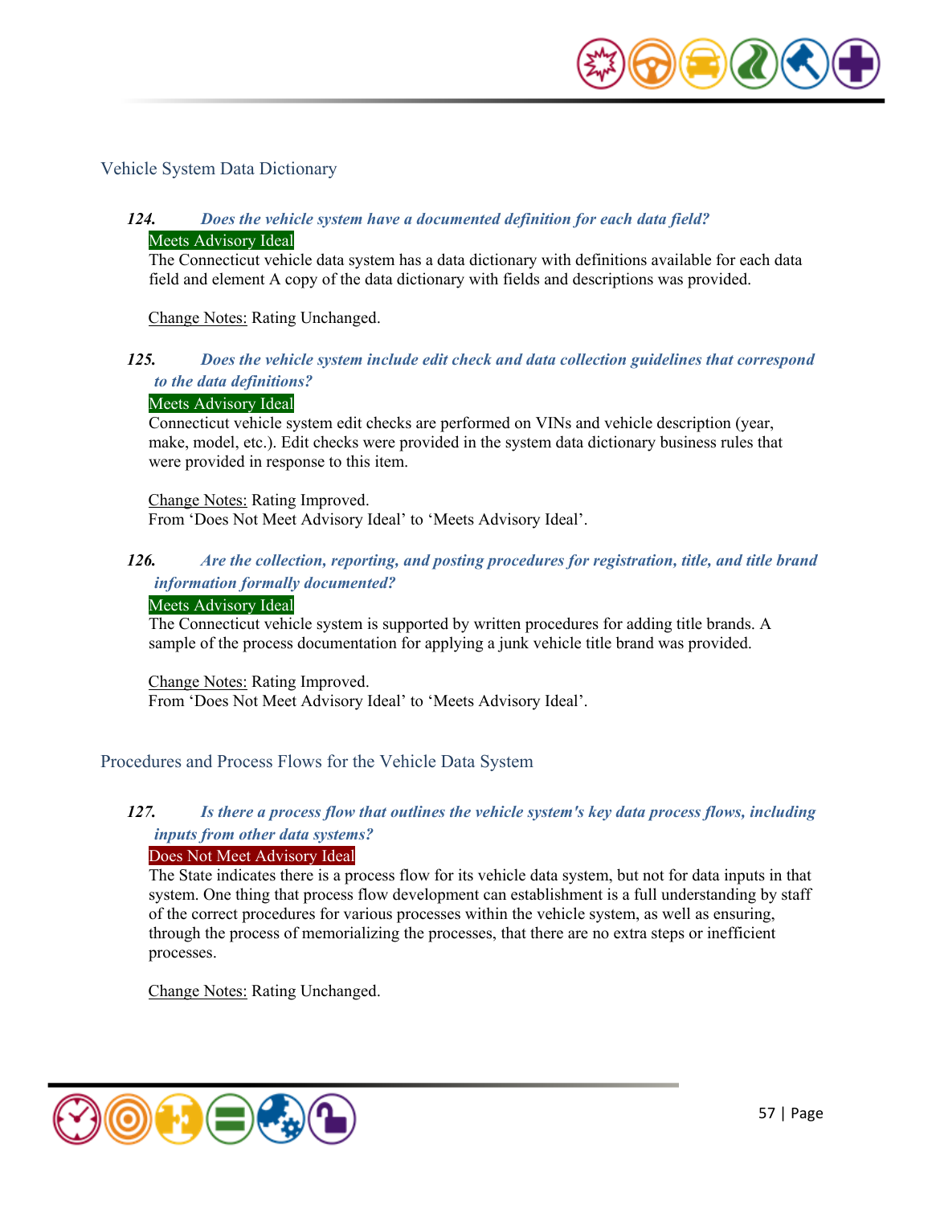## Vehicle System Data Dictionary

***124. Does the vehicle system have a documented definition for each data field?***

Meets Advisory Ideal

The Connecticut vehicle data system has a data dictionary with definitions available for each data field and element A copy of the data dictionary with fields and descriptions was provided.

Change Notes: Rating Unchanged.

***125. Does the vehicle system include edit check and data collection guidelines that correspond to the data definitions?***

Meets Advisory Ideal

Connecticut vehicle system edit checks are performed on VINs and vehicle description (year, make, model, etc.). Edit checks were provided in the system data dictionary business rules that were provided in response to this item.

Change Notes: Rating Improved.
From 'Does Not Meet Advisory Ideal' to 'Meets Advisory Ideal'.

***126. Are the collection, reporting, and posting procedures for registration, title, and title brand information formally documented?***

Meets Advisory Ideal

The Connecticut vehicle system is supported by written procedures for adding title brands. A sample of the process documentation for applying a junk vehicle title brand was provided.

Change Notes: Rating Improved.
From 'Does Not Meet Advisory Ideal' to 'Meets Advisory Ideal'.

## Procedures and Process Flows for the Vehicle Data System

***127. Is there a process flow that outlines the vehicle system's key data process flows, including inputs from other data systems?***

Does Not Meet Advisory Ideal

The State indicates there is a process flow for its vehicle data system, but not for data inputs in that system. One thing that process flow development can establishment is a full understanding by staff of the correct procedures for various processes within the vehicle system, as well as ensuring, through the process of memorializing the processes, that there are no extra steps or inefficient processes.

Change Notes: Rating Unchanged.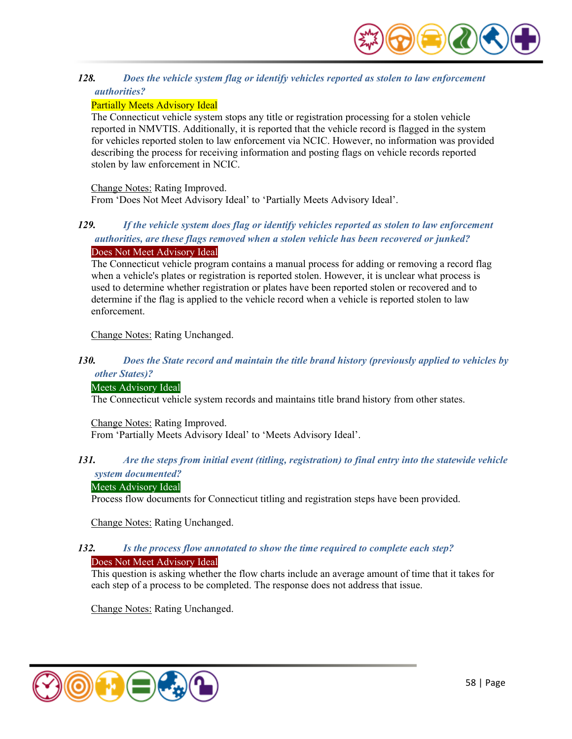**128. *Does the vehicle system flag or identify vehicles reported as stolen to law enforcement authorities?***

Partially Meets Advisory Ideal

The Connecticut vehicle system stops any title or registration processing for a stolen vehicle reported in NMVTIS. Additionally, it is reported that the vehicle record is flagged in the system for vehicles reported stolen to law enforcement via NCIC. However, no information was provided describing the process for receiving information and posting flags on vehicle records reported stolen by law enforcement in NCIC.

Change Notes: Rating Improved.
From 'Does Not Meet Advisory Ideal' to 'Partially Meets Advisory Ideal'.

**129. *If the vehicle system does flag or identify vehicles reported as stolen to law enforcement authorities, are these flags removed when a stolen vehicle has been recovered or junked?***

Does Not Meet Advisory Ideal

The Connecticut vehicle program contains a manual process for adding or removing a record flag when a vehicle's plates or registration is reported stolen. However, it is unclear what process is used to determine whether registration or plates have been reported stolen or recovered and to determine if the flag is applied to the vehicle record when a vehicle is reported stolen to law enforcement.

Change Notes: Rating Unchanged.

**130. *Does the State record and maintain the title brand history (previously applied to vehicles by other States)?***

Meets Advisory Ideal

The Connecticut vehicle system records and maintains title brand history from other states.

Change Notes: Rating Improved.
From 'Partially Meets Advisory Ideal' to 'Meets Advisory Ideal'.

**131. *Are the steps from initial event (titling, registration) to final entry into the statewide vehicle system documented?***

Meets Advisory Ideal

Process flow documents for Connecticut titling and registration steps have been provided.

Change Notes: Rating Unchanged.

**132. *Is the process flow annotated to show the time required to complete each step?***

Does Not Meet Advisory Ideal

This question is asking whether the flow charts include an average amount of time that it takes for each step of a process to be completed. The response does not address that issue.

Change Notes: Rating Unchanged.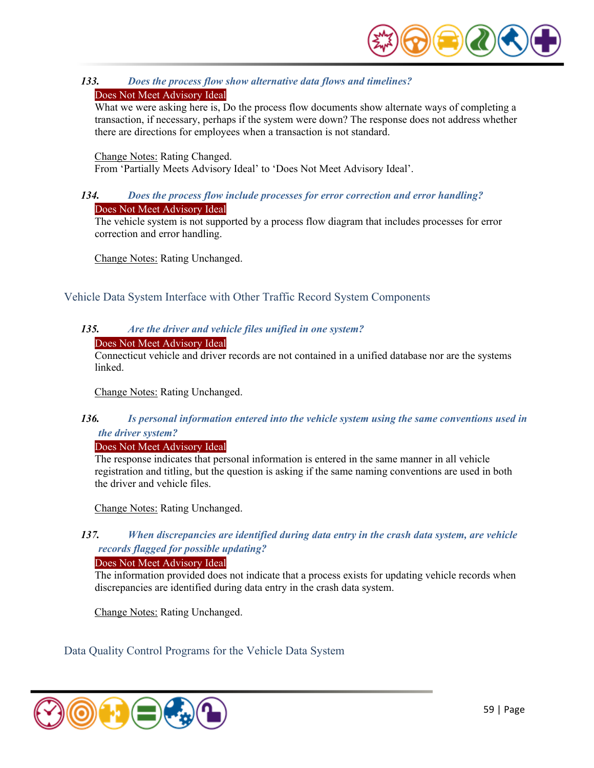### 133. *Does the process flow show alternative data flows and timelines?*

Does Not Meet Advisory Ideal

What we were asking here is, Do the process flow documents show alternate ways of completing a transaction, if necessary, perhaps if the system were down? The response does not address whether there are directions for employees when a transaction is not standard.

Change Notes: Rating Changed.
From 'Partially Meets Advisory Ideal' to 'Does Not Meet Advisory Ideal'.

### 134. *Does the process flow include processes for error correction and error handling?*

Does Not Meet Advisory Ideal

The vehicle system is not supported by a process flow diagram that includes processes for error correction and error handling.

Change Notes: Rating Unchanged.

## Vehicle Data System Interface with Other Traffic Record System Components

### 135. *Are the driver and vehicle files unified in one system?*

Does Not Meet Advisory Ideal

Connecticut vehicle and driver records are not contained in a unified database nor are the systems linked.

Change Notes: Rating Unchanged.

### 136. *Is personal information entered into the vehicle system using the same conventions used in the driver system?*

Does Not Meet Advisory Ideal

The response indicates that personal information is entered in the same manner in all vehicle registration and titling, but the question is asking if the same naming conventions are used in both the driver and vehicle files.

Change Notes: Rating Unchanged.

### 137. *When discrepancies are identified during data entry in the crash data system, are vehicle records flagged for possible updating?*

Does Not Meet Advisory Ideal

The information provided does not indicate that a process exists for updating vehicle records when discrepancies are identified during data entry in the crash data system.

Change Notes: Rating Unchanged.

## Data Quality Control Programs for the Vehicle Data System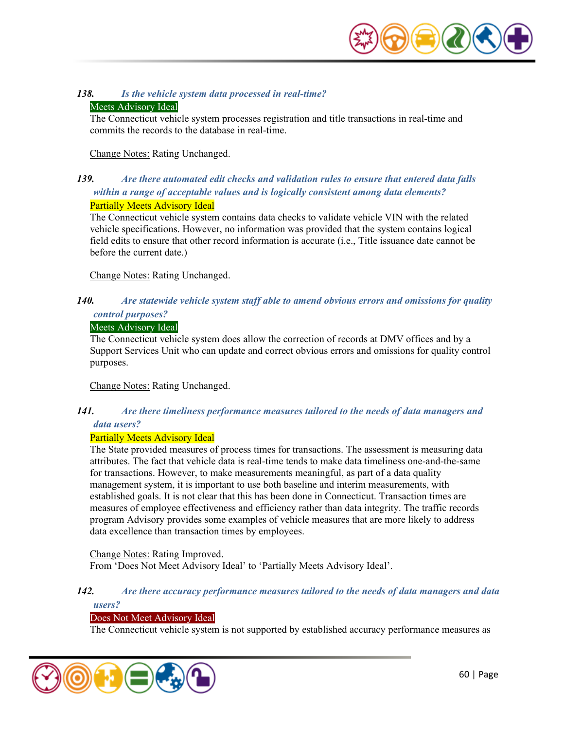***138. Is the vehicle system data processed in real-time?***

Meets Advisory Ideal

The Connecticut vehicle system processes registration and title transactions in real-time and commits the records to the database in real-time.

Change Notes: Rating Unchanged.

***139. Are there automated edit checks and validation rules to ensure that entered data falls within a range of acceptable values and is logically consistent among data elements?***

Partially Meets Advisory Ideal

The Connecticut vehicle system contains data checks to validate vehicle VIN with the related vehicle specifications. However, no information was provided that the system contains logical field edits to ensure that other record information is accurate (i.e., Title issuance date cannot be before the current date.)

Change Notes: Rating Unchanged.

***140. Are statewide vehicle system staff able to amend obvious errors and omissions for quality control purposes?***

Meets Advisory Ideal

The Connecticut vehicle system does allow the correction of records at DMV offices and by a Support Services Unit who can update and correct obvious errors and omissions for quality control purposes.

Change Notes: Rating Unchanged.

***141. Are there timeliness performance measures tailored to the needs of data managers and data users?***

Partially Meets Advisory Ideal

The State provided measures of process times for transactions. The assessment is measuring data attributes. The fact that vehicle data is real-time tends to make data timeliness one-and-the-same for transactions. However, to make measurements meaningful, as part of a data quality management system, it is important to use both baseline and interim measurements, with established goals. It is not clear that this has been done in Connecticut. Transaction times are measures of employee effectiveness and efficiency rather than data integrity. The traffic records program Advisory provides some examples of vehicle measures that are more likely to address data excellence than transaction times by employees.

Change Notes: Rating Improved.
From 'Does Not Meet Advisory Ideal' to 'Partially Meets Advisory Ideal'.

***142. Are there accuracy performance measures tailored to the needs of data managers and data users?***

Does Not Meet Advisory Ideal

The Connecticut vehicle system is not supported by established accuracy performance measures as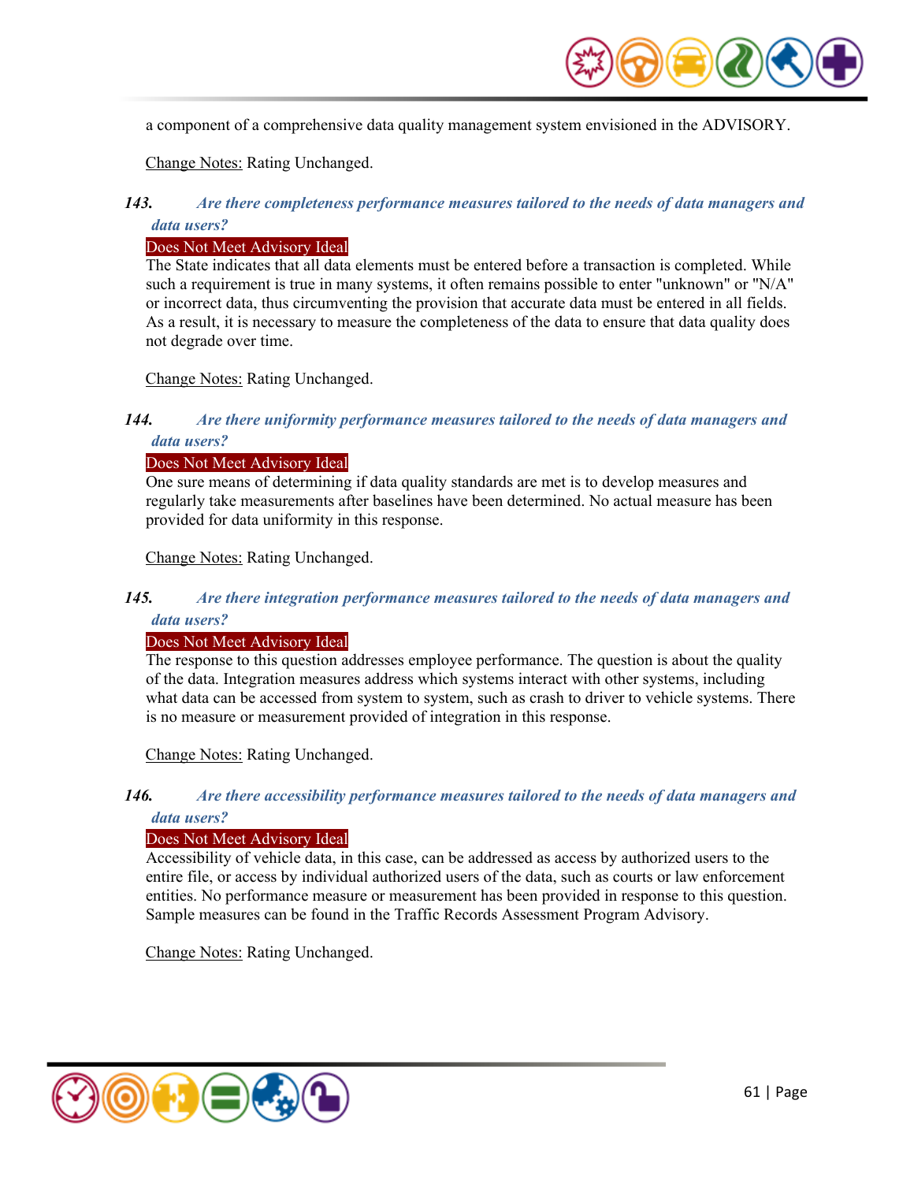a component of a comprehensive data quality management system envisioned in the ADVISORY.

Change Notes: Rating Unchanged.

### *143. Are there completeness performance measures tailored to the needs of data managers and data users?*

Does Not Meet Advisory Ideal

The State indicates that all data elements must be entered before a transaction is completed. While such a requirement is true in many systems, it often remains possible to enter "unknown" or "N/A" or incorrect data, thus circumventing the provision that accurate data must be entered in all fields. As a result, it is necessary to measure the completeness of the data to ensure that data quality does not degrade over time.

Change Notes: Rating Unchanged.

### *144. Are there uniformity performance measures tailored to the needs of data managers and data users?*

Does Not Meet Advisory Ideal

One sure means of determining if data quality standards are met is to develop measures and regularly take measurements after baselines have been determined. No actual measure has been provided for data uniformity in this response.

Change Notes: Rating Unchanged.

### *145. Are there integration performance measures tailored to the needs of data managers and data users?*

Does Not Meet Advisory Ideal

The response to this question addresses employee performance. The question is about the quality of the data. Integration measures address which systems interact with other systems, including what data can be accessed from system to system, such as crash to driver to vehicle systems. There is no measure or measurement provided of integration in this response.

Change Notes: Rating Unchanged.

### *146. Are there accessibility performance measures tailored to the needs of data managers and data users?*

Does Not Meet Advisory Ideal

Accessibility of vehicle data, in this case, can be addressed as access by authorized users to the entire file, or access by individual authorized users of the data, such as courts or law enforcement entities. No performance measure or measurement has been provided in response to this question. Sample measures can be found in the Traffic Records Assessment Program Advisory.

Change Notes: Rating Unchanged.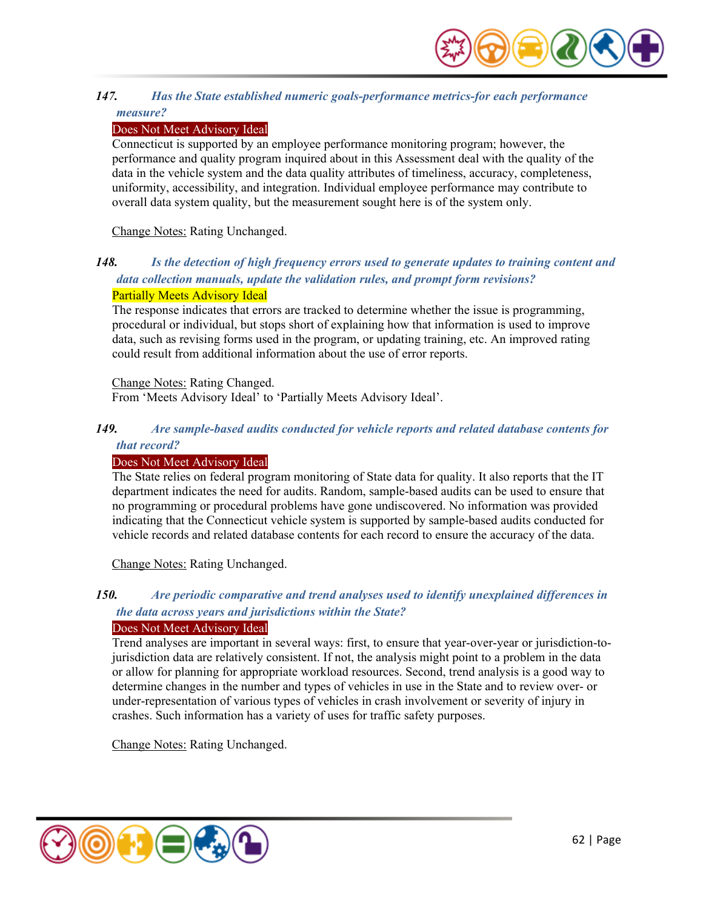### 147. *Has the State established numeric goals-performance metrics-for each performance measure?*

Does Not Meet Advisory Ideal

Connecticut is supported by an employee performance monitoring program; however, the performance and quality program inquired about in this Assessment deal with the quality of the data in the vehicle system and the data quality attributes of timeliness, accuracy, completeness, uniformity, accessibility, and integration. Individual employee performance may contribute to overall data system quality, but the measurement sought here is of the system only.

Change Notes: Rating Unchanged.

### 148. *Is the detection of high frequency errors used to generate updates to training content and data collection manuals, update the validation rules, and prompt form revisions?*

Partially Meets Advisory Ideal

The response indicates that errors are tracked to determine whether the issue is programming, procedural or individual, but stops short of explaining how that information is used to improve data, such as revising forms used in the program, or updating training, etc. An improved rating could result from additional information about the use of error reports.

Change Notes: Rating Changed.
From 'Meets Advisory Ideal' to 'Partially Meets Advisory Ideal'.

### 149. *Are sample-based audits conducted for vehicle reports and related database contents for that record?*

Does Not Meet Advisory Ideal

The State relies on federal program monitoring of State data for quality. It also reports that the IT department indicates the need for audits. Random, sample-based audits can be used to ensure that no programming or procedural problems have gone undiscovered. No information was provided indicating that the Connecticut vehicle system is supported by sample-based audits conducted for vehicle records and related database contents for each record to ensure the accuracy of the data.

Change Notes: Rating Unchanged.

### 150. *Are periodic comparative and trend analyses used to identify unexplained differences in the data across years and jurisdictions within the State?*

Does Not Meet Advisory Ideal

Trend analyses are important in several ways: first, to ensure that year-over-year or jurisdiction-to-jurisdiction data are relatively consistent. If not, the analysis might point to a problem in the data or allow for planning for appropriate workload resources. Second, trend analysis is a good way to determine changes in the number and types of vehicles in use in the State and to review over- or under-representation of various types of vehicles in crash involvement or severity of injury in crashes. Such information has a variety of uses for traffic safety purposes.

Change Notes: Rating Unchanged.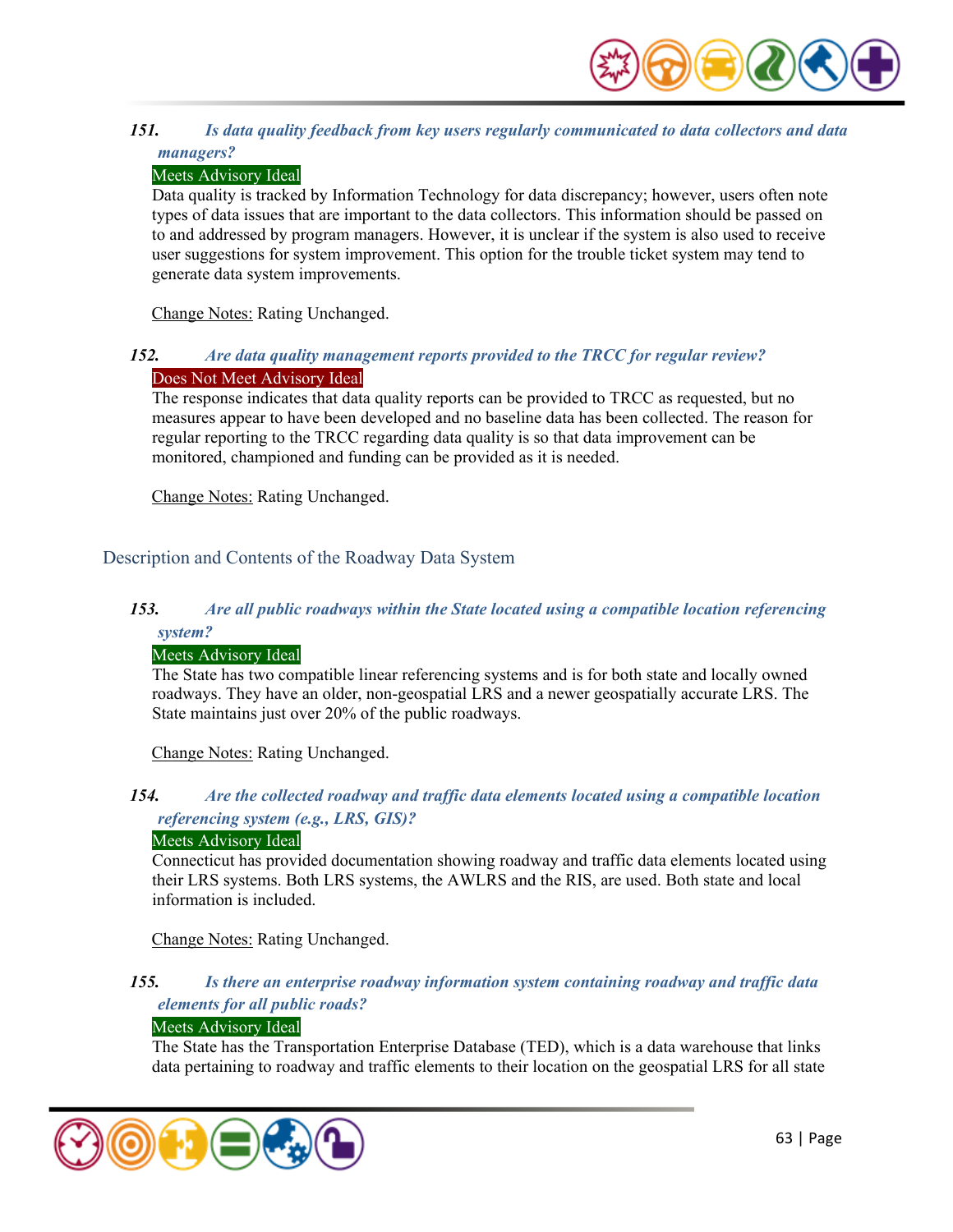***151. Is data quality feedback from key users regularly communicated to data collectors and data managers?***

Meets Advisory Ideal

Data quality is tracked by Information Technology for data discrepancy; however, users often note types of data issues that are important to the data collectors. This information should be passed on to and addressed by program managers. However, it is unclear if the system is also used to receive user suggestions for system improvement. This option for the trouble ticket system may tend to generate data system improvements.

Change Notes: Rating Unchanged.

***152. Are data quality management reports provided to the TRCC for regular review?***

Does Not Meet Advisory Ideal

The response indicates that data quality reports can be provided to TRCC as requested, but no measures appear to have been developed and no baseline data has been collected. The reason for regular reporting to the TRCC regarding data quality is so that data improvement can be monitored, championed and funding can be provided as it is needed.

Change Notes: Rating Unchanged.

## Description and Contents of the Roadway Data System

***153. Are all public roadways within the State located using a compatible location referencing system?***

Meets Advisory Ideal

The State has two compatible linear referencing systems and is for both state and locally owned roadways. They have an older, non-geospatial LRS and a newer geospatially accurate LRS. The State maintains just over 20% of the public roadways.

Change Notes: Rating Unchanged.

***154. Are the collected roadway and traffic data elements located using a compatible location referencing system (e.g., LRS, GIS)?***

Meets Advisory Ideal

Connecticut has provided documentation showing roadway and traffic data elements located using their LRS systems. Both LRS systems, the AWLRS and the RIS, are used. Both state and local information is included.

Change Notes: Rating Unchanged.

***155. Is there an enterprise roadway information system containing roadway and traffic data elements for all public roads?***

Meets Advisory Ideal

The State has the Transportation Enterprise Database (TED), which is a data warehouse that links data pertaining to roadway and traffic elements to their location on the geospatial LRS for all state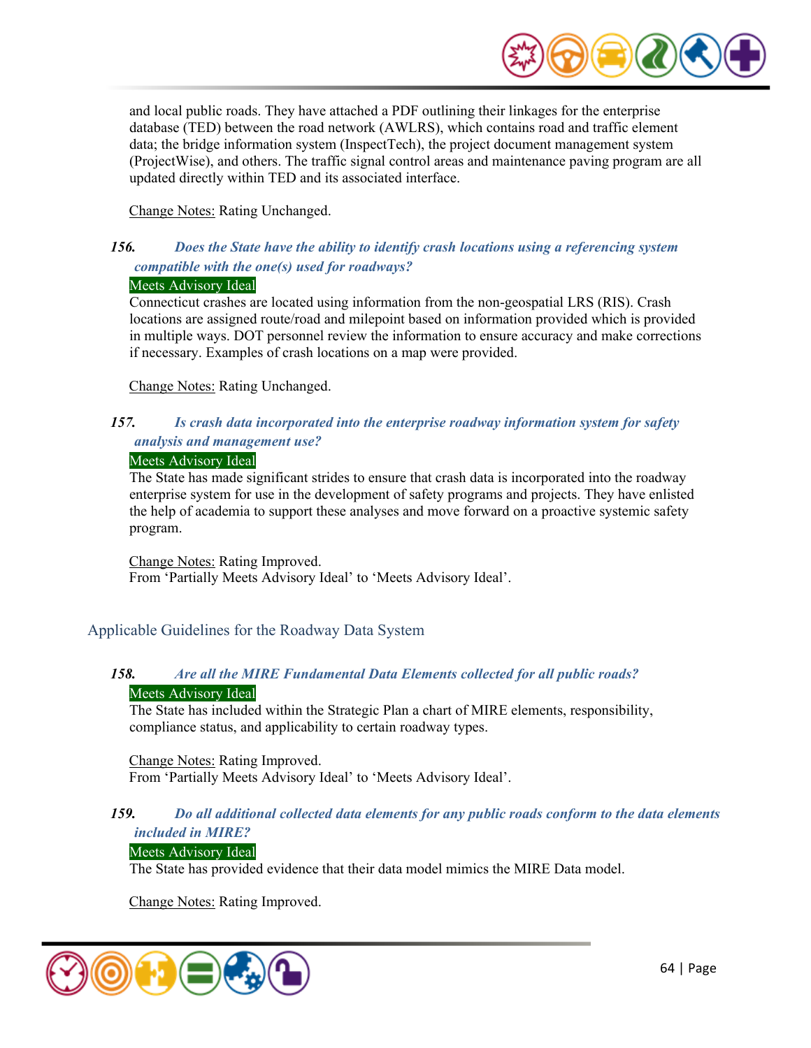and local public roads. They have attached a PDF outlining their linkages for the enterprise database (TED) between the road network (AWLRS), which contains road and traffic element data; the bridge information system (InspectTech), the project document management system (ProjectWise), and others. The traffic signal control areas and maintenance paving program are all updated directly within TED and its associated interface.

Change Notes: Rating Unchanged.

***156. Does the State have the ability to identify crash locations using a referencing system compatible with the one(s) used for roadways?***

Meets Advisory Ideal

Connecticut crashes are located using information from the non-geospatial LRS (RIS). Crash locations are assigned route/road and milepoint based on information provided which is provided in multiple ways. DOT personnel review the information to ensure accuracy and make corrections if necessary. Examples of crash locations on a map were provided.

Change Notes: Rating Unchanged.

***157. Is crash data incorporated into the enterprise roadway information system for safety analysis and management use?***

Meets Advisory Ideal

The State has made significant strides to ensure that crash data is incorporated into the roadway enterprise system for use in the development of safety programs and projects. They have enlisted the help of academia to support these analyses and move forward on a proactive systemic safety program.

Change Notes: Rating Improved.
From 'Partially Meets Advisory Ideal' to 'Meets Advisory Ideal'.

## Applicable Guidelines for the Roadway Data System

***158. Are all the MIRE Fundamental Data Elements collected for all public roads?***

Meets Advisory Ideal

The State has included within the Strategic Plan a chart of MIRE elements, responsibility, compliance status, and applicability to certain roadway types.

Change Notes: Rating Improved.
From 'Partially Meets Advisory Ideal' to 'Meets Advisory Ideal'.

***159. Do all additional collected data elements for any public roads conform to the data elements included in MIRE?***

Meets Advisory Ideal

The State has provided evidence that their data model mimics the MIRE Data model.

Change Notes: Rating Improved.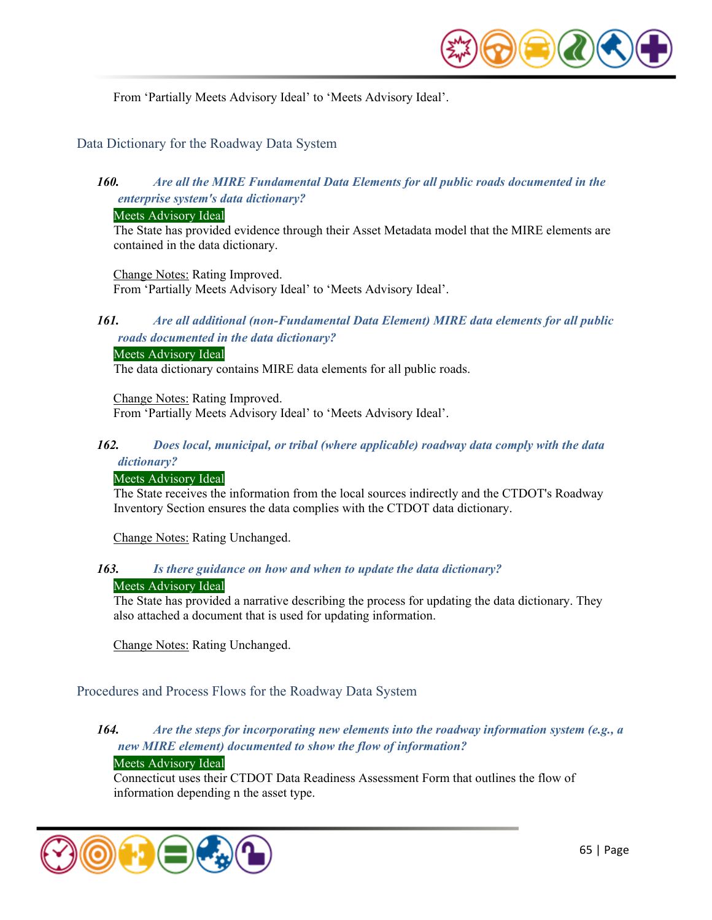From ‘Partially Meets Advisory Ideal’ to ‘Meets Advisory Ideal’.

## Data Dictionary for the Roadway Data System

***160. Are all the MIRE Fundamental Data Elements for all public roads documented in the enterprise system's data dictionary?***

Meets Advisory Ideal

The State has provided evidence through their Asset Metadata model that the MIRE elements are contained in the data dictionary.

Change Notes: Rating Improved.
From ‘Partially Meets Advisory Ideal’ to ‘Meets Advisory Ideal’.

***161. Are all additional (non-Fundamental Data Element) MIRE data elements for all public roads documented in the data dictionary?***

Meets Advisory Ideal

The data dictionary contains MIRE data elements for all public roads.

Change Notes: Rating Improved.
From ‘Partially Meets Advisory Ideal’ to ‘Meets Advisory Ideal’.

***162. Does local, municipal, or tribal (where applicable) roadway data comply with the data dictionary?***

Meets Advisory Ideal

The State receives the information from the local sources indirectly and the CTDOT's Roadway Inventory Section ensures the data complies with the CTDOT data dictionary.

Change Notes: Rating Unchanged.

***163. Is there guidance on how and when to update the data dictionary?***

Meets Advisory Ideal

The State has provided a narrative describing the process for updating the data dictionary. They also attached a document that is used for updating information.

Change Notes: Rating Unchanged.

## Procedures and Process Flows for the Roadway Data System

***164. Are the steps for incorporating new elements into the roadway information system (e.g., a new MIRE element) documented to show the flow of information?***

Meets Advisory Ideal

Connecticut uses their CTDOT Data Readiness Assessment Form that outlines the flow of information depending n the asset type.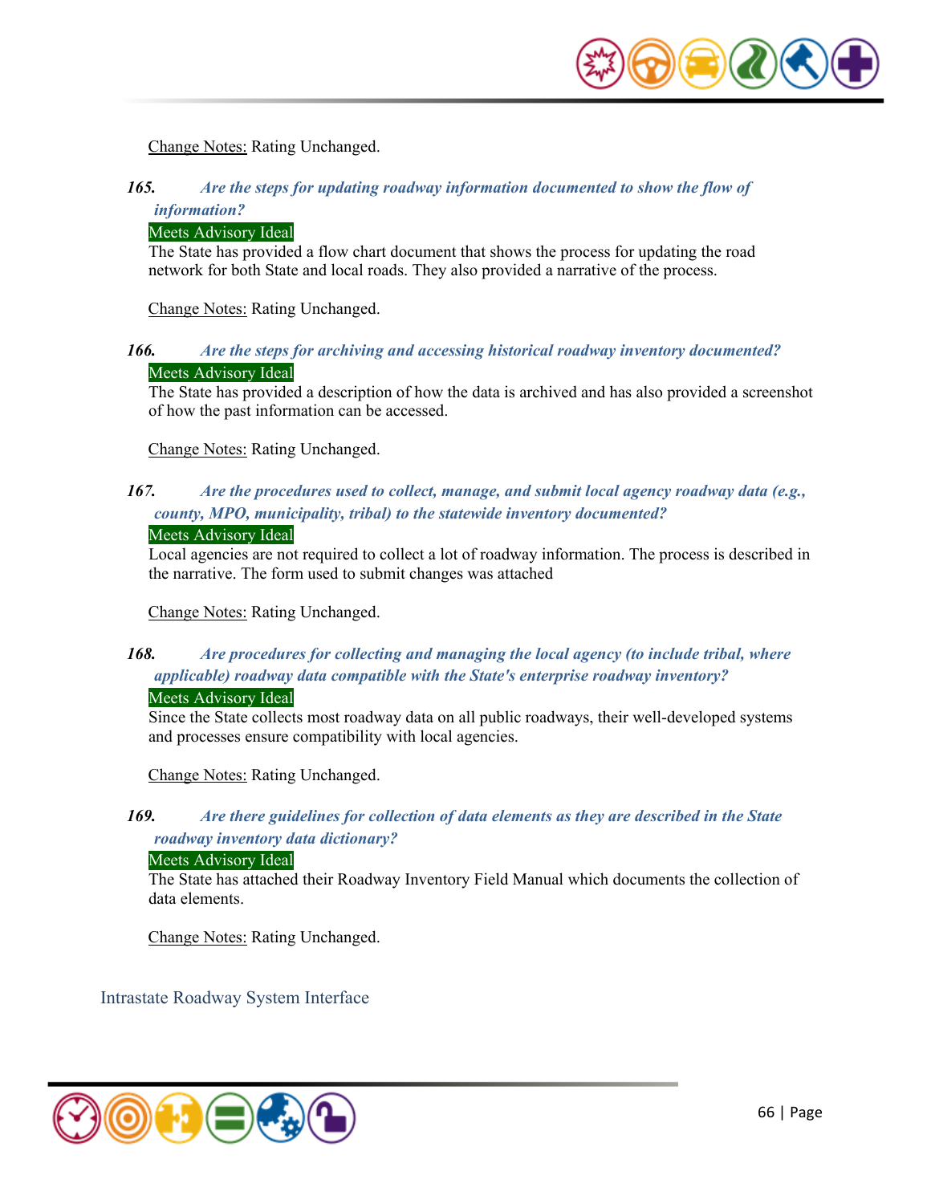Change Notes: Rating Unchanged.

**165.** ***Are the steps for updating roadway information documented to show the flow of information?***

Meets Advisory Ideal

The State has provided a flow chart document that shows the process for updating the road network for both State and local roads. They also provided a narrative of the process.

Change Notes: Rating Unchanged.

**166.** ***Are the steps for archiving and accessing historical roadway inventory documented?***

Meets Advisory Ideal

The State has provided a description of how the data is archived and has also provided a screenshot of how the past information can be accessed.

Change Notes: Rating Unchanged.

**167.** ***Are the procedures used to collect, manage, and submit local agency roadway data (e.g., county, MPO, municipality, tribal) to the statewide inventory documented?***

Meets Advisory Ideal

Local agencies are not required to collect a lot of roadway information. The process is described in the narrative. The form used to submit changes was attached

Change Notes: Rating Unchanged.

**168.** ***Are procedures for collecting and managing the local agency (to include tribal, where applicable) roadway data compatible with the State's enterprise roadway inventory?***

Meets Advisory Ideal

Since the State collects most roadway data on all public roadways, their well-developed systems and processes ensure compatibility with local agencies.

Change Notes: Rating Unchanged.

**169.** ***Are there guidelines for collection of data elements as they are described in the State roadway inventory data dictionary?***

Meets Advisory Ideal

The State has attached their Roadway Inventory Field Manual which documents the collection of data elements.

Change Notes: Rating Unchanged.

## Intrastate Roadway System Interface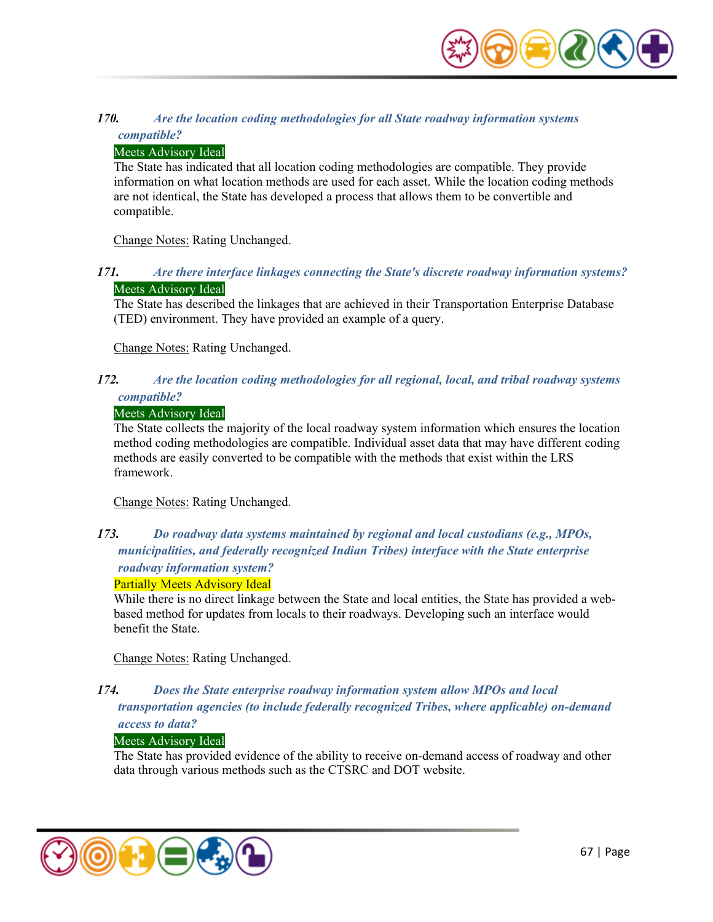***170. Are the location coding methodologies for all State roadway information systems compatible?***

Meets Advisory Ideal

The State has indicated that all location coding methodologies are compatible. They provide information on what location methods are used for each asset. While the location coding methods are not identical, the State has developed a process that allows them to be convertible and compatible.

Change Notes: Rating Unchanged.

***171. Are there interface linkages connecting the State's discrete roadway information systems?***

Meets Advisory Ideal

The State has described the linkages that are achieved in their Transportation Enterprise Database (TED) environment. They have provided an example of a query.

Change Notes: Rating Unchanged.

***172. Are the location coding methodologies for all regional, local, and tribal roadway systems compatible?***

Meets Advisory Ideal

The State collects the majority of the local roadway system information which ensures the location method coding methodologies are compatible. Individual asset data that may have different coding methods are easily converted to be compatible with the methods that exist within the LRS framework.

Change Notes: Rating Unchanged.

***173. Do roadway data systems maintained by regional and local custodians (e.g., MPOs, municipalities, and federally recognized Indian Tribes) interface with the State enterprise roadway information system?***

Partially Meets Advisory Ideal

While there is no direct linkage between the State and local entities, the State has provided a web-based method for updates from locals to their roadways. Developing such an interface would benefit the State.

Change Notes: Rating Unchanged.

***174. Does the State enterprise roadway information system allow MPOs and local transportation agencies (to include federally recognized Tribes, where applicable) on-demand access to data?***

Meets Advisory Ideal

The State has provided evidence of the ability to receive on-demand access of roadway and other data through various methods such as the CTSRC and DOT website.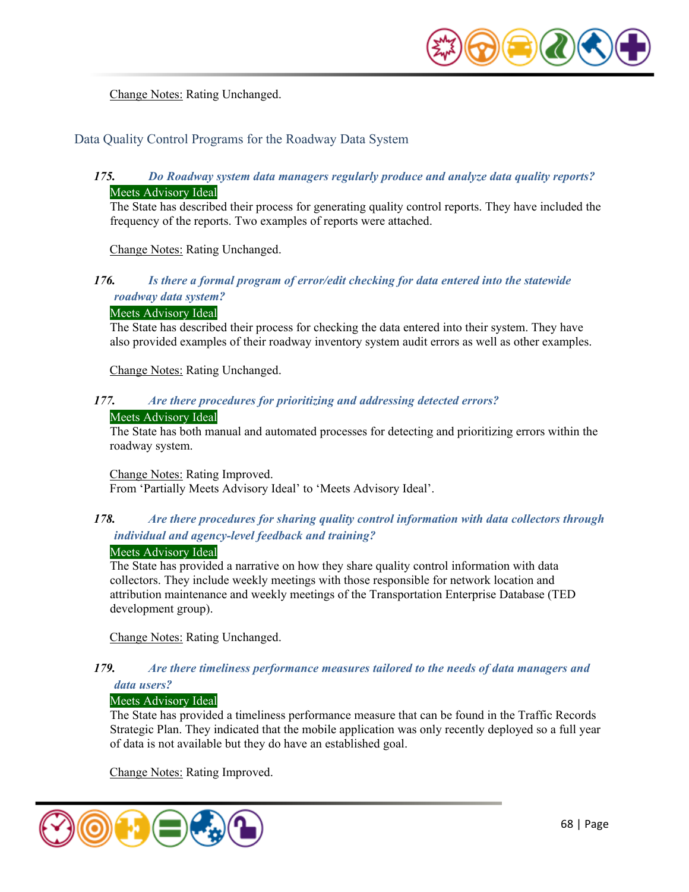Change Notes: Rating Unchanged.

## Data Quality Control Programs for the Roadway Data System

***175. Do Roadway system data managers regularly produce and analyze data quality reports?***

Meets Advisory Ideal

The State has described their process for generating quality control reports. They have included the frequency of the reports. Two examples of reports were attached.

Change Notes: Rating Unchanged.

***176. Is there a formal program of error/edit checking for data entered into the statewide roadway data system?***

Meets Advisory Ideal

The State has described their process for checking the data entered into their system. They have also provided examples of their roadway inventory system audit errors as well as other examples.

Change Notes: Rating Unchanged.

***177. Are there procedures for prioritizing and addressing detected errors?***

Meets Advisory Ideal

The State has both manual and automated processes for detecting and prioritizing errors within the roadway system.

Change Notes: Rating Improved.
From 'Partially Meets Advisory Ideal' to 'Meets Advisory Ideal'.

***178. Are there procedures for sharing quality control information with data collectors through individual and agency-level feedback and training?***

Meets Advisory Ideal

The State has provided a narrative on how they share quality control information with data collectors. They include weekly meetings with those responsible for network location and attribution maintenance and weekly meetings of the Transportation Enterprise Database (TED development group).

Change Notes: Rating Unchanged.

***179. Are there timeliness performance measures tailored to the needs of data managers and data users?***

Meets Advisory Ideal

The State has provided a timeliness performance measure that can be found in the Traffic Records Strategic Plan. They indicated that the mobile application was only recently deployed so a full year of data is not available but they do have an established goal.

Change Notes: Rating Improved.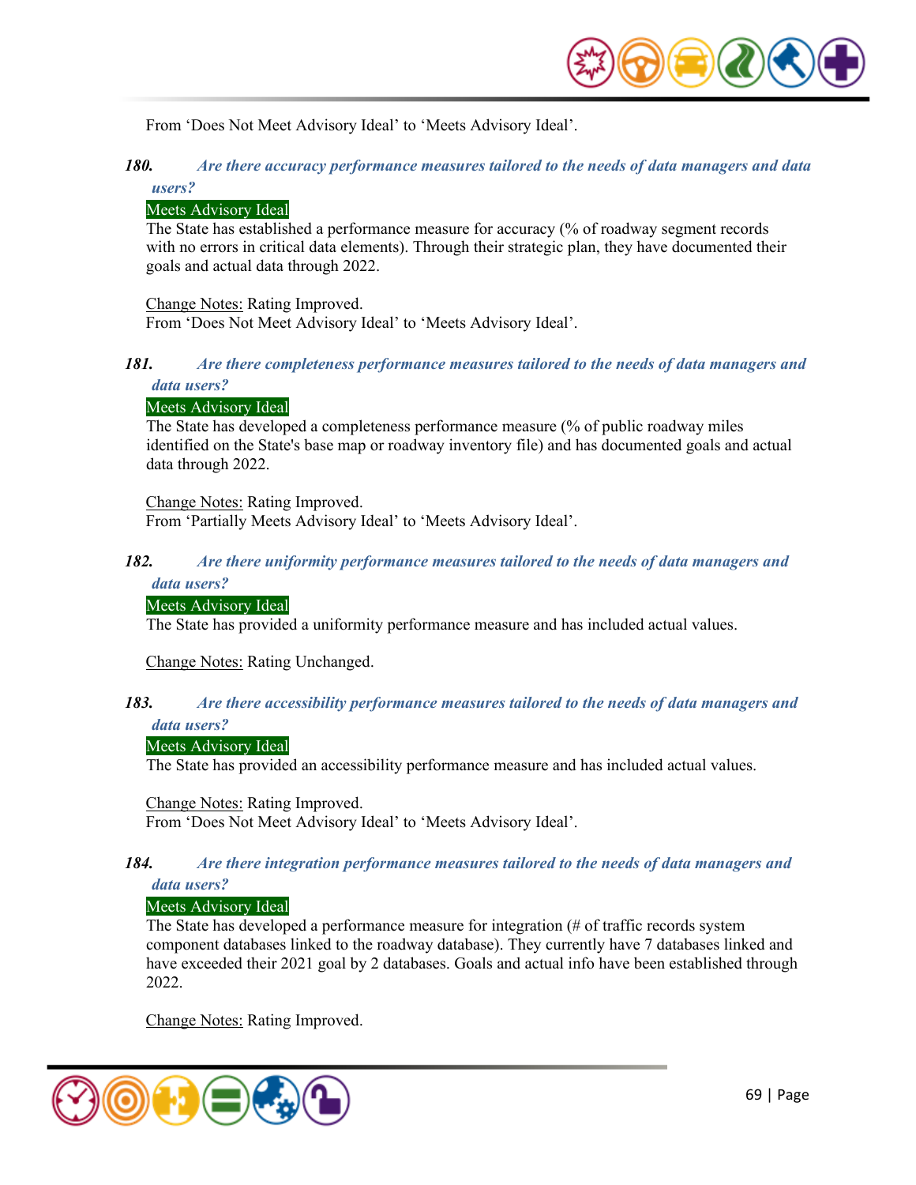From ‘Does Not Meet Advisory Ideal’ to ‘Meets Advisory Ideal’.

***180. Are there accuracy performance measures tailored to the needs of data managers and data users?***

Meets Advisory Ideal

The State has established a performance measure for accuracy (% of roadway segment records with no errors in critical data elements). Through their strategic plan, they have documented their goals and actual data through 2022.

Change Notes: Rating Improved.
From ‘Does Not Meet Advisory Ideal’ to ‘Meets Advisory Ideal’.

***181. Are there completeness performance measures tailored to the needs of data managers and data users?***

Meets Advisory Ideal

The State has developed a completeness performance measure (% of public roadway miles identified on the State's base map or roadway inventory file) and has documented goals and actual data through 2022.

Change Notes: Rating Improved.
From ‘Partially Meets Advisory Ideal’ to ‘Meets Advisory Ideal’.

***182. Are there uniformity performance measures tailored to the needs of data managers and data users?***

Meets Advisory Ideal

The State has provided a uniformity performance measure and has included actual values.

Change Notes: Rating Unchanged.

***183. Are there accessibility performance measures tailored to the needs of data managers and data users?***

Meets Advisory Ideal

The State has provided an accessibility performance measure and has included actual values.

Change Notes: Rating Improved.
From ‘Does Not Meet Advisory Ideal’ to ‘Meets Advisory Ideal’.

***184. Are there integration performance measures tailored to the needs of data managers and data users?***

Meets Advisory Ideal

The State has developed a performance measure for integration (# of traffic records system component databases linked to the roadway database). They currently have 7 databases linked and have exceeded their 2021 goal by 2 databases. Goals and actual info have been established through 2022.

Change Notes: Rating Improved.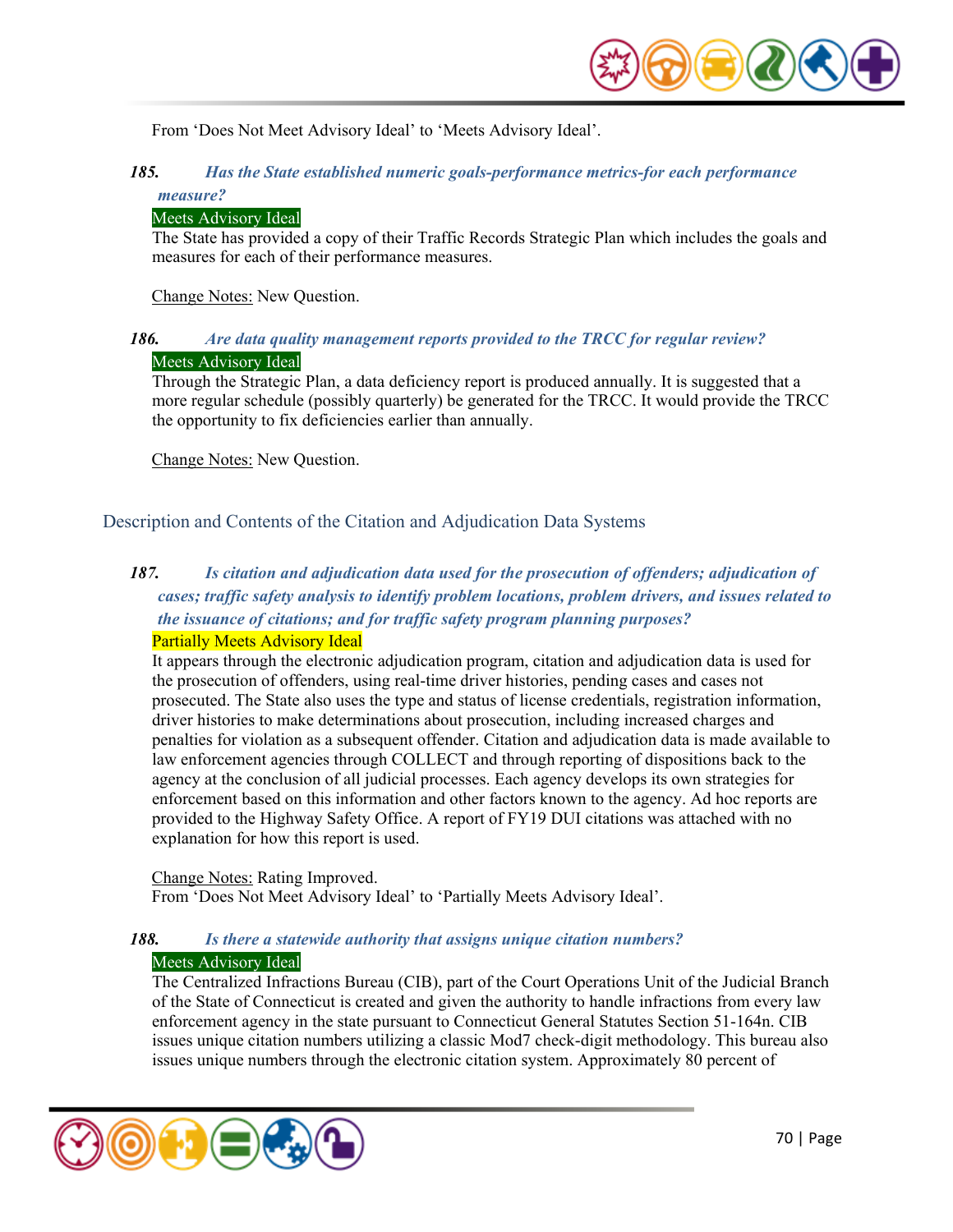From 'Does Not Meet Advisory Ideal' to 'Meets Advisory Ideal'.

***185. Has the State established numeric goals-performance metrics-for each performance measure?***

Meets Advisory Ideal

The State has provided a copy of their Traffic Records Strategic Plan which includes the goals and measures for each of their performance measures.

Change Notes: New Question.

***186. Are data quality management reports provided to the TRCC for regular review?***

Meets Advisory Ideal

Through the Strategic Plan, a data deficiency report is produced annually. It is suggested that a more regular schedule (possibly quarterly) be generated for the TRCC. It would provide the TRCC the opportunity to fix deficiencies earlier than annually.

Change Notes: New Question.

## Description and Contents of the Citation and Adjudication Data Systems

***187. Is citation and adjudication data used for the prosecution of offenders; adjudication of cases; traffic safety analysis to identify problem locations, problem drivers, and issues related to the issuance of citations; and for traffic safety program planning purposes?***

Partially Meets Advisory Ideal

It appears through the electronic adjudication program, citation and adjudication data is used for the prosecution of offenders, using real-time driver histories, pending cases and cases not prosecuted. The State also uses the type and status of license credentials, registration information, driver histories to make determinations about prosecution, including increased charges and penalties for violation as a subsequent offender. Citation and adjudication data is made available to law enforcement agencies through COLLECT and through reporting of dispositions back to the agency at the conclusion of all judicial processes. Each agency develops its own strategies for enforcement based on this information and other factors known to the agency. Ad hoc reports are provided to the Highway Safety Office. A report of FY19 DUI citations was attached with no explanation for how this report is used.

Change Notes: Rating Improved.
From 'Does Not Meet Advisory Ideal' to 'Partially Meets Advisory Ideal'.

***188. Is there a statewide authority that assigns unique citation numbers?***

Meets Advisory Ideal

The Centralized Infractions Bureau (CIB), part of the Court Operations Unit of the Judicial Branch of the State of Connecticut is created and given the authority to handle infractions from every law enforcement agency in the state pursuant to Connecticut General Statutes Section 51-164n. CIB issues unique citation numbers utilizing a classic Mod7 check-digit methodology. This bureau also issues unique numbers through the electronic citation system. Approximately 80 percent of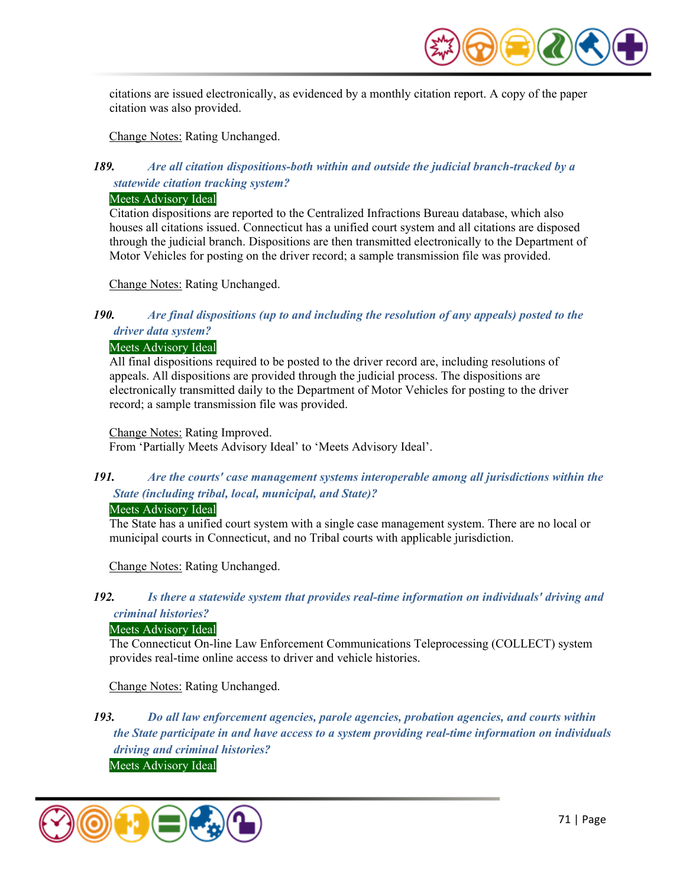citations are issued electronically, as evidenced by a monthly citation report. A copy of the paper citation was also provided.

Change Notes: Rating Unchanged.

***189. Are all citation dispositions-both within and outside the judicial branch-tracked by a statewide citation tracking system?***

Meets Advisory Ideal

Citation dispositions are reported to the Centralized Infractions Bureau database, which also houses all citations issued. Connecticut has a unified court system and all citations are disposed through the judicial branch. Dispositions are then transmitted electronically to the Department of Motor Vehicles for posting on the driver record; a sample transmission file was provided.

Change Notes: Rating Unchanged.

***190. Are final dispositions (up to and including the resolution of any appeals) posted to the driver data system?***

Meets Advisory Ideal

All final dispositions required to be posted to the driver record are, including resolutions of appeals. All dispositions are provided through the judicial process. The dispositions are electronically transmitted daily to the Department of Motor Vehicles for posting to the driver record; a sample transmission file was provided.

Change Notes: Rating Improved.
From 'Partially Meets Advisory Ideal' to 'Meets Advisory Ideal'.

***191. Are the courts' case management systems interoperable among all jurisdictions within the State (including tribal, local, municipal, and State)?***

Meets Advisory Ideal

The State has a unified court system with a single case management system. There are no local or municipal courts in Connecticut, and no Tribal courts with applicable jurisdiction.

Change Notes: Rating Unchanged.

***192. Is there a statewide system that provides real-time information on individuals' driving and criminal histories?***

Meets Advisory Ideal

The Connecticut On-line Law Enforcement Communications Teleprocessing (COLLECT) system provides real-time online access to driver and vehicle histories.

Change Notes: Rating Unchanged.

***193. Do all law enforcement agencies, parole agencies, probation agencies, and courts within the State participate in and have access to a system providing real-time information on individuals driving and criminal histories?***

Meets Advisory Ideal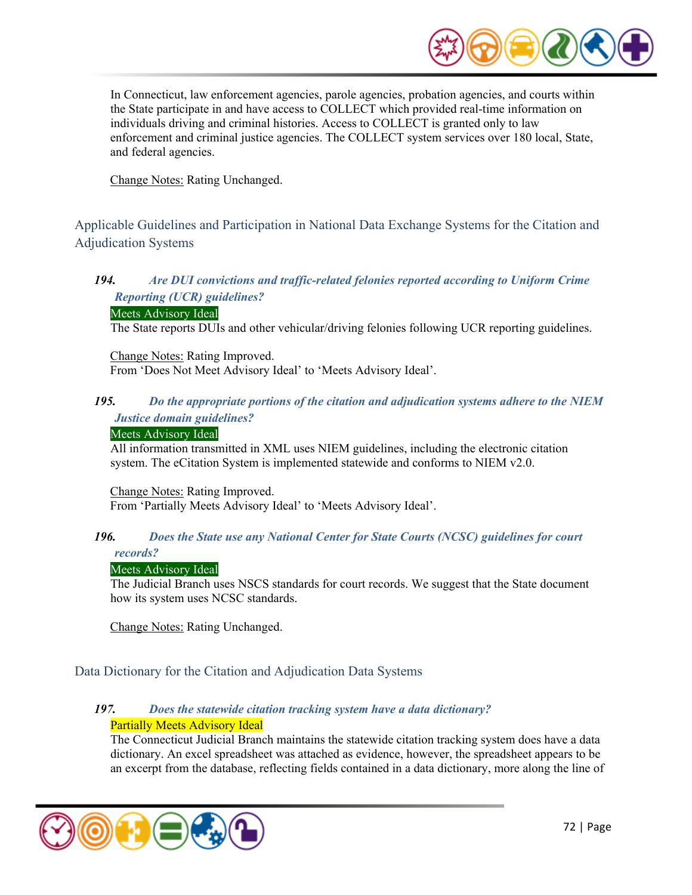In Connecticut, law enforcement agencies, parole agencies, probation agencies, and courts within the State participate in and have access to COLLECT which provided real-time information on individuals driving and criminal histories. Access to COLLECT is granted only to law enforcement and criminal justice agencies. The COLLECT system services over 180 local, State, and federal agencies.

Change Notes: Rating Unchanged.

## Applicable Guidelines and Participation in National Data Exchange Systems for the Citation and Adjudication Systems

***194. Are DUI convictions and traffic-related felonies reported according to Uniform Crime Reporting (UCR) guidelines?***

Meets Advisory Ideal

The State reports DUIs and other vehicular/driving felonies following UCR reporting guidelines.

Change Notes: Rating Improved.
From 'Does Not Meet Advisory Ideal' to 'Meets Advisory Ideal'.

***195. Do the appropriate portions of the citation and adjudication systems adhere to the NIEM Justice domain guidelines?***

Meets Advisory Ideal

All information transmitted in XML uses NIEM guidelines, including the electronic citation system. The eCitation System is implemented statewide and conforms to NIEM v2.0.

Change Notes: Rating Improved.
From 'Partially Meets Advisory Ideal' to 'Meets Advisory Ideal'.

***196. Does the State use any National Center for State Courts (NCSC) guidelines for court records?***

Meets Advisory Ideal

The Judicial Branch uses NSCS standards for court records. We suggest that the State document how its system uses NCSC standards.

Change Notes: Rating Unchanged.

## Data Dictionary for the Citation and Adjudication Data Systems

***197. Does the statewide citation tracking system have a data dictionary?***

Partially Meets Advisory Ideal

The Connecticut Judicial Branch maintains the statewide citation tracking system does have a data dictionary. An excel spreadsheet was attached as evidence, however, the spreadsheet appears to be an excerpt from the database, reflecting fields contained in a data dictionary, more along the line of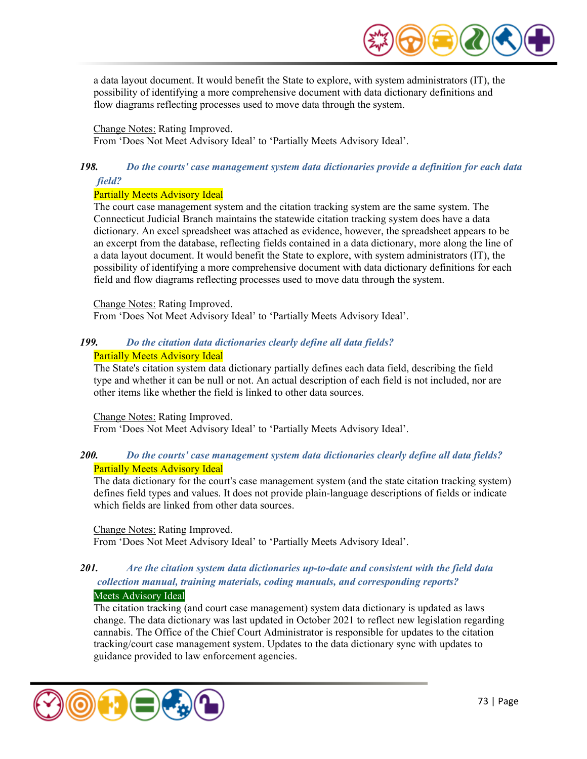a data layout document. It would benefit the State to explore, with system administrators (IT), the possibility of identifying a more comprehensive document with data dictionary definitions and flow diagrams reflecting processes used to move data through the system.

Change Notes: Rating Improved.
From 'Does Not Meet Advisory Ideal' to 'Partially Meets Advisory Ideal'.

### *198. Do the courts' case management system data dictionaries provide a definition for each data field?*

Partially Meets Advisory Ideal

The court case management system and the citation tracking system are the same system. The Connecticut Judicial Branch maintains the statewide citation tracking system does have a data dictionary. An excel spreadsheet was attached as evidence, however, the spreadsheet appears to be an excerpt from the database, reflecting fields contained in a data dictionary, more along the line of a data layout document. It would benefit the State to explore, with system administrators (IT), the possibility of identifying a more comprehensive document with data dictionary definitions for each field and flow diagrams reflecting processes used to move data through the system.

Change Notes: Rating Improved.
From 'Does Not Meet Advisory Ideal' to 'Partially Meets Advisory Ideal'.

### *199. Do the citation data dictionaries clearly define all data fields?*

Partially Meets Advisory Ideal

The State's citation system data dictionary partially defines each data field, describing the field type and whether it can be null or not. An actual description of each field is not included, nor are other items like whether the field is linked to other data sources.

Change Notes: Rating Improved.
From 'Does Not Meet Advisory Ideal' to 'Partially Meets Advisory Ideal'.

### *200. Do the courts' case management system data dictionaries clearly define all data fields?*

Partially Meets Advisory Ideal

The data dictionary for the court's case management system (and the state citation tracking system) defines field types and values. It does not provide plain-language descriptions of fields or indicate which fields are linked from other data sources.

Change Notes: Rating Improved.
From 'Does Not Meet Advisory Ideal' to 'Partially Meets Advisory Ideal'.

### *201. Are the citation system data dictionaries up-to-date and consistent with the field data collection manual, training materials, coding manuals, and corresponding reports?*

Meets Advisory Ideal

The citation tracking (and court case management) system data dictionary is updated as laws change. The data dictionary was last updated in October 2021 to reflect new legislation regarding cannabis. The Office of the Chief Court Administrator is responsible for updates to the citation tracking/court case management system. Updates to the data dictionary sync with updates to guidance provided to law enforcement agencies.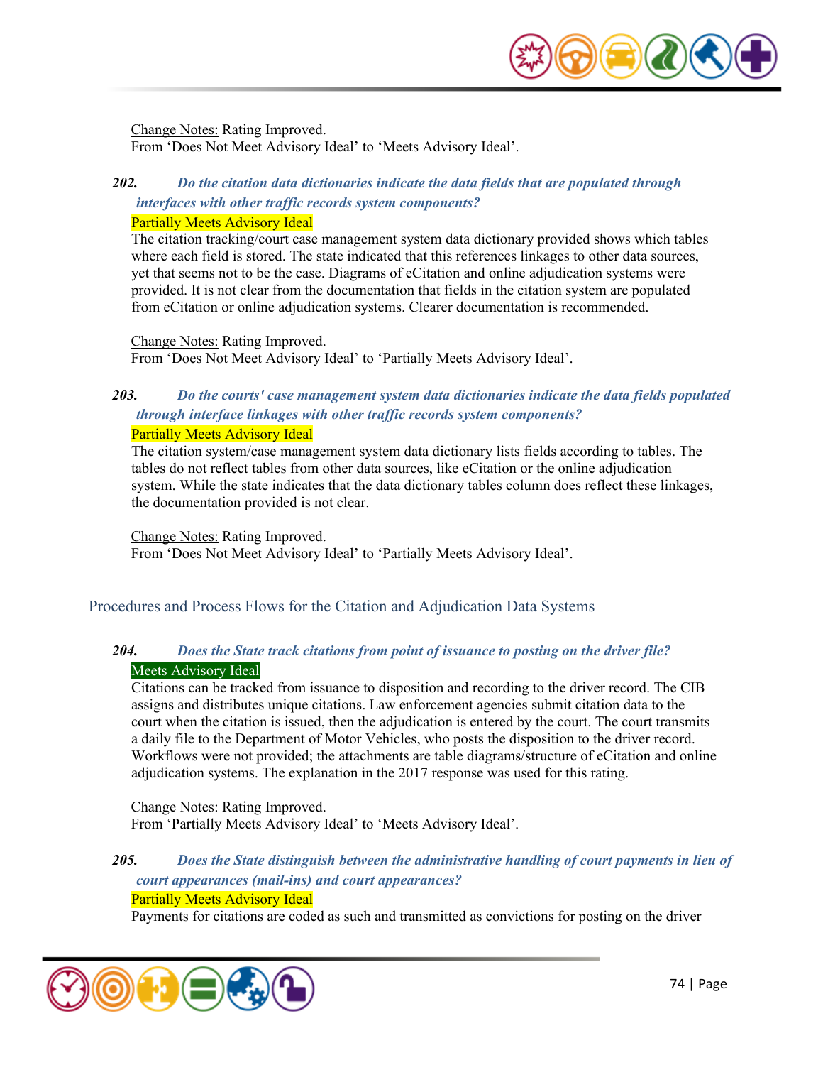Change Notes: Rating Improved.
From 'Does Not Meet Advisory Ideal' to 'Meets Advisory Ideal'.

***202. Do the citation data dictionaries indicate the data fields that are populated through interfaces with other traffic records system components?***

Partially Meets Advisory Ideal

The citation tracking/court case management system data dictionary provided shows which tables where each field is stored. The state indicated that this references linkages to other data sources, yet that seems not to be the case. Diagrams of eCitation and online adjudication systems were provided. It is not clear from the documentation that fields in the citation system are populated from eCitation or online adjudication systems. Clearer documentation is recommended.

Change Notes: Rating Improved.
From 'Does Not Meet Advisory Ideal' to 'Partially Meets Advisory Ideal'.

***203. Do the courts' case management system data dictionaries indicate the data fields populated through interface linkages with other traffic records system components?***

Partially Meets Advisory Ideal

The citation system/case management system data dictionary lists fields according to tables. The tables do not reflect tables from other data sources, like eCitation or the online adjudication system. While the state indicates that the data dictionary tables column does reflect these linkages, the documentation provided is not clear.

Change Notes: Rating Improved.
From 'Does Not Meet Advisory Ideal' to 'Partially Meets Advisory Ideal'.

## Procedures and Process Flows for the Citation and Adjudication Data Systems

***204. Does the State track citations from point of issuance to posting on the driver file?***

Meets Advisory Ideal

Citations can be tracked from issuance to disposition and recording to the driver record. The CIB assigns and distributes unique citations. Law enforcement agencies submit citation data to the court when the citation is issued, then the adjudication is entered by the court. The court transmits a daily file to the Department of Motor Vehicles, who posts the disposition to the driver record. Workflows were not provided; the attachments are table diagrams/structure of eCitation and online adjudication systems. The explanation in the 2017 response was used for this rating.

Change Notes: Rating Improved.
From 'Partially Meets Advisory Ideal' to 'Meets Advisory Ideal'.

***205. Does the State distinguish between the administrative handling of court payments in lieu of court appearances (mail-ins) and court appearances?***

Partially Meets Advisory Ideal

Payments for citations are coded as such and transmitted as convictions for posting on the driver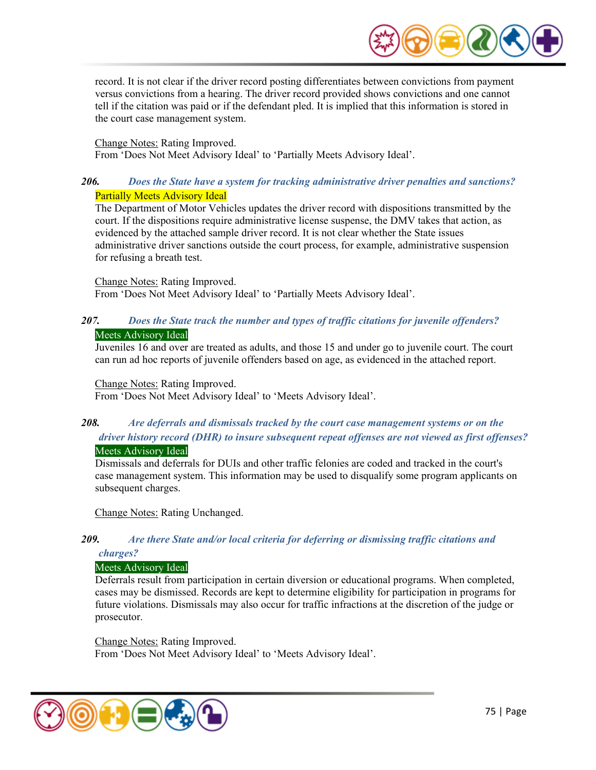record. It is not clear if the driver record posting differentiates between convictions from payment versus convictions from a hearing. The driver record provided shows convictions and one cannot tell if the citation was paid or if the defendant pled. It is implied that this information is stored in the court case management system.

Change Notes: Rating Improved.
From 'Does Not Meet Advisory Ideal' to 'Partially Meets Advisory Ideal'.

***206. Does the State have a system for tracking administrative driver penalties and sanctions?***

Partially Meets Advisory Ideal

The Department of Motor Vehicles updates the driver record with dispositions transmitted by the court. If the dispositions require administrative license suspense, the DMV takes that action, as evidenced by the attached sample driver record. It is not clear whether the State issues administrative driver sanctions outside the court process, for example, administrative suspension for refusing a breath test.

Change Notes: Rating Improved.
From 'Does Not Meet Advisory Ideal' to 'Partially Meets Advisory Ideal'.

***207. Does the State track the number and types of traffic citations for juvenile offenders?***

Meets Advisory Ideal

Juveniles 16 and over are treated as adults, and those 15 and under go to juvenile court. The court can run ad hoc reports of juvenile offenders based on age, as evidenced in the attached report.

Change Notes: Rating Improved.
From 'Does Not Meet Advisory Ideal' to 'Meets Advisory Ideal'.

***208. Are deferrals and dismissals tracked by the court case management systems or on the driver history record (DHR) to insure subsequent repeat offenses are not viewed as first offenses?***

Meets Advisory Ideal

Dismissals and deferrals for DUIs and other traffic felonies are coded and tracked in the court's case management system. This information may be used to disqualify some program applicants on subsequent charges.

Change Notes: Rating Unchanged.

***209. Are there State and/or local criteria for deferring or dismissing traffic citations and charges?***

Meets Advisory Ideal

Deferrals result from participation in certain diversion or educational programs. When completed, cases may be dismissed. Records are kept to determine eligibility for participation in programs for future violations. Dismissals may also occur for traffic infractions at the discretion of the judge or prosecutor.

Change Notes: Rating Improved.
From 'Does Not Meet Advisory Ideal' to 'Meets Advisory Ideal'.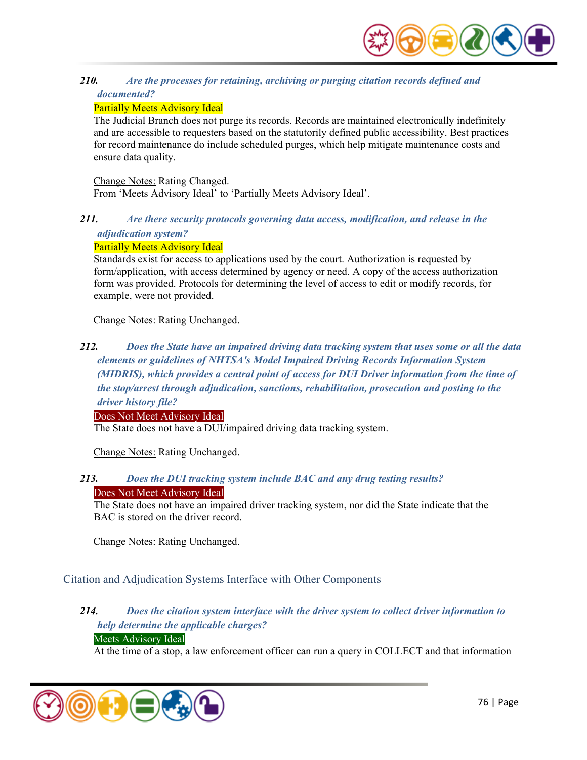***210. Are the processes for retaining, archiving or purging citation records defined and documented?***

Partially Meets Advisory Ideal

The Judicial Branch does not purge its records. Records are maintained electronically indefinitely and are accessible to requesters based on the statutorily defined public accessibility. Best practices for record maintenance do include scheduled purges, which help mitigate maintenance costs and ensure data quality.

Change Notes: Rating Changed.
From 'Meets Advisory Ideal' to 'Partially Meets Advisory Ideal'.

***211. Are there security protocols governing data access, modification, and release in the adjudication system?***

Partially Meets Advisory Ideal

Standards exist for access to applications used by the court. Authorization is requested by form/application, with access determined by agency or need. A copy of the access authorization form was provided. Protocols for determining the level of access to edit or modify records, for example, were not provided.

Change Notes: Rating Unchanged.

***212. Does the State have an impaired driving data tracking system that uses some or all the data elements or guidelines of NHTSA's Model Impaired Driving Records Information System (MIDRIS), which provides a central point of access for DUI Driver information from the time of the stop/arrest through adjudication, sanctions, rehabilitation, prosecution and posting to the driver history file?***

Does Not Meet Advisory Ideal

The State does not have a DUI/impaired driving data tracking system.

Change Notes: Rating Unchanged.

***213. Does the DUI tracking system include BAC and any drug testing results?***

Does Not Meet Advisory Ideal

The State does not have an impaired driver tracking system, nor did the State indicate that the BAC is stored on the driver record.

Change Notes: Rating Unchanged.

## Citation and Adjudication Systems Interface with Other Components

***214. Does the citation system interface with the driver system to collect driver information to help determine the applicable charges?***

Meets Advisory Ideal

At the time of a stop, a law enforcement officer can run a query in COLLECT and that information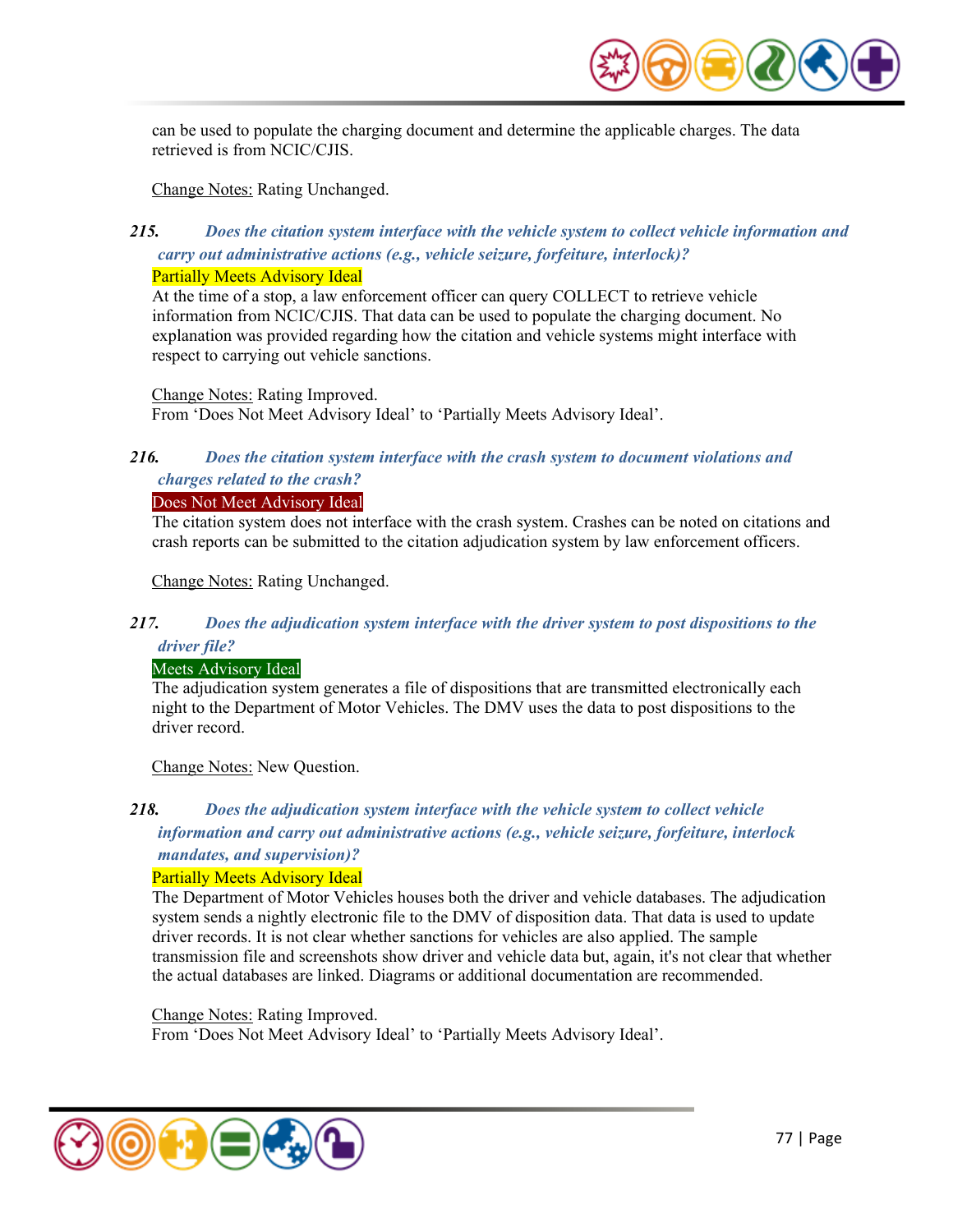can be used to populate the charging document and determine the applicable charges. The data retrieved is from NCIC/CJIS.

Change Notes: Rating Unchanged.

***215. Does the citation system interface with the vehicle system to collect vehicle information and carry out administrative actions (e.g., vehicle seizure, forfeiture, interlock)?***

Partially Meets Advisory Ideal

At the time of a stop, a law enforcement officer can query COLLECT to retrieve vehicle information from NCIC/CJIS. That data can be used to populate the charging document. No explanation was provided regarding how the citation and vehicle systems might interface with respect to carrying out vehicle sanctions.

Change Notes: Rating Improved.
From 'Does Not Meet Advisory Ideal' to 'Partially Meets Advisory Ideal'.

***216. Does the citation system interface with the crash system to document violations and charges related to the crash?***

Does Not Meet Advisory Ideal

The citation system does not interface with the crash system. Crashes can be noted on citations and crash reports can be submitted to the citation adjudication system by law enforcement officers.

Change Notes: Rating Unchanged.

***217. Does the adjudication system interface with the driver system to post dispositions to the driver file?***

Meets Advisory Ideal

The adjudication system generates a file of dispositions that are transmitted electronically each night to the Department of Motor Vehicles. The DMV uses the data to post dispositions to the driver record.

Change Notes: New Question.

***218. Does the adjudication system interface with the vehicle system to collect vehicle information and carry out administrative actions (e.g., vehicle seizure, forfeiture, interlock mandates, and supervision)?***

Partially Meets Advisory Ideal

The Department of Motor Vehicles houses both the driver and vehicle databases. The adjudication system sends a nightly electronic file to the DMV of disposition data. That data is used to update driver records. It is not clear whether sanctions for vehicles are also applied. The sample transmission file and screenshots show driver and vehicle data but, again, it's not clear that whether the actual databases are linked. Diagrams or additional documentation are recommended.

Change Notes: Rating Improved.
From 'Does Not Meet Advisory Ideal' to 'Partially Meets Advisory Ideal'.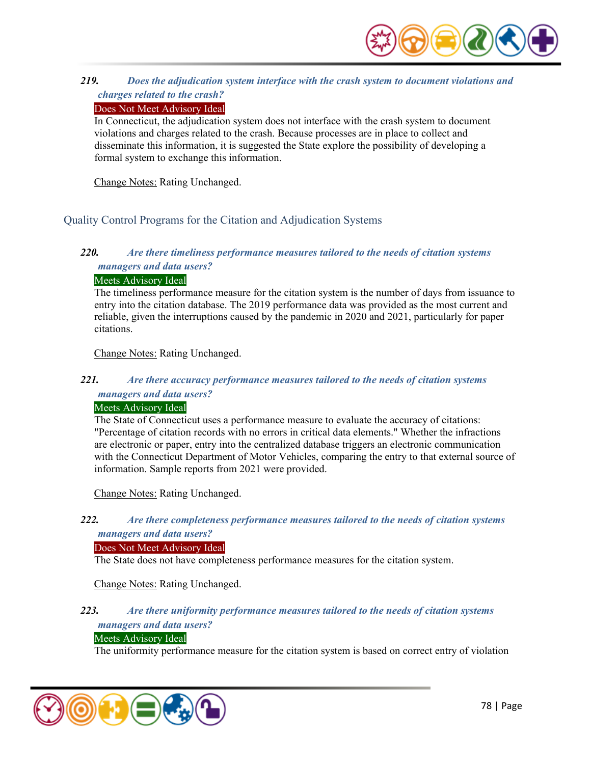***219. Does the adjudication system interface with the crash system to document violations and charges related to the crash?***

Does Not Meet Advisory Ideal

In Connecticut, the adjudication system does not interface with the crash system to document violations and charges related to the crash. Because processes are in place to collect and disseminate this information, it is suggested the State explore the possibility of developing a formal system to exchange this information.

Change Notes: Rating Unchanged.

## Quality Control Programs for the Citation and Adjudication Systems

***220. Are there timeliness performance measures tailored to the needs of citation systems managers and data users?***

Meets Advisory Ideal

The timeliness performance measure for the citation system is the number of days from issuance to entry into the citation database. The 2019 performance data was provided as the most current and reliable, given the interruptions caused by the pandemic in 2020 and 2021, particularly for paper citations.

Change Notes: Rating Unchanged.

***221. Are there accuracy performance measures tailored to the needs of citation systems managers and data users?***

Meets Advisory Ideal

The State of Connecticut uses a performance measure to evaluate the accuracy of citations: "Percentage of citation records with no errors in critical data elements." Whether the infractions are electronic or paper, entry into the centralized database triggers an electronic communication with the Connecticut Department of Motor Vehicles, comparing the entry to that external source of information. Sample reports from 2021 were provided.

Change Notes: Rating Unchanged.

***222. Are there completeness performance measures tailored to the needs of citation systems managers and data users?***

Does Not Meet Advisory Ideal

The State does not have completeness performance measures for the citation system.

Change Notes: Rating Unchanged.

***223. Are there uniformity performance measures tailored to the needs of citation systems managers and data users?***

Meets Advisory Ideal

The uniformity performance measure for the citation system is based on correct entry of violation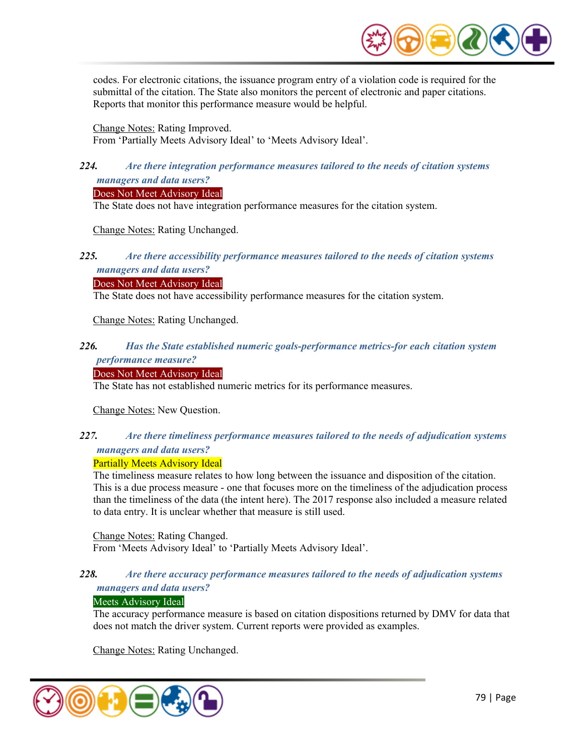codes. For electronic citations, the issuance program entry of a violation code is required for the submittal of the citation. The State also monitors the percent of electronic and paper citations. Reports that monitor this performance measure would be helpful.

Change Notes: Rating Improved.
From 'Partially Meets Advisory Ideal' to 'Meets Advisory Ideal'.

***224. Are there integration performance measures tailored to the needs of citation systems managers and data users?***

Does Not Meet Advisory Ideal

The State does not have integration performance measures for the citation system.

Change Notes: Rating Unchanged.

***225. Are there accessibility performance measures tailored to the needs of citation systems managers and data users?***

Does Not Meet Advisory Ideal

The State does not have accessibility performance measures for the citation system.

Change Notes: Rating Unchanged.

***226. Has the State established numeric goals-performance metrics-for each citation system performance measure?***

Does Not Meet Advisory Ideal

The State has not established numeric metrics for its performance measures.

Change Notes: New Question.

***227. Are there timeliness performance measures tailored to the needs of adjudication systems managers and data users?***

Partially Meets Advisory Ideal

The timeliness measure relates to how long between the issuance and disposition of the citation. This is a due process measure - one that focuses more on the timeliness of the adjudication process than the timeliness of the data (the intent here). The 2017 response also included a measure related to data entry. It is unclear whether that measure is still used.

Change Notes: Rating Changed.
From 'Meets Advisory Ideal' to 'Partially Meets Advisory Ideal'.

***228. Are there accuracy performance measures tailored to the needs of adjudication systems managers and data users?***

Meets Advisory Ideal

The accuracy performance measure is based on citation dispositions returned by DMV for data that does not match the driver system. Current reports were provided as examples.

Change Notes: Rating Unchanged.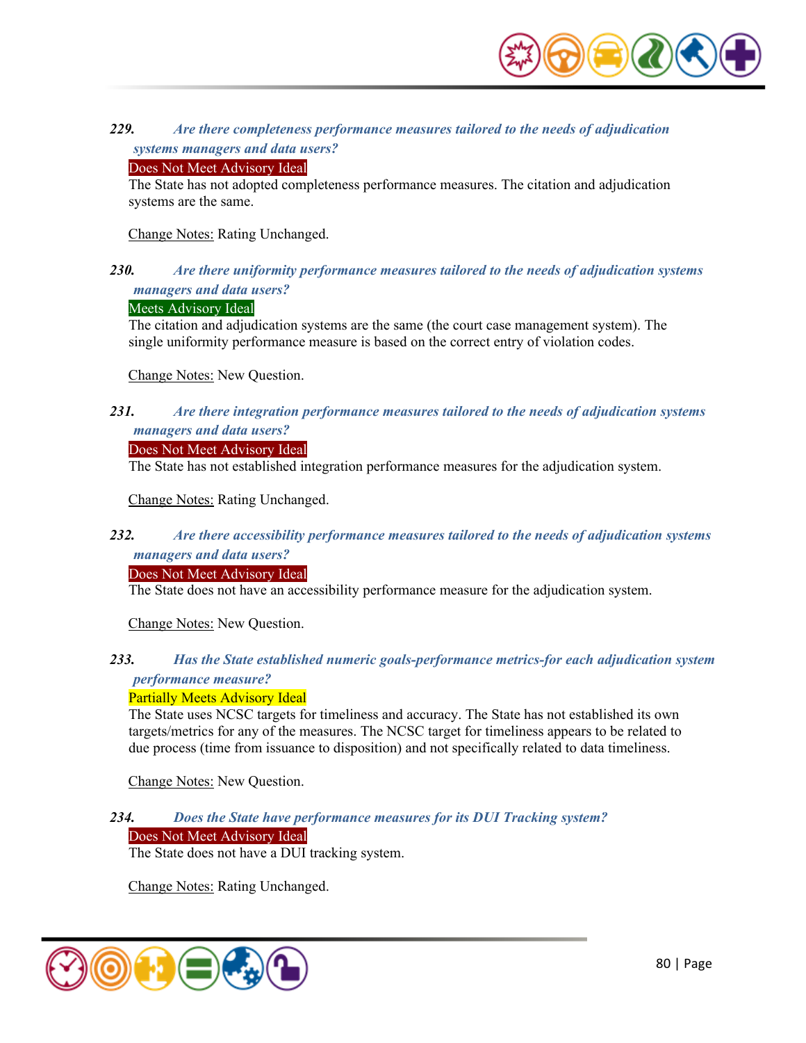***229. Are there completeness performance measures tailored to the needs of adjudication systems managers and data users?***

Does Not Meet Advisory Ideal

The State has not adopted completeness performance measures. The citation and adjudication systems are the same.

Change Notes: Rating Unchanged.

***230. Are there uniformity performance measures tailored to the needs of adjudication systems managers and data users?***

Meets Advisory Ideal

The citation and adjudication systems are the same (the court case management system). The single uniformity performance measure is based on the correct entry of violation codes.

Change Notes: New Question.

***231. Are there integration performance measures tailored to the needs of adjudication systems managers and data users?***

Does Not Meet Advisory Ideal

The State has not established integration performance measures for the adjudication system.

Change Notes: Rating Unchanged.

***232. Are there accessibility performance measures tailored to the needs of adjudication systems managers and data users?***

Does Not Meet Advisory Ideal

The State does not have an accessibility performance measure for the adjudication system.

Change Notes: New Question.

***233. Has the State established numeric goals-performance metrics-for each adjudication system performance measure?***

Partially Meets Advisory Ideal

The State uses NCSC targets for timeliness and accuracy. The State has not established its own targets/metrics for any of the measures. The NCSC target for timeliness appears to be related to due process (time from issuance to disposition) and not specifically related to data timeliness.

Change Notes: New Question.

***234. Does the State have performance measures for its DUI Tracking system?***

Does Not Meet Advisory Ideal

The State does not have a DUI tracking system.

Change Notes: Rating Unchanged.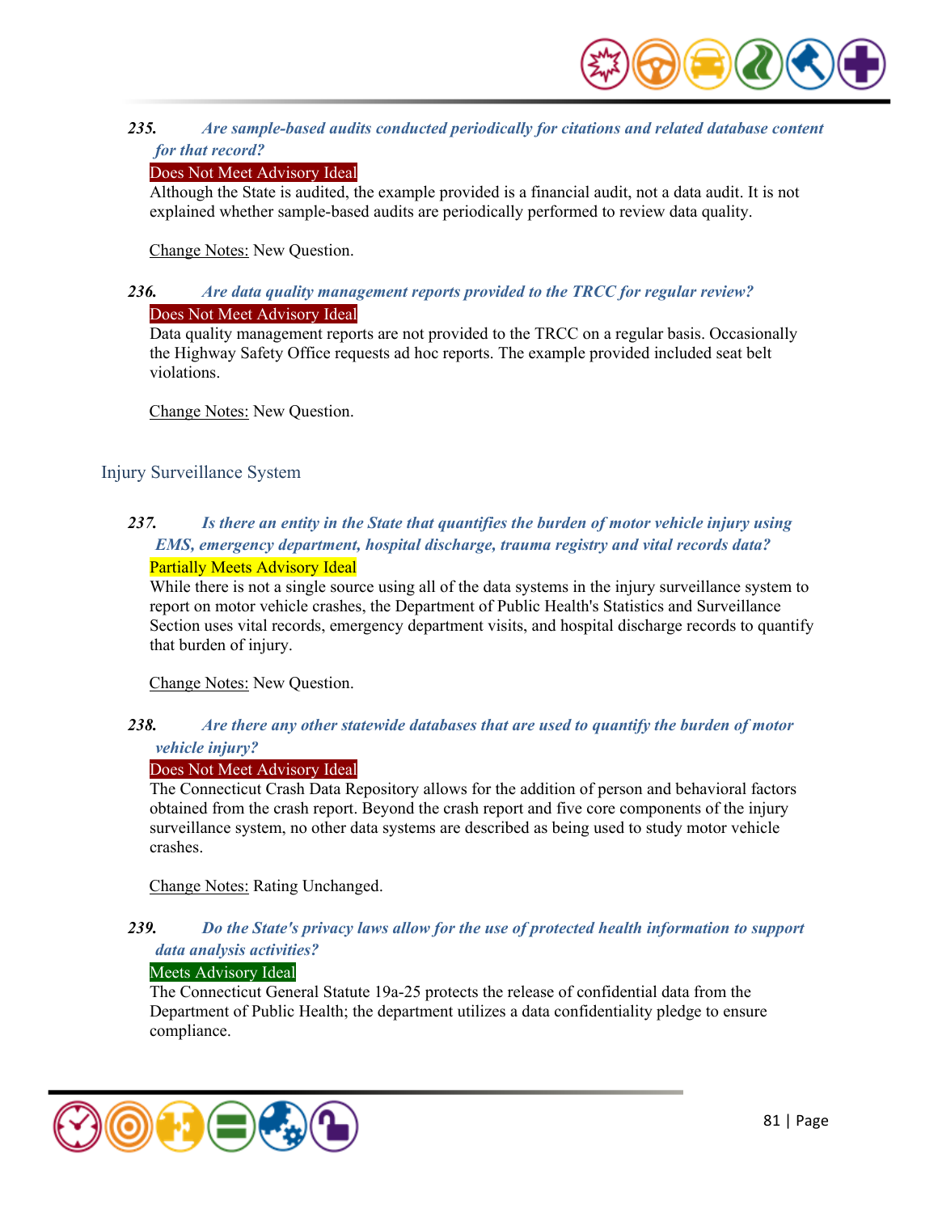***235. Are sample-based audits conducted periodically for citations and related database content for that record?***

Does Not Meet Advisory Ideal

Although the State is audited, the example provided is a financial audit, not a data audit. It is not explained whether sample-based audits are periodically performed to review data quality.

Change Notes: New Question.

***236. Are data quality management reports provided to the TRCC for regular review?***

Does Not Meet Advisory Ideal

Data quality management reports are not provided to the TRCC on a regular basis. Occasionally the Highway Safety Office requests ad hoc reports. The example provided included seat belt violations.

Change Notes: New Question.

## Injury Surveillance System

***237. Is there an entity in the State that quantifies the burden of motor vehicle injury using EMS, emergency department, hospital discharge, trauma registry and vital records data?***

Partially Meets Advisory Ideal

While there is not a single source using all of the data systems in the injury surveillance system to report on motor vehicle crashes, the Department of Public Health's Statistics and Surveillance Section uses vital records, emergency department visits, and hospital discharge records to quantify that burden of injury.

Change Notes: New Question.

***238. Are there any other statewide databases that are used to quantify the burden of motor vehicle injury?***

Does Not Meet Advisory Ideal

The Connecticut Crash Data Repository allows for the addition of person and behavioral factors obtained from the crash report. Beyond the crash report and five core components of the injury surveillance system, no other data systems are described as being used to study motor vehicle crashes.

Change Notes: Rating Unchanged.

***239. Do the State's privacy laws allow for the use of protected health information to support data analysis activities?***

Meets Advisory Ideal

The Connecticut General Statute 19a-25 protects the release of confidential data from the Department of Public Health; the department utilizes a data confidentiality pledge to ensure compliance.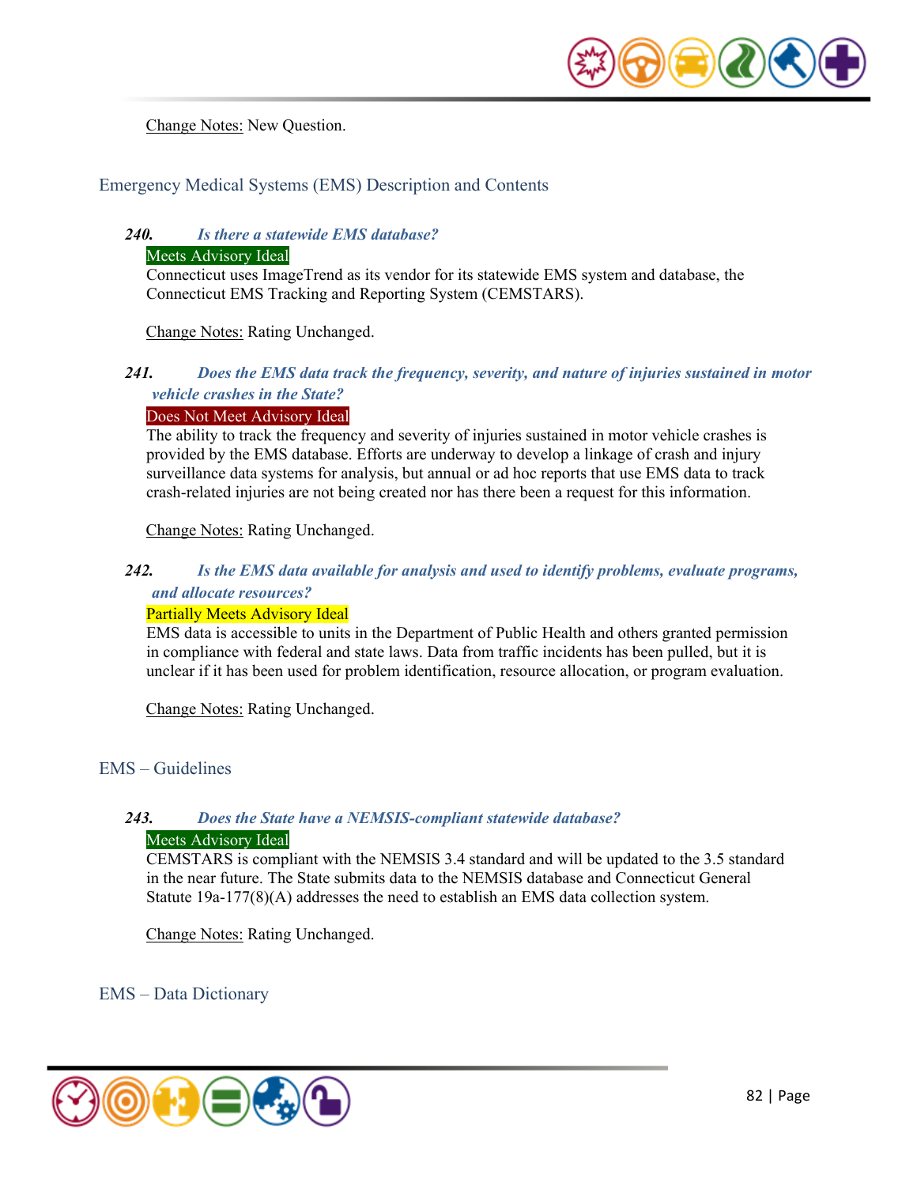Change Notes: New Question.

## Emergency Medical Systems (EMS) Description and Contents

### *240. Is there a statewide EMS database?*

Meets Advisory Ideal

Connecticut uses ImageTrend as its vendor for its statewide EMS system and database, the Connecticut EMS Tracking and Reporting System (CEMSTARS).

Change Notes: Rating Unchanged.

### *241. Does the EMS data track the frequency, severity, and nature of injuries sustained in motor vehicle crashes in the State?*

Does Not Meet Advisory Ideal

The ability to track the frequency and severity of injuries sustained in motor vehicle crashes is provided by the EMS database. Efforts are underway to develop a linkage of crash and injury surveillance data systems for analysis, but annual or ad hoc reports that use EMS data to track crash-related injuries are not being created nor has there been a request for this information.

Change Notes: Rating Unchanged.

### *242. Is the EMS data available for analysis and used to identify problems, evaluate programs, and allocate resources?*

Partially Meets Advisory Ideal

EMS data is accessible to units in the Department of Public Health and others granted permission in compliance with federal and state laws. Data from traffic incidents has been pulled, but it is unclear if it has been used for problem identification, resource allocation, or program evaluation.

Change Notes: Rating Unchanged.

## EMS – Guidelines

### *243. Does the State have a NEMSIS-compliant statewide database?*

Meets Advisory Ideal

CEMSTARS is compliant with the NEMSIS 3.4 standard and will be updated to the 3.5 standard in the near future. The State submits data to the NEMSIS database and Connecticut General Statute 19a-177(8)(A) addresses the need to establish an EMS data collection system.

Change Notes: Rating Unchanged.

## EMS – Data Dictionary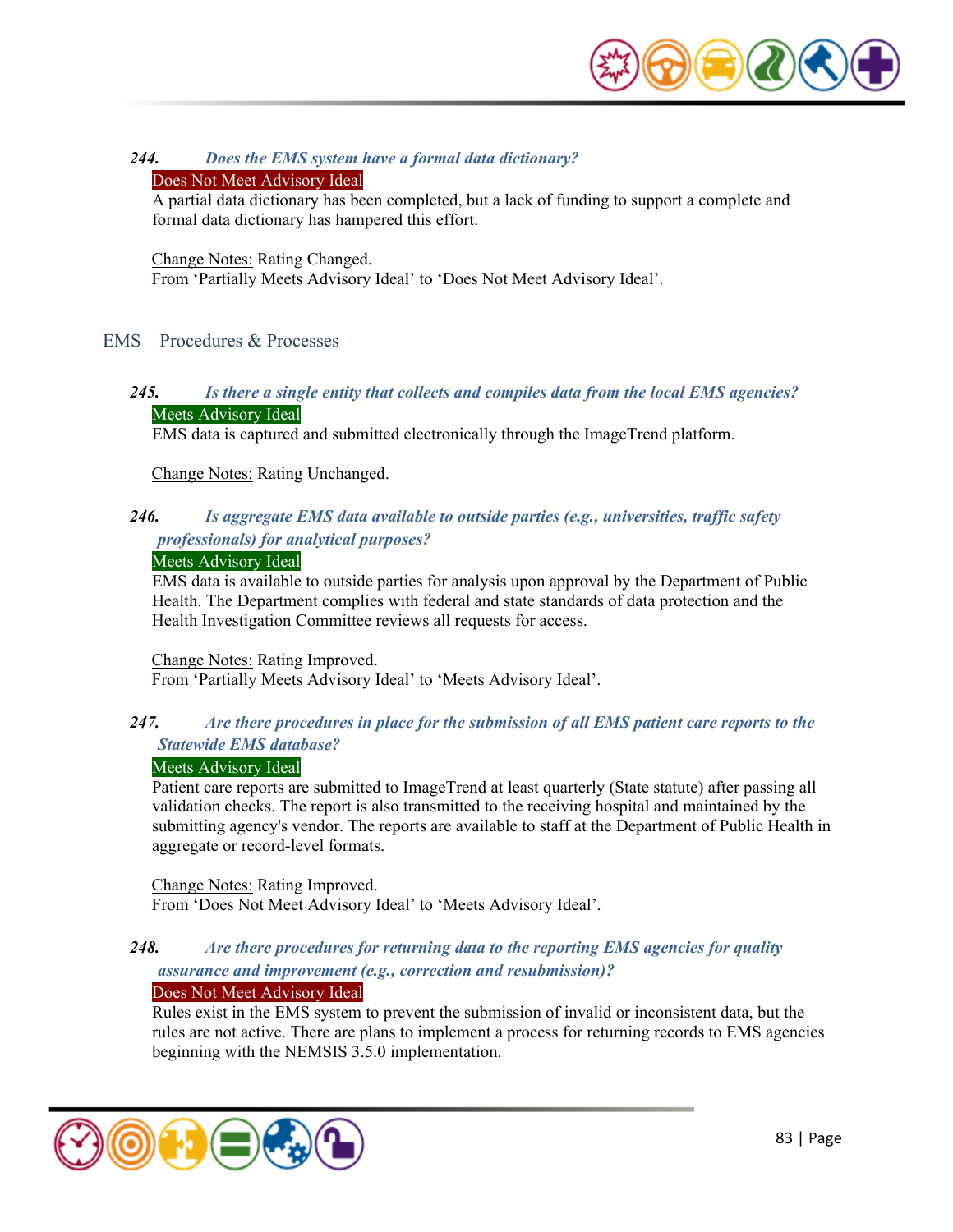**244.** ***Does the EMS system have a formal data dictionary?***

Does Not Meet Advisory Ideal

A partial data dictionary has been completed, but a lack of funding to support a complete and formal data dictionary has hampered this effort.

Change Notes: Rating Changed.
From 'Partially Meets Advisory Ideal' to 'Does Not Meet Advisory Ideal'.

## EMS – Procedures & Processes

**245.** ***Is there a single entity that collects and compiles data from the local EMS agencies?***

Meets Advisory Ideal

EMS data is captured and submitted electronically through the ImageTrend platform.

Change Notes: Rating Unchanged.

**246.** ***Is aggregate EMS data available to outside parties (e.g., universities, traffic safety professionals) for analytical purposes?***

Meets Advisory Ideal

EMS data is available to outside parties for analysis upon approval by the Department of Public Health. The Department complies with federal and state standards of data protection and the Health Investigation Committee reviews all requests for access.

Change Notes: Rating Improved.
From 'Partially Meets Advisory Ideal' to 'Meets Advisory Ideal'.

**247.** ***Are there procedures in place for the submission of all EMS patient care reports to the Statewide EMS database?***

Meets Advisory Ideal

Patient care reports are submitted to ImageTrend at least quarterly (State statute) after passing all validation checks. The report is also transmitted to the receiving hospital and maintained by the submitting agency's vendor. The reports are available to staff at the Department of Public Health in aggregate or record-level formats.

Change Notes: Rating Improved.
From 'Does Not Meet Advisory Ideal' to 'Meets Advisory Ideal'.

**248.** ***Are there procedures for returning data to the reporting EMS agencies for quality assurance and improvement (e.g., correction and resubmission)?***

Does Not Meet Advisory Ideal

Rules exist in the EMS system to prevent the submission of invalid or inconsistent data, but the rules are not active. There are plans to implement a process for returning records to EMS agencies beginning with the NEMSIS 3.5.0 implementation.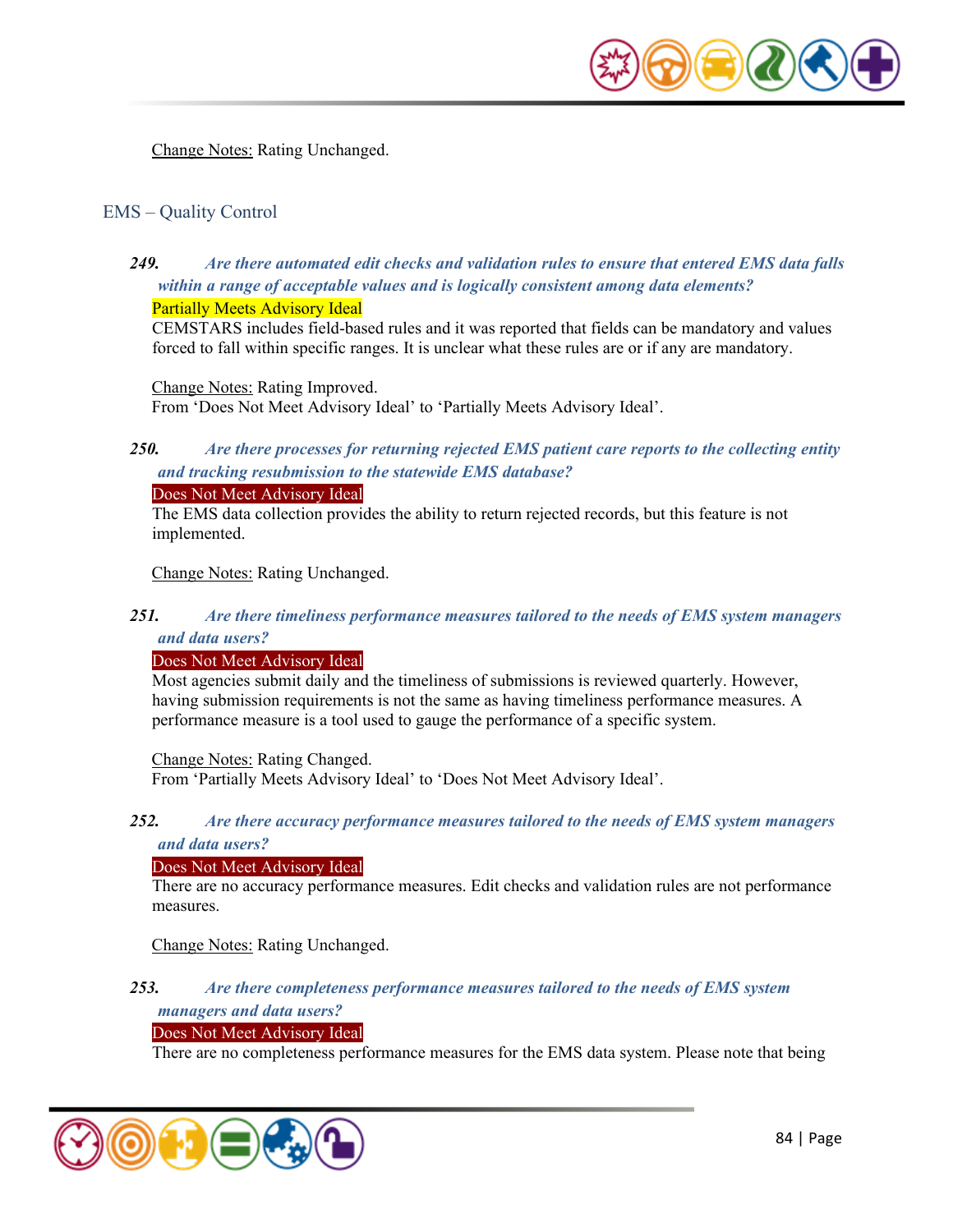Change Notes: Rating Unchanged.

## EMS – Quality Control

***249. Are there automated edit checks and validation rules to ensure that entered EMS data falls within a range of acceptable values and is logically consistent among data elements?***

Partially Meets Advisory Ideal

CEMSTARS includes field-based rules and it was reported that fields can be mandatory and values forced to fall within specific ranges. It is unclear what these rules are or if any are mandatory.

Change Notes: Rating Improved.
From 'Does Not Meet Advisory Ideal' to 'Partially Meets Advisory Ideal'.

***250. Are there processes for returning rejected EMS patient care reports to the collecting entity and tracking resubmission to the statewide EMS database?***

Does Not Meet Advisory Ideal

The EMS data collection provides the ability to return rejected records, but this feature is not implemented.

Change Notes: Rating Unchanged.

***251. Are there timeliness performance measures tailored to the needs of EMS system managers and data users?***

Does Not Meet Advisory Ideal

Most agencies submit daily and the timeliness of submissions is reviewed quarterly. However, having submission requirements is not the same as having timeliness performance measures. A performance measure is a tool used to gauge the performance of a specific system.

Change Notes: Rating Changed.
From 'Partially Meets Advisory Ideal' to 'Does Not Meet Advisory Ideal'.

***252. Are there accuracy performance measures tailored to the needs of EMS system managers and data users?***

Does Not Meet Advisory Ideal

There are no accuracy performance measures. Edit checks and validation rules are not performance measures.

Change Notes: Rating Unchanged.

***253. Are there completeness performance measures tailored to the needs of EMS system managers and data users?***

Does Not Meet Advisory Ideal

There are no completeness performance measures for the EMS data system. Please note that being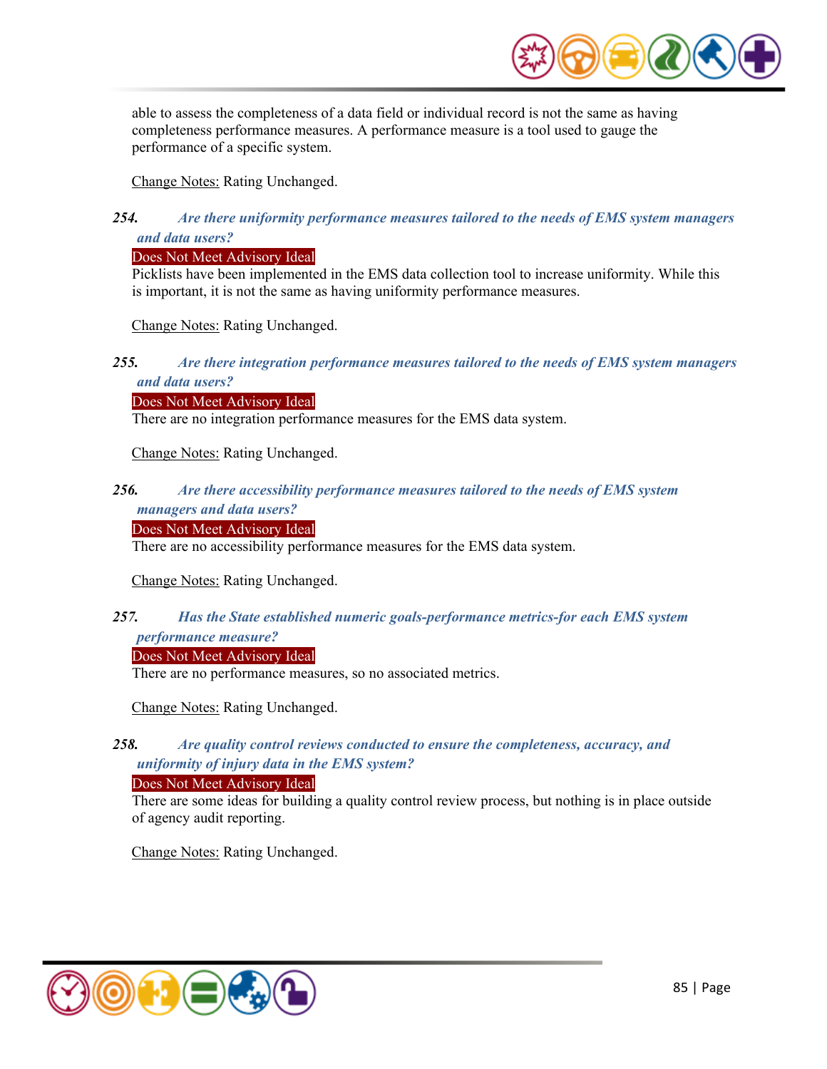able to assess the completeness of a data field or individual record is not the same as having completeness performance measures. A performance measure is a tool used to gauge the performance of a specific system.

Change Notes: Rating Unchanged.

***254. Are there uniformity performance measures tailored to the needs of EMS system managers and data users?***

Does Not Meet Advisory Ideal

Picklists have been implemented in the EMS data collection tool to increase uniformity. While this is important, it is not the same as having uniformity performance measures.

Change Notes: Rating Unchanged.

***255. Are there integration performance measures tailored to the needs of EMS system managers and data users?***

Does Not Meet Advisory Ideal

There are no integration performance measures for the EMS data system.

Change Notes: Rating Unchanged.

***256. Are there accessibility performance measures tailored to the needs of EMS system managers and data users?***

Does Not Meet Advisory Ideal

There are no accessibility performance measures for the EMS data system.

Change Notes: Rating Unchanged.

***257. Has the State established numeric goals-performance metrics-for each EMS system performance measure?***

Does Not Meet Advisory Ideal

There are no performance measures, so no associated metrics.

Change Notes: Rating Unchanged.

***258. Are quality control reviews conducted to ensure the completeness, accuracy, and uniformity of injury data in the EMS system?***

Does Not Meet Advisory Ideal

There are some ideas for building a quality control review process, but nothing is in place outside of agency audit reporting.

Change Notes: Rating Unchanged.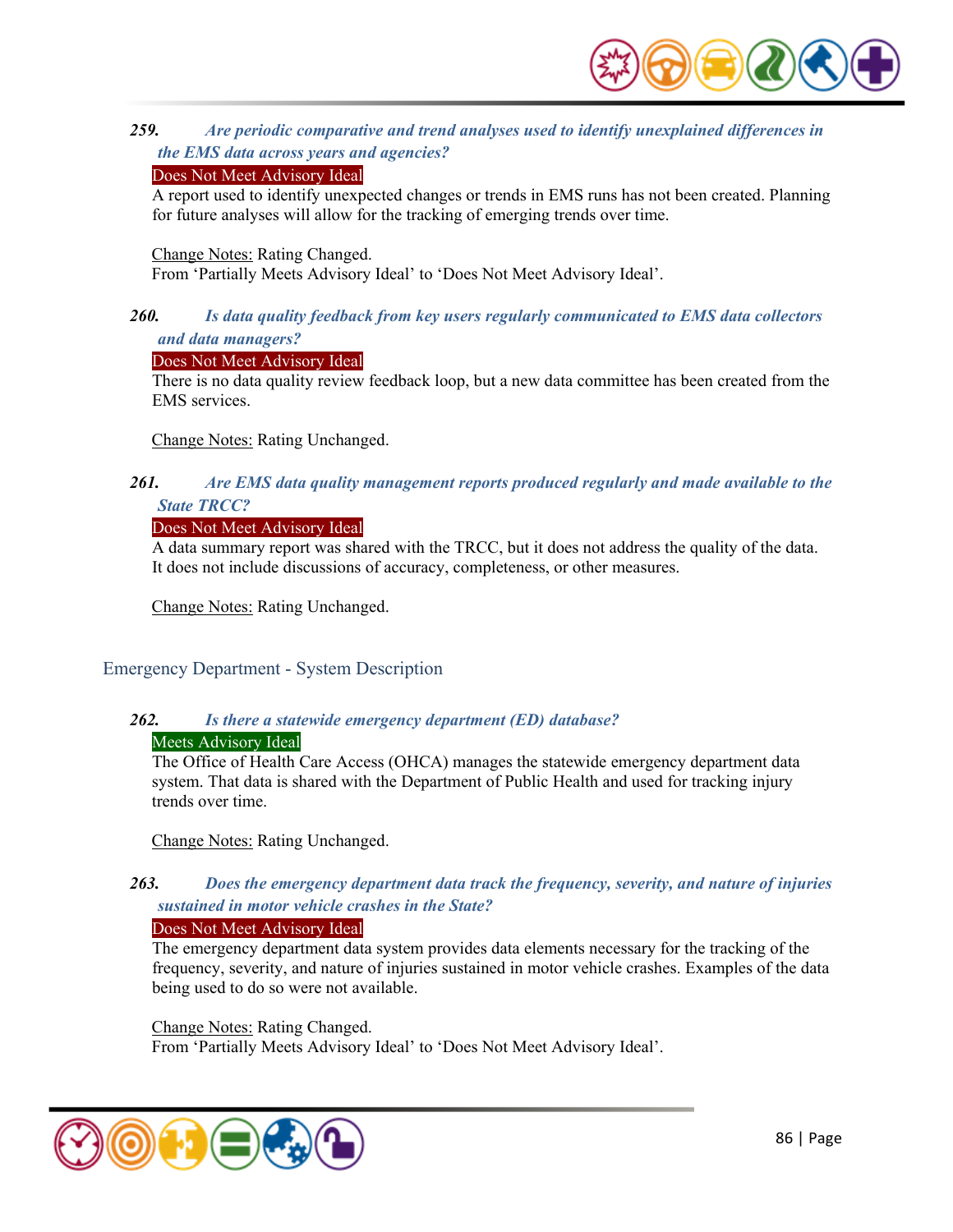***259. Are periodic comparative and trend analyses used to identify unexplained differences in the EMS data across years and agencies?***

Does Not Meet Advisory Ideal

A report used to identify unexpected changes or trends in EMS runs has not been created. Planning for future analyses will allow for the tracking of emerging trends over time.

Change Notes: Rating Changed.
From 'Partially Meets Advisory Ideal' to 'Does Not Meet Advisory Ideal'.

***260. Is data quality feedback from key users regularly communicated to EMS data collectors and data managers?***

Does Not Meet Advisory Ideal

There is no data quality review feedback loop, but a new data committee has been created from the EMS services.

Change Notes: Rating Unchanged.

***261. Are EMS data quality management reports produced regularly and made available to the State TRCC?***

Does Not Meet Advisory Ideal

A data summary report was shared with the TRCC, but it does not address the quality of the data. It does not include discussions of accuracy, completeness, or other measures.

Change Notes: Rating Unchanged.

## Emergency Department - System Description

***262. Is there a statewide emergency department (ED) database?***

Meets Advisory Ideal

The Office of Health Care Access (OHCA) manages the statewide emergency department data system. That data is shared with the Department of Public Health and used for tracking injury trends over time.

Change Notes: Rating Unchanged.

***263. Does the emergency department data track the frequency, severity, and nature of injuries sustained in motor vehicle crashes in the State?***

Does Not Meet Advisory Ideal

The emergency department data system provides data elements necessary for the tracking of the frequency, severity, and nature of injuries sustained in motor vehicle crashes. Examples of the data being used to do so were not available.

Change Notes: Rating Changed.
From 'Partially Meets Advisory Ideal' to 'Does Not Meet Advisory Ideal'.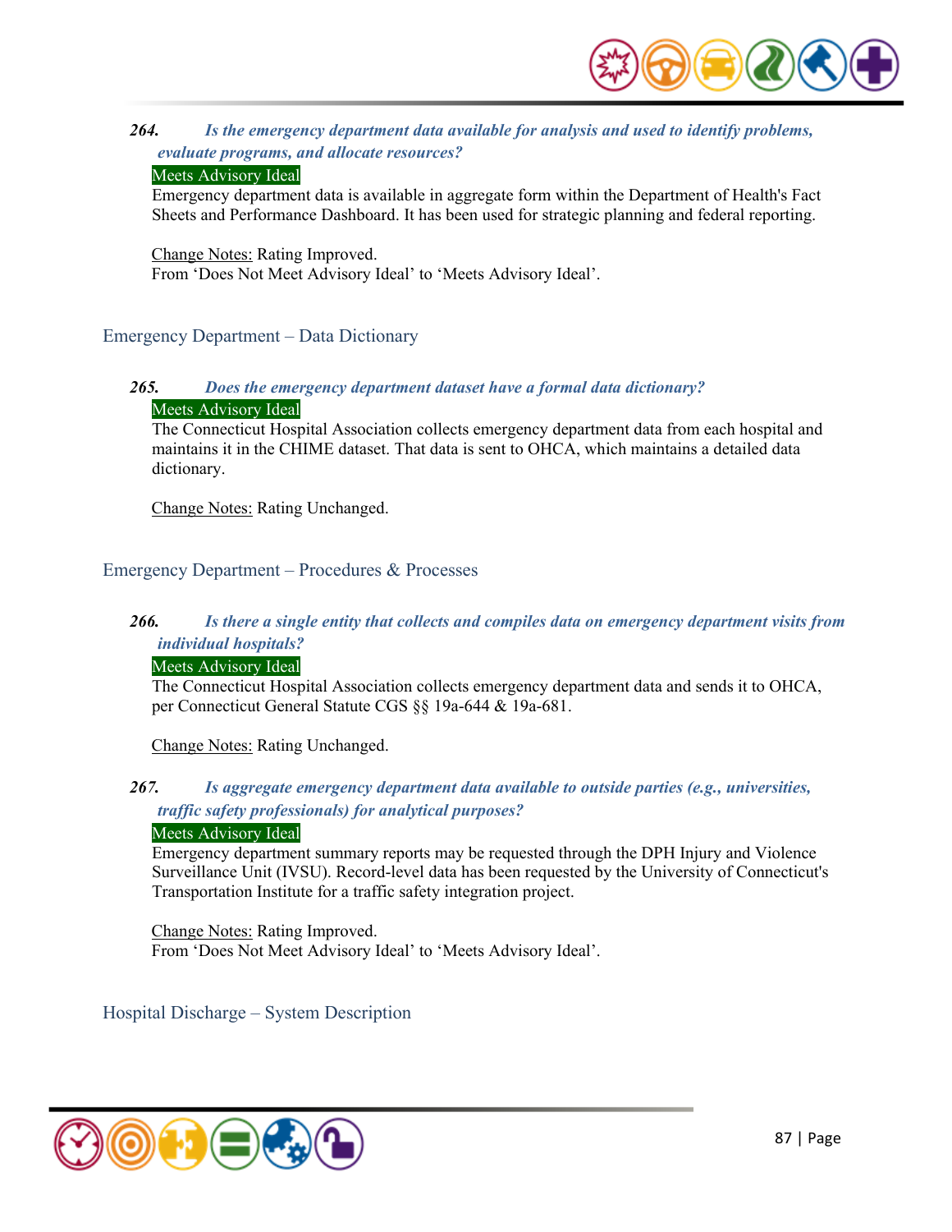***264. Is the emergency department data available for analysis and used to identify problems, evaluate programs, and allocate resources?***

Meets Advisory Ideal

Emergency department data is available in aggregate form within the Department of Health's Fact Sheets and Performance Dashboard. It has been used for strategic planning and federal reporting.

Change Notes: Rating Improved.
From 'Does Not Meet Advisory Ideal' to 'Meets Advisory Ideal'.

## Emergency Department – Data Dictionary

***265. Does the emergency department dataset have a formal data dictionary?***

Meets Advisory Ideal

The Connecticut Hospital Association collects emergency department data from each hospital and maintains it in the CHIME dataset. That data is sent to OHCA, which maintains a detailed data dictionary.

Change Notes: Rating Unchanged.

## Emergency Department – Procedures & Processes

***266. Is there a single entity that collects and compiles data on emergency department visits from individual hospitals?***

Meets Advisory Ideal

The Connecticut Hospital Association collects emergency department data and sends it to OHCA, per Connecticut General Statute CGS §§ 19a-644 & 19a-681.

Change Notes: Rating Unchanged.

***267. Is aggregate emergency department data available to outside parties (e.g., universities, traffic safety professionals) for analytical purposes?***

Meets Advisory Ideal

Emergency department summary reports may be requested through the DPH Injury and Violence Surveillance Unit (IVSU). Record-level data has been requested by the University of Connecticut's Transportation Institute for a traffic safety integration project.

Change Notes: Rating Improved.
From 'Does Not Meet Advisory Ideal' to 'Meets Advisory Ideal'.

## Hospital Discharge – System Description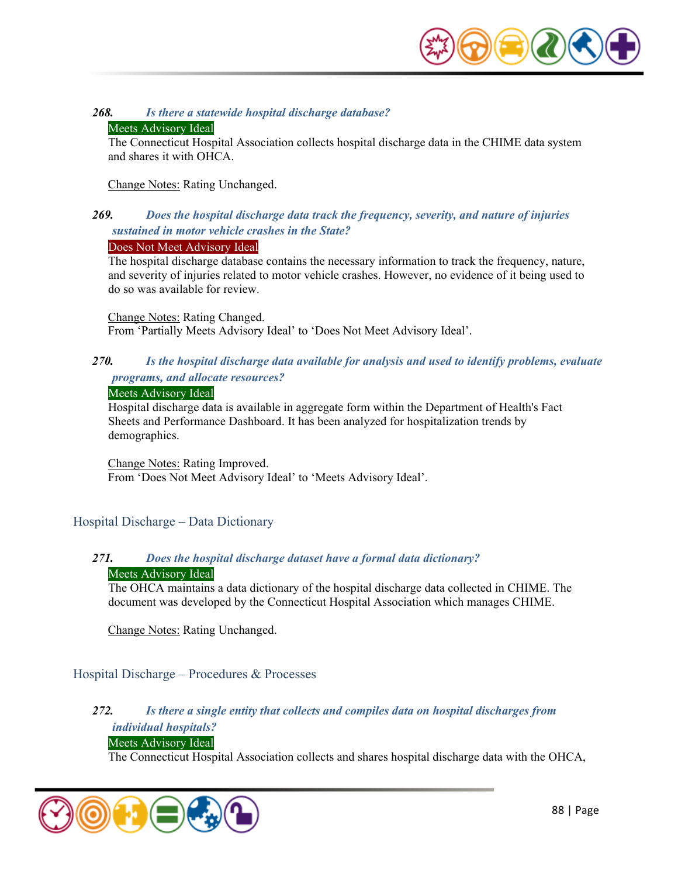***268. Is there a statewide hospital discharge database?***

Meets Advisory Ideal

The Connecticut Hospital Association collects hospital discharge data in the CHIME data system and shares it with OHCA.

Change Notes: Rating Unchanged.

***269. Does the hospital discharge data track the frequency, severity, and nature of injuries sustained in motor vehicle crashes in the State?***

Does Not Meet Advisory Ideal

The hospital discharge database contains the necessary information to track the frequency, nature, and severity of injuries related to motor vehicle crashes. However, no evidence of it being used to do so was available for review.

Change Notes: Rating Changed.
From 'Partially Meets Advisory Ideal' to 'Does Not Meet Advisory Ideal'.

***270. Is the hospital discharge data available for analysis and used to identify problems, evaluate programs, and allocate resources?***

Meets Advisory Ideal

Hospital discharge data is available in aggregate form within the Department of Health's Fact Sheets and Performance Dashboard. It has been analyzed for hospitalization trends by demographics.

Change Notes: Rating Improved.
From 'Does Not Meet Advisory Ideal' to 'Meets Advisory Ideal'.

## Hospital Discharge – Data Dictionary

***271. Does the hospital discharge dataset have a formal data dictionary?***

Meets Advisory Ideal

The OHCA maintains a data dictionary of the hospital discharge data collected in CHIME. The document was developed by the Connecticut Hospital Association which manages CHIME.

Change Notes: Rating Unchanged.

## Hospital Discharge – Procedures & Processes

***272. Is there a single entity that collects and compiles data on hospital discharges from individual hospitals?***

Meets Advisory Ideal

The Connecticut Hospital Association collects and shares hospital discharge data with the OHCA,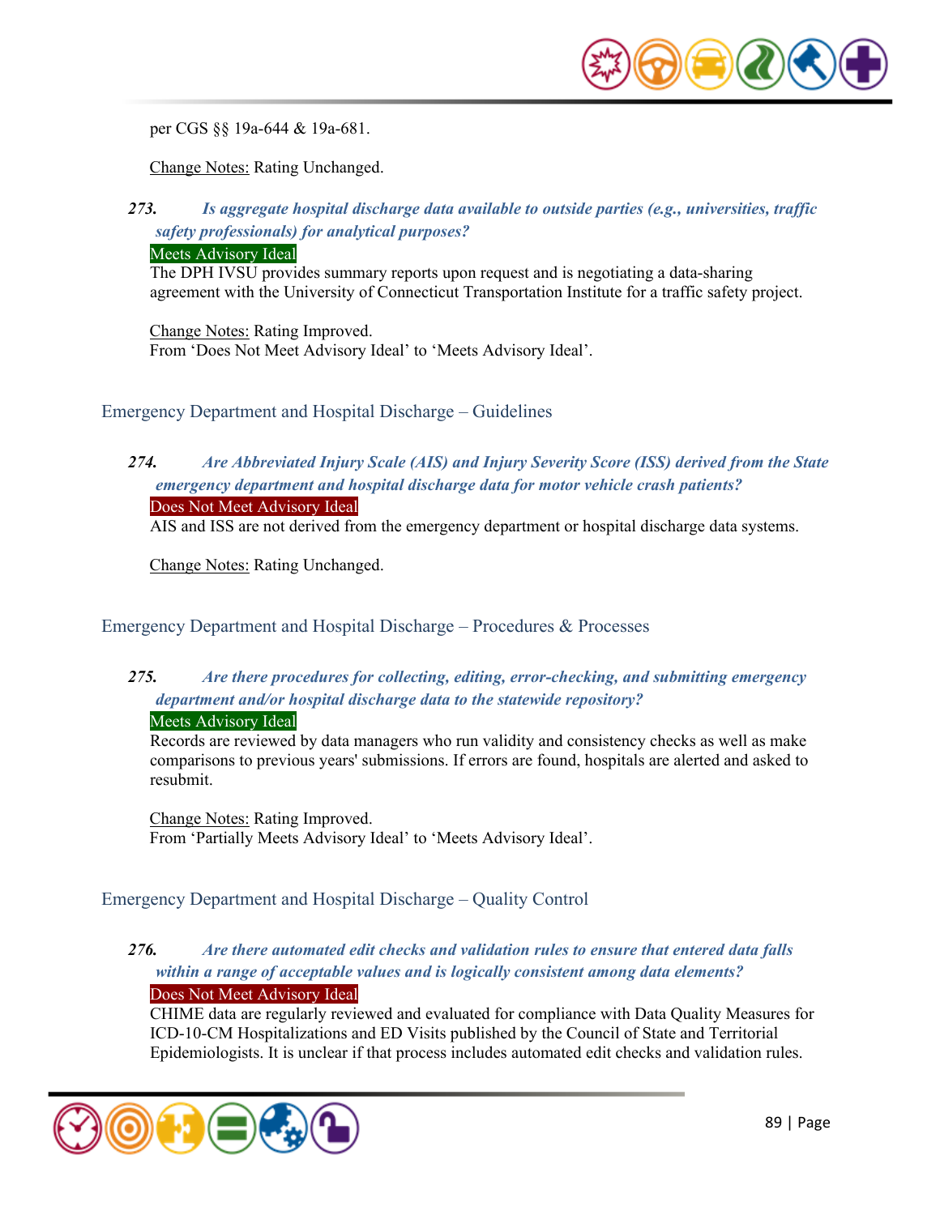per CGS §§ 19a-644 & 19a-681.

Change Notes: Rating Unchanged.

***273. Is aggregate hospital discharge data available to outside parties (e.g., universities, traffic safety professionals) for analytical purposes?***

Meets Advisory Ideal

The DPH IVSU provides summary reports upon request and is negotiating a data-sharing agreement with the University of Connecticut Transportation Institute for a traffic safety project.

Change Notes: Rating Improved.
From 'Does Not Meet Advisory Ideal' to 'Meets Advisory Ideal'.

### Emergency Department and Hospital Discharge – Guidelines

***274. Are Abbreviated Injury Scale (AIS) and Injury Severity Score (ISS) derived from the State emergency department and hospital discharge data for motor vehicle crash patients?***

Does Not Meet Advisory Ideal

AIS and ISS are not derived from the emergency department or hospital discharge data systems.

Change Notes: Rating Unchanged.

### Emergency Department and Hospital Discharge – Procedures & Processes

***275. Are there procedures for collecting, editing, error-checking, and submitting emergency department and/or hospital discharge data to the statewide repository?***

Meets Advisory Ideal

Records are reviewed by data managers who run validity and consistency checks as well as make comparisons to previous years' submissions. If errors are found, hospitals are alerted and asked to resubmit.

Change Notes: Rating Improved.
From 'Partially Meets Advisory Ideal' to 'Meets Advisory Ideal'.

### Emergency Department and Hospital Discharge – Quality Control

***276. Are there automated edit checks and validation rules to ensure that entered data falls within a range of acceptable values and is logically consistent among data elements?***

Does Not Meet Advisory Ideal

CHIME data are regularly reviewed and evaluated for compliance with Data Quality Measures for ICD-10-CM Hospitalizations and ED Visits published by the Council of State and Territorial Epidemiologists. It is unclear if that process includes automated edit checks and validation rules.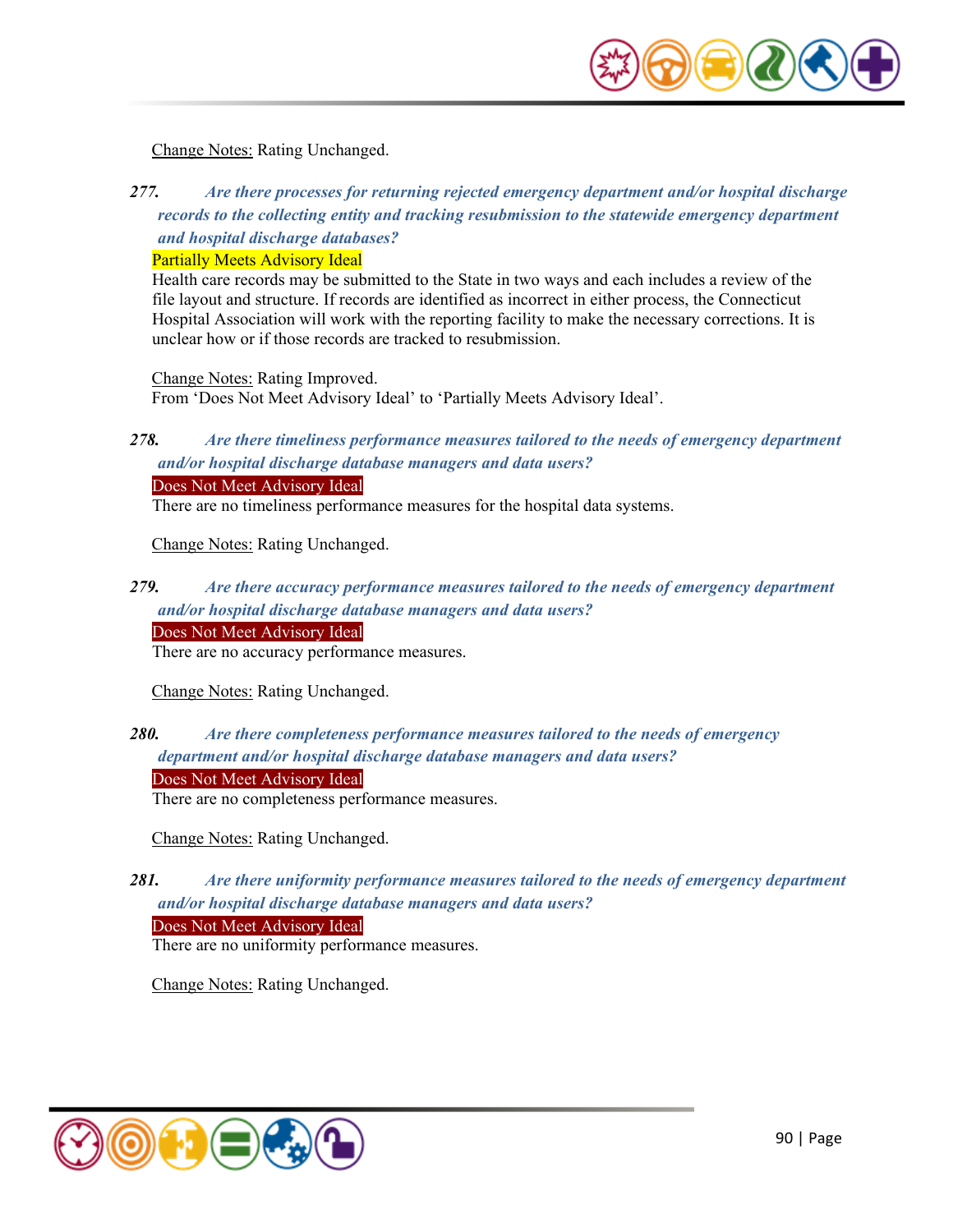Change Notes: Rating Unchanged.

***277. Are there processes for returning rejected emergency department and/or hospital discharge records to the collecting entity and tracking resubmission to the statewide emergency department and hospital discharge databases?***

Partially Meets Advisory Ideal

Health care records may be submitted to the State in two ways and each includes a review of the file layout and structure. If records are identified as incorrect in either process, the Connecticut Hospital Association will work with the reporting facility to make the necessary corrections. It is unclear how or if those records are tracked to resubmission.

Change Notes: Rating Improved.
From 'Does Not Meet Advisory Ideal' to 'Partially Meets Advisory Ideal'.

***278. Are there timeliness performance measures tailored to the needs of emergency department and/or hospital discharge database managers and data users?***

Does Not Meet Advisory Ideal

There are no timeliness performance measures for the hospital data systems.

Change Notes: Rating Unchanged.

***279. Are there accuracy performance measures tailored to the needs of emergency department and/or hospital discharge database managers and data users?***

Does Not Meet Advisory Ideal

There are no accuracy performance measures.

Change Notes: Rating Unchanged.

***280. Are there completeness performance measures tailored to the needs of emergency department and/or hospital discharge database managers and data users?***

Does Not Meet Advisory Ideal

There are no completeness performance measures.

Change Notes: Rating Unchanged.

***281. Are there uniformity performance measures tailored to the needs of emergency department and/or hospital discharge database managers and data users?***

Does Not Meet Advisory Ideal

There are no uniformity performance measures.

Change Notes: Rating Unchanged.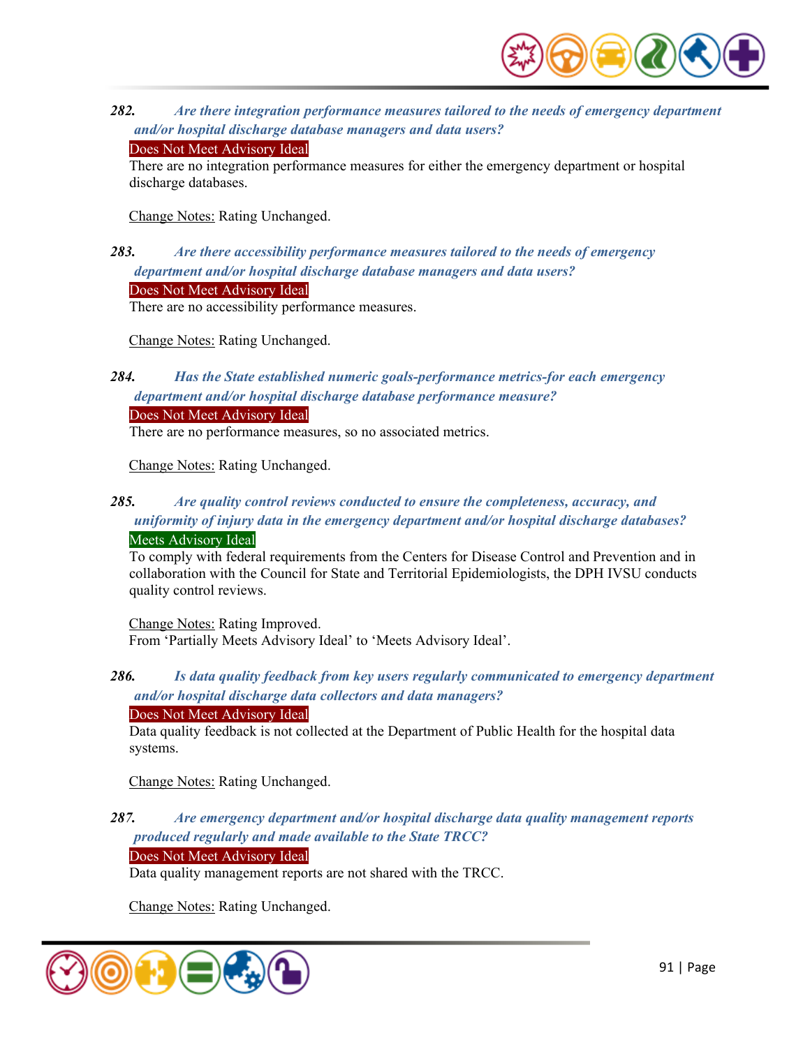***282. Are there integration performance measures tailored to the needs of emergency department and/or hospital discharge database managers and data users?***

Does Not Meet Advisory Ideal

There are no integration performance measures for either the emergency department or hospital discharge databases.

Change Notes: Rating Unchanged.

***283. Are there accessibility performance measures tailored to the needs of emergency department and/or hospital discharge database managers and data users?***

Does Not Meet Advisory Ideal

There are no accessibility performance measures.

Change Notes: Rating Unchanged.

***284. Has the State established numeric goals-performance metrics-for each emergency department and/or hospital discharge database performance measure?***

Does Not Meet Advisory Ideal

There are no performance measures, so no associated metrics.

Change Notes: Rating Unchanged.

***285. Are quality control reviews conducted to ensure the completeness, accuracy, and uniformity of injury data in the emergency department and/or hospital discharge databases?***

Meets Advisory Ideal

To comply with federal requirements from the Centers for Disease Control and Prevention and in collaboration with the Council for State and Territorial Epidemiologists, the DPH IVSU conducts quality control reviews.

Change Notes: Rating Improved.
From 'Partially Meets Advisory Ideal' to 'Meets Advisory Ideal'.

***286. Is data quality feedback from key users regularly communicated to emergency department and/or hospital discharge data collectors and data managers?***

Does Not Meet Advisory Ideal

Data quality feedback is not collected at the Department of Public Health for the hospital data systems.

Change Notes: Rating Unchanged.

***287. Are emergency department and/or hospital discharge data quality management reports produced regularly and made available to the State TRCC?***

Does Not Meet Advisory Ideal

Data quality management reports are not shared with the TRCC.

Change Notes: Rating Unchanged.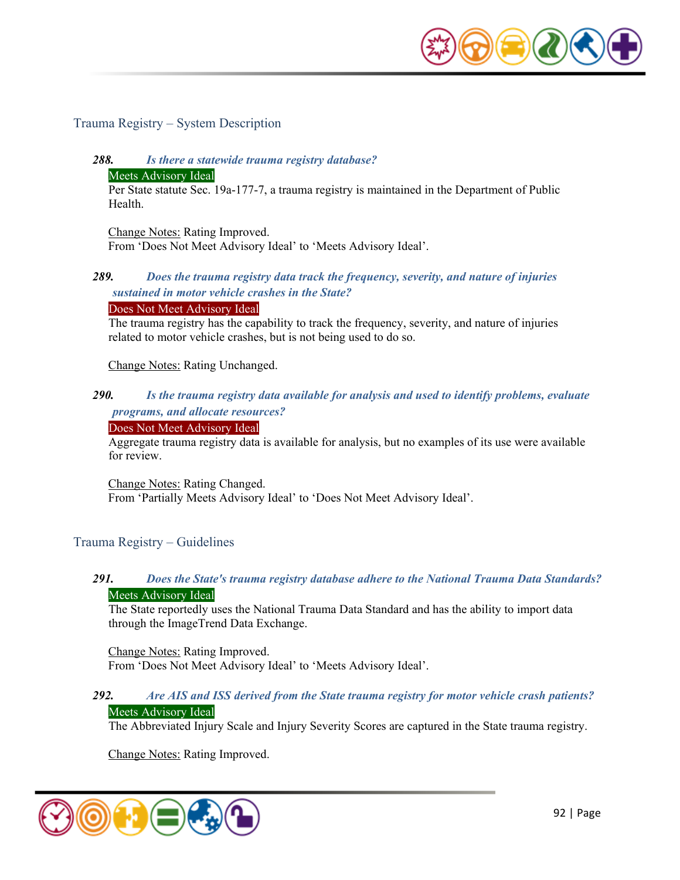## Trauma Registry – System Description

**288.** ***Is there a statewide trauma registry database?***

Meets Advisory Ideal

Per State statute Sec. 19a-177-7, a trauma registry is maintained in the Department of Public Health.

Change Notes: Rating Improved.
From 'Does Not Meet Advisory Ideal' to 'Meets Advisory Ideal'.

**289.** ***Does the trauma registry data track the frequency, severity, and nature of injuries sustained in motor vehicle crashes in the State?***

Does Not Meet Advisory Ideal

The trauma registry has the capability to track the frequency, severity, and nature of injuries related to motor vehicle crashes, but is not being used to do so.

Change Notes: Rating Unchanged.

**290.** ***Is the trauma registry data available for analysis and used to identify problems, evaluate programs, and allocate resources?***

Does Not Meet Advisory Ideal

Aggregate trauma registry data is available for analysis, but no examples of its use were available for review.

Change Notes: Rating Changed.
From 'Partially Meets Advisory Ideal' to 'Does Not Meet Advisory Ideal'.

## Trauma Registry – Guidelines

**291.** ***Does the State's trauma registry database adhere to the National Trauma Data Standards?***

Meets Advisory Ideal

The State reportedly uses the National Trauma Data Standard and has the ability to import data through the ImageTrend Data Exchange.

Change Notes: Rating Improved.
From 'Does Not Meet Advisory Ideal' to 'Meets Advisory Ideal'.

**292.** ***Are AIS and ISS derived from the State trauma registry for motor vehicle crash patients?***

Meets Advisory Ideal

The Abbreviated Injury Scale and Injury Severity Scores are captured in the State trauma registry.

Change Notes: Rating Improved.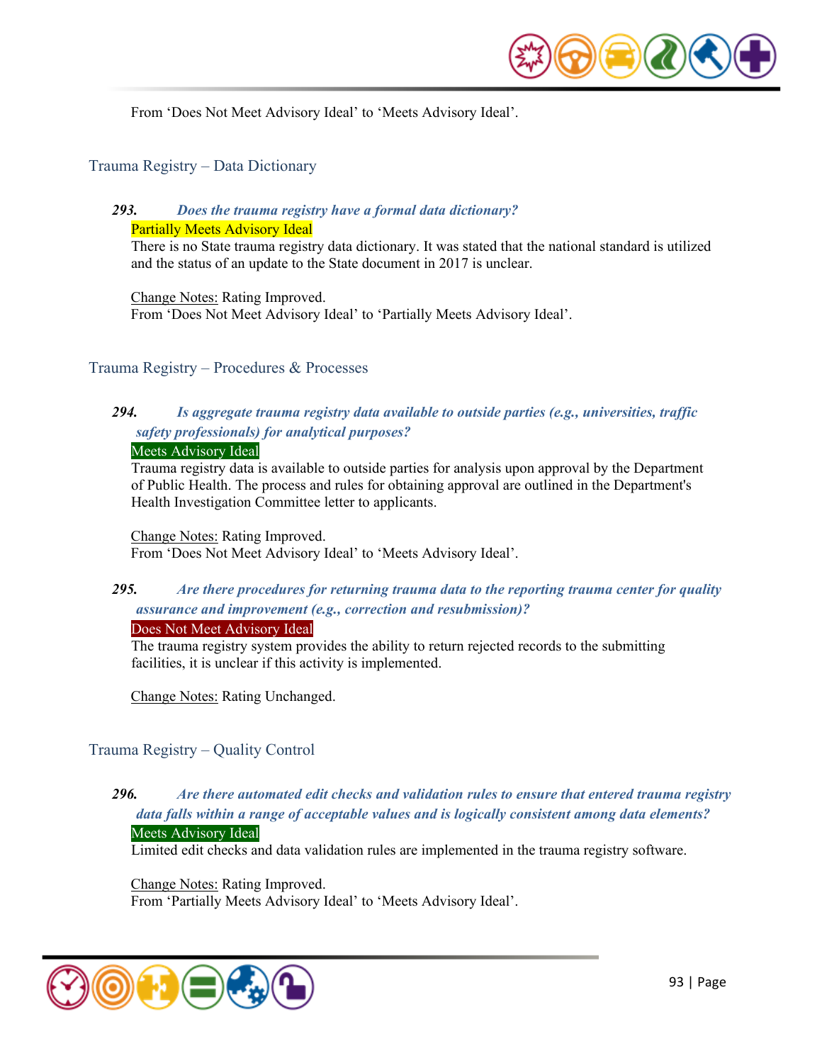From 'Does Not Meet Advisory Ideal' to 'Meets Advisory Ideal'.

## Trauma Registry – Data Dictionary

***293. Does the trauma registry have a formal data dictionary?***

Partially Meets Advisory Ideal

There is no State trauma registry data dictionary. It was stated that the national standard is utilized and the status of an update to the State document in 2017 is unclear.

Change Notes: Rating Improved.
From 'Does Not Meet Advisory Ideal' to 'Partially Meets Advisory Ideal'.

## Trauma Registry – Procedures & Processes

***294. Is aggregate trauma registry data available to outside parties (e.g., universities, traffic safety professionals) for analytical purposes?***

Meets Advisory Ideal

Trauma registry data is available to outside parties for analysis upon approval by the Department of Public Health. The process and rules for obtaining approval are outlined in the Department's Health Investigation Committee letter to applicants.

Change Notes: Rating Improved.
From 'Does Not Meet Advisory Ideal' to 'Meets Advisory Ideal'.

***295. Are there procedures for returning trauma data to the reporting trauma center for quality assurance and improvement (e.g., correction and resubmission)?***

Does Not Meet Advisory Ideal

The trauma registry system provides the ability to return rejected records to the submitting facilities, it is unclear if this activity is implemented.

Change Notes: Rating Unchanged.

## Trauma Registry – Quality Control

***296. Are there automated edit checks and validation rules to ensure that entered trauma registry data falls within a range of acceptable values and is logically consistent among data elements?***

Meets Advisory Ideal

Limited edit checks and data validation rules are implemented in the trauma registry software.

Change Notes: Rating Improved.
From 'Partially Meets Advisory Ideal' to 'Meets Advisory Ideal'.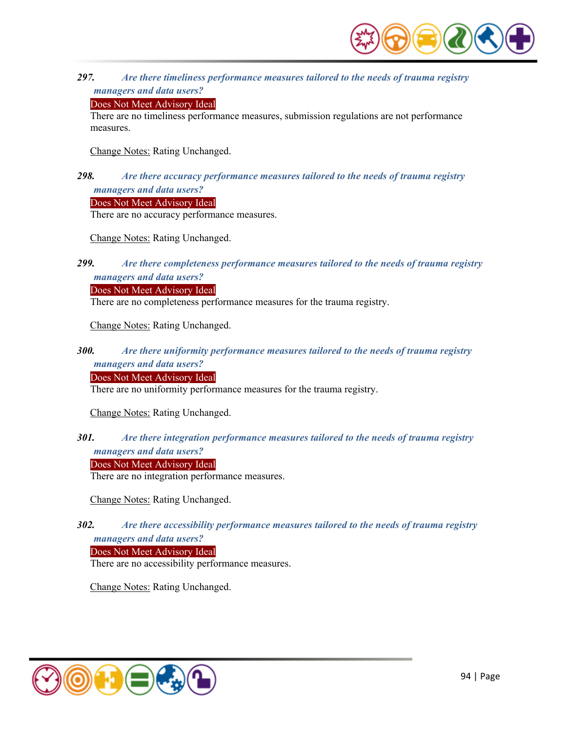***297. Are there timeliness performance measures tailored to the needs of trauma registry managers and data users?***

Does Not Meet Advisory Ideal

There are no timeliness performance measures, submission regulations are not performance measures.

Change Notes: Rating Unchanged.

***298. Are there accuracy performance measures tailored to the needs of trauma registry managers and data users?***

Does Not Meet Advisory Ideal

There are no accuracy performance measures.

Change Notes: Rating Unchanged.

***299. Are there completeness performance measures tailored to the needs of trauma registry managers and data users?***

Does Not Meet Advisory Ideal

There are no completeness performance measures for the trauma registry.

Change Notes: Rating Unchanged.

***300. Are there uniformity performance measures tailored to the needs of trauma registry managers and data users?***

Does Not Meet Advisory Ideal

There are no uniformity performance measures for the trauma registry.

Change Notes: Rating Unchanged.

***301. Are there integration performance measures tailored to the needs of trauma registry managers and data users?***

Does Not Meet Advisory Ideal

There are no integration performance measures.

Change Notes: Rating Unchanged.

***302. Are there accessibility performance measures tailored to the needs of trauma registry managers and data users?***

Does Not Meet Advisory Ideal

There are no accessibility performance measures.

Change Notes: Rating Unchanged.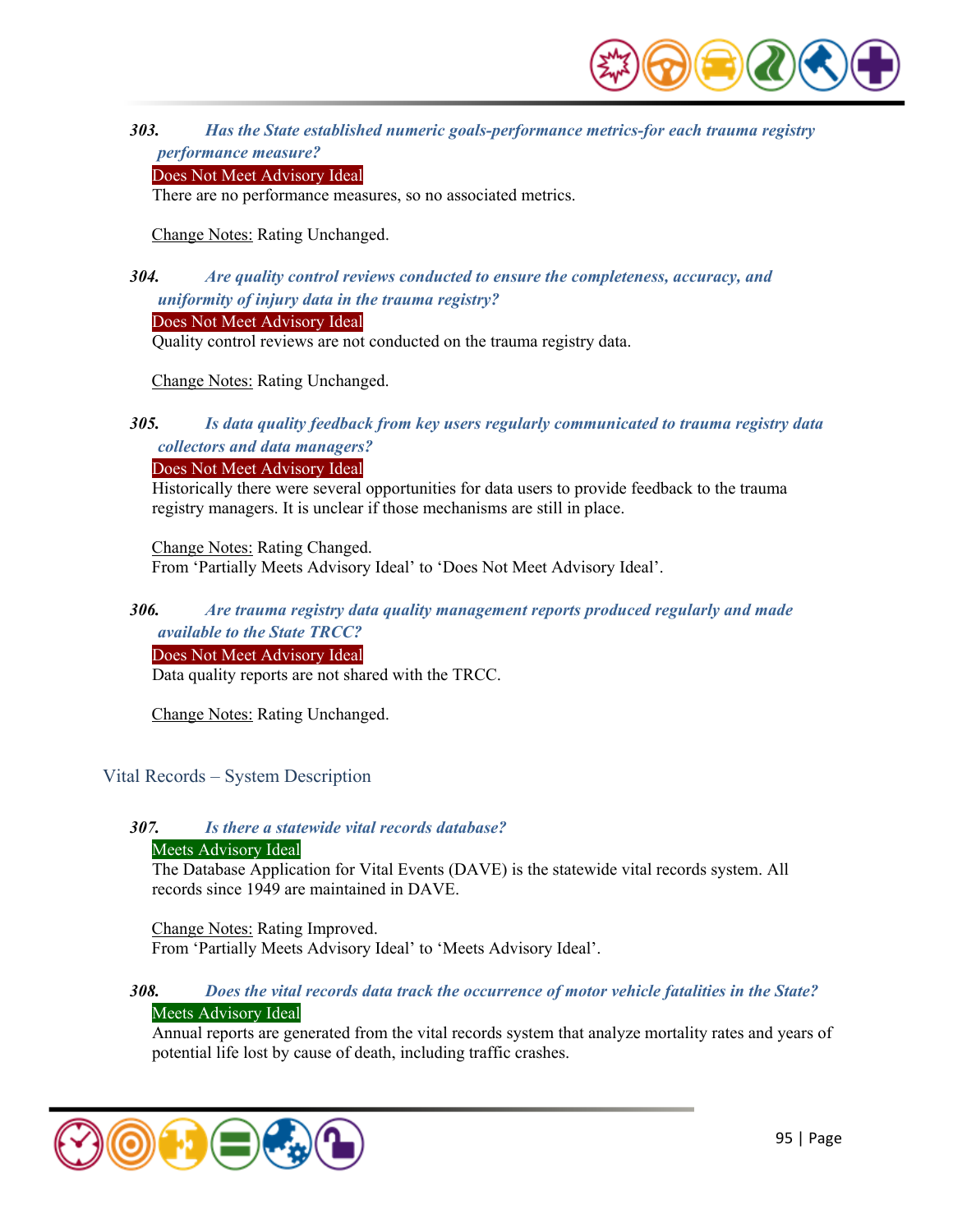***303. Has the State established numeric goals-performance metrics-for each trauma registry performance measure?***

Does Not Meet Advisory Ideal

There are no performance measures, so no associated metrics.

Change Notes: Rating Unchanged.

***304. Are quality control reviews conducted to ensure the completeness, accuracy, and uniformity of injury data in the trauma registry?***

Does Not Meet Advisory Ideal

Quality control reviews are not conducted on the trauma registry data.

Change Notes: Rating Unchanged.

***305. Is data quality feedback from key users regularly communicated to trauma registry data collectors and data managers?***

Does Not Meet Advisory Ideal

Historically there were several opportunities for data users to provide feedback to the trauma registry managers. It is unclear if those mechanisms are still in place.

Change Notes: Rating Changed.
From 'Partially Meets Advisory Ideal' to 'Does Not Meet Advisory Ideal'.

***306. Are trauma registry data quality management reports produced regularly and made available to the State TRCC?***

Does Not Meet Advisory Ideal

Data quality reports are not shared with the TRCC.

Change Notes: Rating Unchanged.

## Vital Records – System Description

***307. Is there a statewide vital records database?***

Meets Advisory Ideal

The Database Application for Vital Events (DAVE) is the statewide vital records system. All records since 1949 are maintained in DAVE.

Change Notes: Rating Improved.
From 'Partially Meets Advisory Ideal' to 'Meets Advisory Ideal'.

***308. Does the vital records data track the occurrence of motor vehicle fatalities in the State?***

Meets Advisory Ideal

Annual reports are generated from the vital records system that analyze mortality rates and years of potential life lost by cause of death, including traffic crashes.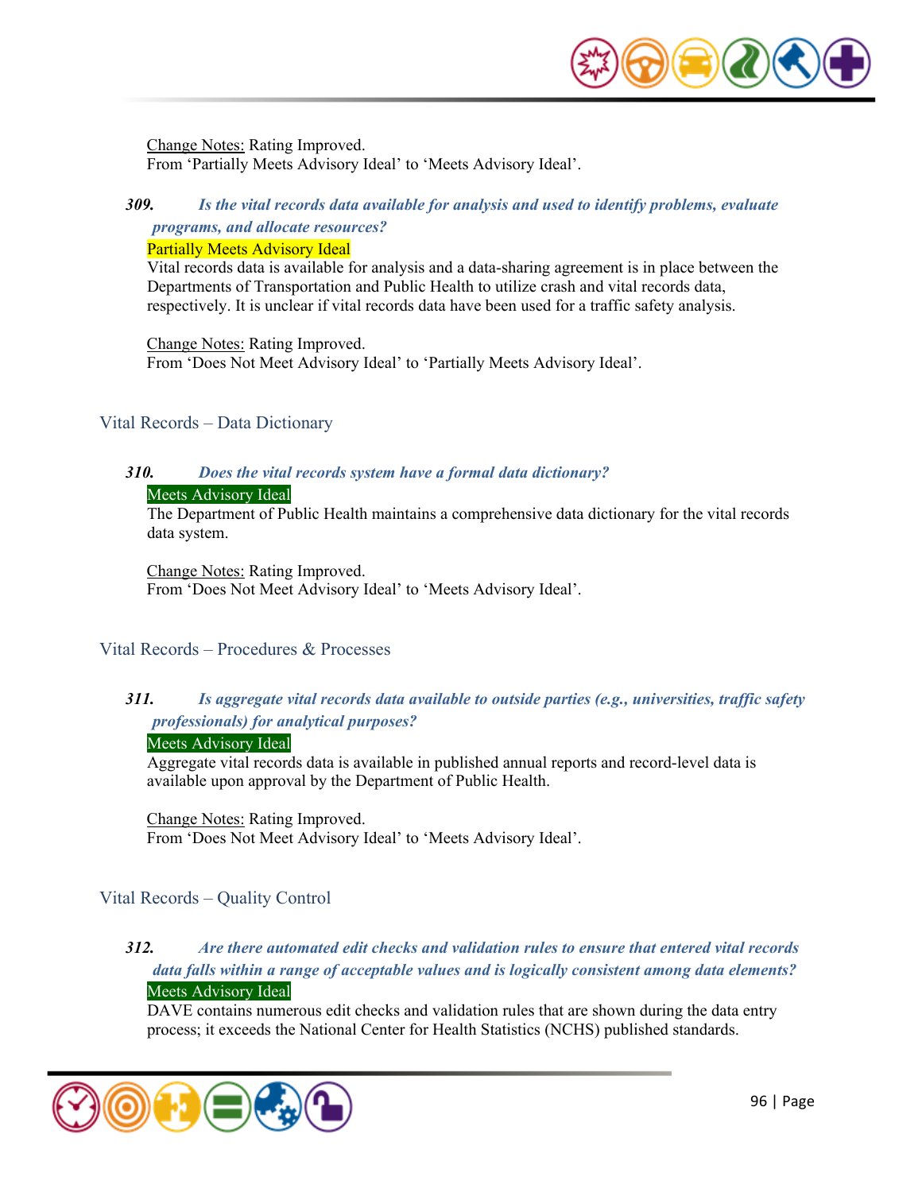Change Notes: Rating Improved.
From 'Partially Meets Advisory Ideal' to 'Meets Advisory Ideal'.

**309.** ***Is the vital records data available for analysis and used to identify problems, evaluate programs, and allocate resources?***

Partially Meets Advisory Ideal

Vital records data is available for analysis and a data-sharing agreement is in place between the Departments of Transportation and Public Health to utilize crash and vital records data, respectively. It is unclear if vital records data have been used for a traffic safety analysis.

Change Notes: Rating Improved.
From 'Does Not Meet Advisory Ideal' to 'Partially Meets Advisory Ideal'.

## Vital Records – Data Dictionary

**310.** ***Does the vital records system have a formal data dictionary?***

Meets Advisory Ideal

The Department of Public Health maintains a comprehensive data dictionary for the vital records data system.

Change Notes: Rating Improved.
From 'Does Not Meet Advisory Ideal' to 'Meets Advisory Ideal'.

## Vital Records – Procedures & Processes

**311.** ***Is aggregate vital records data available to outside parties (e.g., universities, traffic safety professionals) for analytical purposes?***

Meets Advisory Ideal

Aggregate vital records data is available in published annual reports and record-level data is available upon approval by the Department of Public Health.

Change Notes: Rating Improved.
From 'Does Not Meet Advisory Ideal' to 'Meets Advisory Ideal'.

## Vital Records – Quality Control

**312.** ***Are there automated edit checks and validation rules to ensure that entered vital records data falls within a range of acceptable values and is logically consistent among data elements?***

Meets Advisory Ideal

DAVE contains numerous edit checks and validation rules that are shown during the data entry process; it exceeds the National Center for Health Statistics (NCHS) published standards.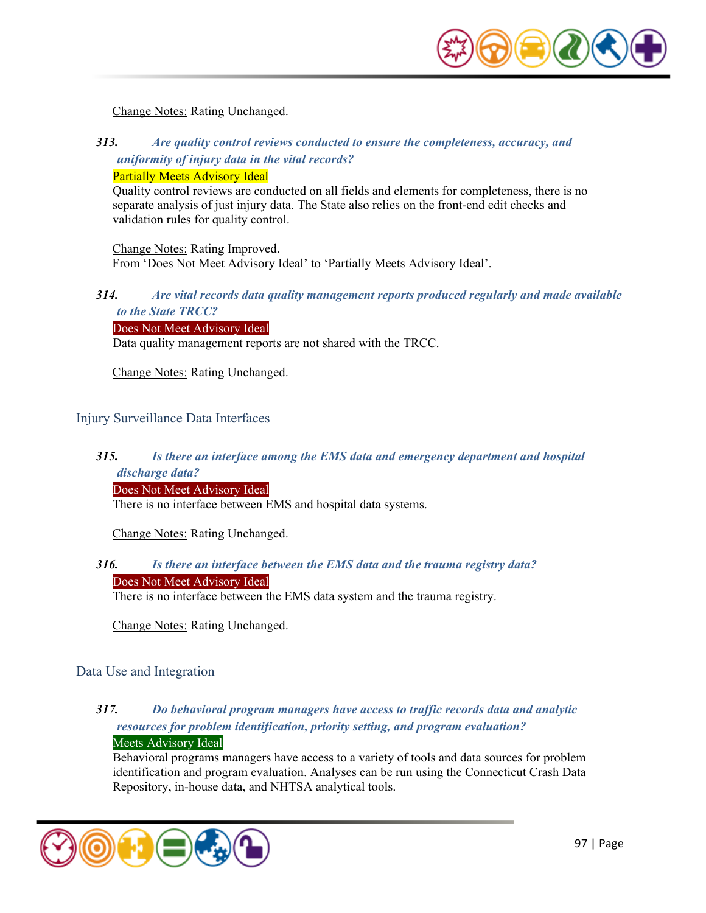Change Notes: Rating Unchanged.

***313. Are quality control reviews conducted to ensure the completeness, accuracy, and uniformity of injury data in the vital records?***

Partially Meets Advisory Ideal

Quality control reviews are conducted on all fields and elements for completeness, there is no separate analysis of just injury data. The State also relies on the front-end edit checks and validation rules for quality control.

Change Notes: Rating Improved.
From 'Does Not Meet Advisory Ideal' to 'Partially Meets Advisory Ideal'.

***314. Are vital records data quality management reports produced regularly and made available to the State TRCC?***

Does Not Meet Advisory Ideal

Data quality management reports are not shared with the TRCC.

Change Notes: Rating Unchanged.

## Injury Surveillance Data Interfaces

***315. Is there an interface among the EMS data and emergency department and hospital discharge data?***

Does Not Meet Advisory Ideal

There is no interface between EMS and hospital data systems.

Change Notes: Rating Unchanged.

***316. Is there an interface between the EMS data and the trauma registry data?***

Does Not Meet Advisory Ideal

There is no interface between the EMS data system and the trauma registry.

Change Notes: Rating Unchanged.

## Data Use and Integration

***317. Do behavioral program managers have access to traffic records data and analytic resources for problem identification, priority setting, and program evaluation?***

Meets Advisory Ideal

Behavioral programs managers have access to a variety of tools and data sources for problem identification and program evaluation. Analyses can be run using the Connecticut Crash Data Repository, in-house data, and NHTSA analytical tools.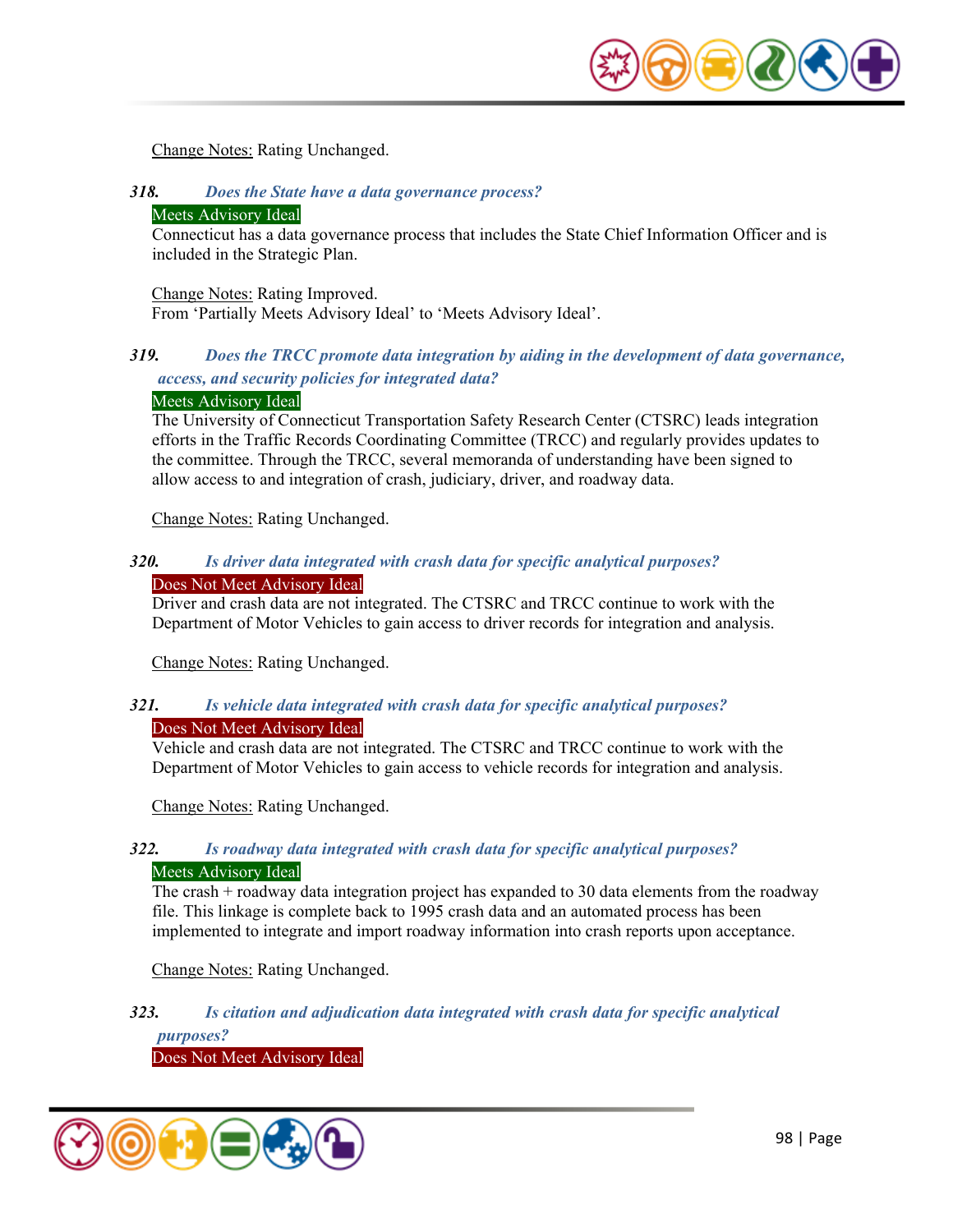Change Notes: Rating Unchanged.

***318. Does the State have a data governance process?***

Meets Advisory Ideal

Connecticut has a data governance process that includes the State Chief Information Officer and is included in the Strategic Plan.

Change Notes: Rating Improved.
From 'Partially Meets Advisory Ideal' to 'Meets Advisory Ideal'.

***319. Does the TRCC promote data integration by aiding in the development of data governance, access, and security policies for integrated data?***

Meets Advisory Ideal

The University of Connecticut Transportation Safety Research Center (CTSRC) leads integration efforts in the Traffic Records Coordinating Committee (TRCC) and regularly provides updates to the committee. Through the TRCC, several memoranda of understanding have been signed to allow access to and integration of crash, judiciary, driver, and roadway data.

Change Notes: Rating Unchanged.

***320. Is driver data integrated with crash data for specific analytical purposes?***

Does Not Meet Advisory Ideal

Driver and crash data are not integrated. The CTSRC and TRCC continue to work with the Department of Motor Vehicles to gain access to driver records for integration and analysis.

Change Notes: Rating Unchanged.

***321. Is vehicle data integrated with crash data for specific analytical purposes?***

Does Not Meet Advisory Ideal

Vehicle and crash data are not integrated. The CTSRC and TRCC continue to work with the Department of Motor Vehicles to gain access to vehicle records for integration and analysis.

Change Notes: Rating Unchanged.

***322. Is roadway data integrated with crash data for specific analytical purposes?***

Meets Advisory Ideal

The crash + roadway data integration project has expanded to 30 data elements from the roadway file. This linkage is complete back to 1995 crash data and an automated process has been implemented to integrate and import roadway information into crash reports upon acceptance.

Change Notes: Rating Unchanged.

***323. Is citation and adjudication data integrated with crash data for specific analytical purposes?***

Does Not Meet Advisory Ideal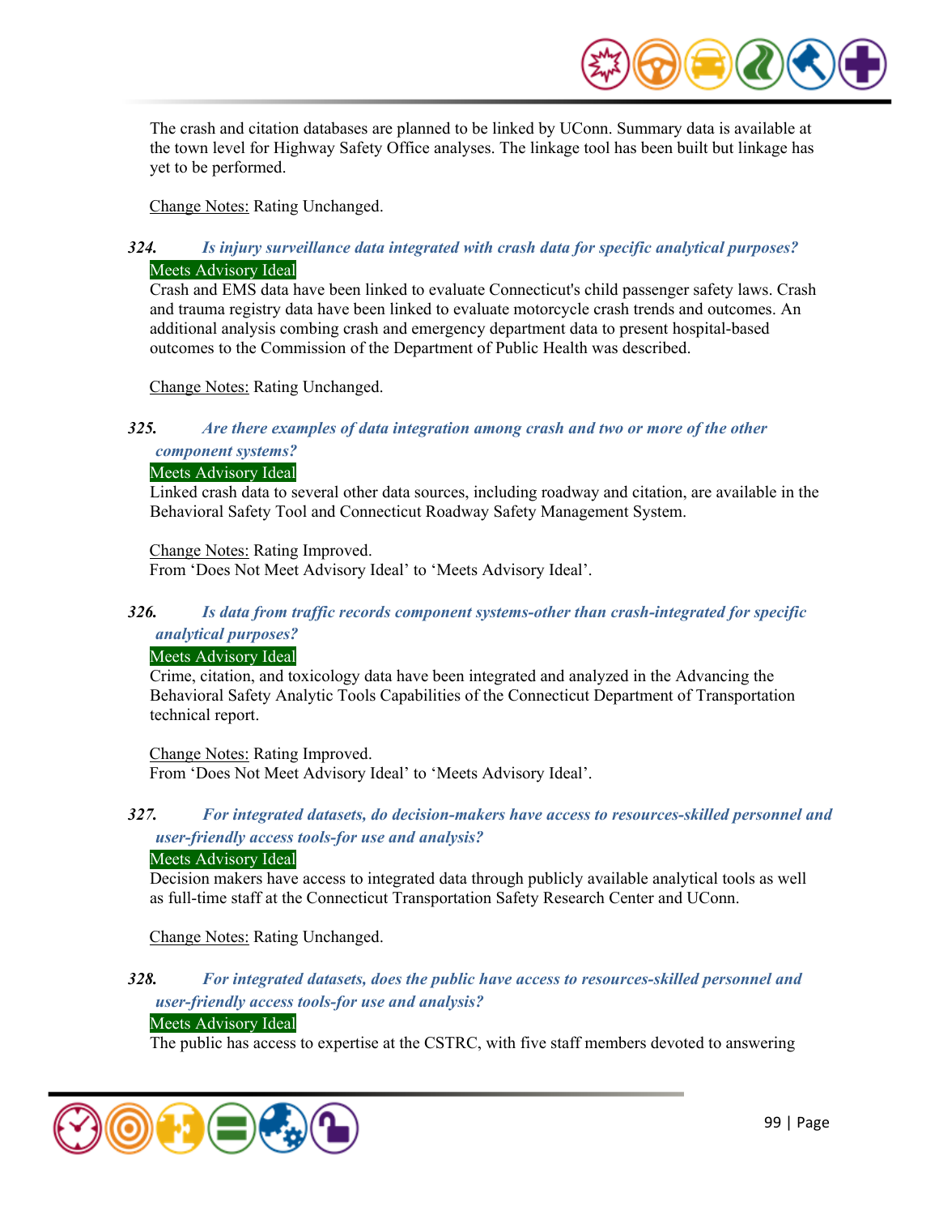The crash and citation databases are planned to be linked by UConn. Summary data is available at the town level for Highway Safety Office analyses. The linkage tool has been built but linkage has yet to be performed.

Change Notes: Rating Unchanged.

***324. Is injury surveillance data integrated with crash data for specific analytical purposes?***

Meets Advisory Ideal

Crash and EMS data have been linked to evaluate Connecticut's child passenger safety laws. Crash and trauma registry data have been linked to evaluate motorcycle crash trends and outcomes. An additional analysis combing crash and emergency department data to present hospital-based outcomes to the Commission of the Department of Public Health was described.

Change Notes: Rating Unchanged.

***325. Are there examples of data integration among crash and two or more of the other component systems?***

Meets Advisory Ideal

Linked crash data to several other data sources, including roadway and citation, are available in the Behavioral Safety Tool and Connecticut Roadway Safety Management System.

Change Notes: Rating Improved.
From 'Does Not Meet Advisory Ideal' to 'Meets Advisory Ideal'.

***326. Is data from traffic records component systems-other than crash-integrated for specific analytical purposes?***

Meets Advisory Ideal

Crime, citation, and toxicology data have been integrated and analyzed in the Advancing the Behavioral Safety Analytic Tools Capabilities of the Connecticut Department of Transportation technical report.

Change Notes: Rating Improved.
From 'Does Not Meet Advisory Ideal' to 'Meets Advisory Ideal'.

***327. For integrated datasets, do decision-makers have access to resources-skilled personnel and user-friendly access tools-for use and analysis?***

Meets Advisory Ideal

Decision makers have access to integrated data through publicly available analytical tools as well as full-time staff at the Connecticut Transportation Safety Research Center and UConn.

Change Notes: Rating Unchanged.

***328. For integrated datasets, does the public have access to resources-skilled personnel and user-friendly access tools-for use and analysis?***

Meets Advisory Ideal

The public has access to expertise at the CSTRC, with five staff members devoted to answering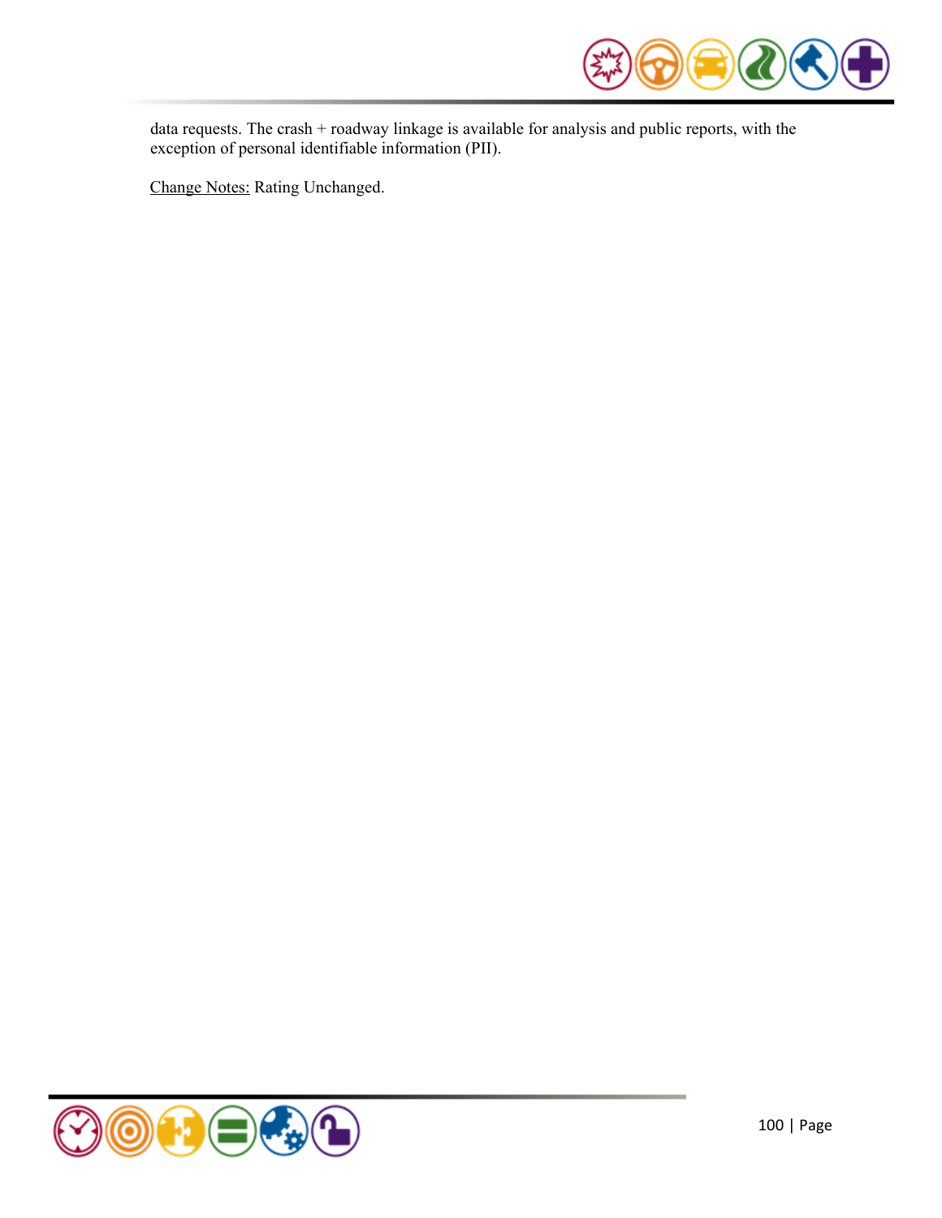data requests. The crash + roadway linkage is available for analysis and public reports, with the exception of personal identifiable information (PII).

<u>Change Notes:</u> Rating Unchanged.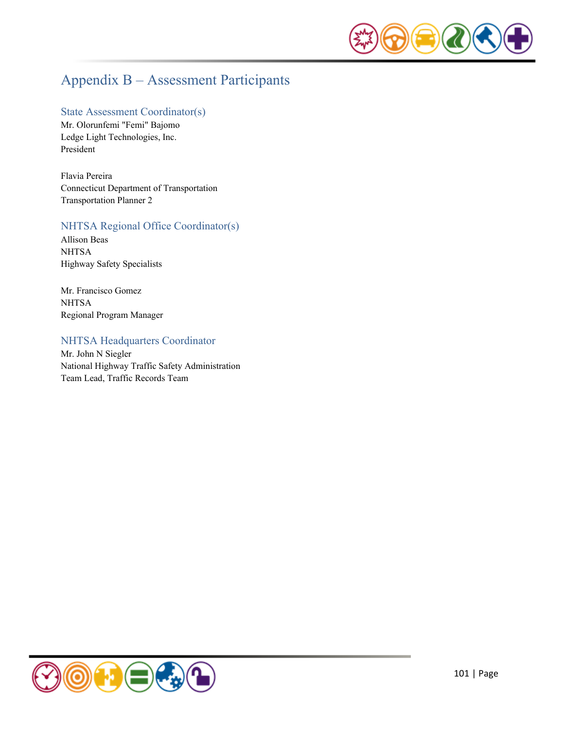# Appendix B – Assessment Participants

## State Assessment Coordinator(s)

Mr. Olorunfemi "Femi" Bajomo
Ledge Light Technologies, Inc.
President

Flavia Pereira
Connecticut Department of Transportation
Transportation Planner 2

## NHTSA Regional Office Coordinator(s)

Allison Beas
NHTSA
Highway Safety Specialists

Mr. Francisco Gomez
NHTSA
Regional Program Manager

## NHTSA Headquarters Coordinator

Mr. John N Siegler
National Highway Traffic Safety Administration
Team Lead, Traffic Records Team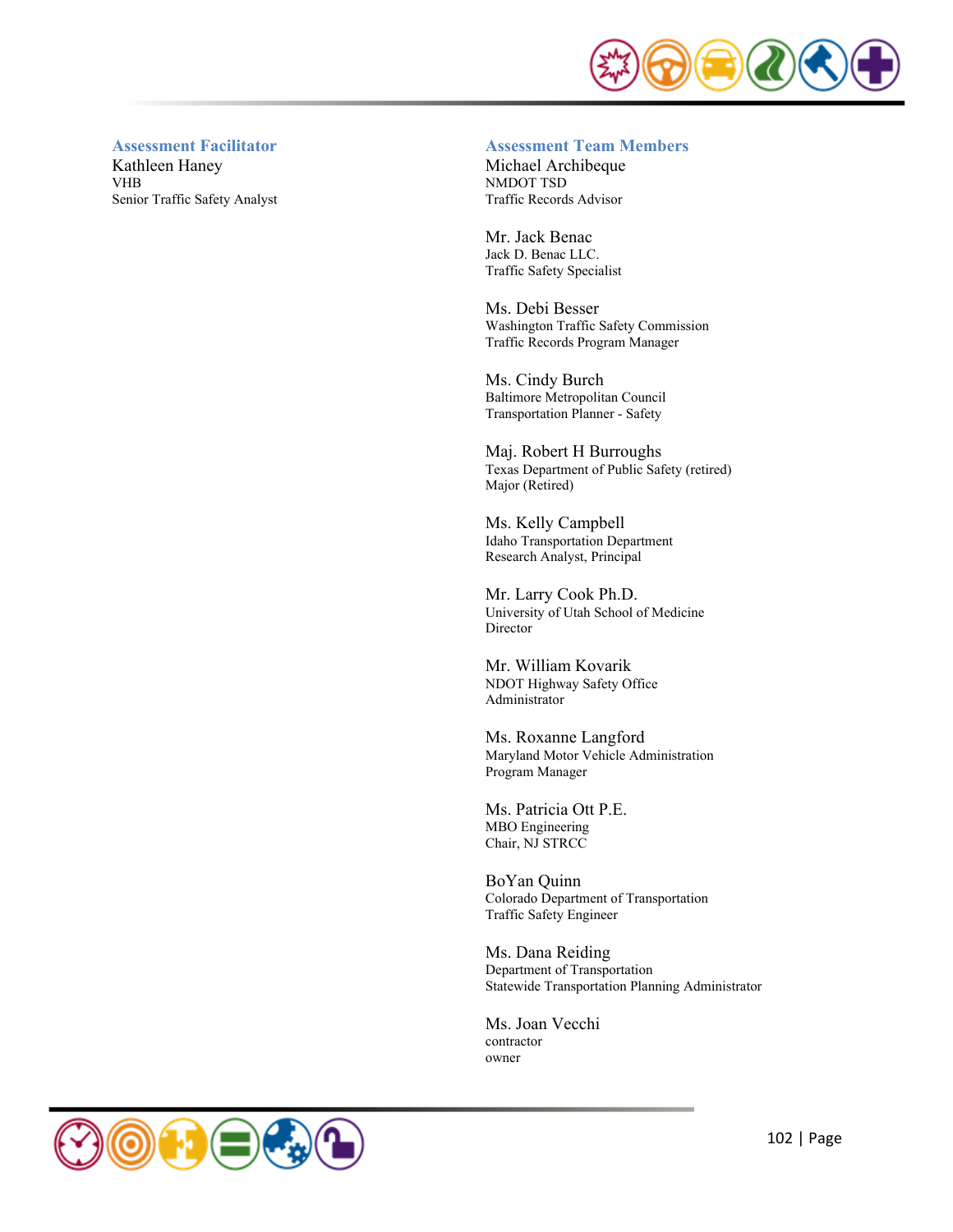### Assessment Facilitator

Kathleen Haney
VHB
Senior Traffic Safety Analyst

### Assessment Team Members

Michael Archibeque
NMDOT TSD
Traffic Records Advisor

Mr. Jack Benac
Jack D. Benac LLC.
Traffic Safety Specialist

Ms. Debi Besser
Washington Traffic Safety Commission
Traffic Records Program Manager

Ms. Cindy Burch
Baltimore Metropolitan Council
Transportation Planner - Safety

Maj. Robert H Burroughs
Texas Department of Public Safety (retired)
Major (Retired)

Ms. Kelly Campbell
Idaho Transportation Department
Research Analyst, Principal

Mr. Larry Cook Ph.D.
University of Utah School of Medicine
Director

Mr. William Kovarik
NDOT Highway Safety Office
Administrator

Ms. Roxanne Langford
Maryland Motor Vehicle Administration
Program Manager

Ms. Patricia Ott P.E.
MBO Engineering
Chair, NJ STRCC

BoYan Quinn
Colorado Department of Transportation
Traffic Safety Engineer

Ms. Dana Reiding
Department of Transportation
Statewide Transportation Planning Administrator

Ms. Joan Vecchi
contractor
owner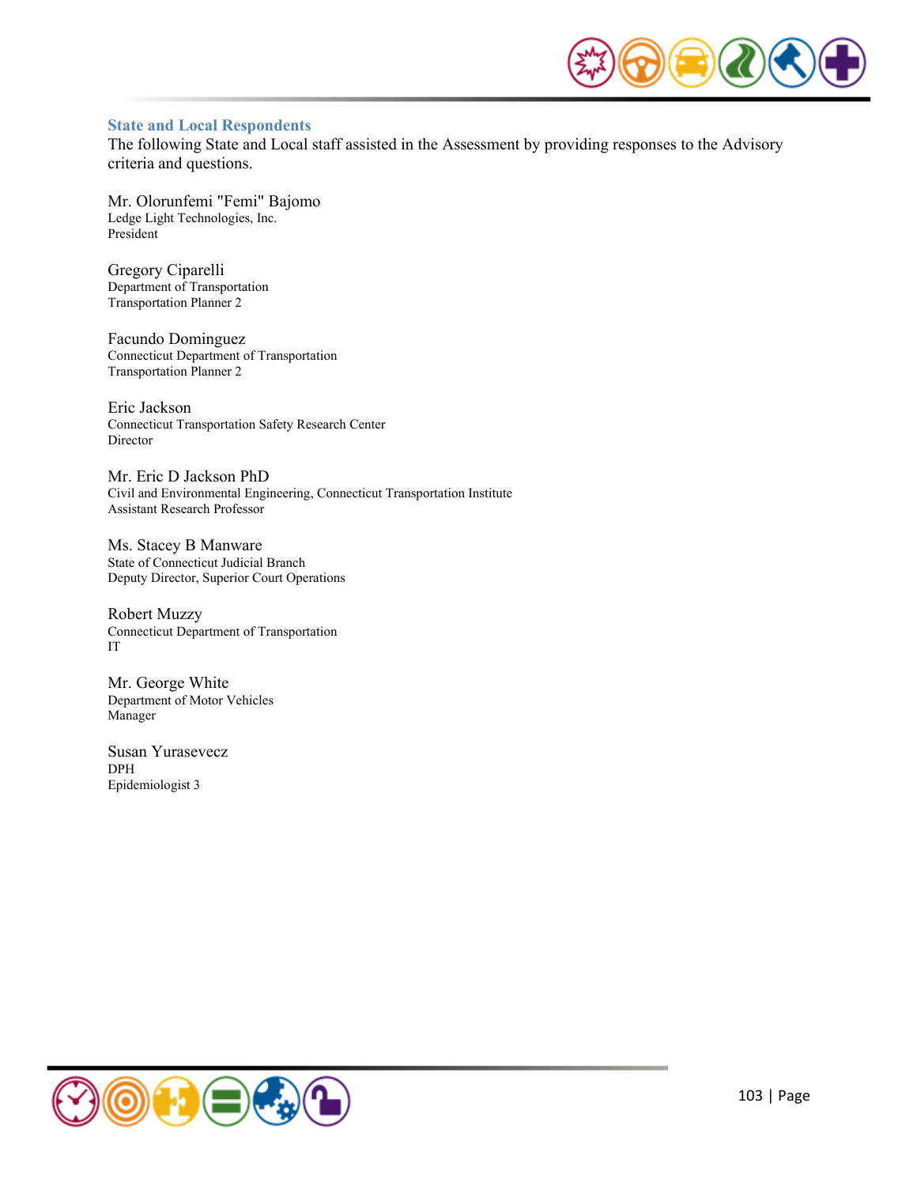## State and Local Respondents

The following State and Local staff assisted in the Assessment by providing responses to the Advisory criteria and questions.

Mr. Olorunfemi "Femi" Bajomo
Ledge Light Technologies, Inc.
President

Gregory Ciparelli
Department of Transportation
Transportation Planner 2

Facundo Dominguez
Connecticut Department of Transportation
Transportation Planner 2

Eric Jackson
Connecticut Transportation Safety Research Center
Director

Mr. Eric D Jackson PhD
Civil and Environmental Engineering, Connecticut Transportation Institute
Assistant Research Professor

Ms. Stacey B Manware
State of Connecticut Judicial Branch
Deputy Director, Superior Court Operations

Robert Muzzy
Connecticut Department of Transportation
IT

Mr. George White
Department of Motor Vehicles
Manager

Susan Yurasevecz
DPH
Epidemiologist 3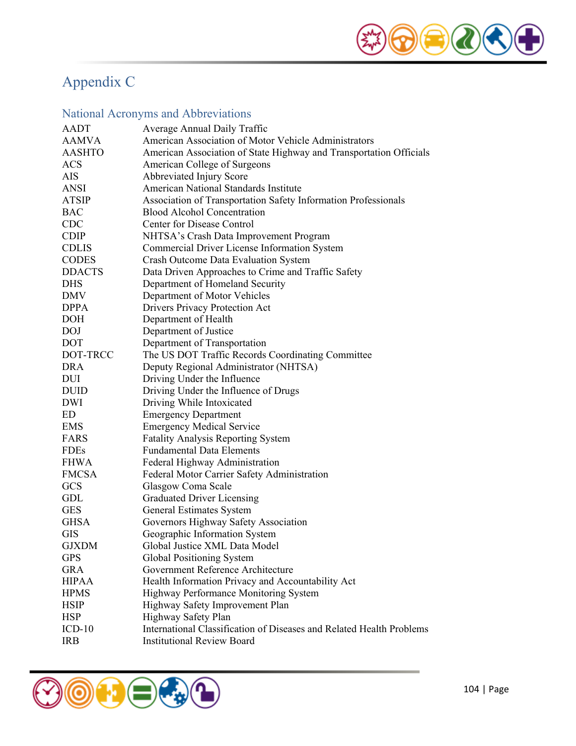# Appendix C

## National Acronyms and Abbreviations

| | |
|---|---|
| AADT | Average Annual Daily Traffic |
| AAMVA | American Association of Motor Vehicle Administrators |
| AASHTO | American Association of State Highway and Transportation Officials |
| ACS | American College of Surgeons |
| AIS | Abbreviated Injury Score |
| ANSI | American National Standards Institute |
| ATSIP | Association of Transportation Safety Information Professionals |
| BAC | Blood Alcohol Concentration |
| CDC | Center for Disease Control |
| CDIP | NHTSA's Crash Data Improvement Program |
| CDLIS | Commercial Driver License Information System |
| CODES | Crash Outcome Data Evaluation System |
| DDACTS | Data Driven Approaches to Crime and Traffic Safety |
| DHS | Department of Homeland Security |
| DMV | Department of Motor Vehicles |
| DPPA | Drivers Privacy Protection Act |
| DOH | Department of Health |
| DOJ | Department of Justice |
| DOT | Department of Transportation |
| DOT-TRCC | The US DOT Traffic Records Coordinating Committee |
| DRA | Deputy Regional Administrator (NHTSA) |
| DUI | Driving Under the Influence |
| DUID | Driving Under the Influence of Drugs |
| DWI | Driving While Intoxicated |
| ED | Emergency Department |
| EMS | Emergency Medical Service |
| FARS | Fatality Analysis Reporting System |
| FDEs | Fundamental Data Elements |
| FHWA | Federal Highway Administration |
| FMCSA | Federal Motor Carrier Safety Administration |
| GCS | Glasgow Coma Scale |
| GDL | Graduated Driver Licensing |
| GES | General Estimates System |
| GHSA | Governors Highway Safety Association |
| GIS | Geographic Information System |
| GJXDM | Global Justice XML Data Model |
| GPS | Global Positioning System |
| GRA | Government Reference Architecture |
| HIPAA | Health Information Privacy and Accountability Act |
| HPMS | Highway Performance Monitoring System |
| HSIP | Highway Safety Improvement Plan |
| HSP | Highway Safety Plan |
| ICD-10 | International Classification of Diseases and Related Health Problems |
| IRB | Institutional Review Board |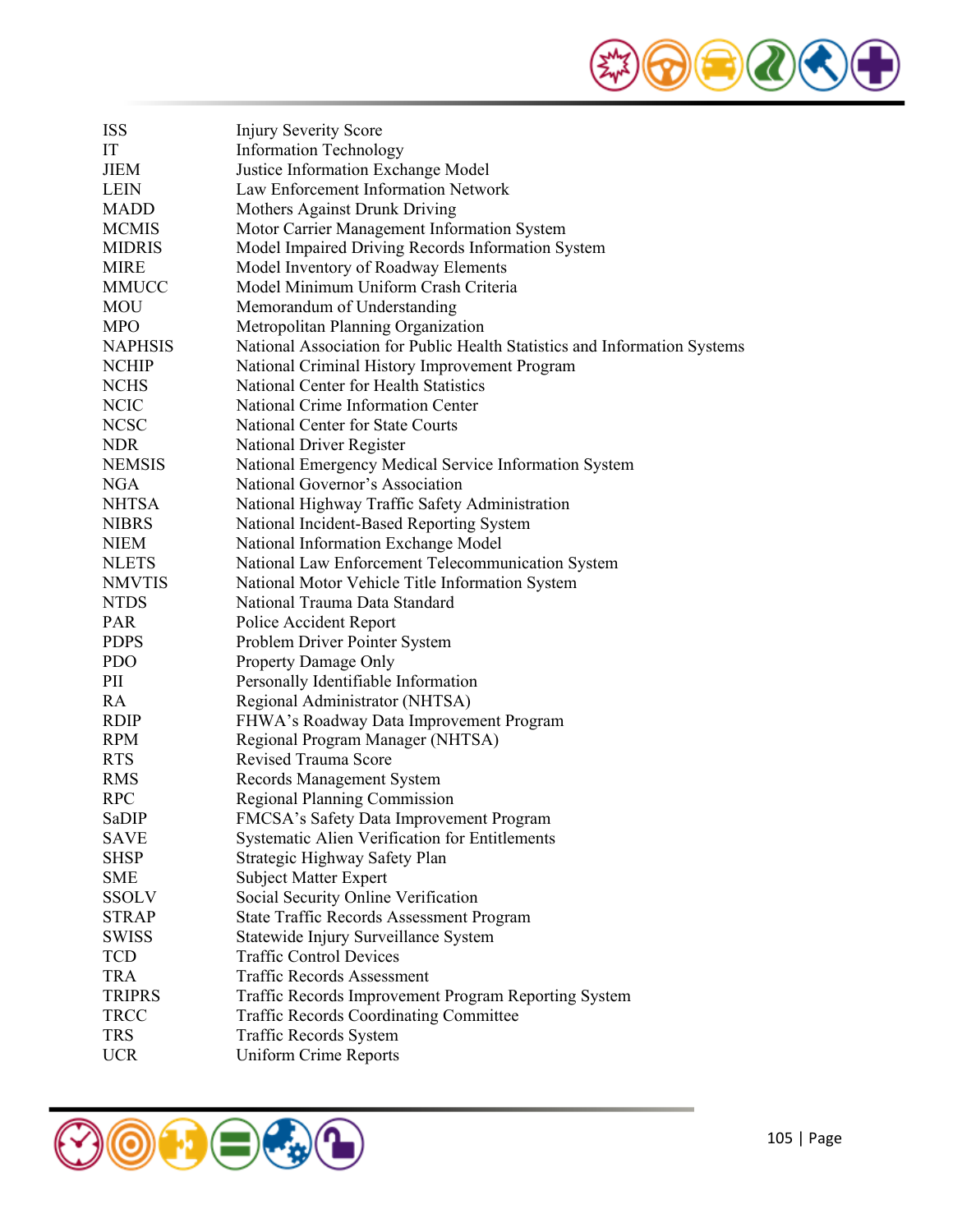| | |
|---|---|
| ISS | Injury Severity Score |
| IT | Information Technology |
| JIEM | Justice Information Exchange Model |
| LEIN | Law Enforcement Information Network |
| MADD | Mothers Against Drunk Driving |
| MCMIS | Motor Carrier Management Information System |
| MIDRIS | Model Impaired Driving Records Information System |
| MIRE | Model Inventory of Roadway Elements |
| MMUCC | Model Minimum Uniform Crash Criteria |
| MOU | Memorandum of Understanding |
| MPO | Metropolitan Planning Organization |
| NAPHSIS | National Association for Public Health Statistics and Information Systems |
| NCHIP | National Criminal History Improvement Program |
| NCHS | National Center for Health Statistics |
| NCIC | National Crime Information Center |
| NCSC | National Center for State Courts |
| NDR | National Driver Register |
| NEMSIS | National Emergency Medical Service Information System |
| NGA | National Governor's Association |
| NHTSA | National Highway Traffic Safety Administration |
| NIBRS | National Incident-Based Reporting System |
| NIEM | National Information Exchange Model |
| NLETS | National Law Enforcement Telecommunication System |
| NMVTIS | National Motor Vehicle Title Information System |
| NTDS | National Trauma Data Standard |
| PAR | Police Accident Report |
| PDPS | Problem Driver Pointer System |
| PDO | Property Damage Only |
| PII | Personally Identifiable Information |
| RA | Regional Administrator (NHTSA) |
| RDIP | FHWA's Roadway Data Improvement Program |
| RPM | Regional Program Manager (NHTSA) |
| RTS | Revised Trauma Score |
| RMS | Records Management System |
| RPC | Regional Planning Commission |
| SaDIP | FMCSA's Safety Data Improvement Program |
| SAVE | Systematic Alien Verification for Entitlements |
| SHSP | Strategic Highway Safety Plan |
| SME | Subject Matter Expert |
| SSOLV | Social Security Online Verification |
| STRAP | State Traffic Records Assessment Program |
| SWISS | Statewide Injury Surveillance System |
| TCD | Traffic Control Devices |
| TRA | Traffic Records Assessment |
| TRIPRS | Traffic Records Improvement Program Reporting System |
| TRCC | Traffic Records Coordinating Committee |
| TRS | Traffic Records System |
| UCR | Uniform Crime Reports |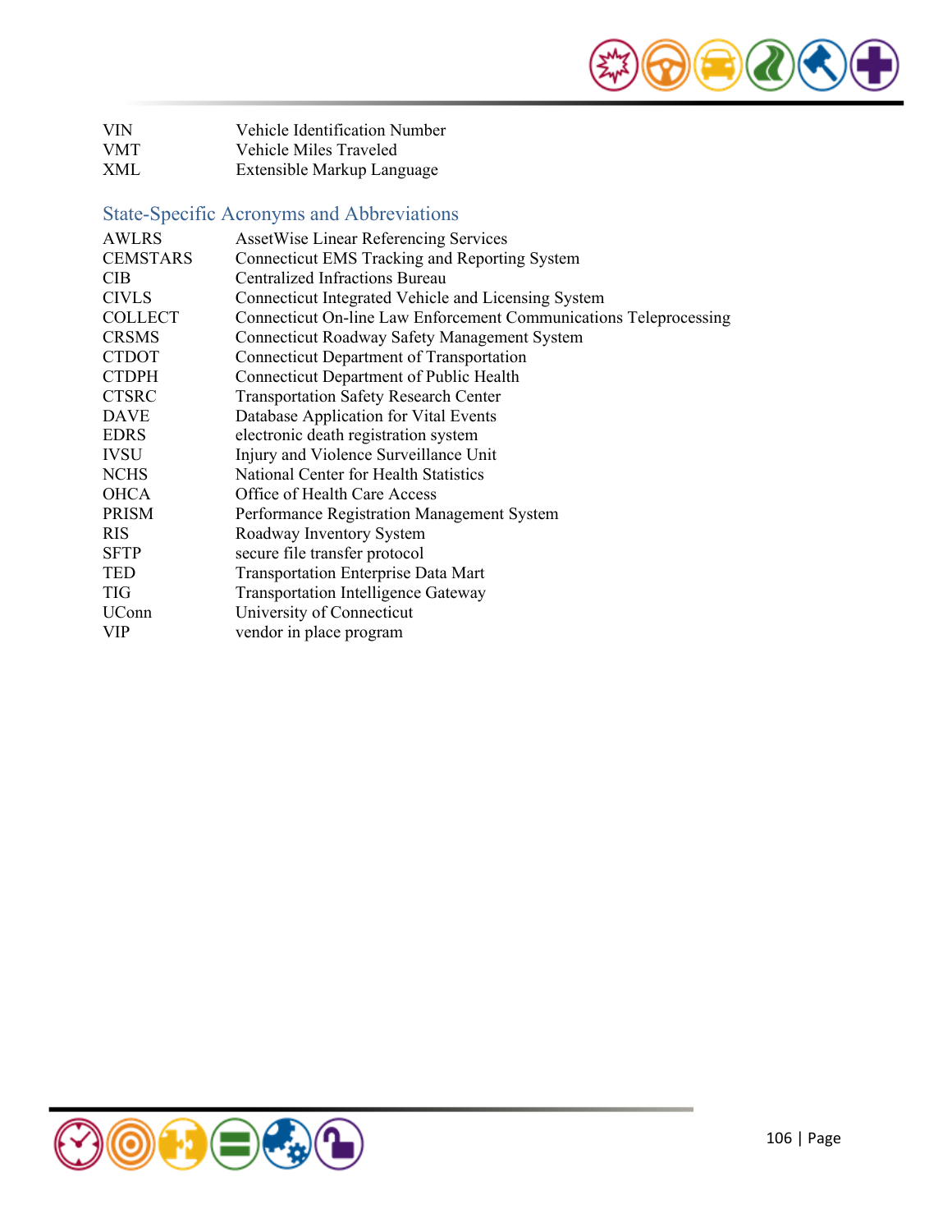| | |
|---|---|
| VIN | Vehicle Identification Number |
| VMT | Vehicle Miles Traveled |
| XML | Extensible Markup Language |

## State-Specific Acronyms and Abbreviations

| | |
|---|---|
| AWLRS | AssetWise Linear Referencing Services |
| CEMSTARS | Connecticut EMS Tracking and Reporting System |
| CIB | Centralized Infractions Bureau |
| CIVLS | Connecticut Integrated Vehicle and Licensing System |
| COLLECT | Connecticut On-line Law Enforcement Communications Teleprocessing |
| CRSMS | Connecticut Roadway Safety Management System |
| CTDOT | Connecticut Department of Transportation |
| CTDPH | Connecticut Department of Public Health |
| CTSRC | Transportation Safety Research Center |
| DAVE | Database Application for Vital Events |
| EDRS | electronic death registration system |
| IVSU | Injury and Violence Surveillance Unit |
| NCHS | National Center for Health Statistics |
| OHCA | Office of Health Care Access |
| PRISM | Performance Registration Management System |
| RIS | Roadway Inventory System |
| SFTP | secure file transfer protocol |
| TED | Transportation Enterprise Data Mart |
| TIG | Transportation Intelligence Gateway |
| UConn | University of Connecticut |
| VIP | vendor in place program |